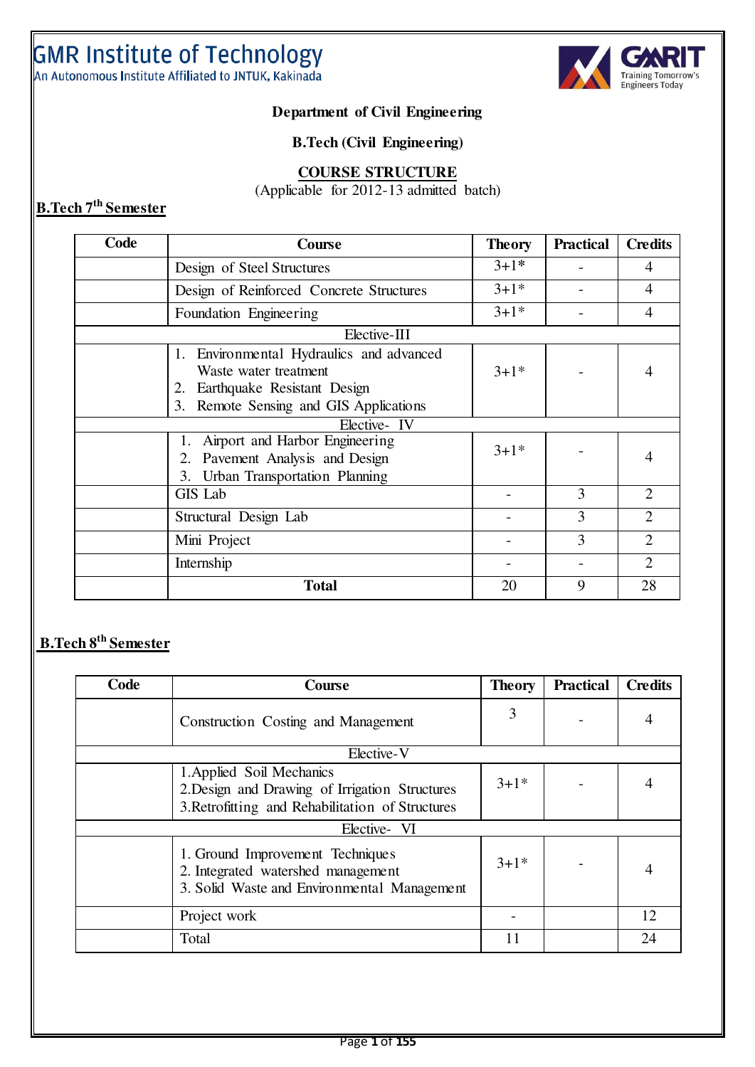GMR Institute of Technology
An Autonomous Institute Affiliated to JNTUK, Kakinada

GMRIT Training Tomorrow's Engineers Today

**Department of Civil Engineering**

**B.Tech (Civil Engineering)**

**COURSE STRUCTURE**

(Applicable for 2012-13 admitted batch)

## B.Tech 7th Semester

| Code | Course | Theory | Practical | Credits |
|---|---|---|---|---|
| | Design of Steel Structures | 3+1* | - | 4 |
| | Design of Reinforced Concrete Structures | 3+1* | - | 4 |
| | Foundation Engineering | 3+1* | - | 4 |
| | Elective-III | | | |
| | 1. Environmental Hydraulics and advanced Waste water treatment<br>2. Earthquake Resistant Design<br>3. Remote Sensing and GIS Applications | 3+1* | - | 4 |
| | Elective- IV | | | |
| | 1. Airport and Harbor Engineering<br>2. Pavement Analysis and Design<br>3. Urban Transportation Planning | 3+1* | - | 4 |
| | GIS Lab | - | 3 | 2 |
| | Structural Design Lab | - | 3 | 2 |
| | Mini Project | - | 3 | 2 |
| | Internship | - | - | 2 |
| | **Total** | 20 | 9 | 28 |

## B.Tech 8th Semester

| Code | Course | Theory | Practical | Credits |
|---|---|---|---|---|
| | Construction Costing and Management | 3 | - | 4 |
| | Elective-V | | | |
| | 1.Applied Soil Mechanics<br>2.Design and Drawing of Irrigation Structures<br>3.Retrofitting and Rehabilitation of Structures | 3+1* | - | 4 |
| | Elective- VI | | | |
| | 1. Ground Improvement Techniques<br>2. Integrated watershed management<br>3. Solid Waste and Environmental Management | 3+1* | - | 4 |
| | Project work | - | | 12 |
| | Total | 11 | | 24 |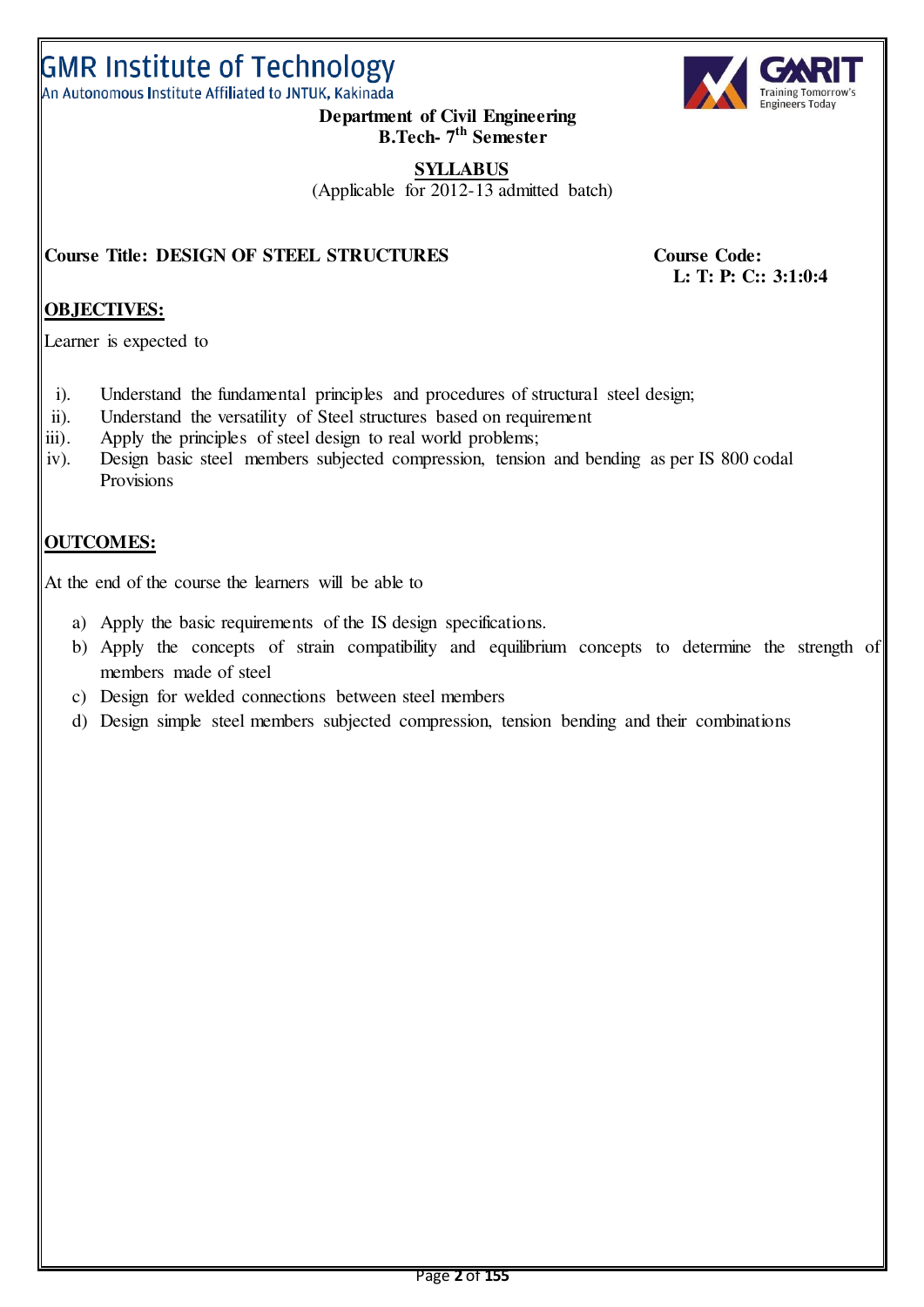# GMR Institute of Technology

An Autonomous Institute Affiliated to JNTUK, Kakinada

**Department of Civil Engineering**
**B.Tech- 7th Semester**

**SYLLABUS**
(Applicable for 2012-13 admitted batch)

**Course Title: DESIGN OF STEEL STRUCTURES** **Course Code:**
**L: T: P: C:: 3:1:0:4**

## OBJECTIVES:

Learner is expected to

i). Understand the fundamental principles and procedures of structural steel design;
ii). Understand the versatility of Steel structures based on requirement
iii). Apply the principles of steel design to real world problems;
iv). Design basic steel members subjected compression, tension and bending as per IS 800 codal Provisions

## OUTCOMES:

At the end of the course the learners will be able to

a) Apply the basic requirements of the IS design specifications.
b) Apply the concepts of strain compatibility and equilibrium concepts to determine the strength of members made of steel
c) Design for welded connections between steel members
d) Design simple steel members subjected compression, tension bending and their combinations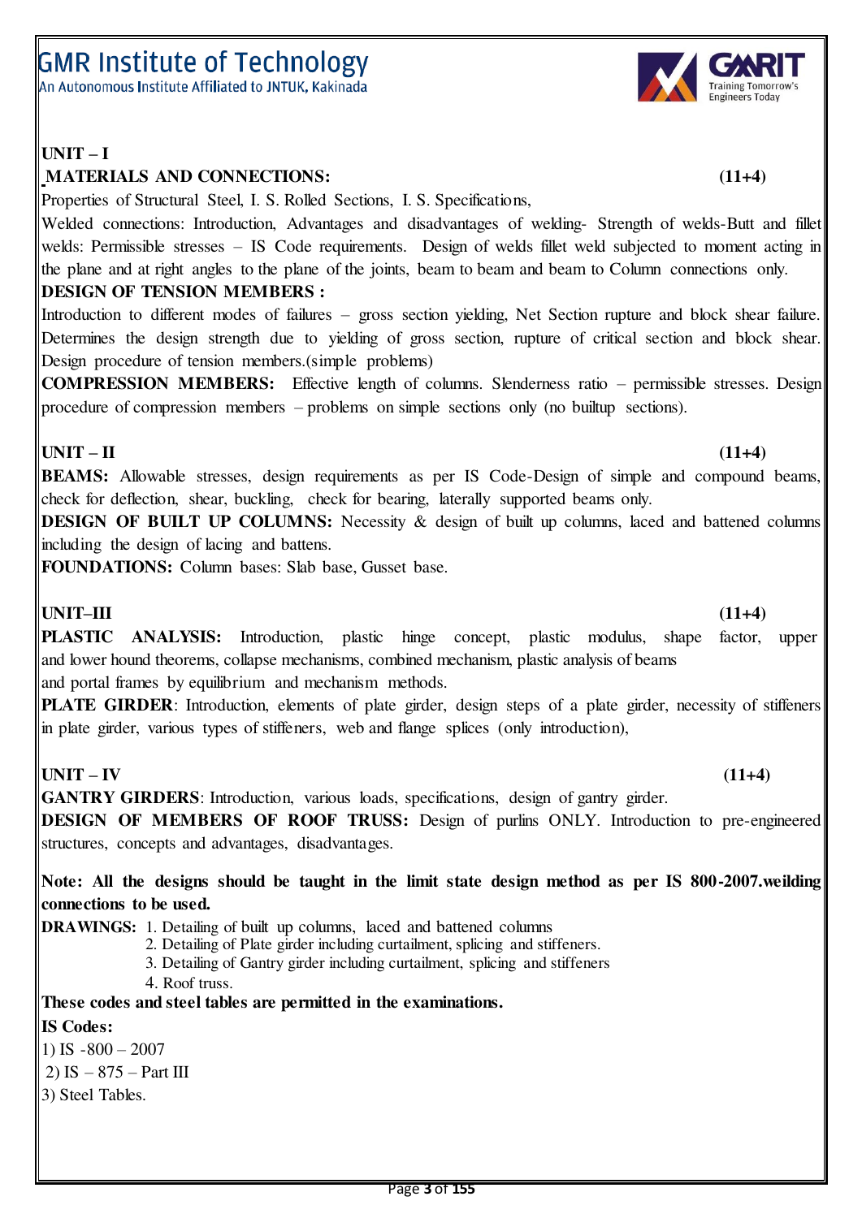**UNIT – I**

**MATERIALS AND CONNECTIONS: (11+4)**

Properties of Structural Steel, I. S. Rolled Sections, I. S. Specifications,

Welded connections: Introduction, Advantages and disadvantages of welding- Strength of welds-Butt and fillet welds: Permissible stresses – IS Code requirements. Design of welds fillet weld subjected to moment acting in the plane and at right angles to the plane of the joints, beam to beam and beam to Column connections only.

**DESIGN OF TENSION MEMBERS :**

Introduction to different modes of failures – gross section yielding, Net Section rupture and block shear failure. Determines the design strength due to yielding of gross section, rupture of critical section and block shear. Design procedure of tension members.(simple problems)

**COMPRESSION MEMBERS:** Effective length of columns. Slenderness ratio – permissible stresses. Design procedure of compression members – problems on simple sections only (no builtup sections).

**UNIT – II (11+4)**

**BEAMS:** Allowable stresses, design requirements as per IS Code-Design of simple and compound beams, check for deflection, shear, buckling, check for bearing, laterally supported beams only.

**DESIGN OF BUILT UP COLUMNS:** Necessity & design of built up columns, laced and battened columns including the design of lacing and battens.

**FOUNDATIONS:** Column bases: Slab base, Gusset base.

**UNIT–III (11+4)**

**PLASTIC ANALYSIS:** Introduction, plastic hinge concept, plastic modulus, shape factor, upper and lower hound theorems, collapse mechanisms, combined mechanism, plastic analysis of beams and portal frames by equilibrium and mechanism methods.

**PLATE GIRDER**: Introduction, elements of plate girder, design steps of a plate girder, necessity of stiffeners in plate girder, various types of stiffeners, web and flange splices (only introduction),

**UNIT – IV (11+4)**

**GANTRY GIRDERS**: Introduction, various loads, specifications, design of gantry girder.

**DESIGN OF MEMBERS OF ROOF TRUSS:** Design of purlins ONLY. Introduction to pre-engineered structures, concepts and advantages, disadvantages.

**Note: All the designs should be taught in the limit state design method as per IS 800-2007.weilding connections to be used.**

**DRAWINGS:**
1. Detailing of built up columns, laced and battened columns
2. Detailing of Plate girder including curtailment, splicing and stiffeners.
3. Detailing of Gantry girder including curtailment, splicing and stiffeners
4. Roof truss.

**These codes and steel tables are permitted in the examinations.**

**IS Codes:**

1) IS -800 – 2007
2) IS – 875 – Part III
3) Steel Tables.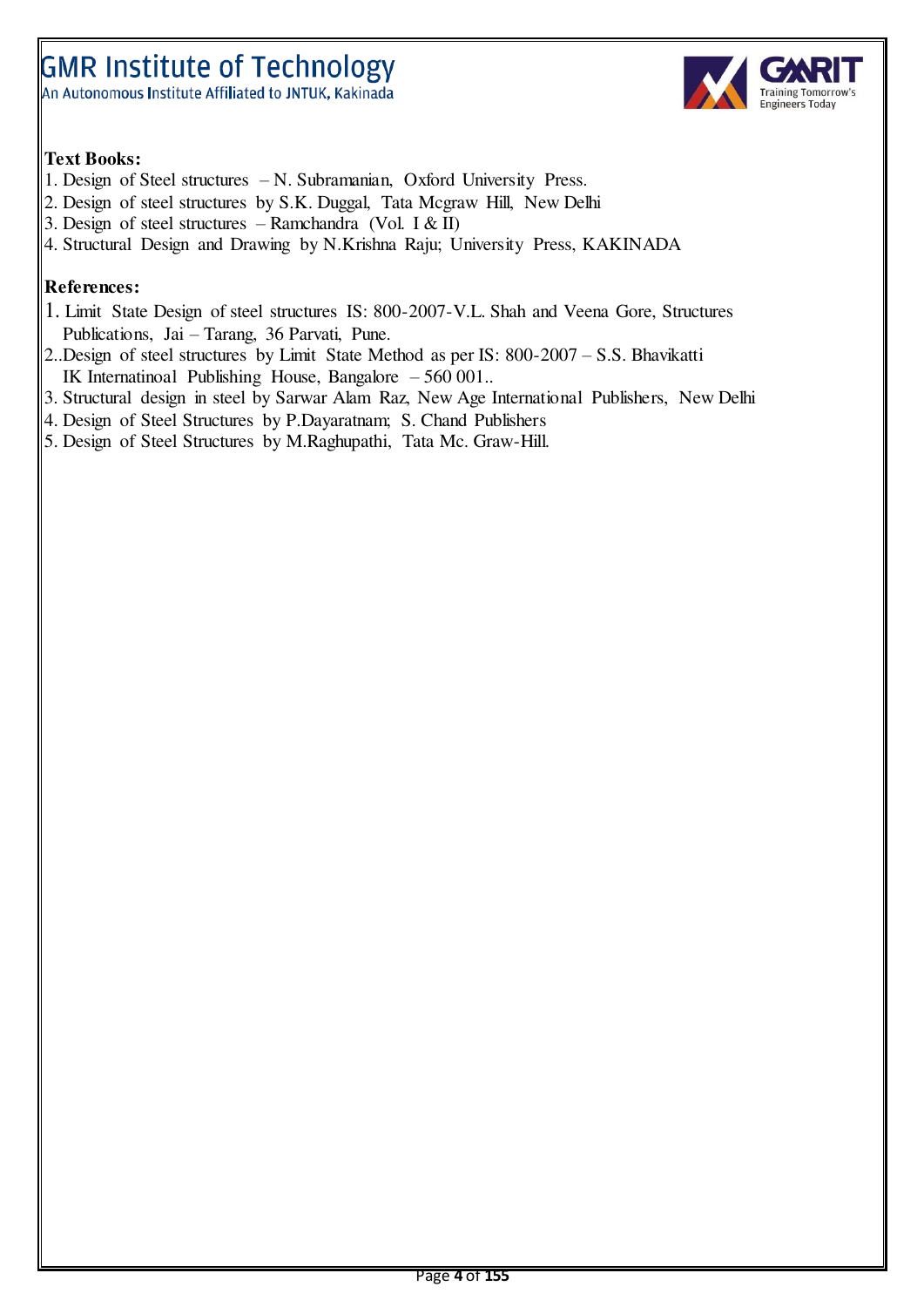**Text Books:**

1. Design of Steel structures – N. Subramanian, Oxford University Press.
2. Design of steel structures by S.K. Duggal, Tata Mcgraw Hill, New Delhi
3. Design of steel structures – Ramchandra (Vol. I & II)
4. Structural Design and Drawing by N.Krishna Raju; University Press, KAKINADA

**References:**

1. Limit State Design of steel structures IS: 800-2007-V.L. Shah and Veena Gore, Structures Publications, Jai – Tarang, 36 Parvati, Pune.
2. .Design of steel structures by Limit State Method as per IS: 800-2007 – S.S. Bhavikatti IK Internatinoal Publishing House, Bangalore – 560 001..
3. Structural design in steel by Sarwar Alam Raz, New Age International Publishers, New Delhi
4. Design of Steel Structures by P.Dayaratnam; S. Chand Publishers
5. Design of Steel Structures by M.Raghupathi, Tata Mc. Graw-Hill.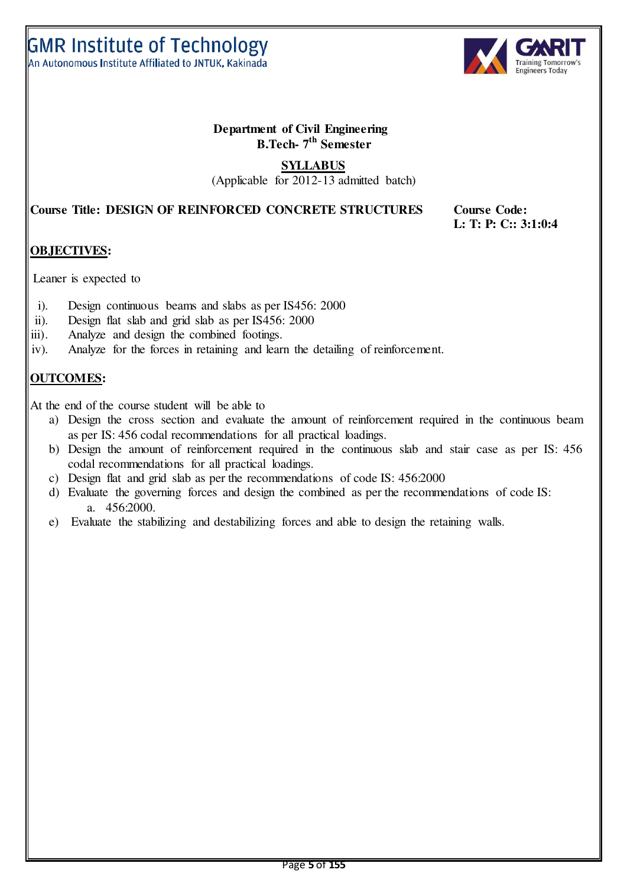GMR Institute of Technology
An Autonomous Institute Affiliated to JNTUK, Kakinada

**Department of Civil Engineering**
**B.Tech- 7th Semester**

**SYLLABUS**
(Applicable for 2012-13 admitted batch)

**Course Title: DESIGN OF REINFORCED CONCRETE STRUCTURES** **Course Code:**
**L: T: P: C:: 3:1:0:4**

## OBJECTIVES:

Leaner is expected to

i). Design continuous beams and slabs as per IS456: 2000
ii). Design flat slab and grid slab as per IS456: 2000
iii). Analyze and design the combined footings.
iv). Analyze for the forces in retaining and learn the detailing of reinforcement.

## OUTCOMES:

At the end of the course student will be able to

a) Design the cross section and evaluate the amount of reinforcement required in the continuous beam as per IS: 456 codal recommendations for all practical loadings.
b) Design the amount of reinforcement required in the continuous slab and stair case as per IS: 456 codal recommendations for all practical loadings.
c) Design flat and grid slab as per the recommendations of code IS: 456:2000
d) Evaluate the governing forces and design the combined as per the recommendations of code IS:
   a. 456:2000.
e) Evaluate the stabilizing and destabilizing forces and able to design the retaining walls.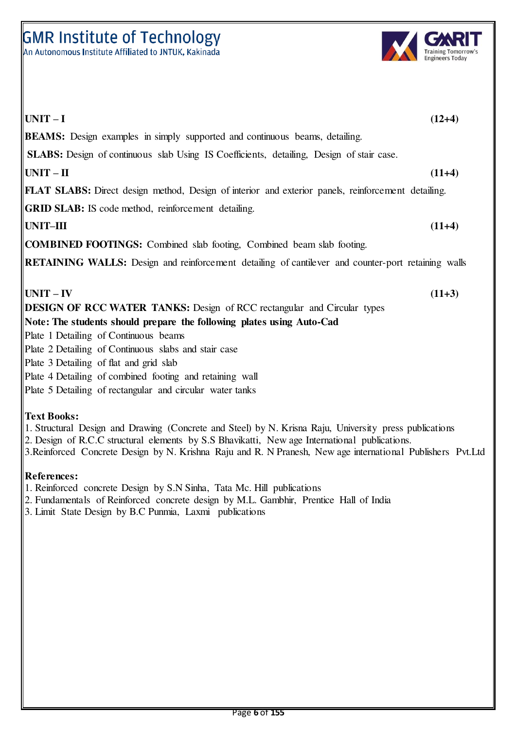**UNIT – I** **(12+4)**

**BEAMS:** Design examples in simply supported and continuous beams, detailing.

**SLABS:** Design of continuous slab Using IS Coefficients, detailing, Design of stair case.

**UNIT – II** **(11+4)**

**FLAT SLABS:** Direct design method, Design of interior and exterior panels, reinforcement detailing.

**GRID SLAB:** IS code method, reinforcement detailing.

**UNIT–III** **(11+4)**

**COMBINED FOOTINGS:** Combined slab footing, Combined beam slab footing.

**RETAINING WALLS:** Design and reinforcement detailing of cantilever and counter-port retaining walls

**UNIT – IV** **(11+3)**

**DESIGN OF RCC WATER TANKS:** Design of RCC rectangular and Circular types

**Note: The students should prepare the following plates using Auto-Cad**

Plate 1 Detailing of Continuous beams

Plate 2 Detailing of Continuous slabs and stair case

Plate 3 Detailing of flat and grid slab

Plate 4 Detailing of combined footing and retaining wall

Plate 5 Detailing of rectangular and circular water tanks

**Text Books:**

1. Structural Design and Drawing (Concrete and Steel) by N. Krisna Raju, University press publications
2. Design of R.C.C structural elements by S.S Bhavikatti, New age International publications.
3. Reinforced Concrete Design by N. Krishna Raju and R. N Pranesh, New age international Publishers Pvt.Ltd

**References:**

1. Reinforced concrete Design by S.N Sinha, Tata Mc. Hill publications
2. Fundamentals of Reinforced concrete design by M.L. Gambhir, Prentice Hall of India
3. Limit State Design by B.C Punmia, Laxmi publications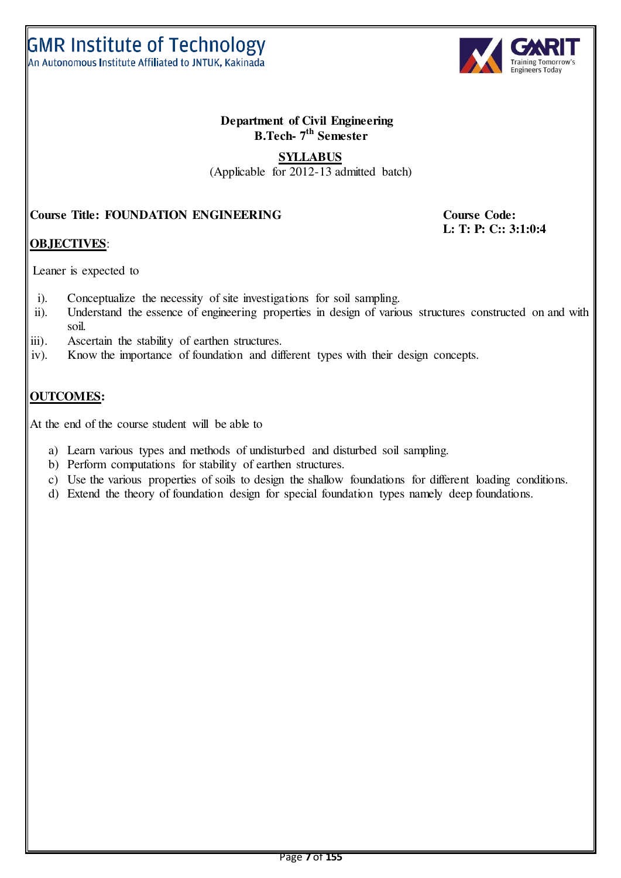# Department of Civil Engineering
## B.Tech- 7th Semester

**SYLLABUS**

(Applicable for 2012-13 admitted batch)

**Course Title: FOUNDATION ENGINEERING** **Course Code:**
**L: T: P: C:: 3:1:0:4**

**OBJECTIVES**:

Leaner is expected to

i). Conceptualize the necessity of site investigations for soil sampling.
ii). Understand the essence of engineering properties in design of various structures constructed on and with soil.
iii). Ascertain the stability of earthen structures.
iv). Know the importance of foundation and different types with their design concepts.

**OUTCOMES:**

At the end of the course student will be able to

a) Learn various types and methods of undisturbed and disturbed soil sampling.
b) Perform computations for stability of earthen structures.
c) Use the various properties of soils to design the shallow foundations for different loading conditions.
d) Extend the theory of foundation design for special foundation types namely deep foundations.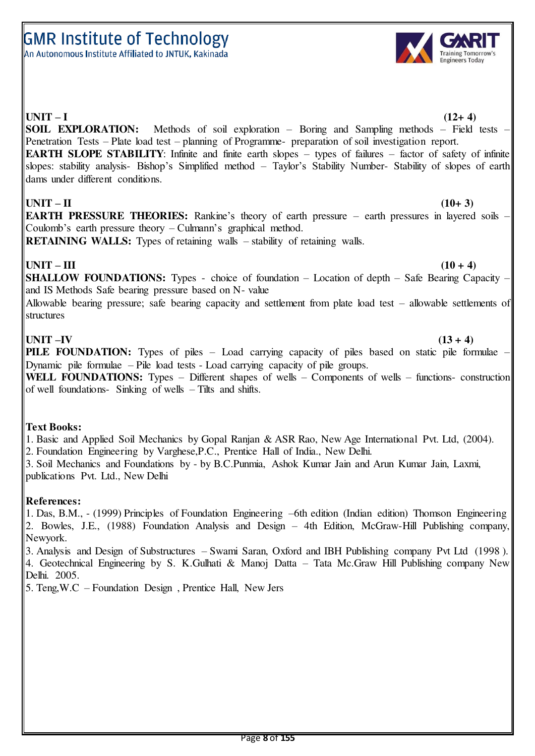**UNIT – I** **(12+ 4)**

**SOIL EXPLORATION:** Methods of soil exploration – Boring and Sampling methods – Field tests – Penetration Tests – Plate load test – planning of Programme- preparation of soil investigation report.

**EARTH SLOPE STABILITY**: Infinite and finite earth slopes – types of failures – factor of safety of infinite slopes: stability analysis- Bishop's Simplified method – Taylor's Stability Number- Stability of slopes of earth dams under different conditions.

**UNIT – II** **(10+ 3)**

**EARTH PRESSURE THEORIES:** Rankine's theory of earth pressure – earth pressures in layered soils – Coulomb's earth pressure theory – Culmann's graphical method.

**RETAINING WALLS:** Types of retaining walls – stability of retaining walls.

**UNIT – III** **(10 + 4)**

**SHALLOW FOUNDATIONS:** Types - choice of foundation – Location of depth – Safe Bearing Capacity – and IS Methods Safe bearing pressure based on N- value

Allowable bearing pressure; safe bearing capacity and settlement from plate load test – allowable settlements of structures

**UNIT –IV** **(13 + 4)**

**PILE FOUNDATION:** Types of piles – Load carrying capacity of piles based on static pile formulae – Dynamic pile formulae – Pile load tests - Load carrying capacity of pile groups.

**WELL FOUNDATIONS:** Types – Different shapes of wells – Components of wells – functions- construction of well foundations- Sinking of wells – Tilts and shifts.

**Text Books:**

1. Basic and Applied Soil Mechanics by Gopal Ranjan & ASR Rao, New Age International Pvt. Ltd, (2004).
2. Foundation Engineering by Varghese,P.C., Prentice Hall of India., New Delhi.
3. Soil Mechanics and Foundations by - by B.C.Punmia, Ashok Kumar Jain and Arun Kumar Jain, Laxmi, publications Pvt. Ltd., New Delhi

**References:**

1. Das, B.M., - (1999) Principles of Foundation Engineering –6th edition (Indian edition) Thomson Engineering
2. Bowles, J.E., (1988) Foundation Analysis and Design – 4th Edition, McGraw-Hill Publishing company, Newyork.
3. Analysis and Design of Substructures – Swami Saran, Oxford and IBH Publishing company Pvt Ltd (1998 ).
4. Geotechnical Engineering by S. K.Gulhati & Manoj Datta – Tata Mc.Graw Hill Publishing company New Delhi. 2005.
5. Teng,W.C – Foundation Design , Prentice Hall, New Jers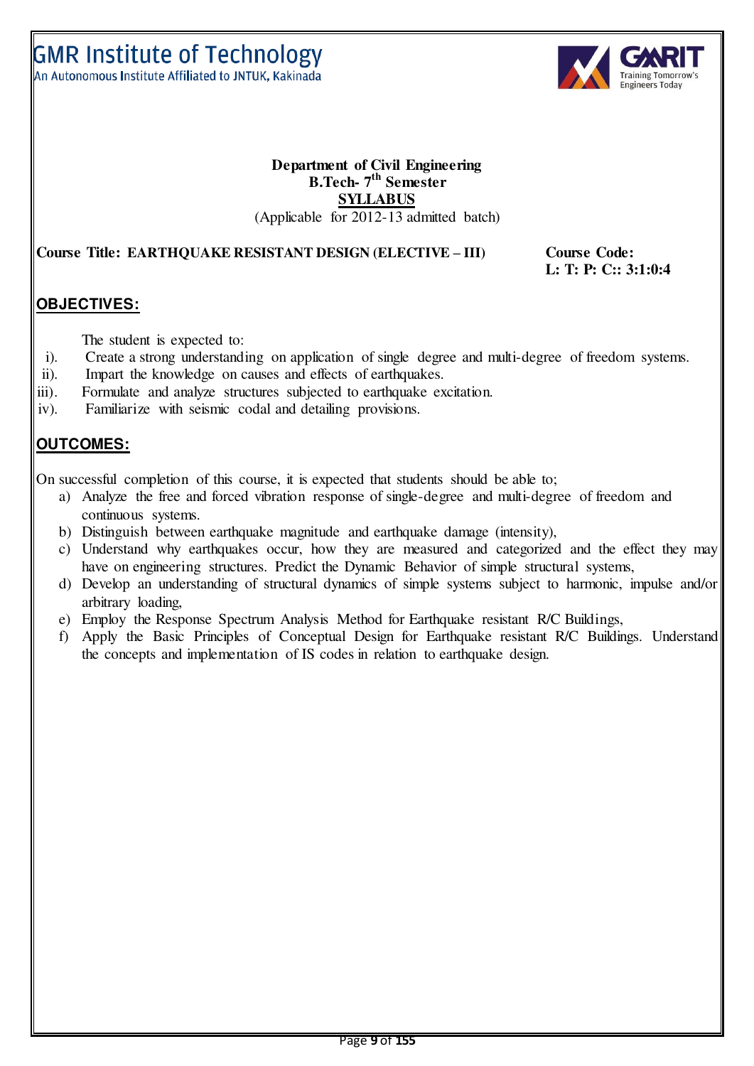GMR Institute of Technology
An Autonomous Institute Affiliated to JNTUK, Kakinada

**Department of Civil Engineering**
**B.Tech- 7th Semester**
**SYLLABUS**
(Applicable for 2012-13 admitted batch)

**Course Title: EARTHQUAKE RESISTANT DESIGN (ELECTIVE – III)** **Course Code:**
**L: T: P: C:: 3:1:0:4**

## OBJECTIVES:

The student is expected to:

i). Create a strong understanding on application of single degree and multi-degree of freedom systems.
ii). Impart the knowledge on causes and effects of earthquakes.
iii). Formulate and analyze structures subjected to earthquake excitation.
iv). Familiarize with seismic codal and detailing provisions.

## OUTCOMES:

On successful completion of this course, it is expected that students should be able to;

a) Analyze the free and forced vibration response of single-degree and multi-degree of freedom and continuous systems.
b) Distinguish between earthquake magnitude and earthquake damage (intensity),
c) Understand why earthquakes occur, how they are measured and categorized and the effect they may have on engineering structures. Predict the Dynamic Behavior of simple structural systems,
d) Develop an understanding of structural dynamics of simple systems subject to harmonic, impulse and/or arbitrary loading,
e) Employ the Response Spectrum Analysis Method for Earthquake resistant R/C Buildings,
f) Apply the Basic Principles of Conceptual Design for Earthquake resistant R/C Buildings. Understand the concepts and implementation of IS codes in relation to earthquake design.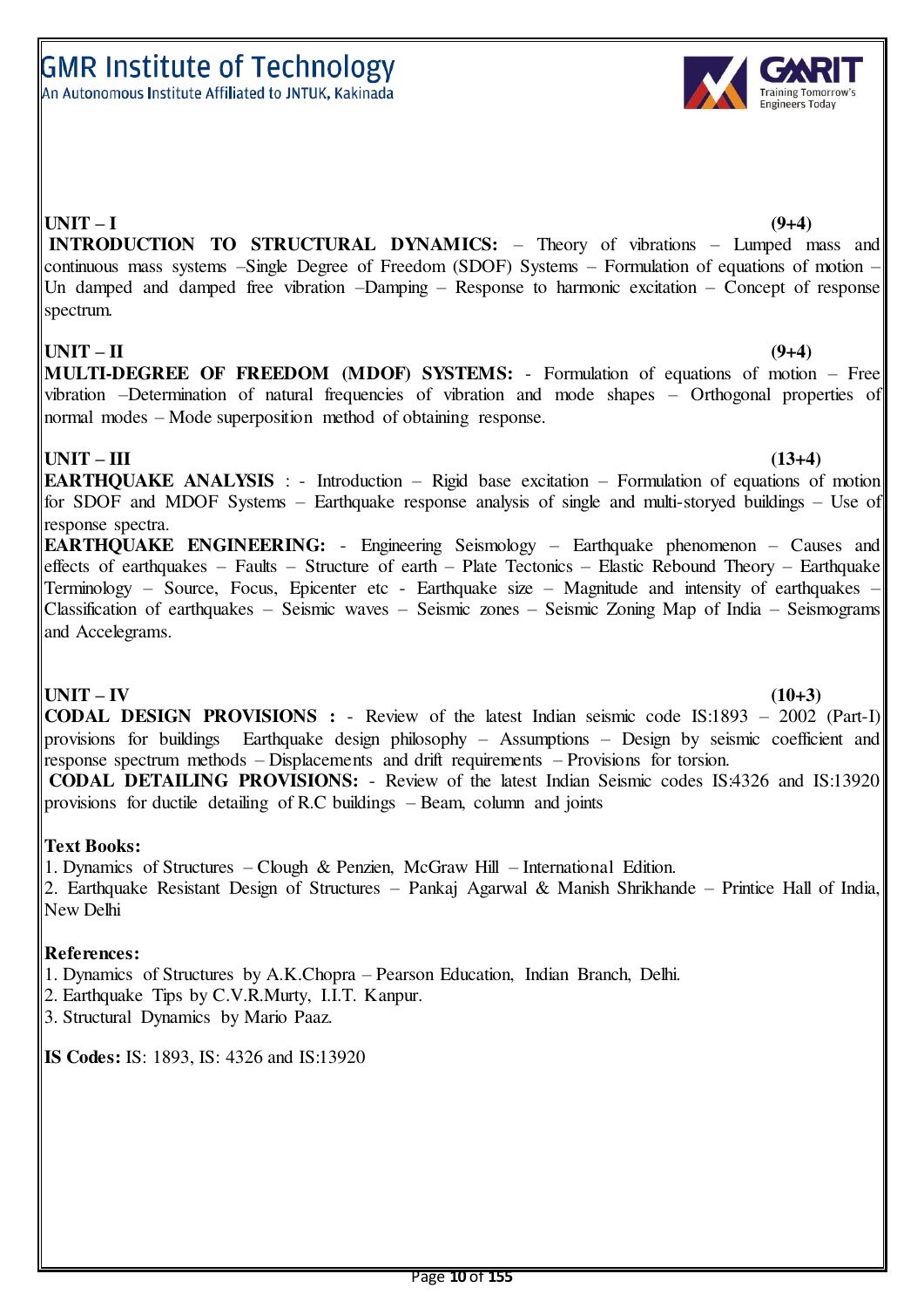**UNIT – I** **(9+4)**

**INTRODUCTION TO STRUCTURAL DYNAMICS:** – Theory of vibrations – Lumped mass and continuous mass systems –Single Degree of Freedom (SDOF) Systems – Formulation of equations of motion – Un damped and damped free vibration –Damping – Response to harmonic excitation – Concept of response spectrum.

**UNIT – II** **(9+4)**

**MULTI-DEGREE OF FREEDOM (MDOF) SYSTEMS:** - Formulation of equations of motion – Free vibration –Determination of natural frequencies of vibration and mode shapes – Orthogonal properties of normal modes – Mode superposition method of obtaining response.

**UNIT – III** **(13+4)**

**EARTHQUAKE ANALYSIS** : - Introduction – Rigid base excitation – Formulation of equations of motion for SDOF and MDOF Systems – Earthquake response analysis of single and multi-storyed buildings – Use of response spectra.

**EARTHQUAKE ENGINEERING:** - Engineering Seismology – Earthquake phenomenon – Causes and effects of earthquakes – Faults – Structure of earth – Plate Tectonics – Elastic Rebound Theory – Earthquake Terminology – Source, Focus, Epicenter etc - Earthquake size – Magnitude and intensity of earthquakes – Classification of earthquakes – Seismic waves – Seismic zones – Seismic Zoning Map of India – Seismograms and Accelegrams.

**UNIT – IV** **(10+3)**

**CODAL DESIGN PROVISIONS :** - Review of the latest Indian seismic code IS:1893 – 2002 (Part-I) provisions for buildings Earthquake design philosophy – Assumptions – Design by seismic coefficient and response spectrum methods – Displacements and drift requirements – Provisions for torsion.

**CODAL DETAILING PROVISIONS:** - Review of the latest Indian Seismic codes IS:4326 and IS:13920 provisions for ductile detailing of R.C buildings – Beam, column and joints

**Text Books:**

1. Dynamics of Structures – Clough & Penzien, McGraw Hill – International Edition.
2. Earthquake Resistant Design of Structures – Pankaj Agarwal & Manish Shrikhande – Printice Hall of India, New Delhi

**References:**

1. Dynamics of Structures by A.K.Chopra – Pearson Education, Indian Branch, Delhi.
2. Earthquake Tips by C.V.R.Murty, I.I.T. Kanpur.
3. Structural Dynamics by Mario Paaz.

**IS Codes:** IS: 1893, IS: 4326 and IS:13920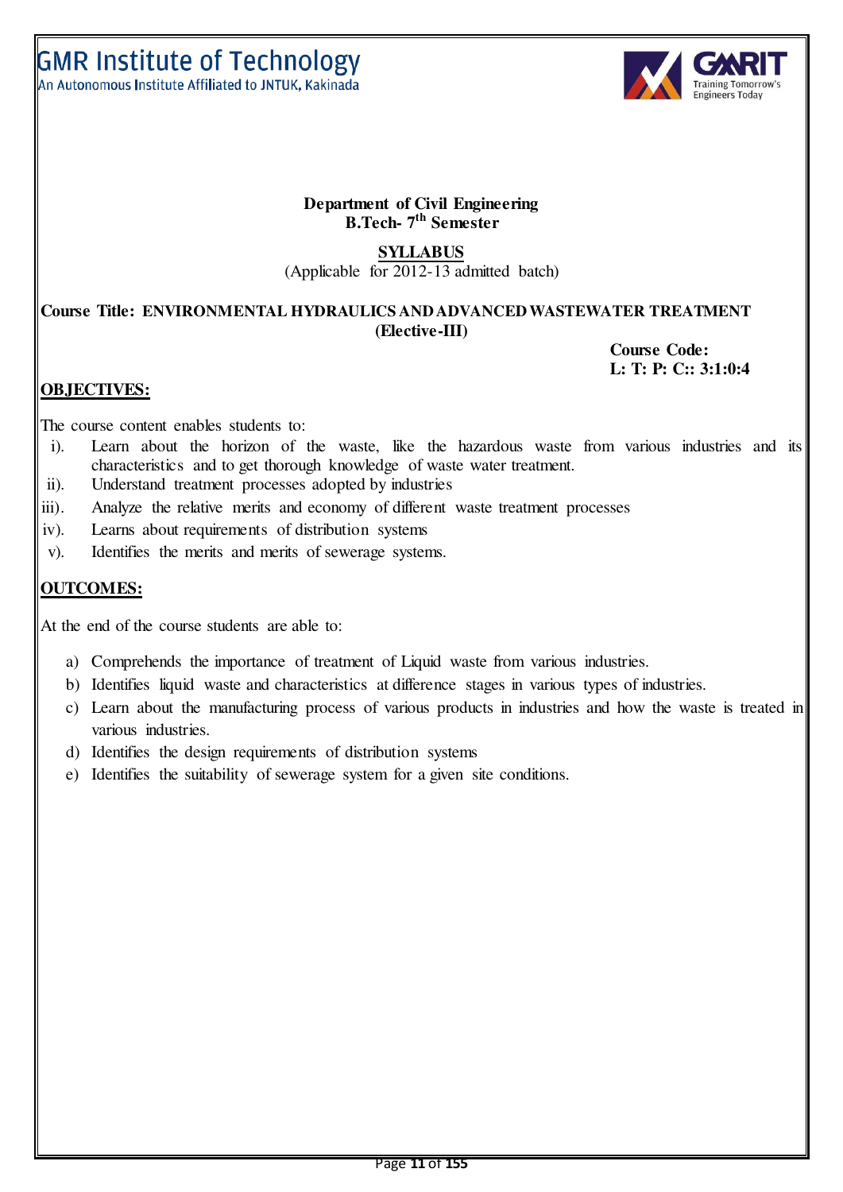**Department of Civil Engineering**
**B.Tech- 7th Semester**

**SYLLABUS**
(Applicable for 2012-13 admitted batch)

**Course Title: ENVIRONMENTAL HYDRAULICS AND ADVANCED WASTEWATER TREATMENT (Elective-III)**

**Course Code:**
**L: T: P: C:: 3:1:0:4**

## OBJECTIVES:

The course content enables students to:

i). Learn about the horizon of the waste, like the hazardous waste from various industries and its characteristics and to get thorough knowledge of waste water treatment.
ii). Understand treatment processes adopted by industries
iii). Analyze the relative merits and economy of different waste treatment processes
iv). Learns about requirements of distribution systems
v). Identifies the merits and merits of sewerage systems.

## OUTCOMES:

At the end of the course students are able to:

a) Comprehends the importance of treatment of Liquid waste from various industries.
b) Identifies liquid waste and characteristics at difference stages in various types of industries.
c) Learn about the manufacturing process of various products in industries and how the waste is treated in various industries.
d) Identifies the design requirements of distribution systems
e) Identifies the suitability of sewerage system for a given site conditions.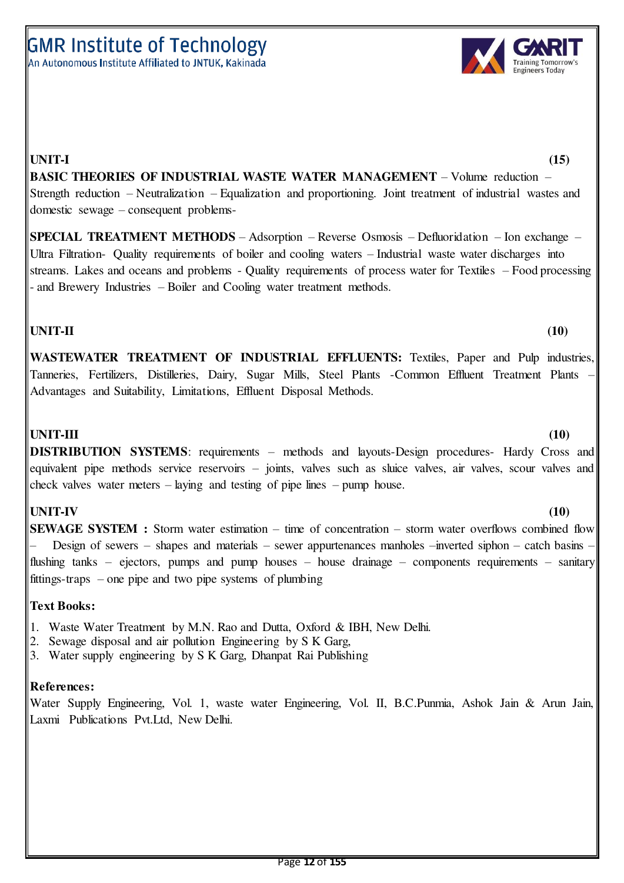**UNIT-I** **(15)**

**BASIC THEORIES OF INDUSTRIAL WASTE WATER MANAGEMENT** – Volume reduction – Strength reduction – Neutralization – Equalization and proportioning. Joint treatment of industrial wastes and domestic sewage – consequent problems-

**SPECIAL TREATMENT METHODS** – Adsorption – Reverse Osmosis – Defluoridation – Ion exchange – Ultra Filtration- Quality requirements of boiler and cooling waters – Industrial waste water discharges into streams. Lakes and oceans and problems - Quality requirements of process water for Textiles – Food processing - and Brewery Industries – Boiler and Cooling water treatment methods.

**UNIT-II** **(10)**

**WASTEWATER TREATMENT OF INDUSTRIAL EFFLUENTS:** Textiles, Paper and Pulp industries, Tanneries, Fertilizers, Distilleries, Dairy, Sugar Mills, Steel Plants -Common Effluent Treatment Plants – Advantages and Suitability, Limitations, Effluent Disposal Methods.

**UNIT-III** **(10)**

**DISTRIBUTION SYSTEMS**: requirements – methods and layouts-Design procedures- Hardy Cross and equivalent pipe methods service reservoirs – joints, valves such as sluice valves, air valves, scour valves and check valves water meters – laying and testing of pipe lines – pump house.

**UNIT-IV** **(10)**

**SEWAGE SYSTEM :** Storm water estimation – time of concentration – storm water overflows combined flow – Design of sewers – shapes and materials – sewer appurtenances manholes –inverted siphon – catch basins – flushing tanks – ejectors, pumps and pump houses – house drainage – components requirements – sanitary fittings-traps – one pipe and two pipe systems of plumbing

**Text Books:**

1. Waste Water Treatment by M.N. Rao and Dutta, Oxford & IBH, New Delhi.
2. Sewage disposal and air pollution Engineering by S K Garg,
3. Water supply engineering by S K Garg, Dhanpat Rai Publishing

**References:**

Water Supply Engineering, Vol. 1, waste water Engineering, Vol. II, B.C.Punmia, Ashok Jain & Arun Jain, Laxmi Publications Pvt.Ltd, New Delhi.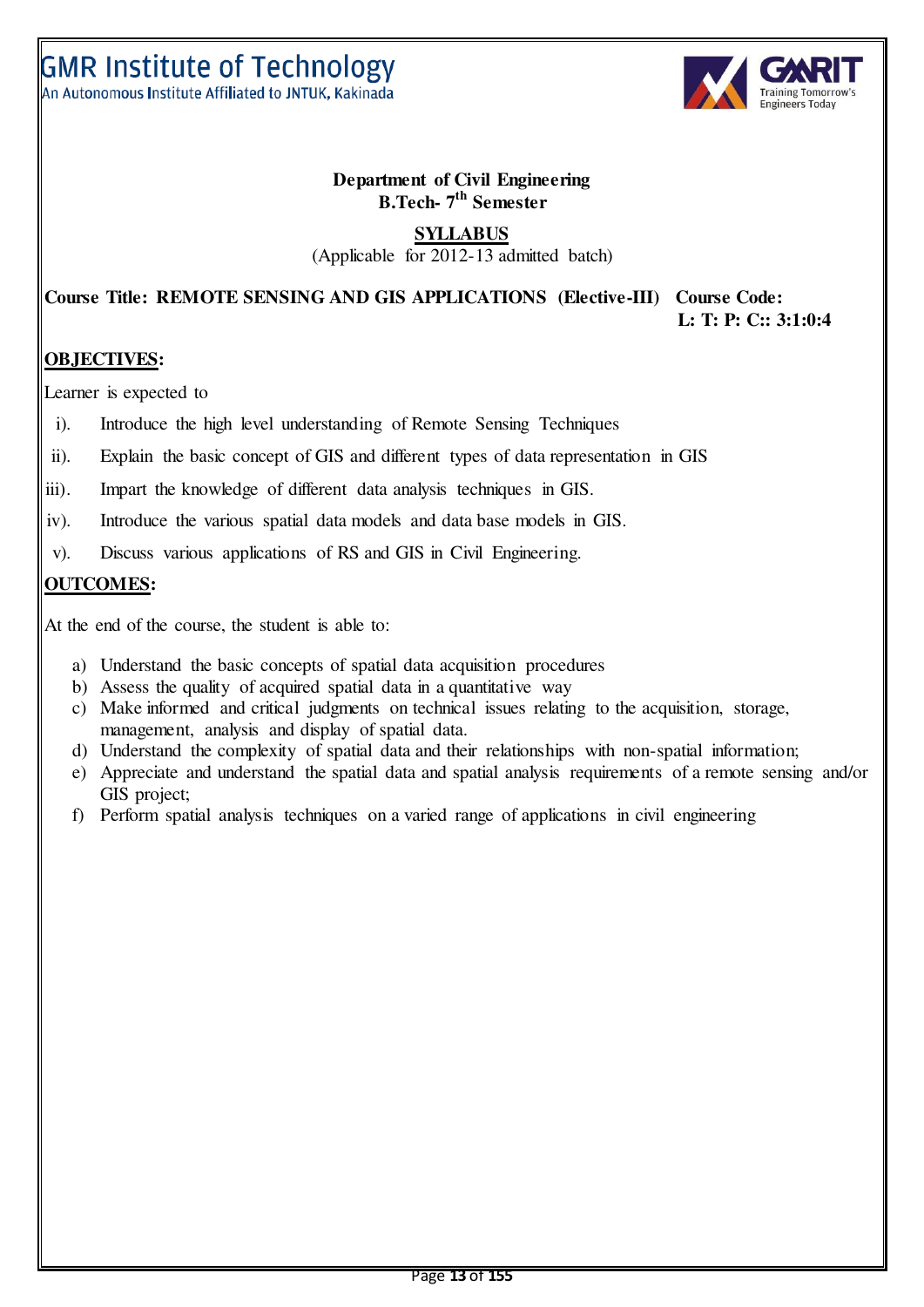**Department of Civil Engineering**
**B.Tech- 7th Semester**

**SYLLABUS**

(Applicable for 2012-13 admitted batch)

**Course Title: REMOTE SENSING AND GIS APPLICATIONS (Elective-III) Course Code:**
**L: T: P: C:: 3:1:0:4**

**OBJECTIVES:**

Learner is expected to

i). Introduce the high level understanding of Remote Sensing Techniques

ii). Explain the basic concept of GIS and different types of data representation in GIS

iii). Impart the knowledge of different data analysis techniques in GIS.

iv). Introduce the various spatial data models and data base models in GIS.

v). Discuss various applications of RS and GIS in Civil Engineering.

**OUTCOMES:**

At the end of the course, the student is able to:

a) Understand the basic concepts of spatial data acquisition procedures
b) Assess the quality of acquired spatial data in a quantitative way
c) Make informed and critical judgments on technical issues relating to the acquisition, storage, management, analysis and display of spatial data.
d) Understand the complexity of spatial data and their relationships with non-spatial information;
e) Appreciate and understand the spatial data and spatial analysis requirements of a remote sensing and/or GIS project;
f) Perform spatial analysis techniques on a varied range of applications in civil engineering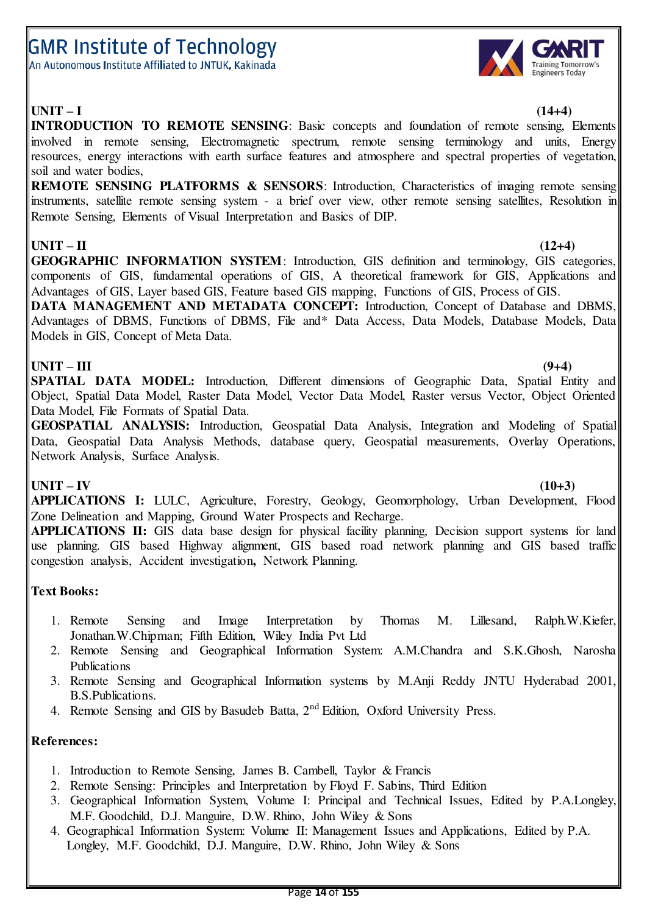**UNIT – I** **(14+4)**

**INTRODUCTION TO REMOTE SENSING**: Basic concepts and foundation of remote sensing, Elements involved in remote sensing, Electromagnetic spectrum, remote sensing terminology and units, Energy resources, energy interactions with earth surface features and atmosphere and spectral properties of vegetation, soil and water bodies,

**REMOTE SENSING PLATFORMS & SENSORS**: Introduction, Characteristics of imaging remote sensing instruments, satellite remote sensing system - a brief over view, other remote sensing satellites, Resolution in Remote Sensing, Elements of Visual Interpretation and Basics of DIP.

**UNIT – II** **(12+4)**

**GEOGRAPHIC INFORMATION SYSTEM**: Introduction, GIS definition and terminology, GIS categories, components of GIS, fundamental operations of GIS, A theoretical framework for GIS, Applications and Advantages of GIS, Layer based GIS, Feature based GIS mapping, Functions of GIS, Process of GIS.

**DATA MANAGEMENT AND METADATA CONCEPT:** Introduction, Concept of Database and DBMS, Advantages of DBMS, Functions of DBMS, File and* Data Access, Data Models, Database Models, Data Models in GIS, Concept of Meta Data.

**UNIT – III** **(9+4)**

**SPATIAL DATA MODEL:** Introduction, Different dimensions of Geographic Data, Spatial Entity and Object, Spatial Data Model, Raster Data Model, Vector Data Model, Raster versus Vector, Object Oriented Data Model, File Formats of Spatial Data.

**GEOSPATIAL ANALYSIS:** Introduction, Geospatial Data Analysis, Integration and Modeling of Spatial Data, Geospatial Data Analysis Methods, database query, Geospatial measurements, Overlay Operations, Network Analysis, Surface Analysis.

**UNIT – IV** **(10+3)**

**APPLICATIONS I:** LULC, Agriculture, Forestry, Geology, Geomorphology, Urban Development, Flood Zone Delineation and Mapping, Ground Water Prospects and Recharge.

**APPLICATIONS II:** GIS data base design for physical facility planning, Decision support systems for land use planning. GIS based Highway alignment, GIS based road network planning and GIS based traffic congestion analysis, Accident investigation**,** Network Planning.

**Text Books:**

1. Remote Sensing and Image Interpretation by Thomas M. Lillesand, Ralph.W.Kiefer, Jonathan.W.Chipman; Fifth Edition, Wiley India Pvt Ltd
2. Remote Sensing and Geographical Information System: A.M.Chandra and S.K.Ghosh, Narosha Publications
3. Remote Sensing and Geographical Information systems by M.Anji Reddy JNTU Hyderabad 2001, B.S.Publications.
4. Remote Sensing and GIS by Basudeb Batta, 2nd Edition, Oxford University Press.

**References:**

1. Introduction to Remote Sensing, James B. Cambell, Taylor & Francis
2. Remote Sensing: Principles and Interpretation by Floyd F. Sabins, Third Edition
3. Geographical Information System, Volume I: Principal and Technical Issues, Edited by P.A.Longley, M.F. Goodchild, D.J. Manguire, D.W. Rhino, John Wiley & Sons
4. Geographical Information System: Volume II: Management Issues and Applications, Edited by P.A. Longley, M.F. Goodchild, D.J. Manguire, D.W. Rhino, John Wiley & Sons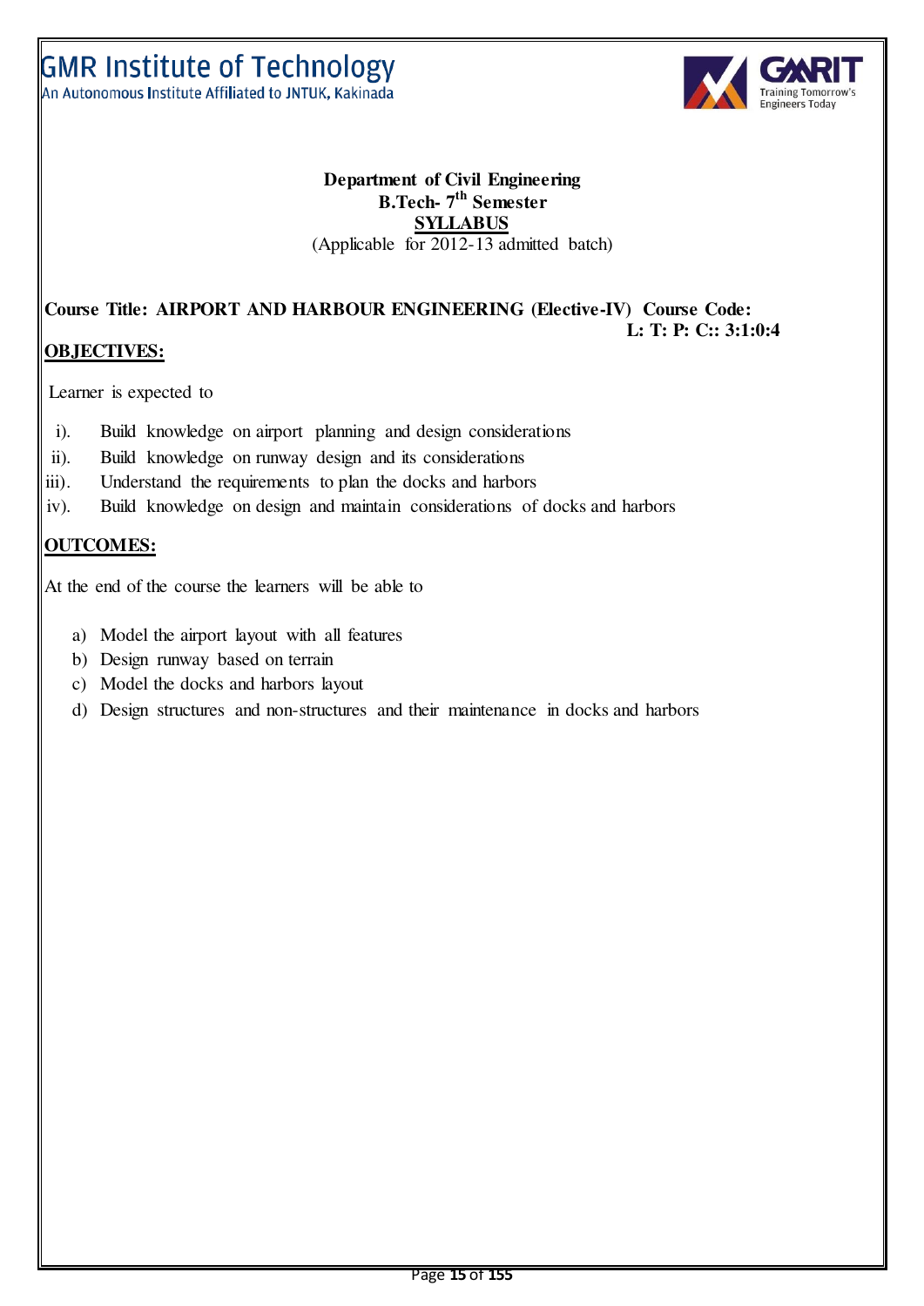**Department of Civil Engineering**
**B.Tech- 7th Semester**
**SYLLABUS**
(Applicable for 2012-13 admitted batch)

**Course Title: AIRPORT AND HARBOUR ENGINEERING (Elective-IV) Course Code:**
**L: T: P: C:: 3:1:0:4**

**OBJECTIVES:**

Learner is expected to

i). Build knowledge on airport planning and design considerations
ii). Build knowledge on runway design and its considerations
iii). Understand the requirements to plan the docks and harbors
iv). Build knowledge on design and maintain considerations of docks and harbors

**OUTCOMES:**

At the end of the course the learners will be able to

a) Model the airport layout with all features
b) Design runway based on terrain
c) Model the docks and harbors layout
d) Design structures and non-structures and their maintenance in docks and harbors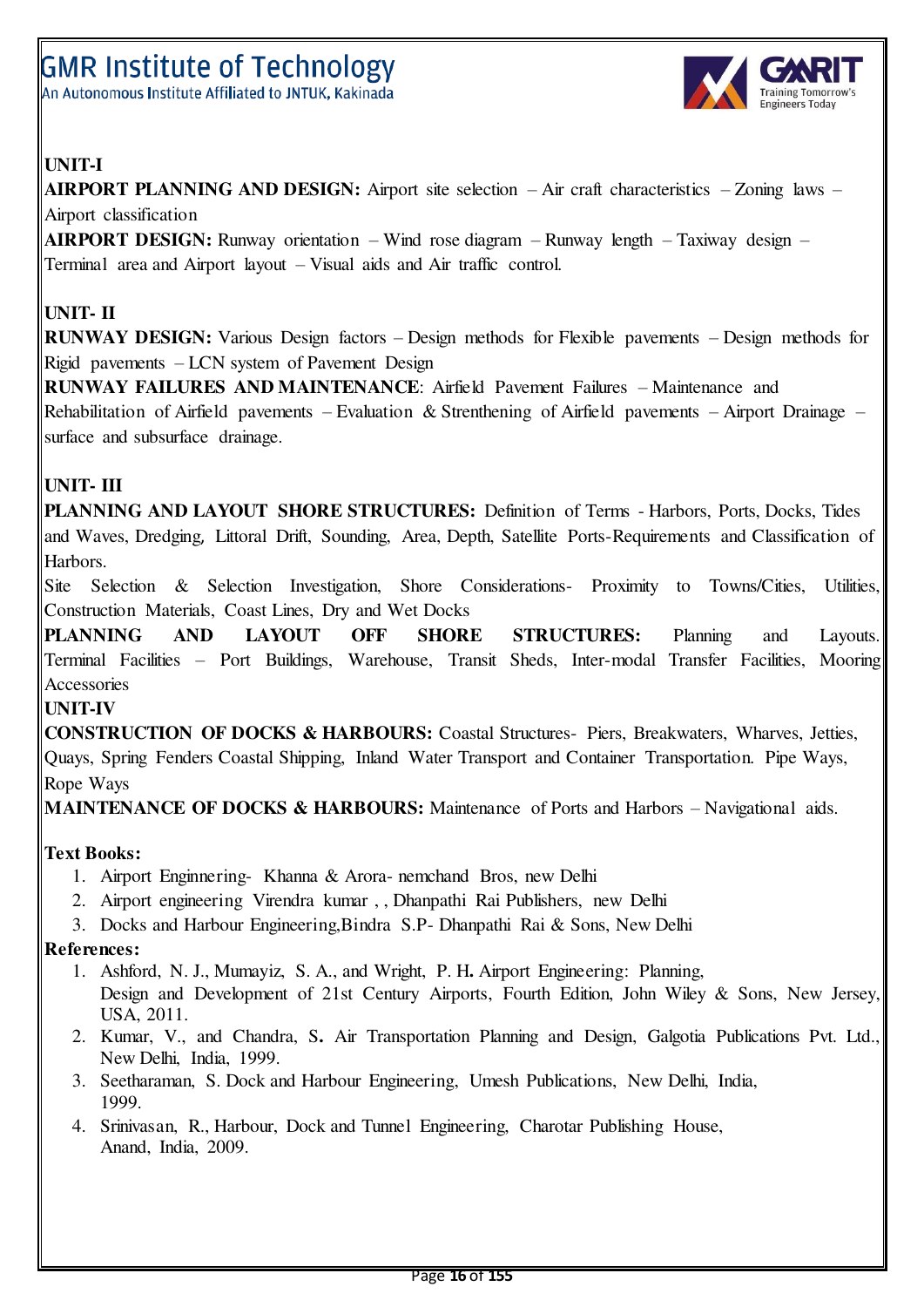**UNIT-I**

**AIRPORT PLANNING AND DESIGN:** Airport site selection – Air craft characteristics – Zoning laws – Airport classification

**AIRPORT DESIGN:** Runway orientation – Wind rose diagram – Runway length – Taxiway design – Terminal area and Airport layout – Visual aids and Air traffic control.

**UNIT- II**

**RUNWAY DESIGN:** Various Design factors – Design methods for Flexible pavements – Design methods for Rigid pavements – LCN system of Pavement Design

**RUNWAY FAILURES AND MAINTENANCE**: Airfield Pavement Failures – Maintenance and Rehabilitation of Airfield pavements – Evaluation & Strenthening of Airfield pavements – Airport Drainage – surface and subsurface drainage.

**UNIT- III**

**PLANNING AND LAYOUT SHORE STRUCTURES:** Definition of Terms - Harbors, Ports, Docks, Tides and Waves, Dredging, Littoral Drift, Sounding, Area, Depth, Satellite Ports-Requirements and Classification of Harbors.

Site Selection & Selection Investigation, Shore Considerations- Proximity to Towns/Cities, Utilities, Construction Materials, Coast Lines, Dry and Wet Docks

**PLANNING AND LAYOUT OFF SHORE STRUCTURES:** Planning and Layouts. Terminal Facilities – Port Buildings, Warehouse, Transit Sheds, Inter-modal Transfer Facilities, Mooring Accessories

**UNIT-IV**

**CONSTRUCTION OF DOCKS & HARBOURS:** Coastal Structures- Piers, Breakwaters, Wharves, Jetties, Quays, Spring Fenders Coastal Shipping, Inland Water Transport and Container Transportation. Pipe Ways, Rope Ways

**MAINTENANCE OF DOCKS & HARBOURS:** Maintenance of Ports and Harbors – Navigational aids.

**Text Books:**

1. Airport Enginnering- Khanna & Arora- nemchand Bros, new Delhi
2. Airport engineering Virendra kumar , , Dhanpathi Rai Publishers, new Delhi
3. Docks and Harbour Engineering,Bindra S.P- Dhanpathi Rai & Sons, New Delhi

**References:**

1. Ashford, N. J., Mumayiz, S. A., and Wright, P. H**.** Airport Engineering: Planning, Design and Development of 21st Century Airports, Fourth Edition, John Wiley & Sons, New Jersey, USA, 2011.
2. Kumar, V., and Chandra, S**.** Air Transportation Planning and Design, Galgotia Publications Pvt. Ltd., New Delhi, India, 1999.
3. Seetharaman, S. Dock and Harbour Engineering, Umesh Publications, New Delhi, India, 1999.
4. Srinivasan, R., Harbour, Dock and Tunnel Engineering, Charotar Publishing House, Anand, India, 2009.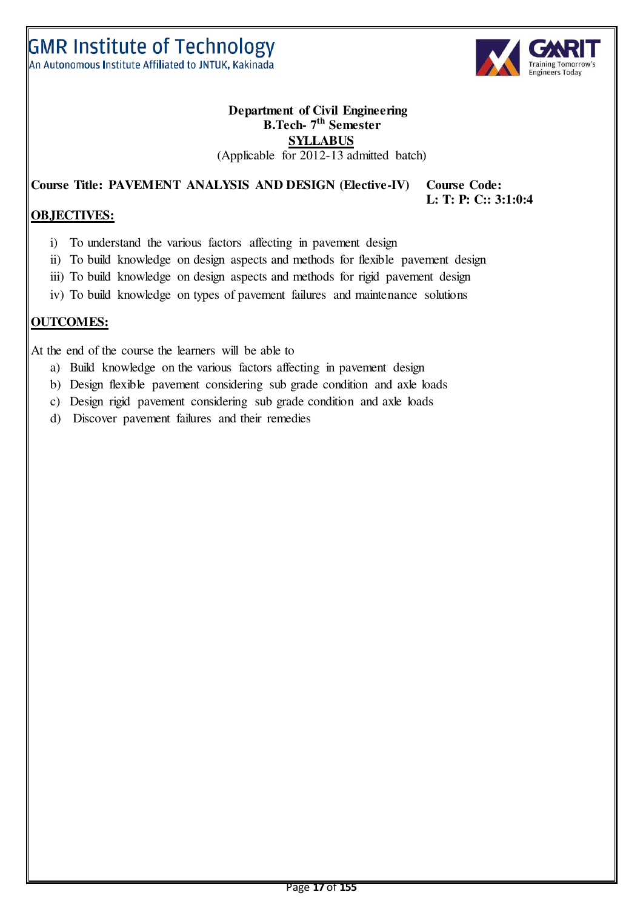**Department of Civil Engineering**
**B.Tech- 7th Semester**
**SYLLABUS**
(Applicable for 2012-13 admitted batch)

**Course Title: PAVEMENT ANALYSIS AND DESIGN (Elective-IV)** **Course Code:**
**L: T: P: C:: 3:1:0:4**

## OBJECTIVES:

i) To understand the various factors affecting in pavement design
ii) To build knowledge on design aspects and methods for flexible pavement design
iii) To build knowledge on design aspects and methods for rigid pavement design
iv) To build knowledge on types of pavement failures and maintenance solutions

## OUTCOMES:

At the end of the course the learners will be able to

a) Build knowledge on the various factors affecting in pavement design
b) Design flexible pavement considering sub grade condition and axle loads
c) Design rigid pavement considering sub grade condition and axle loads
d) Discover pavement failures and their remedies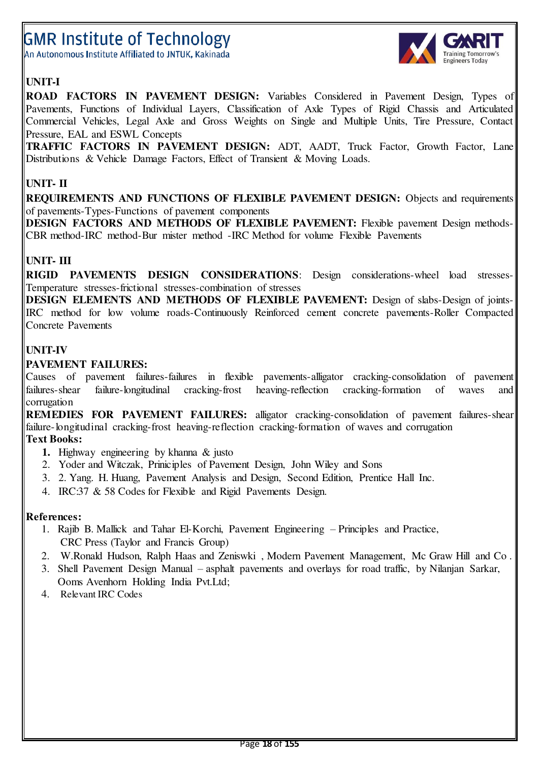**UNIT-I**

**ROAD FACTORS IN PAVEMENT DESIGN:** Variables Considered in Pavement Design, Types of Pavements, Functions of Individual Layers, Classification of Axle Types of Rigid Chassis and Articulated Commercial Vehicles, Legal Axle and Gross Weights on Single and Multiple Units, Tire Pressure, Contact Pressure, EAL and ESWL Concepts

**TRAFFIC FACTORS IN PAVEMENT DESIGN:** ADT, AADT, Truck Factor, Growth Factor, Lane Distributions & Vehicle Damage Factors, Effect of Transient & Moving Loads.

**UNIT- II**

**REQUIREMENTS AND FUNCTIONS OF FLEXIBLE PAVEMENT DESIGN:** Objects and requirements of pavements-Types-Functions of pavement components

**DESIGN FACTORS AND METHODS OF FLEXIBLE PAVEMENT:** Flexible pavement Design methods-CBR method-IRC method-Bur mister method -IRC Method for volume Flexible Pavements

**UNIT- III**

**RIGID PAVEMENTS DESIGN CONSIDERATIONS**: Design considerations-wheel load stresses-Temperature stresses-frictional stresses-combination of stresses

**DESIGN ELEMENTS AND METHODS OF FLEXIBLE PAVEMENT:** Design of slabs-Design of joints-IRC method for low volume roads-Continuously Reinforced cement concrete pavements-Roller Compacted Concrete Pavements

**UNIT-IV**

**PAVEMENT FAILURES:**

Causes of pavement failures-failures in flexible pavements-alligator cracking-consolidation of pavement failures-shear failure-longitudinal cracking-frost heaving-reflection cracking-formation of waves and corrugation

**REMEDIES FOR PAVEMENT FAILURES:** alligator cracking-consolidation of pavement failures-shear failure-longitudinal cracking-frost heaving-reflection cracking-formation of waves and corrugation

**Text Books:**

1. Highway engineering by khanna & justo
2. Yoder and Witczak, Priniciples of Pavement Design, John Wiley and Sons
3. 2. Yang. H. Huang, Pavement Analysis and Design, Second Edition, Prentice Hall Inc.
4. IRC:37 & 58 Codes for Flexible and Rigid Pavements Design.

**References:**

1. Rajib B. Mallick and Tahar El-Korchi, Pavement Engineering – Principles and Practice, CRC Press (Taylor and Francis Group)
2. W.Ronald Hudson, Ralph Haas and Zeniswki , Modern Pavement Management, Mc Graw Hill and Co .
3. Shell Pavement Design Manual – asphalt pavements and overlays for road traffic, by Nilanjan Sarkar, Ooms Avenhorn Holding India Pvt.Ltd;
4. Relevant IRC Codes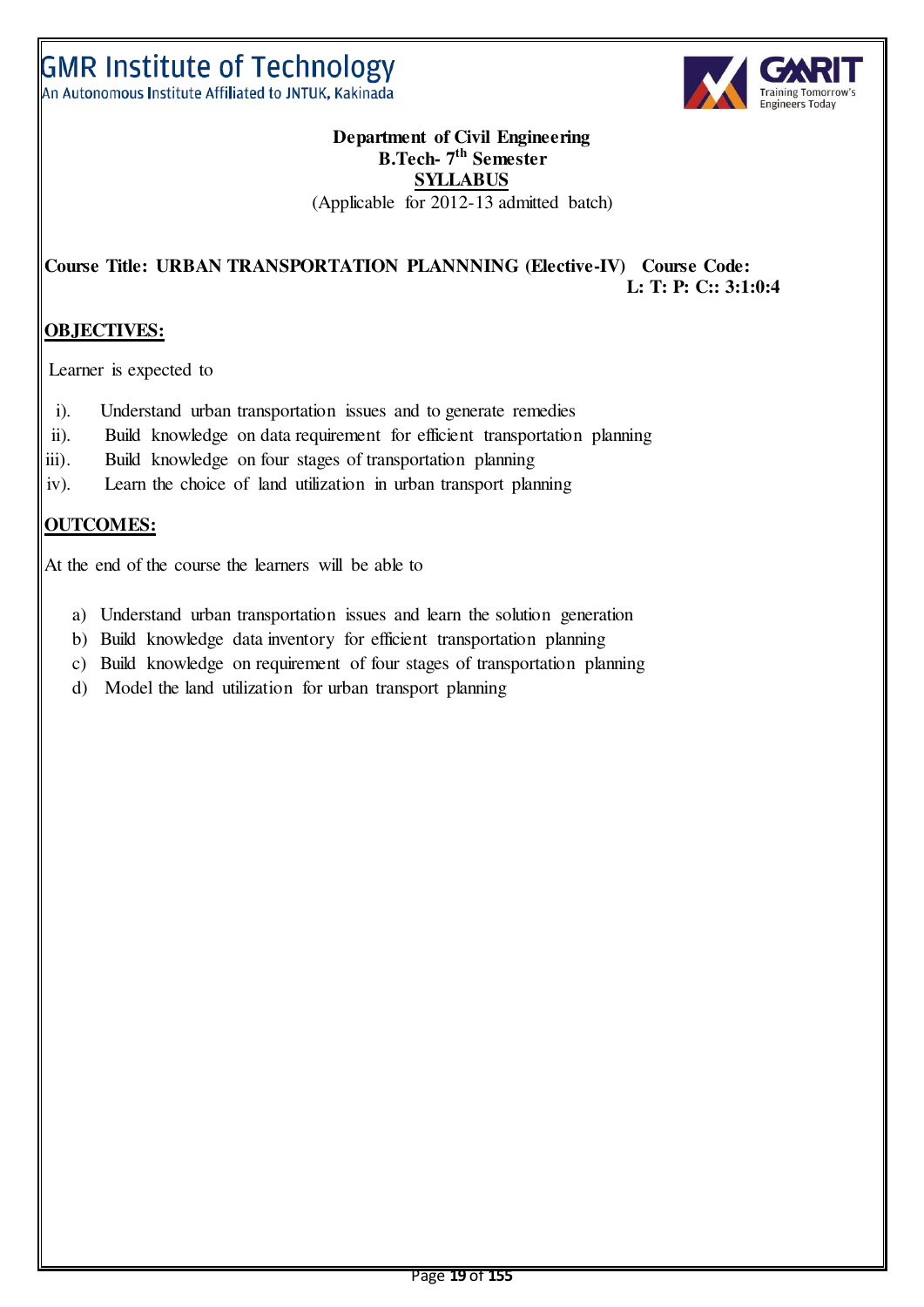# GMR Institute of Technology
An Autonomous Institute Affiliated to JNTUK, Kakinada

**Department of Civil Engineering**
**B.Tech- 7th Semester**
**SYLLABUS**
(Applicable for 2012-13 admitted batch)

**Course Title: URBAN TRANSPORTATION PLANNNING (Elective-IV) Course Code:**
**L: T: P: C:: 3:1:0:4**

## OBJECTIVES:

Learner is expected to

i). Understand urban transportation issues and to generate remedies
ii). Build knowledge on data requirement for efficient transportation planning
iii). Build knowledge on four stages of transportation planning
iv). Learn the choice of land utilization in urban transport planning

## OUTCOMES:

At the end of the course the learners will be able to

a) Understand urban transportation issues and learn the solution generation
b) Build knowledge data inventory for efficient transportation planning
c) Build knowledge on requirement of four stages of transportation planning
d) Model the land utilization for urban transport planning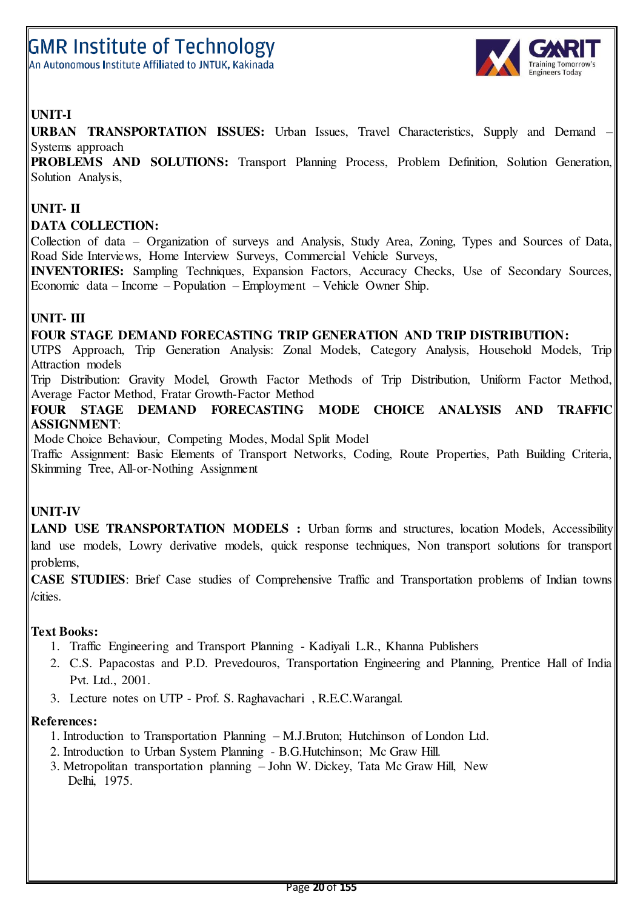**UNIT-I**

**URBAN TRANSPORTATION ISSUES:** Urban Issues, Travel Characteristics, Supply and Demand – Systems approach

**PROBLEMS AND SOLUTIONS:** Transport Planning Process, Problem Definition, Solution Generation, Solution Analysis,

**UNIT- II**

**DATA COLLECTION:**

Collection of data – Organization of surveys and Analysis, Study Area, Zoning, Types and Sources of Data, Road Side Interviews, Home Interview Surveys, Commercial Vehicle Surveys,

**INVENTORIES:** Sampling Techniques, Expansion Factors, Accuracy Checks, Use of Secondary Sources, Economic data – Income – Population – Employment – Vehicle Owner Ship.

**UNIT- III**

**FOUR STAGE DEMAND FORECASTING TRIP GENERATION AND TRIP DISTRIBUTION:**

UTPS Approach, Trip Generation Analysis: Zonal Models, Category Analysis, Household Models, Trip Attraction models

Trip Distribution: Gravity Model, Growth Factor Methods of Trip Distribution, Uniform Factor Method, Average Factor Method, Fratar Growth-Factor Method

**FOUR STAGE DEMAND FORECASTING MODE CHOICE ANALYSIS AND TRAFFIC ASSIGNMENT**:

Mode Choice Behaviour, Competing Modes, Modal Split Model

Traffic Assignment: Basic Elements of Transport Networks, Coding, Route Properties, Path Building Criteria, Skimming Tree, All-or-Nothing Assignment

**UNIT-IV**

**LAND USE TRANSPORTATION MODELS :** Urban forms and structures, location Models, Accessibility land use models, Lowry derivative models, quick response techniques, Non transport solutions for transport problems,

**CASE STUDIES**: Brief Case studies of Comprehensive Traffic and Transportation problems of Indian towns /cities.

**Text Books:**

1. Traffic Engineering and Transport Planning - Kadiyali L.R., Khanna Publishers
2. C.S. Papacostas and P.D. Prevedouros, Transportation Engineering and Planning, Prentice Hall of India Pvt. Ltd., 2001.
3. Lecture notes on UTP - Prof. S. Raghavachari , R.E.C.Warangal.

**References:**

1. Introduction to Transportation Planning – M.J.Bruton; Hutchinson of London Ltd.
2. Introduction to Urban System Planning - B.G.Hutchinson; Mc Graw Hill.
3. Metropolitan transportation planning – John W. Dickey, Tata Mc Graw Hill, New Delhi, 1975.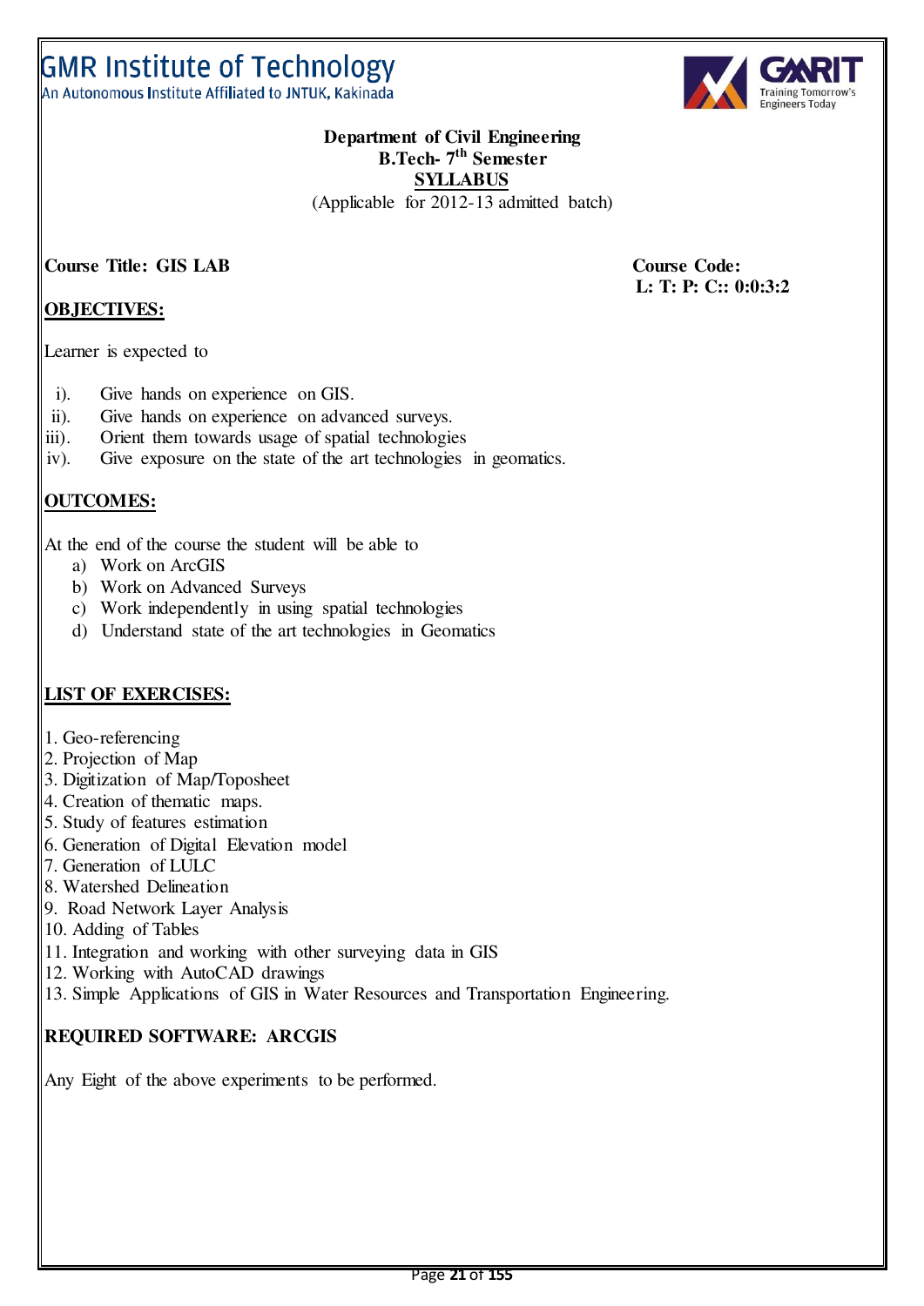# GMR Institute of Technology

An Autonomous Institute Affiliated to JNTUK, Kakinada

**Department of Civil Engineering**
**B.Tech- 7th Semester**
**SYLLABUS**
(Applicable for 2012-13 admitted batch)

**Course Title: GIS LAB** **Course Code:**
**L: T: P: C:: 0:0:3:2**

## OBJECTIVES:

Learner is expected to

- i). Give hands on experience on GIS.
- ii). Give hands on experience on advanced surveys.
- iii). Orient them towards usage of spatial technologies
- iv). Give exposure on the state of the art technologies in geomatics.

## OUTCOMES:

At the end of the course the student will be able to

- a) Work on ArcGIS
- b) Work on Advanced Surveys
- c) Work independently in using spatial technologies
- d) Understand state of the art technologies in Geomatics

## LIST OF EXERCISES:

1. Geo-referencing
2. Projection of Map
3. Digitization of Map/Toposheet
4. Creation of thematic maps.
5. Study of features estimation
6. Generation of Digital Elevation model
7. Generation of LULC
8. Watershed Delineation
9. Road Network Layer Analysis
10. Adding of Tables
11. Integration and working with other surveying data in GIS
12. Working with AutoCAD drawings
13. Simple Applications of GIS in Water Resources and Transportation Engineering.

**REQUIRED SOFTWARE: ARCGIS**

Any Eight of the above experiments to be performed.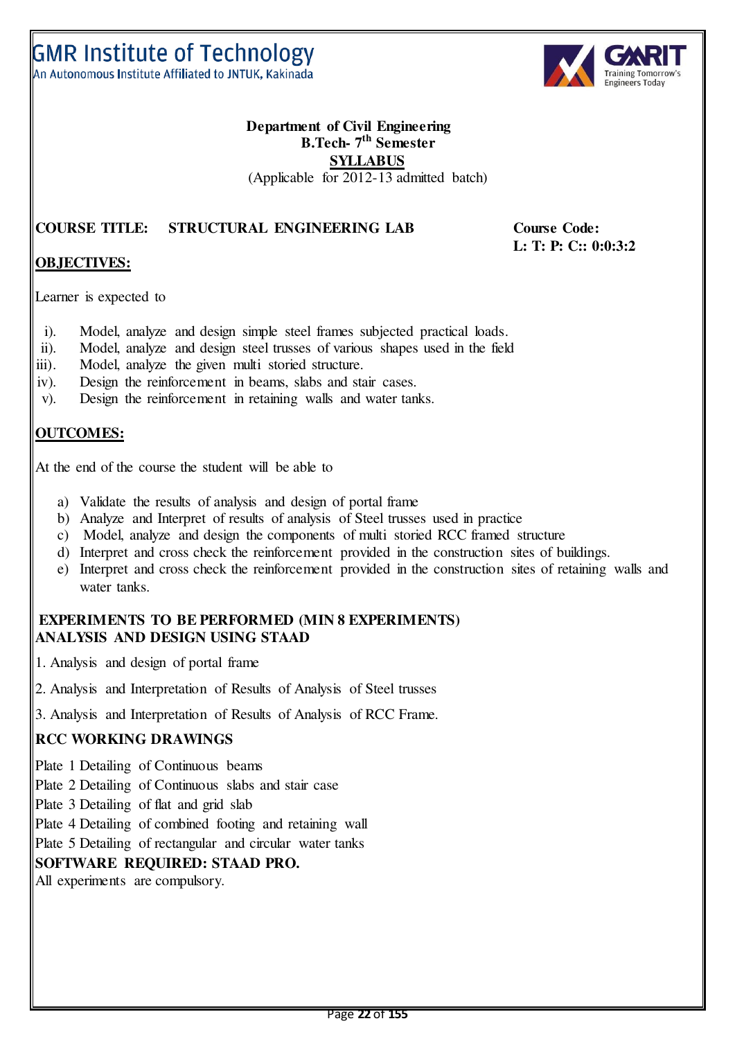# GMR Institute of Technology

An Autonomous Institute Affiliated to JNTUK, Kakinada

**Department of Civil Engineering**
**B.Tech- 7th Semester**
**SYLLABUS**
(Applicable for 2012-13 admitted batch)

**COURSE TITLE: STRUCTURAL ENGINEERING LAB** **Course Code:**
**L: T: P: C:: 0:0:3:2**

## OBJECTIVES:

Learner is expected to

i). Model, analyze and design simple steel frames subjected practical loads.
ii). Model, analyze and design steel trusses of various shapes used in the field
iii). Model, analyze the given multi storied structure.
iv). Design the reinforcement in beams, slabs and stair cases.
v). Design the reinforcement in retaining walls and water tanks.

## OUTCOMES:

At the end of the course the student will be able to

a) Validate the results of analysis and design of portal frame
b) Analyze and Interpret of results of analysis of Steel trusses used in practice
c) Model, analyze and design the components of multi storied RCC framed structure
d) Interpret and cross check the reinforcement provided in the construction sites of buildings.
e) Interpret and cross check the reinforcement provided in the construction sites of retaining walls and water tanks.

## EXPERIMENTS TO BE PERFORMED (MIN 8 EXPERIMENTS)

## ANALYSIS AND DESIGN USING STAAD

1. Analysis and design of portal frame
2. Analysis and Interpretation of Results of Analysis of Steel trusses
3. Analysis and Interpretation of Results of Analysis of RCC Frame.

## RCC WORKING DRAWINGS

Plate 1 Detailing of Continuous beams
Plate 2 Detailing of Continuous slabs and stair case
Plate 3 Detailing of flat and grid slab
Plate 4 Detailing of combined footing and retaining wall
Plate 5 Detailing of rectangular and circular water tanks

**SOFTWARE REQUIRED: STAAD PRO.**

All experiments are compulsory.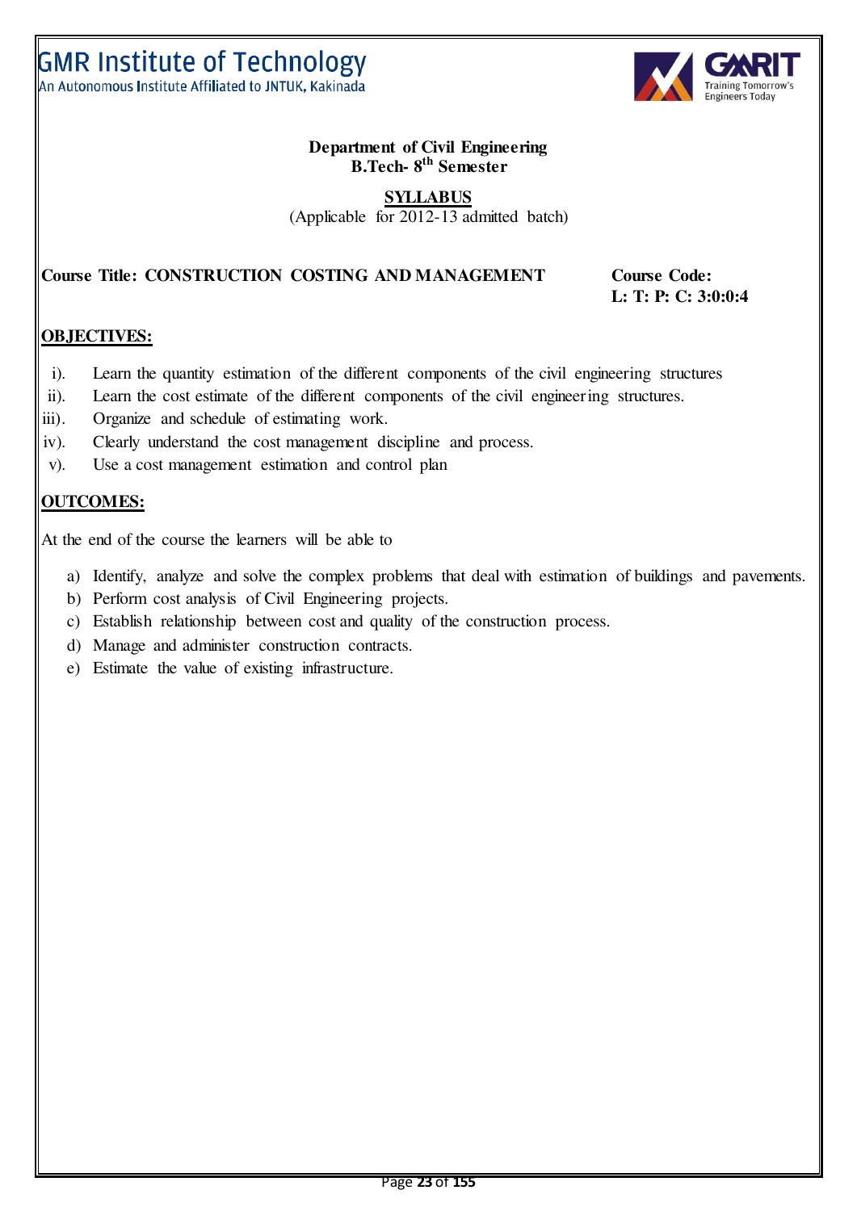**Department of Civil Engineering**
**B.Tech- 8th Semester**

**SYLLABUS**
(Applicable for 2012-13 admitted batch)

**Course Title: CONSTRUCTION COSTING AND MANAGEMENT** **Course Code:**
**L: T: P: C: 3:0:0:4**

## OBJECTIVES:

i). Learn the quantity estimation of the different components of the civil engineering structures
ii). Learn the cost estimate of the different components of the civil engineering structures.
iii). Organize and schedule of estimating work.
iv). Clearly understand the cost management discipline and process.
v). Use a cost management estimation and control plan

## OUTCOMES:

At the end of the course the learners will be able to

a) Identify, analyze and solve the complex problems that deal with estimation of buildings and pavements.
b) Perform cost analysis of Civil Engineering projects.
c) Establish relationship between cost and quality of the construction process.
d) Manage and administer construction contracts.
e) Estimate the value of existing infrastructure.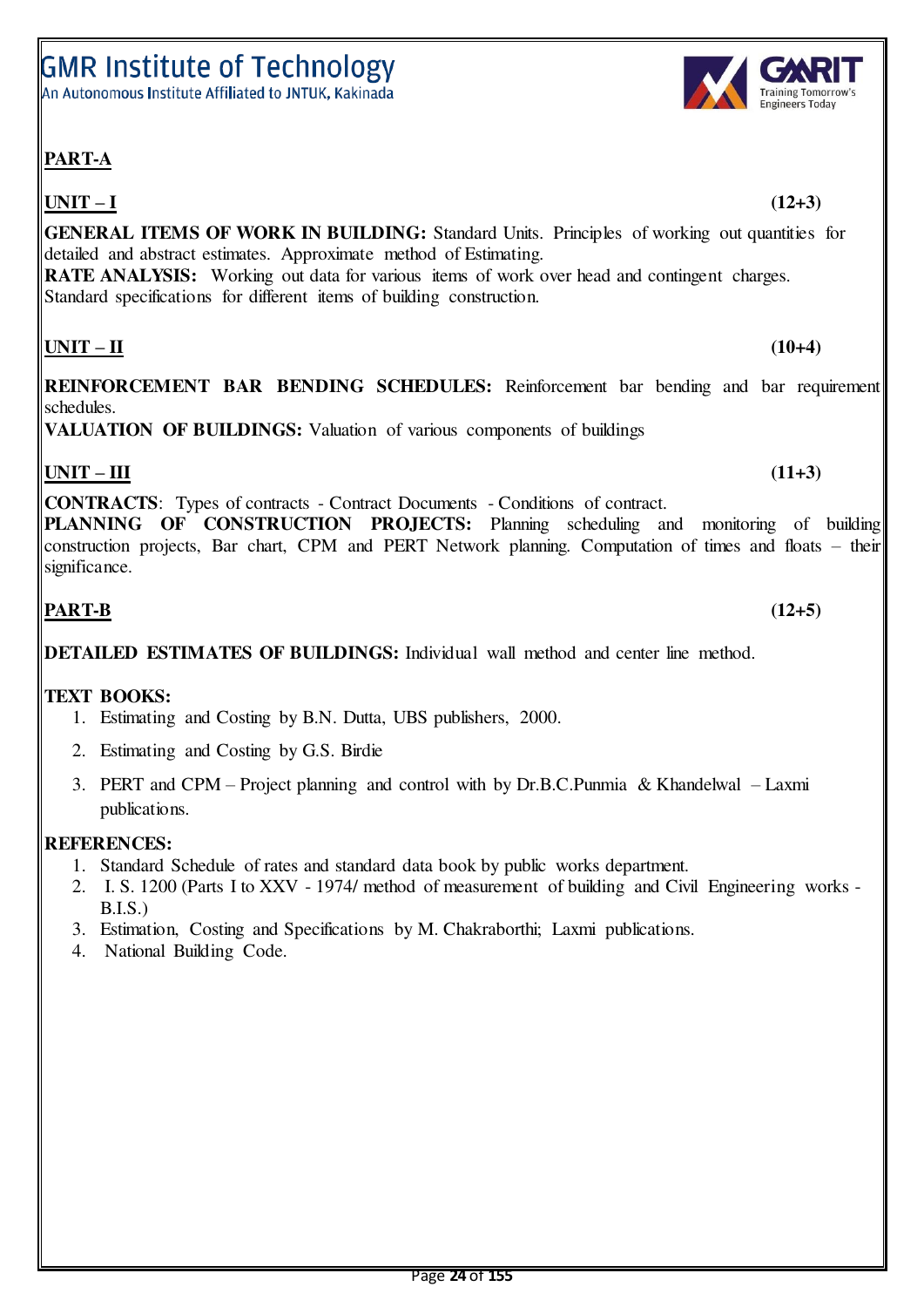**PART-A**

**UNIT – I** **(12+3)**

**GENERAL ITEMS OF WORK IN BUILDING:** Standard Units. Principles of working out quantities for detailed and abstract estimates. Approximate method of Estimating.
**RATE ANALYSIS:** Working out data for various items of work over head and contingent charges. Standard specifications for different items of building construction.

**UNIT – II** **(10+4)**

**REINFORCEMENT BAR BENDING SCHEDULES:** Reinforcement bar bending and bar requirement schedules.
**VALUATION OF BUILDINGS:** Valuation of various components of buildings

**UNIT – III** **(11+3)**

**CONTRACTS**: Types of contracts - Contract Documents - Conditions of contract.
**PLANNING OF CONSTRUCTION PROJECTS:** Planning scheduling and monitoring of building construction projects, Bar chart, CPM and PERT Network planning. Computation of times and floats – their significance.

**PART-B** **(12+5)**

**DETAILED ESTIMATES OF BUILDINGS:** Individual wall method and center line method.

**TEXT BOOKS:**

1. Estimating and Costing by B.N. Dutta, UBS publishers, 2000.
2. Estimating and Costing by G.S. Birdie
3. PERT and CPM – Project planning and control with by Dr.B.C.Punmia & Khandelwal – Laxmi publications.

**REFERENCES:**

1. Standard Schedule of rates and standard data book by public works department.
2. I. S. 1200 (Parts I to XXV - 1974/ method of measurement of building and Civil Engineering works - B.I.S.)
3. Estimation, Costing and Specifications by M. Chakraborthi; Laxmi publications.
4. National Building Code.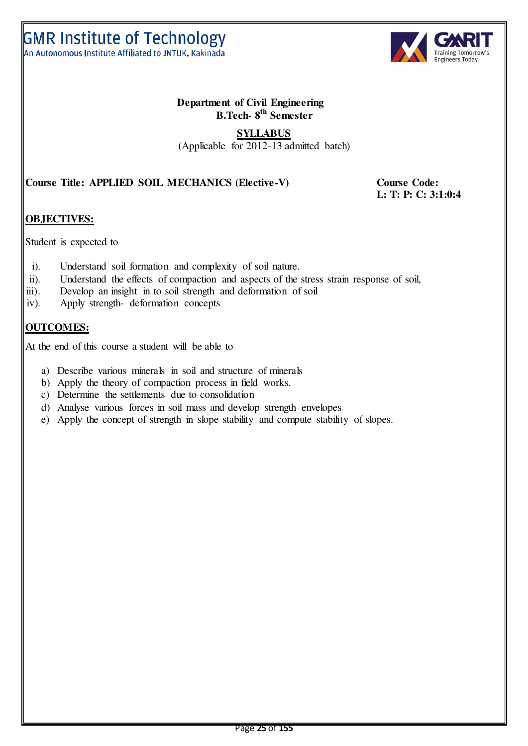**GMR Institute of Technology**
An Autonomous Institute Affiliated to JNTUK, Kakinada

**Department of Civil Engineering**
**B.Tech- 8th Semester**

**SYLLABUS**
(Applicable for 2012-13 admitted batch)

**Course Title: APPLIED SOIL MECHANICS (Elective-V)** **Course Code:**
**L: T: P: C: 3:1:0:4**

## OBJECTIVES:

Student is expected to

i). Understand soil formation and complexity of soil nature.
ii). Understand the effects of compaction and aspects of the stress strain response of soil,
iii). Develop an insight in to soil strength and deformation of soil
iv). Apply strength- deformation concepts

## OUTCOMES:

At the end of this course a student will be able to

a) Describe various minerals in soil and structure of minerals
b) Apply the theory of compaction process in field works.
c) Determine the settlements due to consolidation
d) Analyse various forces in soil mass and develop strength envelopes
e) Apply the concept of strength in slope stability and compute stability of slopes.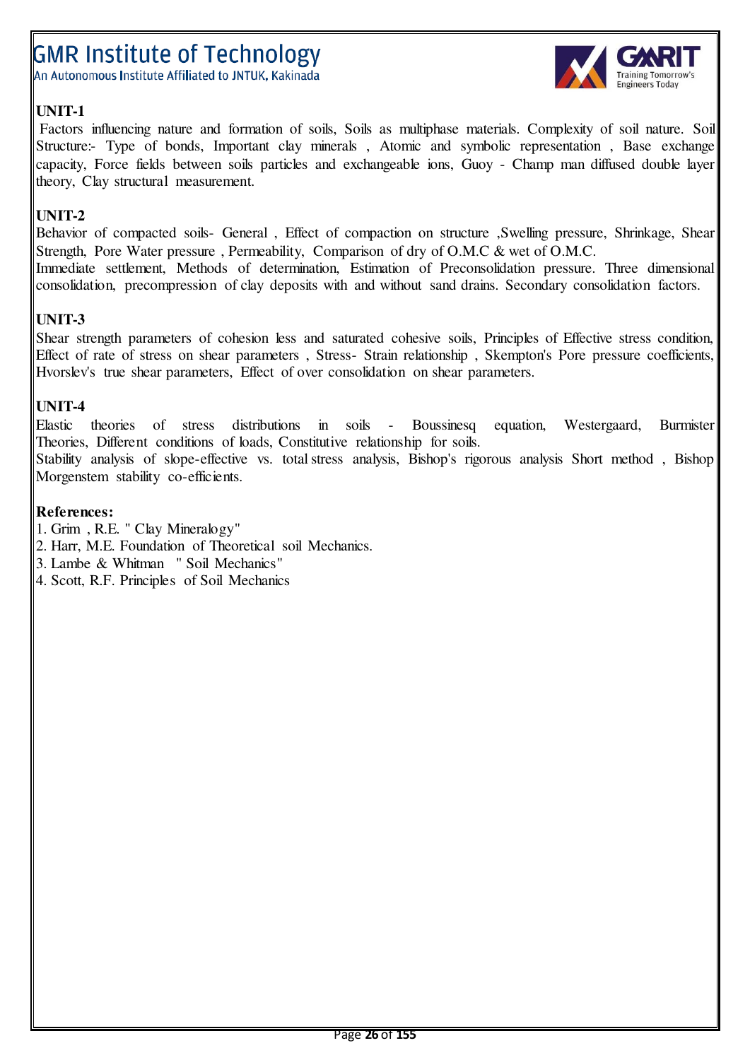**UNIT-1**

Factors influencing nature and formation of soils, Soils as multiphase materials. Complexity of soil nature. Soil Structure:- Type of bonds, Important clay minerals , Atomic and symbolic representation , Base exchange capacity, Force fields between soils particles and exchangeable ions, Guoy - Champ man diffused double layer theory, Clay structural measurement.

**UNIT-2**

Behavior of compacted soils- General , Effect of compaction on structure ,Swelling pressure, Shrinkage, Shear Strength, Pore Water pressure , Permeability, Comparison of dry of O.M.C & wet of O.M.C.

Immediate settlement, Methods of determination, Estimation of Preconsolidation pressure. Three dimensional consolidation, precompression of clay deposits with and without sand drains. Secondary consolidation factors.

**UNIT-3**

Shear strength parameters of cohesion less and saturated cohesive soils, Principles of Effective stress condition, Effect of rate of stress on shear parameters , Stress- Strain relationship , Skempton's Pore pressure coefficients, Hvorslev's true shear parameters, Effect of over consolidation on shear parameters.

**UNIT-4**

Elastic theories of stress distributions in soils - Boussinesq equation, Westergaard, Burmister Theories, Different conditions of loads, Constitutive relationship for soils.

Stability analysis of slope-effective vs. total stress analysis, Bishop's rigorous analysis Short method , Bishop Morgenstem stability co-efficients.

**References:**

1. Grim , R.E. " Clay Mineralogy"
2. Harr, M.E. Foundation of Theoretical soil Mechanics.
3. Lambe & Whitman " Soil Mechanics"
4. Scott, R.F. Principles of Soil Mechanics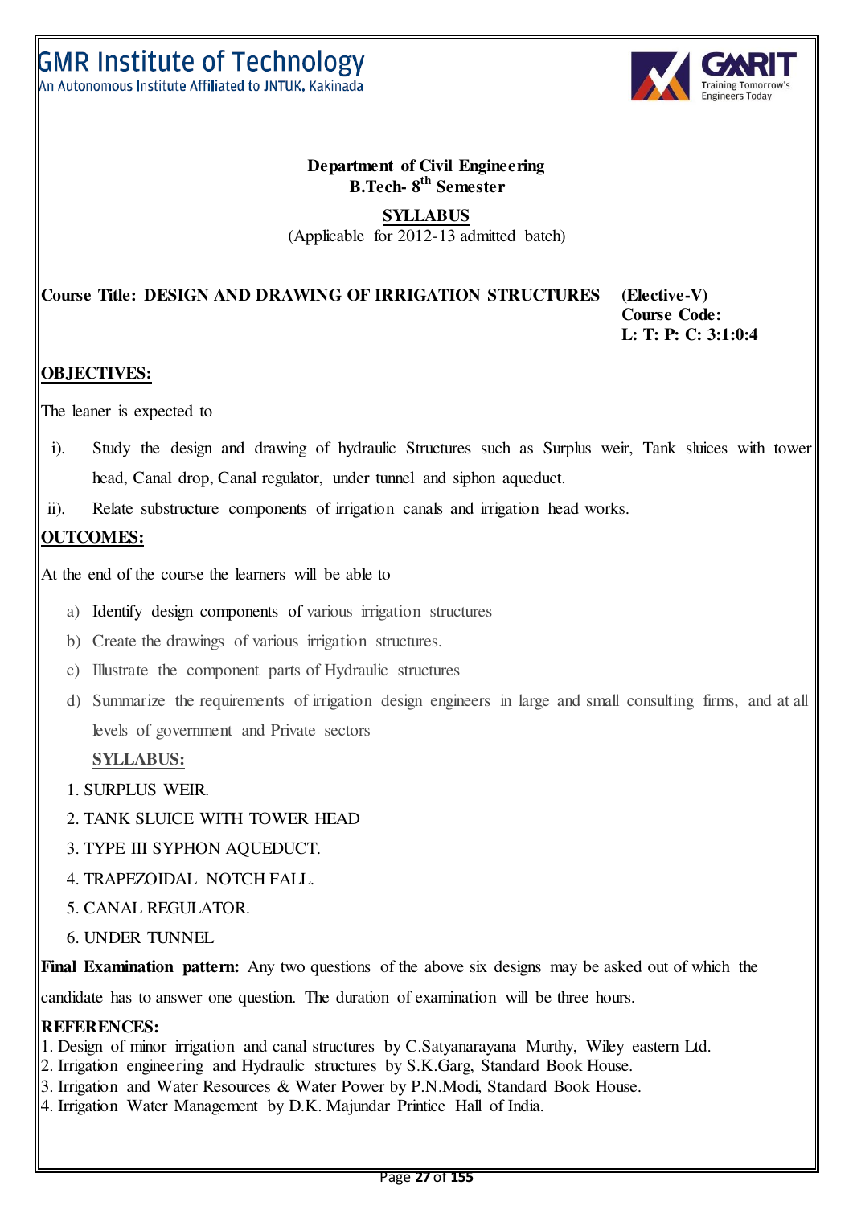# GMR Institute of Technology

An Autonomous Institute Affiliated to JNTUK, Kakinada

**Department of Civil Engineering**
**B.Tech- 8th Semester**

**SYLLABUS**
(Applicable for 2012-13 admitted batch)

**Course Title: DESIGN AND DRAWING OF IRRIGATION STRUCTURES (Elective-V)**
**Course Code:**
**L: T: P: C: 3:1:0:4**

## OBJECTIVES:

The leaner is expected to

i). Study the design and drawing of hydraulic Structures such as Surplus weir, Tank sluices with tower head, Canal drop, Canal regulator, under tunnel and siphon aqueduct.

ii). Relate substructure components of irrigation canals and irrigation head works.

## OUTCOMES:

At the end of the course the learners will be able to

a) Identify design components of various irrigation structures
b) Create the drawings of various irrigation structures.
c) Illustrate the component parts of Hydraulic structures
d) Summarize the requirements of irrigation design engineers in large and small consulting firms, and at all levels of government and Private sectors

## SYLLABUS:

1. SURPLUS WEIR.
2. TANK SLUICE WITH TOWER HEAD
3. TYPE III SYPHON AQUEDUCT.
4. TRAPEZOIDAL NOTCH FALL.
5. CANAL REGULATOR.
6. UNDER TUNNEL

**Final Examination pattern:** Any two questions of the above six designs may be asked out of which the candidate has to answer one question. The duration of examination will be three hours.

## REFERENCES:

1. Design of minor irrigation and canal structures by C.Satyanarayana Murthy, Wiley eastern Ltd.
2. Irrigation engineering and Hydraulic structures by S.K.Garg, Standard Book House.
3. Irrigation and Water Resources & Water Power by P.N.Modi, Standard Book House.
4. Irrigation Water Management by D.K. Majundar Printice Hall of India.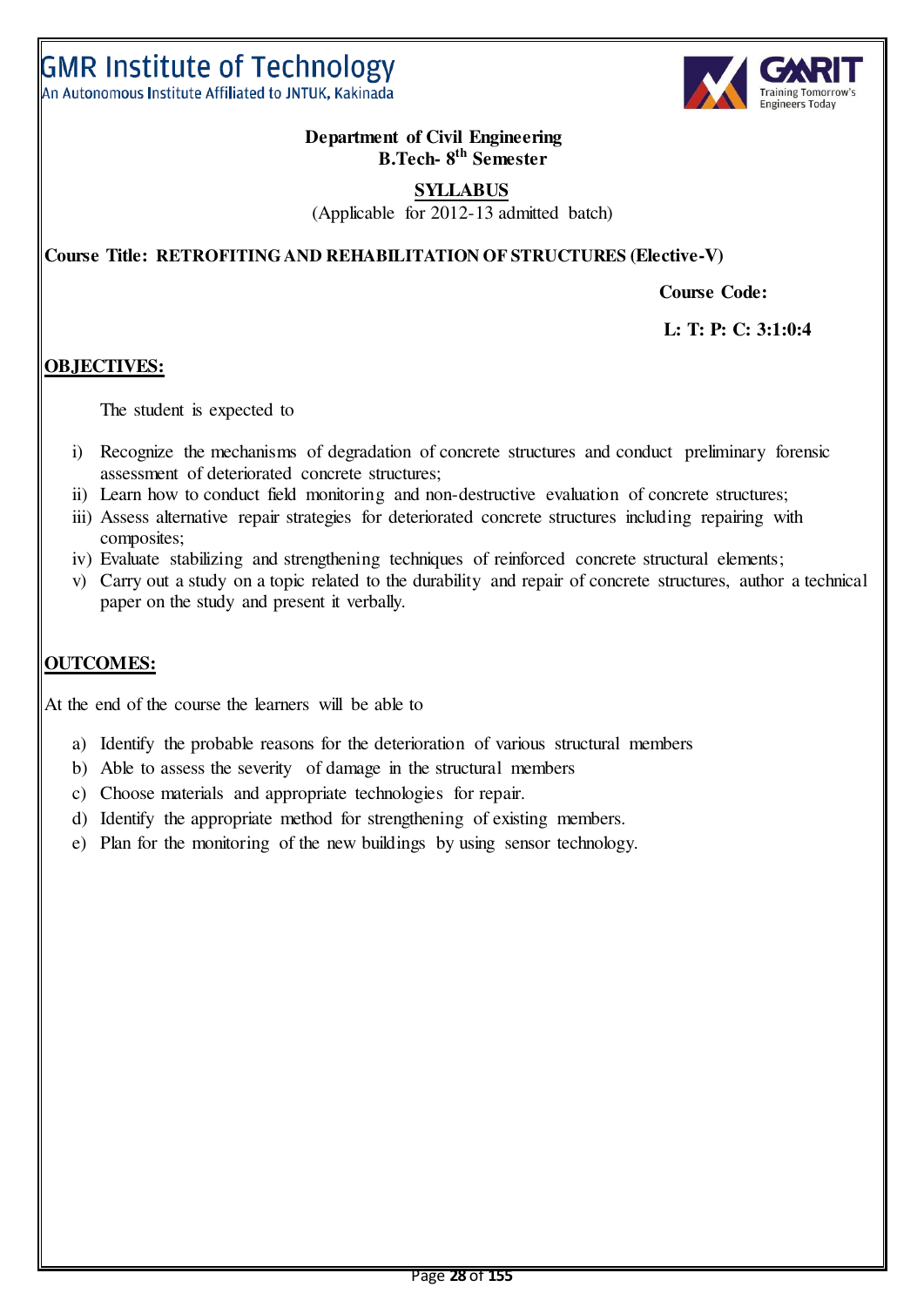# GMR Institute of Technology

An Autonomous Institute Affiliated to JNTUK, Kakinada

**Department of Civil Engineering**
**B.Tech- 8th Semester**

**SYLLABUS**

(Applicable for 2012-13 admitted batch)

**Course Title: RETROFITING AND REHABILITATION OF STRUCTURES (Elective-V)**

**Course Code:**

**L: T: P: C: 3:1:0:4**

## OBJECTIVES:

The student is expected to

i) Recognize the mechanisms of degradation of concrete structures and conduct preliminary forensic assessment of deteriorated concrete structures;
ii) Learn how to conduct field monitoring and non-destructive evaluation of concrete structures;
iii) Assess alternative repair strategies for deteriorated concrete structures including repairing with composites;
iv) Evaluate stabilizing and strengthening techniques of reinforced concrete structural elements;
v) Carry out a study on a topic related to the durability and repair of concrete structures, author a technical paper on the study and present it verbally.

## OUTCOMES:

At the end of the course the learners will be able to

a) Identify the probable reasons for the deterioration of various structural members
b) Able to assess the severity of damage in the structural members
c) Choose materials and appropriate technologies for repair.
d) Identify the appropriate method for strengthening of existing members.
e) Plan for the monitoring of the new buildings by using sensor technology.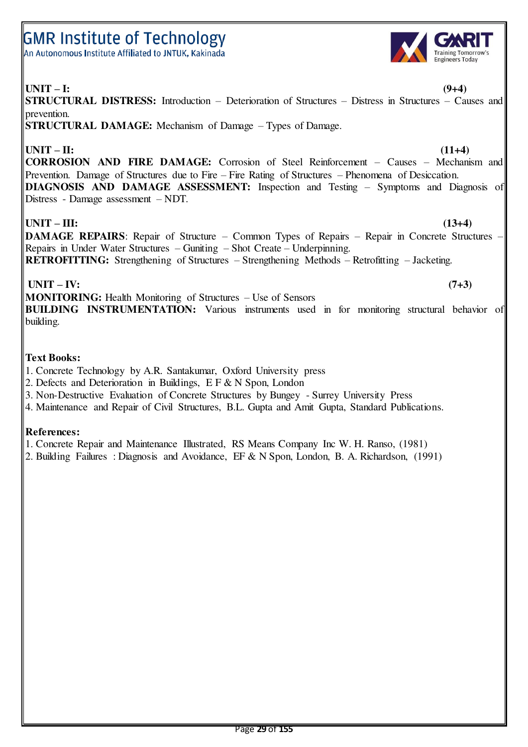**UNIT – I:** **(9+4)**

**STRUCTURAL DISTRESS:** Introduction – Deterioration of Structures – Distress in Structures – Causes and prevention.

**STRUCTURAL DAMAGE:** Mechanism of Damage – Types of Damage.

**UNIT – II:** **(11+4)**

**CORROSION AND FIRE DAMAGE:** Corrosion of Steel Reinforcement – Causes – Mechanism and Prevention. Damage of Structures due to Fire – Fire Rating of Structures – Phenomena of Desiccation.

**DIAGNOSIS AND DAMAGE ASSESSMENT:** Inspection and Testing – Symptoms and Diagnosis of Distress - Damage assessment – NDT.

**UNIT – III:** **(13+4)**

**DAMAGE REPAIRS**: Repair of Structure – Common Types of Repairs – Repair in Concrete Structures – Repairs in Under Water Structures – Guniting – Shot Create – Underpinning.

**RETROFITTING:** Strengthening of Structures – Strengthening Methods – Retrofitting – Jacketing.

**UNIT – IV:** **(7+3)**

**MONITORING:** Health Monitoring of Structures – Use of Sensors

**BUILDING INSTRUMENTATION:** Various instruments used in for monitoring structural behavior of building.

**Text Books:**

1. Concrete Technology by A.R. Santakumar, Oxford University press
2. Defects and Deterioration in Buildings, E F & N Spon, London
3. Non-Destructive Evaluation of Concrete Structures by Bungey - Surrey University Press
4. Maintenance and Repair of Civil Structures, B.L. Gupta and Amit Gupta, Standard Publications.

**References:**

1. Concrete Repair and Maintenance Illustrated, RS Means Company Inc W. H. Ranso, (1981)
2. Building Failures : Diagnosis and Avoidance, EF & N Spon, London, B. A. Richardson, (1991)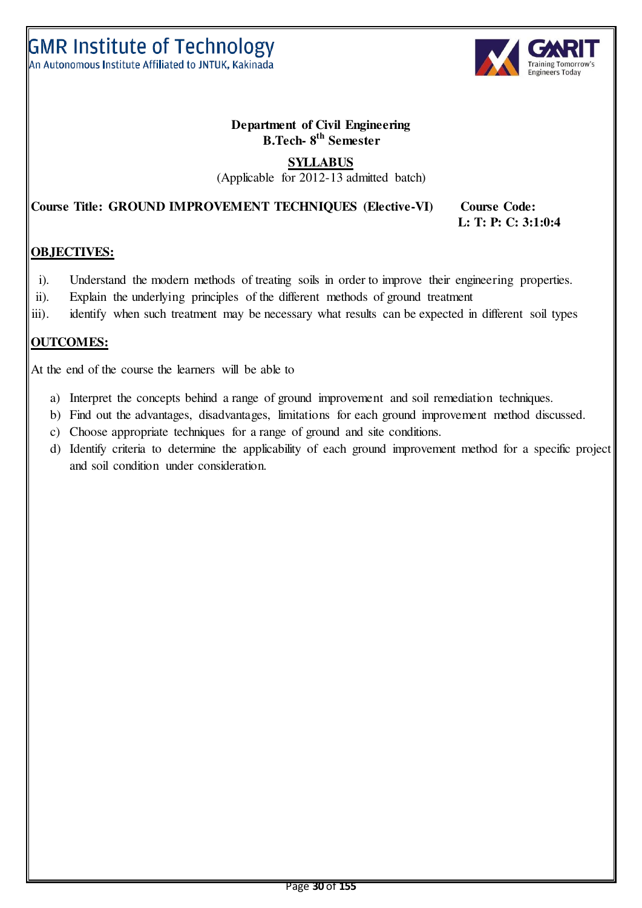**Department of Civil Engineering**
**B.Tech- 8th Semester**

**SYLLABUS**
(Applicable for 2012-13 admitted batch)

**Course Title: GROUND IMPROVEMENT TECHNIQUES (Elective-VI)** **Course Code:**
**L: T: P: C: 3:1:0:4**

## OBJECTIVES:

i). Understand the modern methods of treating soils in order to improve their engineering properties.
ii). Explain the underlying principles of the different methods of ground treatment
iii). identify when such treatment may be necessary what results can be expected in different soil types

## OUTCOMES:

At the end of the course the learners will be able to

a) Interpret the concepts behind a range of ground improvement and soil remediation techniques.
b) Find out the advantages, disadvantages, limitations for each ground improvement method discussed.
c) Choose appropriate techniques for a range of ground and site conditions.
d) Identify criteria to determine the applicability of each ground improvement method for a specific project and soil condition under consideration.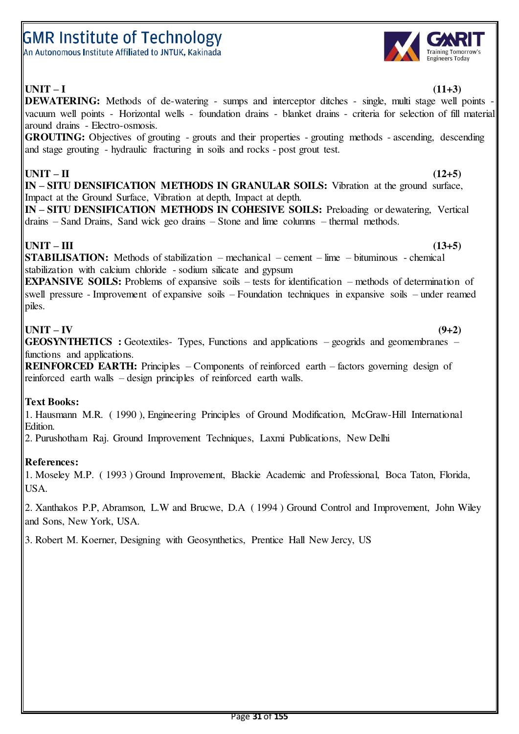**UNIT – I** **(11+3)**

**DEWATERING:** Methods of de-watering - sumps and interceptor ditches - single, multi stage well points - vacuum well points - Horizontal wells - foundation drains - blanket drains - criteria for selection of fill material around drains - Electro-osmosis.

**GROUTING:** Objectives of grouting - grouts and their properties - grouting methods - ascending, descending and stage grouting - hydraulic fracturing in soils and rocks - post grout test.

**UNIT – II** **(12+5)**

**IN – SITU DENSIFICATION METHODS IN GRANULAR SOILS:** Vibration at the ground surface, Impact at the Ground Surface, Vibration at depth, Impact at depth.

**IN – SITU DENSIFICATION METHODS IN COHESIVE SOILS:** Preloading or dewatering, Vertical drains – Sand Drains, Sand wick geo drains – Stone and lime columns – thermal methods.

**UNIT – III** **(13+5)**

**STABILISATION:** Methods of stabilization – mechanical – cement – lime – bituminous - chemical stabilization with calcium chloride - sodium silicate and gypsum

**EXPANSIVE SOILS:** Problems of expansive soils – tests for identification – methods of determination of swell pressure - Improvement of expansive soils – Foundation techniques in expansive soils – under reamed piles.

**UNIT – IV** **(9+2)**

**GEOSYNTHETICS :** Geotextiles- Types, Functions and applications – geogrids and geomembranes – functions and applications.

**REINFORCED EARTH:** Principles – Components of reinforced earth – factors governing design of reinforced earth walls – design principles of reinforced earth walls.

**Text Books:**

1. Hausmann M.R. ( 1990 ), Engineering Principles of Ground Modification, McGraw-Hill International Edition.
2. Purushotham Raj. Ground Improvement Techniques, Laxmi Publications, New Delhi

**References:**

1. Moseley M.P. ( 1993 ) Ground Improvement, Blackie Academic and Professional, Boca Taton, Florida, USA.

2. Xanthakos P.P, Abramson, L.W and Brucwe, D.A ( 1994 ) Ground Control and Improvement, John Wiley and Sons, New York, USA.

3. Robert M. Koerner, Designing with Geosynthetics, Prentice Hall New Jercy, US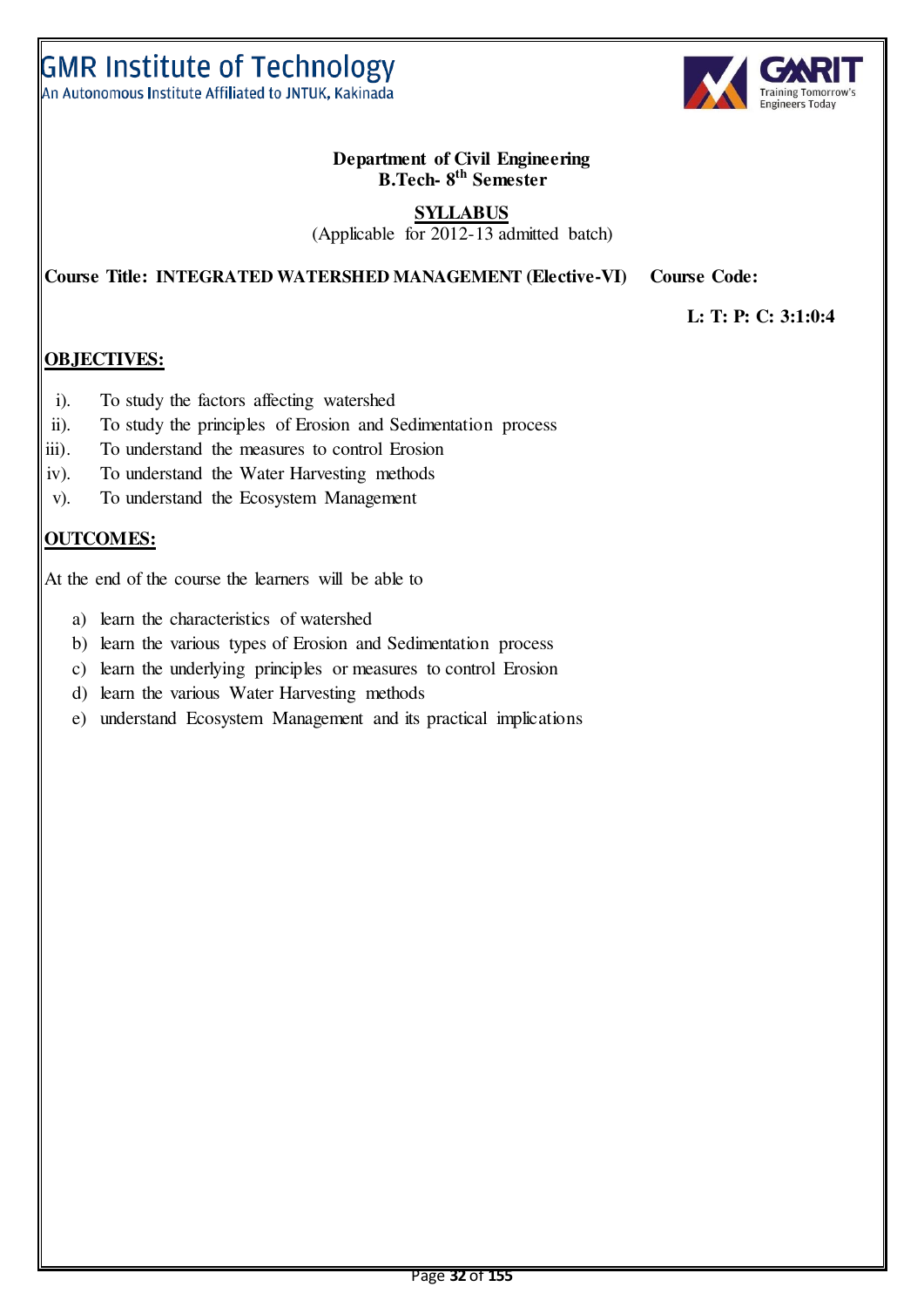**Department of Civil Engineering**
**B.Tech- 8th Semester**

**SYLLABUS**
(Applicable for 2012-13 admitted batch)

**Course Title: INTEGRATED WATERSHED MANAGEMENT (Elective-VI)** **Course Code:**

**L: T: P: C: 3:1:0:4**

## OBJECTIVES:

i). To study the factors affecting watershed

ii). To study the principles of Erosion and Sedimentation process

iii). To understand the measures to control Erosion

iv). To understand the Water Harvesting methods

v). To understand the Ecosystem Management

## OUTCOMES:

At the end of the course the learners will be able to

a) learn the characteristics of watershed
b) learn the various types of Erosion and Sedimentation process
c) learn the underlying principles or measures to control Erosion
d) learn the various Water Harvesting methods
e) understand Ecosystem Management and its practical implications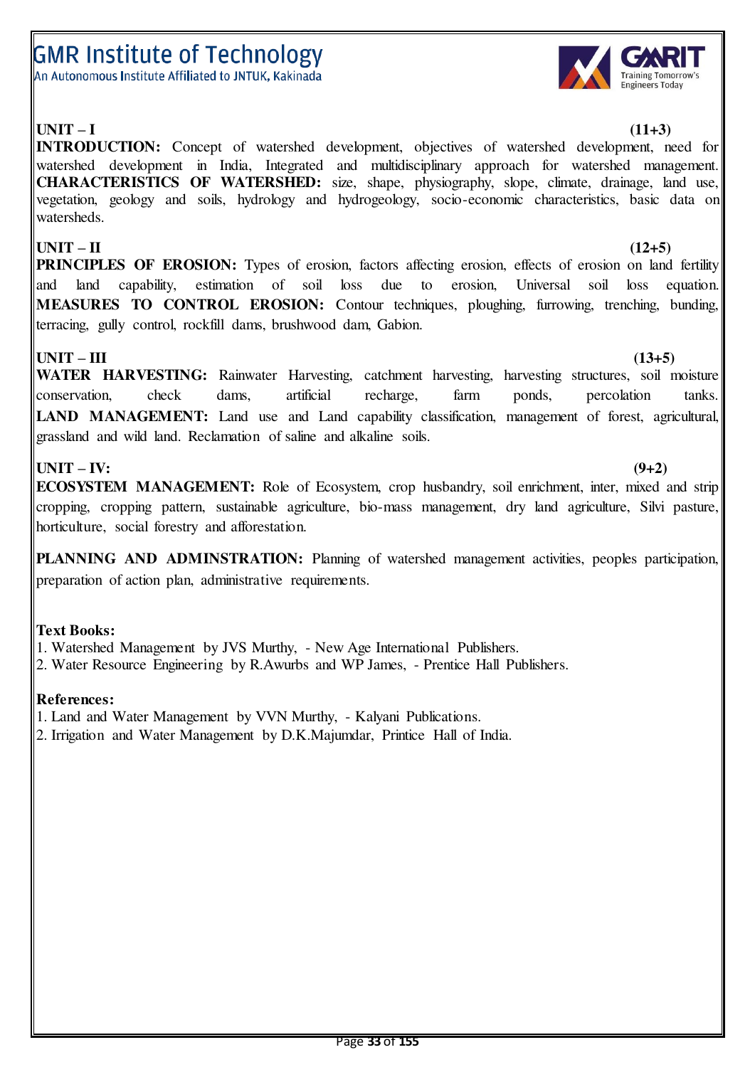**UNIT – I** **(11+3)**

**INTRODUCTION:** Concept of watershed development, objectives of watershed development, need for watershed development in India, Integrated and multidisciplinary approach for watershed management. **CHARACTERISTICS OF WATERSHED:** size, shape, physiography, slope, climate, drainage, land use, vegetation, geology and soils, hydrology and hydrogeology, socio-economic characteristics, basic data on watersheds.

**UNIT – II** **(12+5)**

**PRINCIPLES OF EROSION:** Types of erosion, factors affecting erosion, effects of erosion on land fertility and land capability, estimation of soil loss due to erosion, Universal soil loss equation. **MEASURES TO CONTROL EROSION:** Contour techniques, ploughing, furrowing, trenching, bunding, terracing, gully control, rockfill dams, brushwood dam, Gabion.

**UNIT – III** **(13+5)**

**WATER HARVESTING:** Rainwater Harvesting, catchment harvesting, harvesting structures, soil moisture conservation, check dams, artificial recharge, farm ponds, percolation tanks. **LAND MANAGEMENT:** Land use and Land capability classification, management of forest, agricultural, grassland and wild land. Reclamation of saline and alkaline soils.

**UNIT – IV:** **(9+2)**

**ECOSYSTEM MANAGEMENT:** Role of Ecosystem, crop husbandry, soil enrichment, inter, mixed and strip cropping, cropping pattern, sustainable agriculture, bio-mass management, dry land agriculture, Silvi pasture, horticulture, social forestry and afforestation.

**PLANNING AND ADMINSTRATION:** Planning of watershed management activities, peoples participation, preparation of action plan, administrative requirements.

**Text Books:**

1. Watershed Management by JVS Murthy, - New Age International Publishers.
2. Water Resource Engineering by R.Awurbs and WP James, - Prentice Hall Publishers.

**References:**

1. Land and Water Management by VVN Murthy, - Kalyani Publications.
2. Irrigation and Water Management by D.K.Majumdar, Printice Hall of India.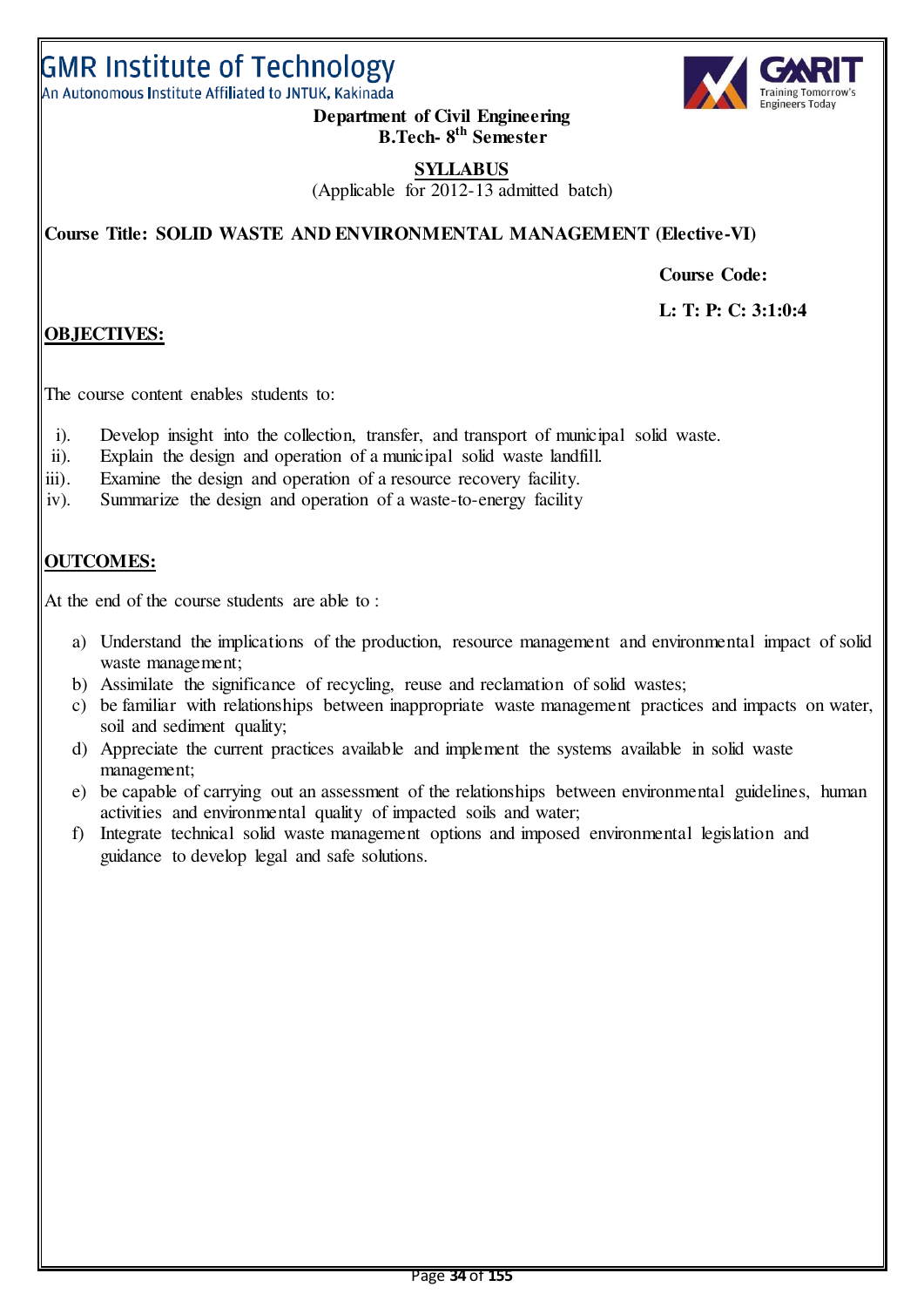GMR Institute of Technology
An Autonomous Institute Affiliated to JNTUK, Kakinada

**Department of Civil Engineering**
**B.Tech- 8th Semester**

## SYLLABUS

(Applicable for 2012-13 admitted batch)

**Course Title: SOLID WASTE AND ENVIRONMENTAL MANAGEMENT (Elective-VI)**

**Course Code:**

**L: T: P: C: 3:1:0:4**

### OBJECTIVES:

The course content enables students to:

i). Develop insight into the collection, transfer, and transport of municipal solid waste.
ii). Explain the design and operation of a municipal solid waste landfill.
iii). Examine the design and operation of a resource recovery facility.
iv). Summarize the design and operation of a waste-to-energy facility

### OUTCOMES:

At the end of the course students are able to :

a) Understand the implications of the production, resource management and environmental impact of solid waste management;
b) Assimilate the significance of recycling, reuse and reclamation of solid wastes;
c) be familiar with relationships between inappropriate waste management practices and impacts on water, soil and sediment quality;
d) Appreciate the current practices available and implement the systems available in solid waste management;
e) be capable of carrying out an assessment of the relationships between environmental guidelines, human activities and environmental quality of impacted soils and water;
f) Integrate technical solid waste management options and imposed environmental legislation and guidance to develop legal and safe solutions.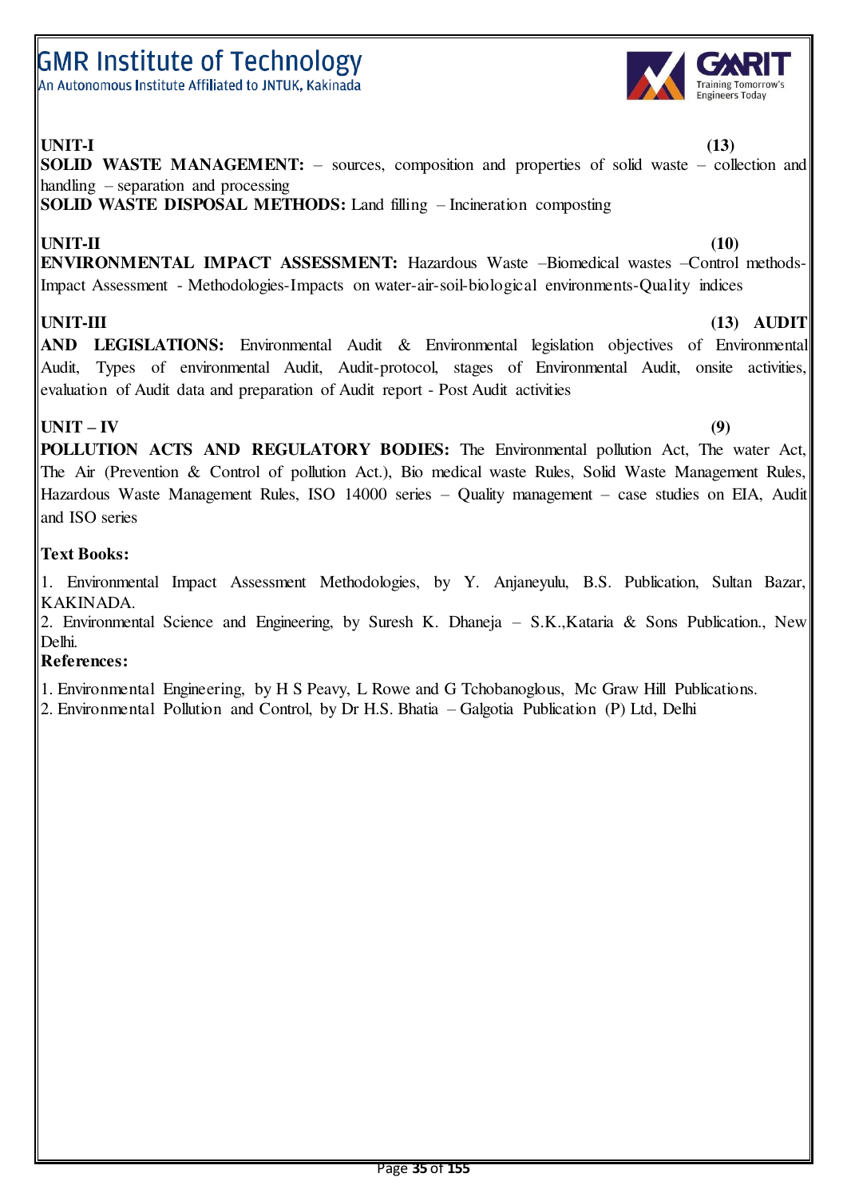**UNIT-I** **(13)**

**SOLID WASTE MANAGEMENT:** – sources, composition and properties of solid waste – collection and handling – separation and processing

**SOLID WASTE DISPOSAL METHODS:** Land filling – Incineration composting

**UNIT-II** **(10)**

**ENVIRONMENTAL IMPACT ASSESSMENT:** Hazardous Waste –Biomedical wastes –Control methods-Impact Assessment - Methodologies-Impacts on water-air-soil-biological environments-Quality indices

**UNIT-III** **(13)** **AUDIT AND LEGISLATIONS:** Environmental Audit & Environmental legislation objectives of Environmental Audit, Types of environmental Audit, Audit-protocol, stages of Environmental Audit, onsite activities, evaluation of Audit data and preparation of Audit report - Post Audit activities

**UNIT – IV** **(9)**

**POLLUTION ACTS AND REGULATORY BODIES:** The Environmental pollution Act, The water Act, The Air (Prevention & Control of pollution Act.), Bio medical waste Rules, Solid Waste Management Rules, Hazardous Waste Management Rules, ISO 14000 series – Quality management – case studies on EIA, Audit and ISO series

**Text Books:**

1. Environmental Impact Assessment Methodologies, by Y. Anjaneyulu, B.S. Publication, Sultan Bazar, KAKINADA.
2. Environmental Science and Engineering, by Suresh K. Dhaneja – S.K.,Kataria & Sons Publication., New Delhi.

**References:**

1. Environmental Engineering, by H S Peavy, L Rowe and G Tchobanoglous, Mc Graw Hill Publications.
2. Environmental Pollution and Control, by Dr H.S. Bhatia – Galgotia Publication (P) Ltd, Delhi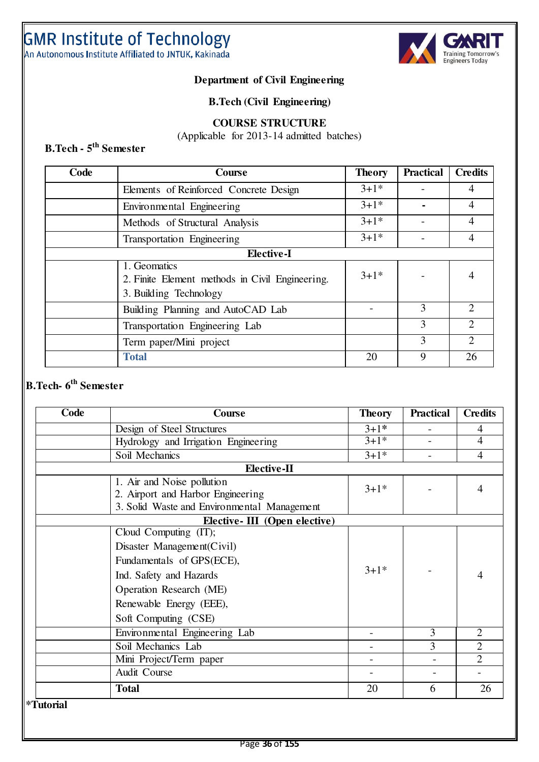# GMR Institute of Technology

An Autonomous Institute Affiliated to JNTUK, Kakinada

**Department of Civil Engineering**

**B.Tech (Civil Engineering)**

**COURSE STRUCTURE**

(Applicable for 2013-14 admitted batches)

### B.Tech - 5th Semester

| Code | Course | Theory | Practical | Credits |
|---|---|---|---|---|
| | Elements of Reinforced Concrete Design | 3+1* | - | 4 |
| | Environmental Engineering | 3+1* | - | 4 |
| | Methods of Structural Analysis | 3+1* | - | 4 |
| | Transportation Engineering | 3+1* | - | 4 |
| | **Elective-I** | | | |
| | 1. Geomatics<br>2. Finite Element methods in Civil Engineering.<br>3. Building Technology | 3+1* | - | 4 |
| | Building Planning and AutoCAD Lab | - | 3 | 2 |
| | Transportation Engineering Lab | | 3 | 2 |
| | Term paper/Mini project | | 3 | 2 |
| | **Total** | 20 | 9 | 26 |

### B.Tech- 6th Semester

| Code | Course | Theory | Practical | Credits |
|---|---|---|---|---|
| | Design of Steel Structures | 3+1* | - | 4 |
| | Hydrology and Irrigation Engineering | 3+1* | - | 4 |
| | Soil Mechanics | 3+1* | - | 4 |
| | **Elective-II** | | | |
| | 1. Air and Noise pollution<br>2. Airport and Harbor Engineering<br>3. Solid Waste and Environmental Management | 3+1* | - | 4 |
| | **Elective- III (Open elective)** | | | |
| | Cloud Computing (IT);<br>Disaster Management(Civil)<br>Fundamentals of GPS(ECE),<br>Ind. Safety and Hazards<br>Operation Research (ME)<br>Renewable Energy (EEE),<br>Soft Computing (CSE) | 3+1* | - | 4 |
| | Environmental Engineering Lab | - | 3 | 2 |
| | Soil Mechanics Lab | - | 3 | 2 |
| | Mini Project/Term paper | - | - | 2 |
| | Audit Course | - | - | - |
| | **Total** | 20 | 6 | 26 |

***Tutorial**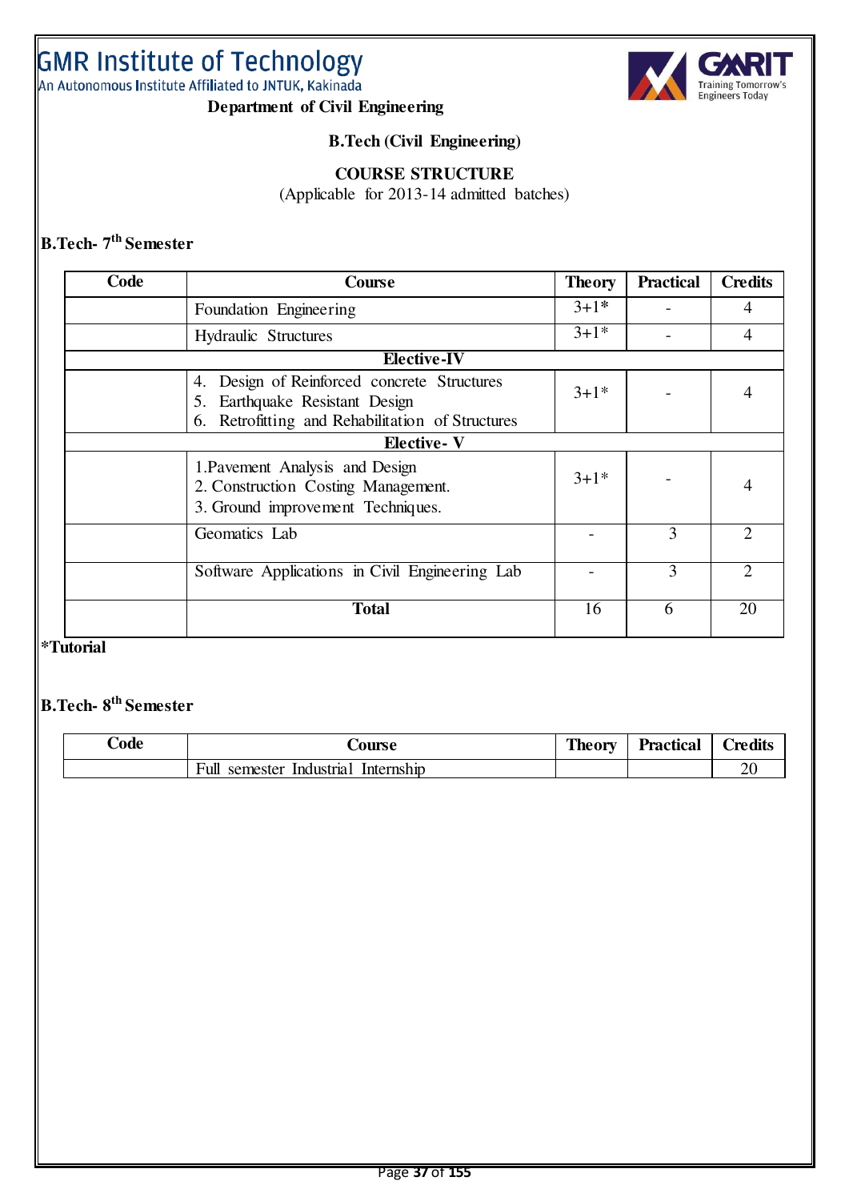GMR Institute of Technology
An Autonomous Institute Affiliated to JNTUK, Kakinada

**Department of Civil Engineering**

**B.Tech (Civil Engineering)**

**COURSE STRUCTURE**
(Applicable for 2013-14 admitted batches)

### B.Tech- 7th Semester

| Code | Course | Theory | Practical | Credits |
|---|---|---|---|---|
| | Foundation Engineering | 3+1* | - | 4 |
| | Hydraulic Structures | 3+1* | - | 4 |
| | **Elective-IV** | | | |
| | 4. Design of Reinforced concrete Structures<br>5. Earthquake Resistant Design<br>6. Retrofitting and Rehabilitation of Structures | 3+1* | - | 4 |
| | **Elective- V** | | | |
| | 1.Pavement Analysis and Design<br>2. Construction Costing Management.<br>3. Ground improvement Techniques. | 3+1* | - | 4 |
| | Geomatics Lab | - | 3 | 2 |
| | Software Applications in Civil Engineering Lab | - | 3 | 2 |
| | **Total** | 16 | 6 | 20 |

***Tutorial**

### B.Tech- 8th Semester

| Code | Course | Theory | Practical | Credits |
|---|---|---|---|---|
| | Full semester Industrial Internship | | | 20 |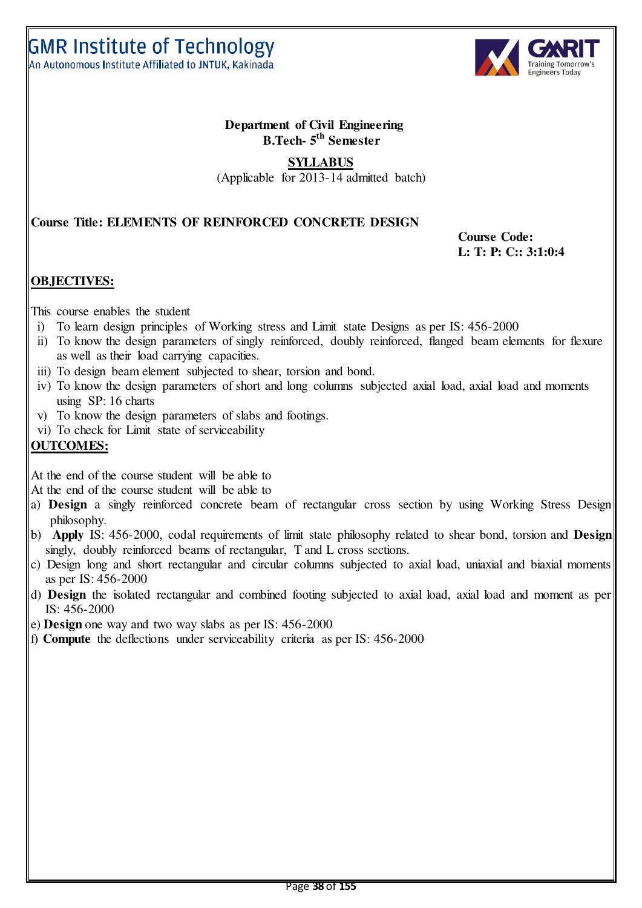**Department of Civil Engineering**
**B.Tech- 5th Semester**

**SYLLABUS**
(Applicable for 2013-14 admitted batch)

**Course Title: ELEMENTS OF REINFORCED CONCRETE DESIGN**

**Course Code:**
**L: T: P: C:: 3:1:0:4**

## OBJECTIVES:

This course enables the student

i) To learn design principles of Working stress and Limit state Designs as per IS: 456-2000
ii) To know the design parameters of singly reinforced, doubly reinforced, flanged beam elements for flexure as well as their load carrying capacities.
iii) To design beam element subjected to shear, torsion and bond.
iv) To know the design parameters of short and long columns subjected axial load, axial load and moments using SP: 16 charts
v) To know the design parameters of slabs and footings.
vi) To check for Limit state of serviceability

## OUTCOMES:

At the end of the course student will be able to
At the end of the course student will be able to

a) **Design** a singly reinforced concrete beam of rectangular cross section by using Working Stress Design philosophy.
b) **Apply** IS: 456-2000, codal requirements of limit state philosophy related to shear bond, torsion and **Design** singly, doubly reinforced beams of rectangular, T and L cross sections.
c) Design long and short rectangular and circular columns subjected to axial load, uniaxial and biaxial moments as per IS: 456-2000
d) **Design** the isolated rectangular and combined footing subjected to axial load, axial load and moment as per IS: 456-2000
e) **Design** one way and two way slabs as per IS: 456-2000
f) **Compute** the deflections under serviceability criteria as per IS: 456-2000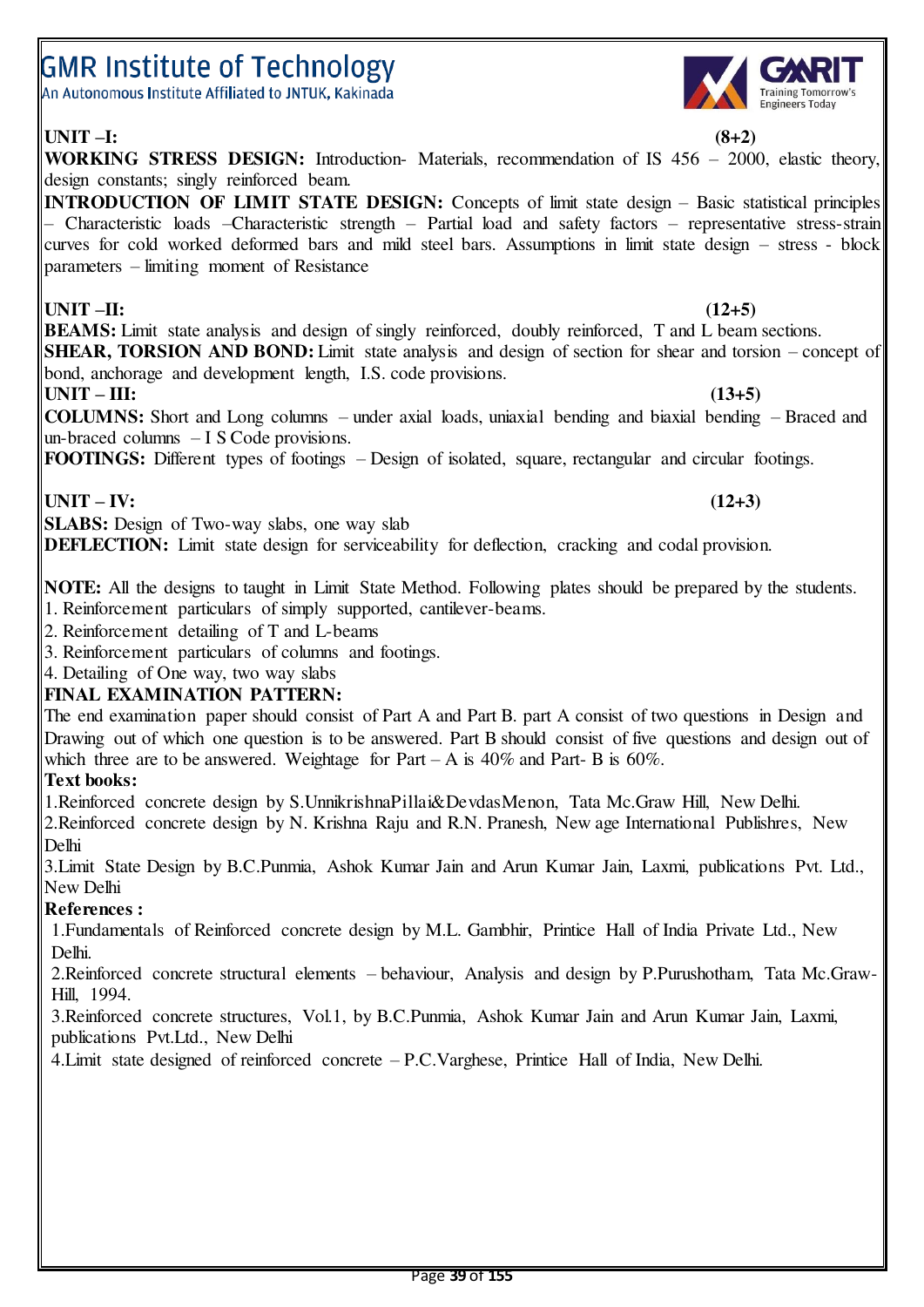**UNIT –I: (8+2)**

**WORKING STRESS DESIGN:** Introduction- Materials, recommendation of IS 456 – 2000, elastic theory, design constants; singly reinforced beam.

**INTRODUCTION OF LIMIT STATE DESIGN:** Concepts of limit state design – Basic statistical principles – Characteristic loads –Characteristic strength – Partial load and safety factors – representative stress-strain curves for cold worked deformed bars and mild steel bars. Assumptions in limit state design – stress - block parameters – limiting moment of Resistance

**UNIT –II: (12+5)**

**BEAMS:** Limit state analysis and design of singly reinforced, doubly reinforced, T and L beam sections.

**SHEAR, TORSION AND BOND:** Limit state analysis and design of section for shear and torsion – concept of bond, anchorage and development length, I.S. code provisions.

**UNIT – III: (13+5)**

**COLUMNS:** Short and Long columns – under axial loads, uniaxial bending and biaxial bending – Braced and un-braced columns – I S Code provisions.

**FOOTINGS:** Different types of footings – Design of isolated, square, rectangular and circular footings.

**UNIT – IV: (12+3)**

**SLABS:** Design of Two-way slabs, one way slab

**DEFLECTION:** Limit state design for serviceability for deflection, cracking and codal provision.

**NOTE:** All the designs to taught in Limit State Method. Following plates should be prepared by the students.

1. Reinforcement particulars of simply supported, cantilever-beams.
2. Reinforcement detailing of T and L-beams
3. Reinforcement particulars of columns and footings.
4. Detailing of One way, two way slabs

**FINAL EXAMINATION PATTERN:**

The end examination paper should consist of Part A and Part B. part A consist of two questions in Design and Drawing out of which one question is to be answered. Part B should consist of five questions and design out of which three are to be answered. Weightage for Part – A is 40% and Part- B is 60%.

**Text books:**

1. Reinforced concrete design by S.UnnikrishnaPillai&DevdasMenon, Tata Mc.Graw Hill, New Delhi.
2. Reinforced concrete design by N. Krishna Raju and R.N. Pranesh, New age International Publishres, New Delhi
3. Limit State Design by B.C.Punmia, Ashok Kumar Jain and Arun Kumar Jain, Laxmi, publications Pvt. Ltd., New Delhi

**References :**

1. Fundamentals of Reinforced concretes design by M.L. Gambhir, Printice Hall of India Private Ltd., New Delhi.
2. Reinforced concrete structural elements – behaviour, Analysis and design by P.Purushotham, Tata Mc.Graw-Hill, 1994.
3. Reinforced concrete structures, Vol.1, by B.C.Punmia, Ashok Kumar Jain and Arun Kumar Jain, Laxmi, publications Pvt.Ltd., New Delhi
4. Limit state designed of reinforced concrete – P.C.Varghese, Printice Hall of India, New Delhi.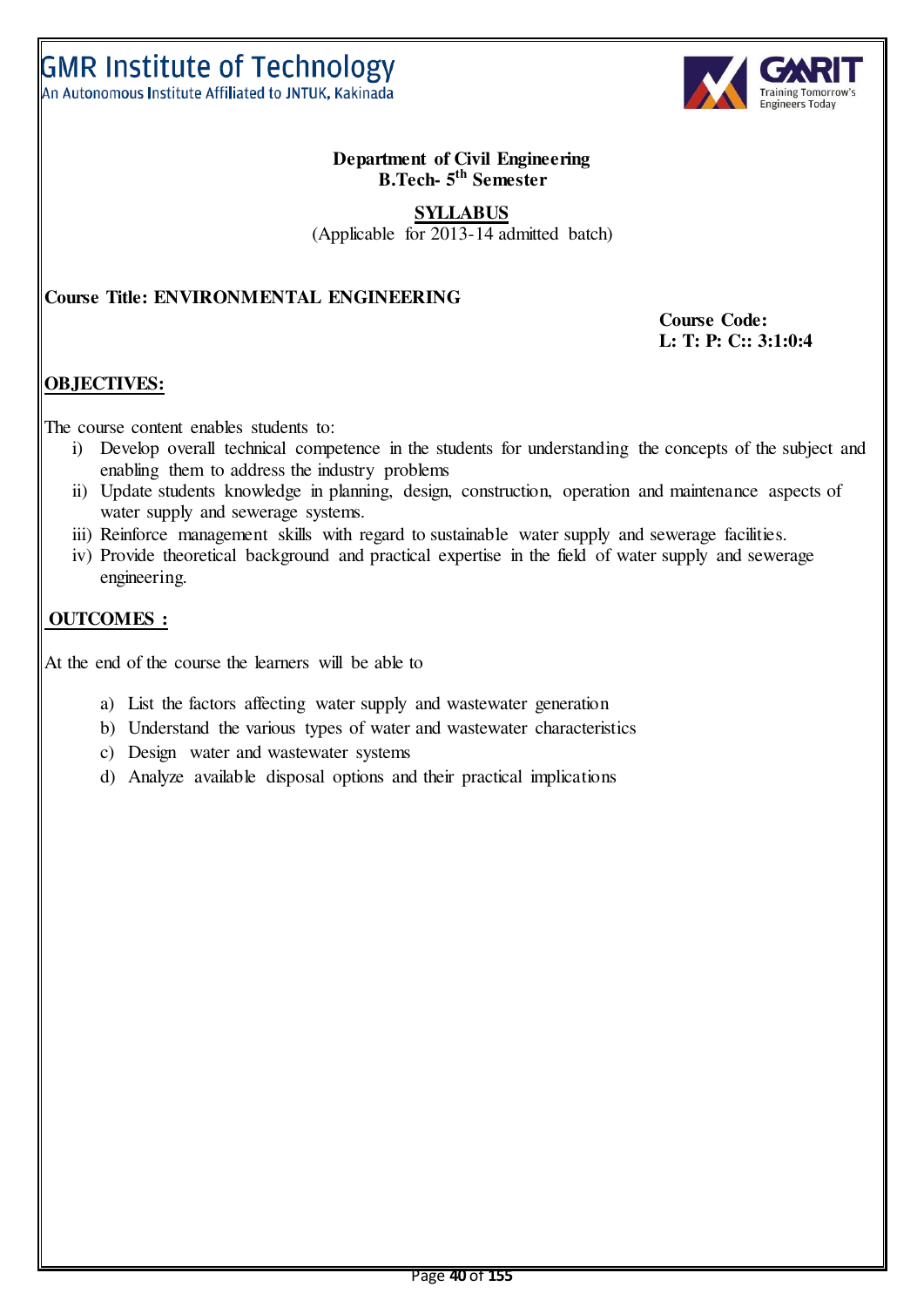**Department of Civil Engineering**
**B.Tech- 5th Semester**

**SYLLABUS**
(Applicable for 2013-14 admitted batch)

**Course Title: ENVIRONMENTAL ENGINEERING**

**Course Code:**
**L: T: P: C:: 3:1:0:4**

## OBJECTIVES:

The course content enables students to:

i) Develop overall technical competence in the students for understanding the concepts of the subject and enabling them to address the industry problems
ii) Update students knowledge in planning, design, construction, operation and maintenance aspects of water supply and sewerage systems.
iii) Reinforce management skills with regard to sustainable water supply and sewerage facilities.
iv) Provide theoretical background and practical expertise in the field of water supply and sewerage engineering.

## OUTCOMES :

At the end of the course the learners will be able to

a) List the factors affecting water supply and wastewater generation
b) Understand the various types of water and wastewater characteristics
c) Design water and wastewater systems
d) Analyze available disposal options and their practical implications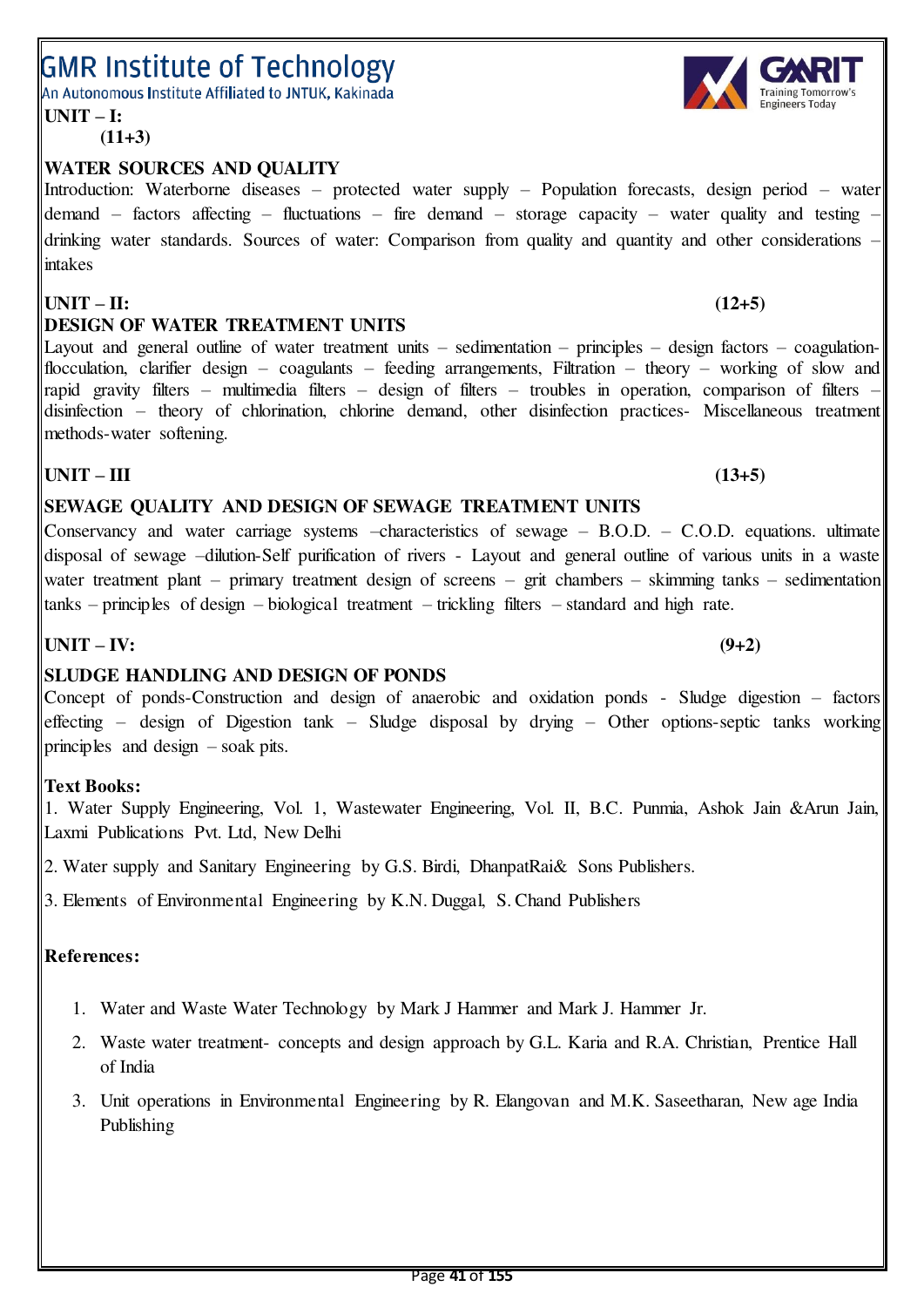**UNIT – I:**
**(11+3)**

**WATER SOURCES AND QUALITY**

Introduction: Waterborne diseases – protected water supply – Population forecasts, design period – water demand – factors affecting – fluctuations – fire demand – storage capacity – water quality and testing – drinking water standards. Sources of water: Comparison from quality and quantity and other considerations – intakes

**UNIT – II:** **(12+5)**

**DESIGN OF WATER TREATMENT UNITS**

Layout and general outline of water treatment units – sedimentation – principles – design factors – coagulation-flocculation, clarifier design – coagulants – feeding arrangements, Filtration – theory – working of slow and rapid gravity filters – multimedia filters – design of filters – troubles in operation, comparison of filters – disinfection – theory of chlorination, chlorine demand, other disinfection practices- Miscellaneous treatment methods-water softening.

**UNIT – III** **(13+5)**

**SEWAGE QUALITY AND DESIGN OF SEWAGE TREATMENT UNITS**

Conservancy and water carriage systems –characteristics of sewage – B.O.D. – C.O.D. equations. ultimate disposal of sewage –dilution-Self purification of rivers - Layout and general outline of various units in a waste water treatment plant – primary treatment design of screens – grit chambers – skimming tanks – sedimentation tanks – principles of design – biological treatment – trickling filters – standard and high rate.

**UNIT – IV:** **(9+2)**

**SLUDGE HANDLING AND DESIGN OF PONDS**

Concept of ponds-Construction and design of anaerobic and oxidation ponds - Sludge digestion – factors effecting – design of Digestion tank – Sludge disposal by drying – Other options-septic tanks working principles and design – soak pits.

**Text Books:**

1. Water Supply Engineering, Vol. 1, Wastewater Engineering, Vol. II, B.C. Punmia, Ashok Jain &Arun Jain, Laxmi Publications Pvt. Ltd, New Delhi
2. Water supply and Sanitary Engineering by G.S. Birdi, DhanpatRai& Sons Publishers.
3. Elements of Environmental Engineering by K.N. Duggal, S. Chand Publishers

**References:**

1. Water and Waste Water Technology by Mark J Hammer and Mark J. Hammer Jr.
2. Waste water treatment- concepts and design approach by G.L. Karia and R.A. Christian, Prentice Hall of India
3. Unit operations in Environmental Engineering by R. Elangovan and M.K. Saseetharan, New age India Publishing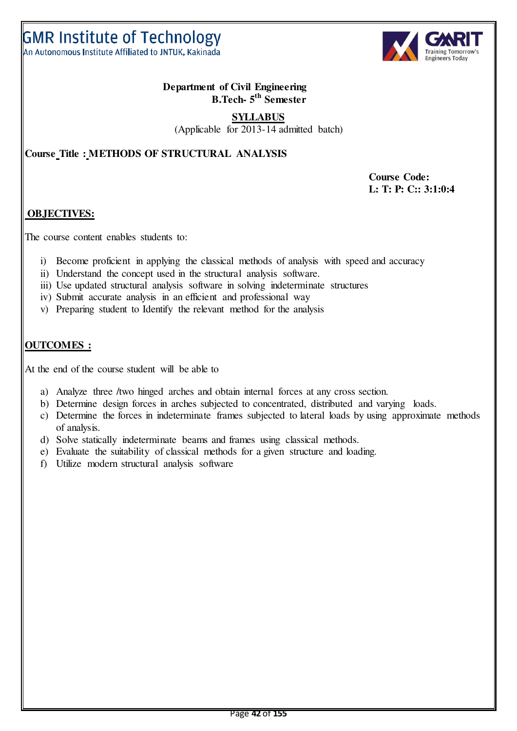GMR Institute of Technology
An Autonomous Institute Affiliated to JNTUK, Kakinada

**Department of Civil Engineering**
**B.Tech- 5th Semester**

**SYLLABUS**
(Applicable for 2013-14 admitted batch)

**Course Title : METHODS OF STRUCTURAL ANALYSIS**

**Course Code:**
**L: T: P: C:: 3:1:0:4**

## OBJECTIVES:

The course content enables students to:

i) Become proficient in applying the classical methods of analysis with speed and accuracy
ii) Understand the concept used in the structural analysis software.
iii) Use updated structural analysis software in solving indeterminate structures
iv) Submit accurate analysis in an efficient and professional way
v) Preparing student to Identify the relevant method for the analysis

## OUTCOMES :

At the end of the course student will be able to

a) Analyze three /two hinged arches and obtain internal forces at any cross section.
b) Determine design forces in arches subjected to concentrated, distributed and varying loads.
c) Determine the forces in indeterminate frames subjected to lateral loads by using approximate methods of analysis.
d) Solve statically indeterminate beams and frames using classical methods.
e) Evaluate the suitability of classical methods for a given structure and loading.
f) Utilize modern structural analysis software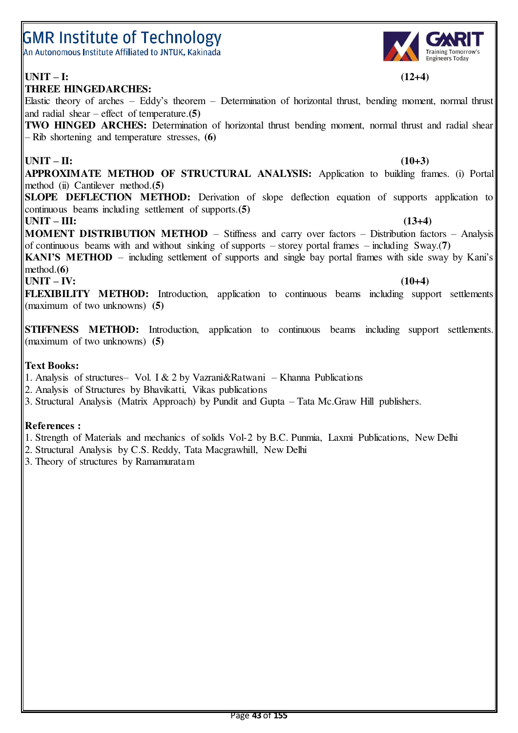**UNIT – I: (12+4)**

**THREE HINGEDARCHES:**

Elastic theory of arches – Eddy's theorem – Determination of horizontal thrust, bending moment, normal thrust and radial shear – effect of temperature.**(5)**

**TWO HINGED ARCHES:** Determination of horizontal thrust bending moment, normal thrust and radial shear – Rib shortening and temperature stresses, **(6)**

**UNIT – II: (10+3)**

**APPROXIMATE METHOD OF STRUCTURAL ANALYSIS:** Application to building frames. (i) Portal method (ii) Cantilever method.**(5)**

**SLOPE DEFLECTION METHOD:** Derivation of slope deflection equation of supports application to continuous beams including settlement of supports.**(5)**

**UNIT – III: (13+4)**

**MOMENT DISTRIBUTION METHOD** – Stiffness and carry over factors – Distribution factors – Analysis of continuous beams with and without sinking of supports – storey portal frames – including Sway.**(7)**

**KANI'S METHOD** – including settlement of supports and single bay portal frames with side sway by Kani's method.**(6)**

**UNIT – IV: (10+4)**

**FLEXIBILITY METHOD:** Introduction, application to continuous beams including support settlements (maximum of two unknowns) **(5)**

**STIFFNESS METHOD:** Introduction, application to continuous beams including support settlements. (maximum of two unknowns) **(5)**

**Text Books:**

1. Analysis of structures– Vol. I & 2 by Vazrani&Ratwani – Khanna Publications
2. Analysis of Structures by Bhavikatti, Vikas publications
3. Structural Analysis (Matrix Approach) by Pundit and Gupta – Tata Mc.Graw Hill publishers.

**References :**

1. Strength of Materials and mechanics of solids Vol-2 by B.C. Punmia, Laxmi Publications, New Delhi
2. Structural Analysis by C.S. Reddy, Tata Macgrawhill, New Delhi
3. Theory of structures by Ramamuratam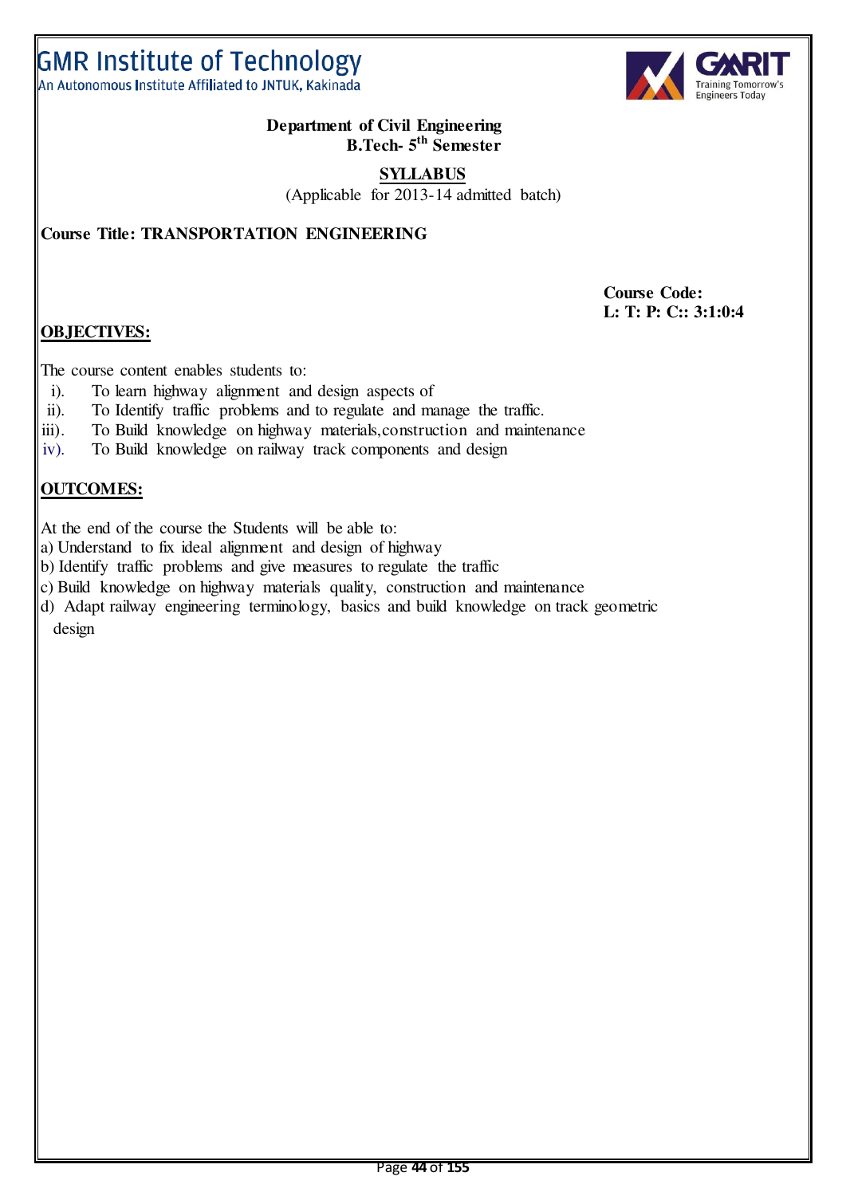# GMR Institute of Technology

An Autonomous Institute Affiliated to JNTUK, Kakinada

**Department of Civil Engineering**
**B.Tech- 5th Semester**

**SYLLABUS**

(Applicable for 2013-14 admitted batch)

**Course Title: TRANSPORTATION ENGINEERING**

**Course Code:**
**L: T: P: C:: 3:1:0:4**

## OBJECTIVES:

The course content enables students to:

i). To learn highway alignment and design aspects of
ii). To Identify traffic problems and to regulate and manage the traffic.
iii). To Build knowledge on highway materials,construction and maintenance
iv). To Build knowledge on railway track components and design

## OUTCOMES:

At the end of the course the Students will be able to:

a) Understand to fix ideal alignment and design of highway
b) Identify traffic problems and give measures to regulate the traffic
c) Build knowledge on highway materials quality, construction and maintenance
d) Adapt railway engineering terminology, basics and build knowledge on track geometric design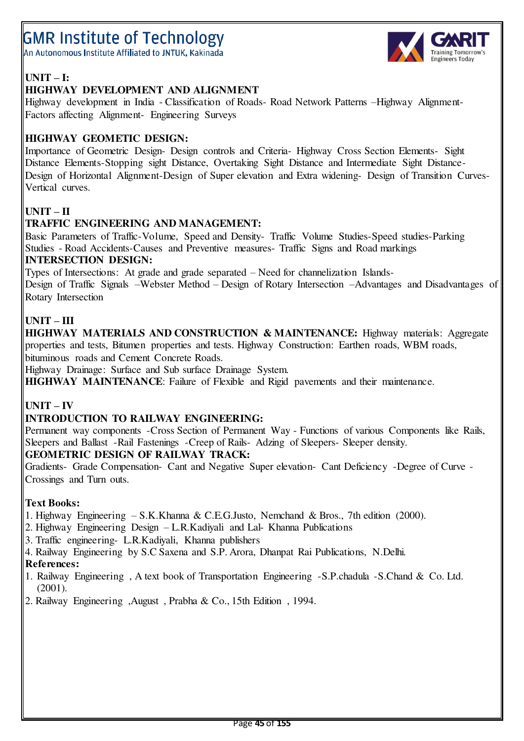**UNIT – I:**

**HIGHWAY DEVELOPMENT AND ALIGNMENT**

Highway development in India - Classification of Roads- Road Network Patterns –Highway Alignment- Factors affecting Alignment- Engineering Surveys

**HIGHWAY GEOMETIC DESIGN:**

Importance of Geometric Design- Design controls and Criteria- Highway Cross Section Elements- Sight Distance Elements-Stopping sight Distance, Overtaking Sight Distance and Intermediate Sight Distance- Design of Horizontal Alignment-Design of Super elevation and Extra widening- Design of Transition Curves-Vertical curves.

**UNIT – II**

**TRAFFIC ENGINEERING AND MANAGEMENT:**

Basic Parameters of Traffic-Volume, Speed and Density- Traffic Volume Studies-Speed studies-Parking Studies - Road Accidents-Causes and Preventive measures- Traffic Signs and Road markings

**INTERSECTION DESIGN:**

Types of Intersections: At grade and grade separated – Need for channelization Islands-
Design of Traffic Signals –Webster Method – Design of Rotary Intersection –Advantages and Disadvantages of Rotary Intersection

**UNIT – III**

**HIGHWAY MATERIALS AND CONSTRUCTION & MAINTENANCE:** Highway materials: Aggregate properties and tests, Bitumen properties and tests. Highway Construction: Earthen roads, WBM roads, bituminous roads and Cement Concrete Roads.

Highway Drainage: Surface and Sub surface Drainage System.

**HIGHWAY MAINTENANCE**: Failure of Flexible and Rigid pavements and their maintenance.

**UNIT – IV**

**INTRODUCTION TO RAILWAY ENGINEERING:**

Permanent way components -Cross Section of Permanent Way - Functions of various Components like Rails, Sleepers and Ballast -Rail Fastenings -Creep of Rails- Adzing of Sleepers- Sleeper density.

**GEOMETRIC DESIGN OF RAILWAY TRACK:**

Gradients- Grade Compensation- Cant and Negative Super elevation- Cant Deficiency -Degree of Curve - Crossings and Turn outs.

**Text Books:**

1. Highway Engineering – S.K.Khanna & C.E.G.Justo, Nemchand & Bros., 7th edition (2000).
2. Highway Engineering Design – L.R.Kadiyali and Lal- Khanna Publications
3. Traffic engineering- L.R.Kadiyali, Khanna publishers
4. Railway Engineering by S.C Saxena and S.P. Arora, Dhanpat Rai Publications, N.Delhi.

**References:**

1. Railway Engineering , A text book of Transportation Engineering -S.P.chadula -S.Chand & Co. Ltd. (2001).
2. Railway Engineering ,August , Prabha & Co., 15th Edition , 1994.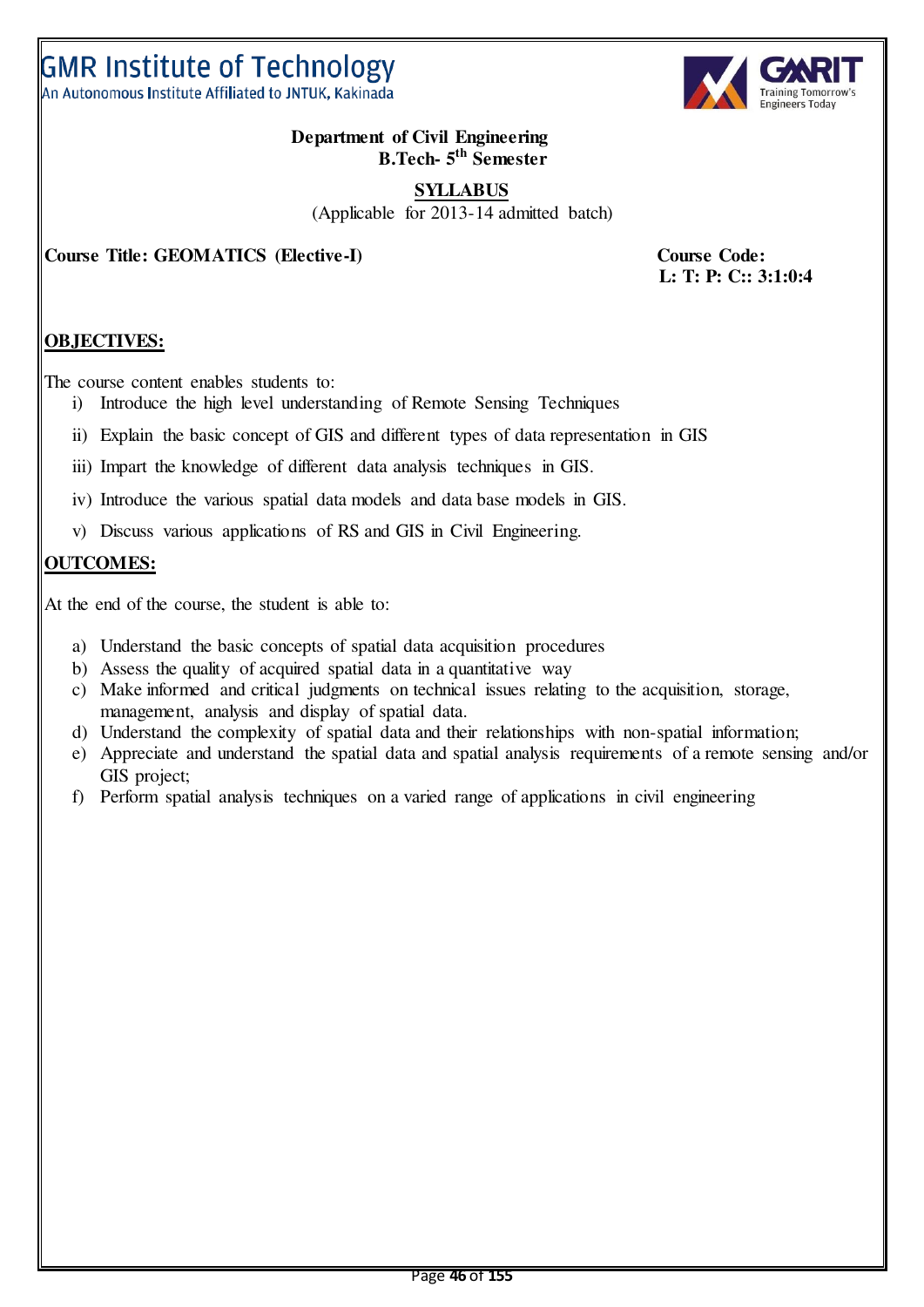GMR Institute of Technology
An Autonomous Institute Affiliated to JNTUK, Kakinada

**Department of Civil Engineering**
**B.Tech- 5th Semester**

**SYLLABUS**
(Applicable for 2013-14 admitted batch)

**Course Title: GEOMATICS (Elective-I)** **Course Code:**
**L: T: P: C:: 3:1:0:4**

## OBJECTIVES:

The course content enables students to:

i) Introduce the high level understanding of Remote Sensing Techniques

ii) Explain the basic concept of GIS and different types of data representation in GIS

iii) Impart the knowledge of different data analysis techniques in GIS.

iv) Introduce the various spatial data models and data base models in GIS.

v) Discuss various applications of RS and GIS in Civil Engineering.

## OUTCOMES:

At the end of the course, the student is able to:

a) Understand the basic concepts of spatial data acquisition procedures
b) Assess the quality of acquired spatial data in a quantitative way
c) Make informed and critical judgments on technical issues relating to the acquisition, storage, management, analysis and display of spatial data.
d) Understand the complexity of spatial data and their relationships with non-spatial information;
e) Appreciate and understand the spatial data and spatial analysis requirements of a remote sensing and/or GIS project;
f) Perform spatial analysis techniques on a varied range of applications in civil engineering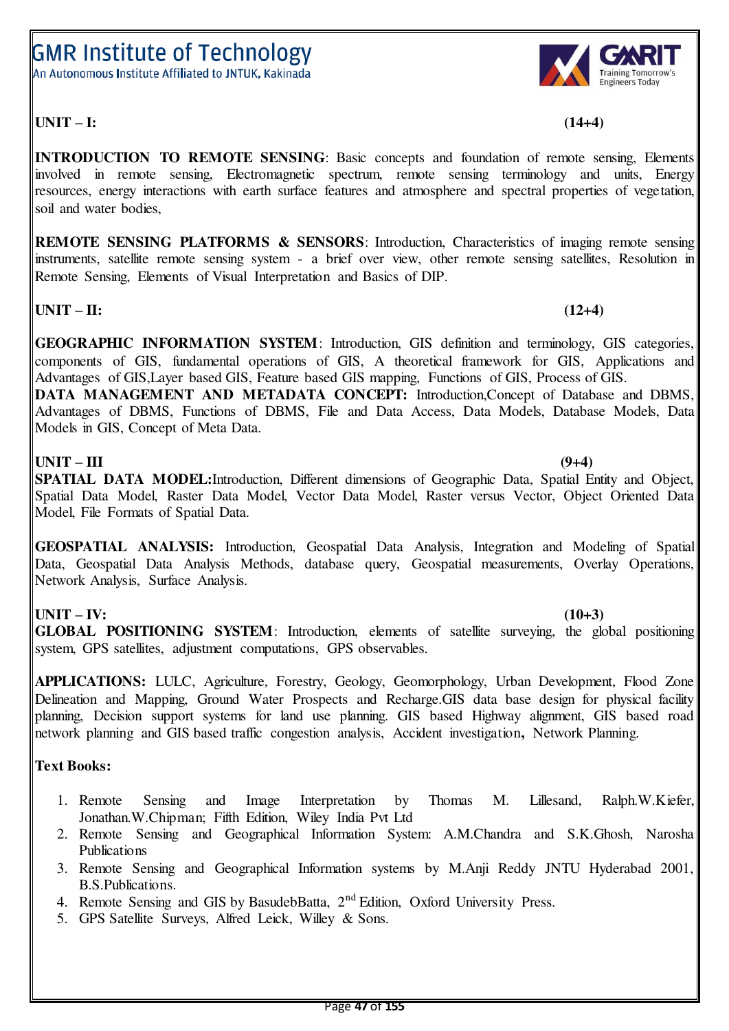**UNIT – I: (14+4)**

**INTRODUCTION TO REMOTE SENSING**: Basic concepts and foundation of remote sensing, Elements involved in remote sensing, Electromagnetic spectrum, remote sensing terminology and units, Energy resources, energy interactions with earth surface features and atmosphere and spectral properties of vegetation, soil and water bodies,

**REMOTE SENSING PLATFORMS & SENSORS**: Introduction, Characteristics of imaging remote sensing instruments, satellite remote sensing system - a brief over view, other remote sensing satellites, Resolution in Remote Sensing, Elements of Visual Interpretation and Basics of DIP.

**UNIT – II: (12+4)**

**GEOGRAPHIC INFORMATION SYSTEM**: Introduction, GIS definition and terminology, GIS categories, components of GIS, fundamental operations of GIS, A theoretical framework for GIS, Applications and Advantages of GIS,Layer based GIS, Feature based GIS mapping, Functions of GIS, Process of GIS.

**DATA MANAGEMENT AND METADATA CONCEPT:** Introduction,Concept of Database and DBMS, Advantages of DBMS, Functions of DBMS, File and Data Access, Data Models, Database Models, Data Models in GIS, Concept of Meta Data.

**UNIT – III (9+4)**

**SPATIAL DATA MODEL:**Introduction, Different dimensions of Geographic Data, Spatial Entity and Object, Spatial Data Model, Raster Data Model, Vector Data Model, Raster versus Vector, Object Oriented Data Model, File Formats of Spatial Data.

**GEOSPATIAL ANALYSIS:** Introduction, Geospatial Data Analysis, Integration and Modeling of Spatial Data, Geospatial Data Analysis Methods, database query, Geospatial measurements, Overlay Operations, Network Analysis, Surface Analysis.

**UNIT – IV: (10+3)**

**GLOBAL POSITIONING SYSTEM**: Introduction, elements of satellite surveying, the global positioning system, GPS satellites, adjustment computations, GPS observables.

**APPLICATIONS:** LULC, Agriculture, Forestry, Geology, Geomorphology, Urban Development, Flood Zone Delineation and Mapping, Ground Water Prospects and Recharge.GIS data base design for physical facility planning, Decision support systems for land use planning. GIS based Highway alignment, GIS based road network planning and GIS based traffic congestion analysis, Accident investigation**,** Network Planning.

**Text Books:**

1. Remote Sensing and Image Interpretation by Thomas M. Lillesand, Ralph.W.Kiefer, Jonathan.W.Chipman; Fifth Edition, Wiley India Pvt Ltd
2. Remote Sensing and Geographical Information System: A.M.Chandra and S.K.Ghosh, Narosha Publications
3. Remote Sensing and Geographical Information systems by M.Anji Reddy JNTU Hyderabad 2001, B.S.Publications.
4. Remote Sensing and GIS by BasudebBatta, 2nd Edition, Oxford University Press.
5. GPS Satellite Surveys, Alfred Leick, Willey & Sons.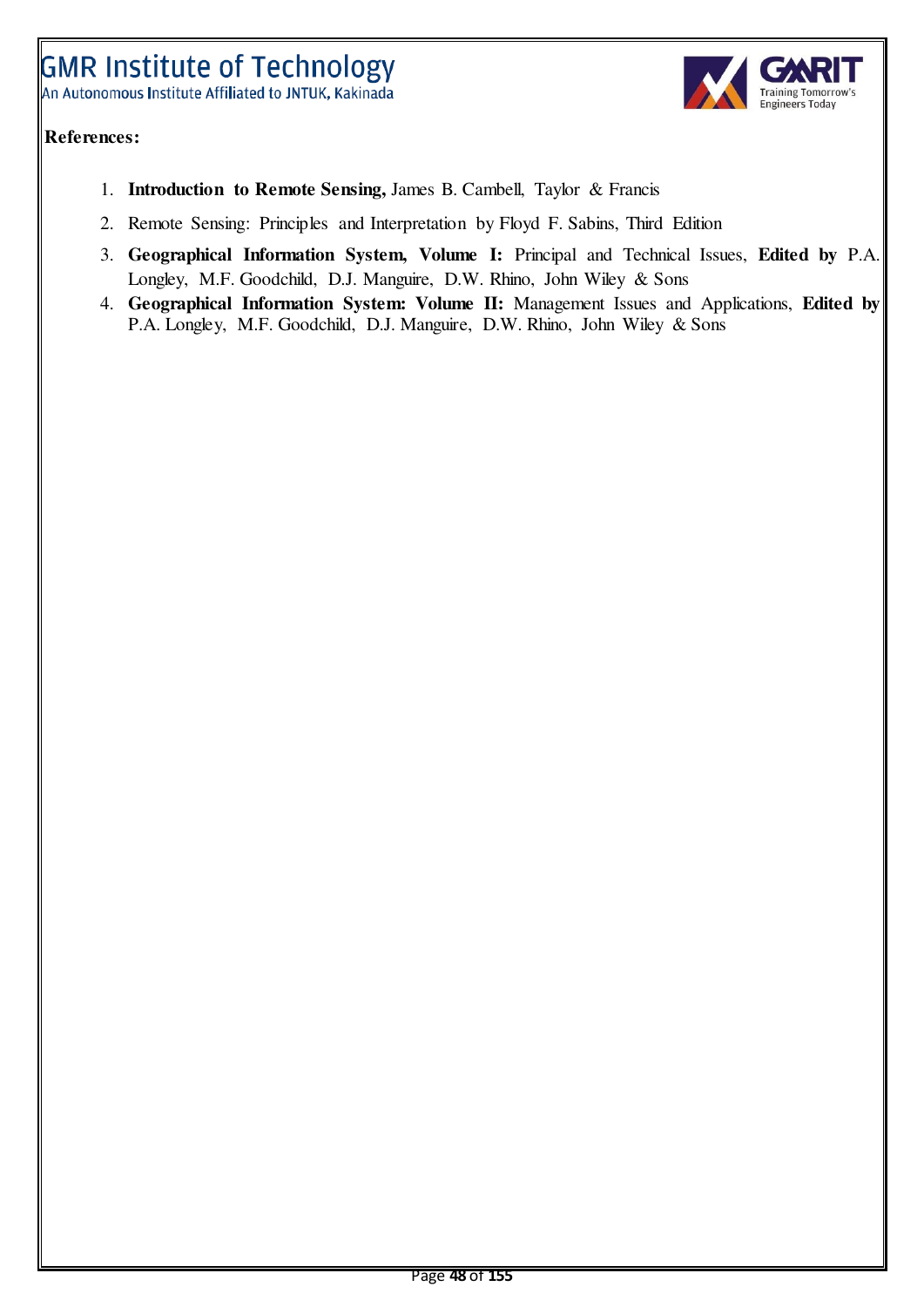**References:**

1. **Introduction to Remote Sensing,** James B. Cambell, Taylor & Francis
2. Remote Sensing: Principles and Interpretation by Floyd F. Sabins, Third Edition
3. **Geographical Information System, Volume I:** Principal and Technical Issues, **Edited by** P.A. Longley, M.F. Goodchild, D.J. Manguire, D.W. Rhino, John Wiley & Sons
4. **Geographical Information System: Volume II:** Management Issues and Applications, **Edited by** P.A. Longley, M.F. Goodchild, D.J. Manguire, D.W. Rhino, John Wiley & Sons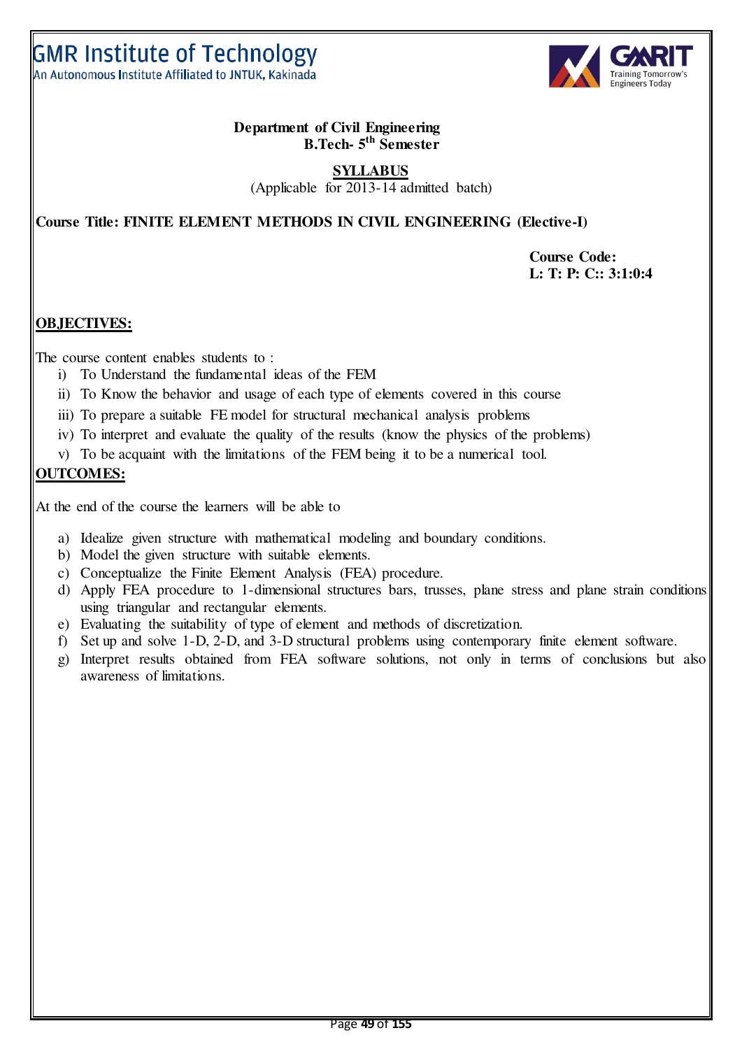**Department of Civil Engineering**
**B.Tech- 5th Semester**

**SYLLABUS**

(Applicable for 2013-14 admitted batch)

**Course Title: FINITE ELEMENT METHODS IN CIVIL ENGINEERING (Elective-I)**

**Course Code:**
**L: T: P: C:: 3:1:0:4**

## OBJECTIVES:

The course content enables students to :

- i) To Understand the fundamental ideas of the FEM
- ii) To Know the behavior and usage of each type of elements covered in this course
- iii) To prepare a suitable FE model for structural mechanical analysis problems
- iv) To interpret and evaluate the quality of the results (know the physics of the problems)
- v) To be acquaint with the limitations of the FEM being it to be a numerical tool.

## OUTCOMES:

At the end of the course the learners will be able to

- a) Idealize given structure with mathematical modeling and boundary conditions.
- b) Model the given structure with suitable elements.
- c) Conceptualize the Finite Element Analysis (FEA) procedure.
- d) Apply FEA procedure to 1-dimensional structures bars, trusses, plane stress and plane strain conditions using triangular and rectangular elements.
- e) Evaluating the suitability of type of element and methods of discretization.
- f) Set up and solve 1-D, 2-D, and 3-D structural problems using contemporary finite element software.
- g) Interpret results obtained from FEA software solutions, not only in terms of conclusions but also awareness of limitations.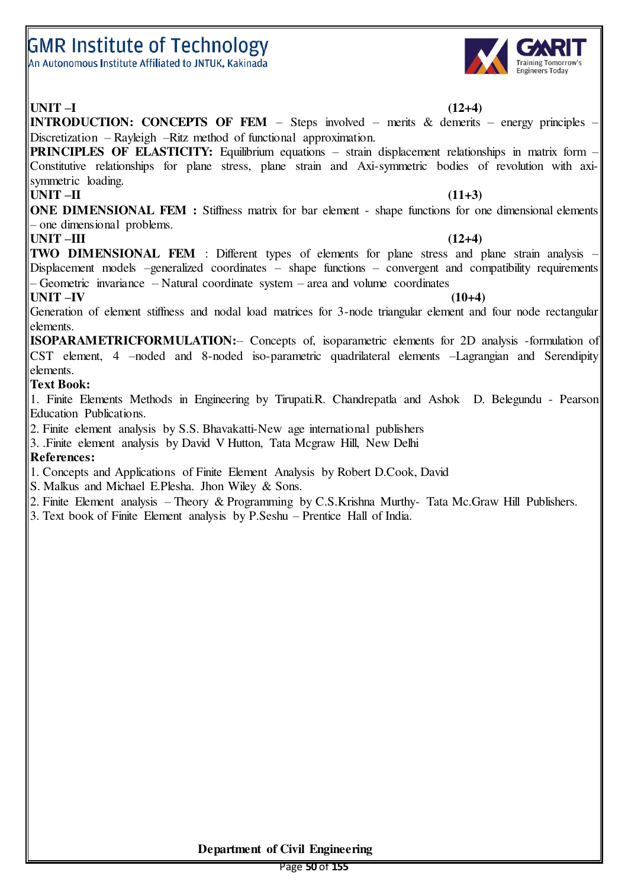**UNIT –I** **(12+4)**

**INTRODUCTION: CONCEPTS OF FEM** – Steps involved – merits & demerits – energy principles – Discretization – Rayleigh –Ritz method of functional approximation.

**PRINCIPLES OF ELASTICITY:** Equilibrium equations – strain displacement relationships in matrix form – Constitutive relationships for plane stress, plane strain and Axi-symmetric bodies of revolution with axi-symmetric loading.

**UNIT –II** **(11+3)**

**ONE DIMENSIONAL FEM :** Stiffness matrix for bar element - shape functions for one dimensional elements – one dimensional problems.

**UNIT –III** **(12+4)**

**TWO DIMENSIONAL FEM** : Different types of elements for plane stress and plane strain analysis – Displacement models –generalized coordinates – shape functions – convergent and compatibility requirements – Geometric invariance – Natural coordinate system – area and volume coordinates

**UNIT –IV** **(10+4)**

Generation of element stiffness and nodal load matrices for 3-node triangular element and four node rectangular elements.

**ISOPARAMETRICFORMULATION:**– Concepts of, isoparametric elements for 2D analysis -formulation of CST element, 4 –noded and 8-noded iso-parametric quadrilateral elements –Lagrangian and Serendipity elements.

**Text Book:**

1. Finite Elements Methods in Engineering by Tirupati.R. Chandrepatla and Ashok D. Belegundu - Pearson Education Publications.
2. Finite element analysis by S.S. Bhavakatti-New age international publishers
3. .Finite element analysis by David V Hutton, Tata Mcgraw Hill, New Delhi

**References:**

1. Concepts and Applications of Finite Element Analysis by Robert D.Cook, David S. Malkus and Michael E.Plesha. Jhon Wiley & Sons.
2. Finite Element analysis – Theory & Programming by C.S.Krishna Murthy- Tata Mc.Graw Hill Publishers.
3. Text book of Finite Element analysis by P.Seshu – Prentice Hall of India.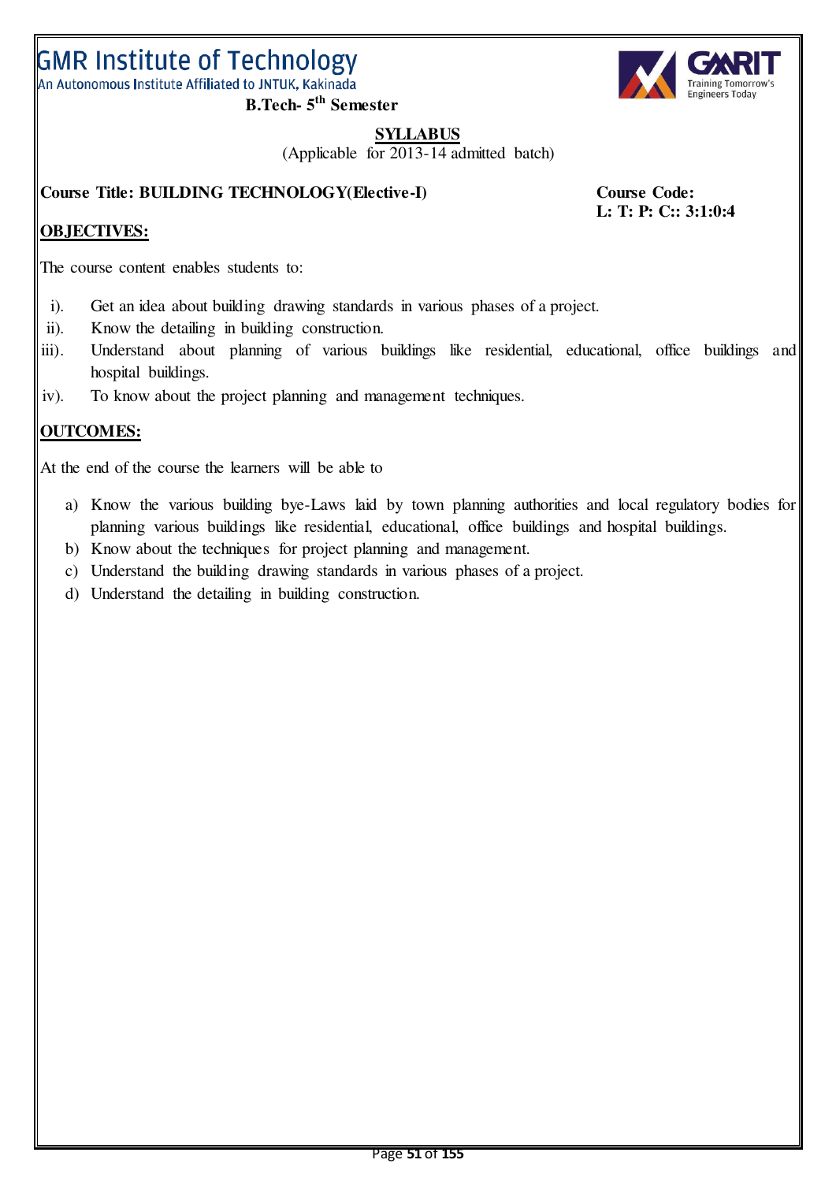# GMR Institute of Technology

An Autonomous Institute Affiliated to JNTUK, Kakinada

**B.Tech- 5th Semester**

**SYLLABUS**

(Applicable for 2013-14 admitted batch)

**Course Title: BUILDING TECHNOLOGY(Elective-I)**

**Course Code:**

**L: T: P: C:: 3:1:0:4**

## OBJECTIVES:

The course content enables students to:

i). Get an idea about building drawing standards in various phases of a project.

ii). Know the detailing in building construction.

iii). Understand about planning of various buildings like residential, educational, office buildings and hospital buildings.

iv). To know about the project planning and management techniques.

## OUTCOMES:

At the end of the course the learners will be able to

a) Know the various building bye-Laws laid by town planning authorities and local regulatory bodies for planning various buildings like residential, educational, office buildings and hospital buildings.

b) Know about the techniques for project planning and management.

c) Understand the building drawing standards in various phases of a project.

d) Understand the detailing in building construction.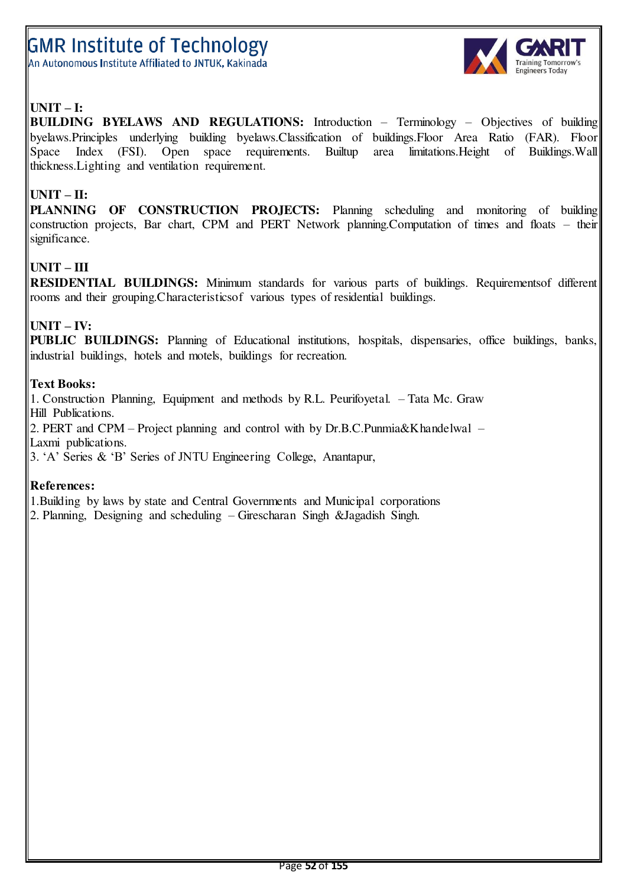**UNIT – I:**

**BUILDING BYELAWS AND REGULATIONS:** Introduction – Terminology – Objectives of building byelaws.Principles underlying building byelaws.Classification of buildings.Floor Area Ratio (FAR). Floor Space Index (FSI). Open space requirements. Builtup area limitations.Height of Buildings.Wall thickness.Lighting and ventilation requirement.

**UNIT – II:**

**PLANNING OF CONSTRUCTION PROJECTS:** Planning scheduling and monitoring of building construction projects, Bar chart, CPM and PERT Network planning.Computation of times and floats – their significance.

**UNIT – III**

**RESIDENTIAL BUILDINGS:** Minimum standards for various parts of buildings. Requirementsof different rooms and their grouping.Characteristicsof various types of residential buildings.

**UNIT – IV:**

**PUBLIC BUILDINGS:** Planning of Educational institutions, hospitals, dispensaries, office buildings, banks, industrial buildings, hotels and motels, buildings for recreation.

**Text Books:**

1. Construction Planning, Equipment and methods by R.L. Peurifoyetal. – Tata Mc. Graw Hill Publications.
2. PERT and CPM – Project planning and control with by Dr.B.C.Punmia&Khandelwal – Laxmi publications.
3. 'A' Series & 'B' Series of JNTU Engineering College, Anantapur,

**References:**

1. Building by laws by state and Central Governments and Municipal corporations
2. Planning, Designing and scheduling – Girescharan Singh &Jagadish Singh.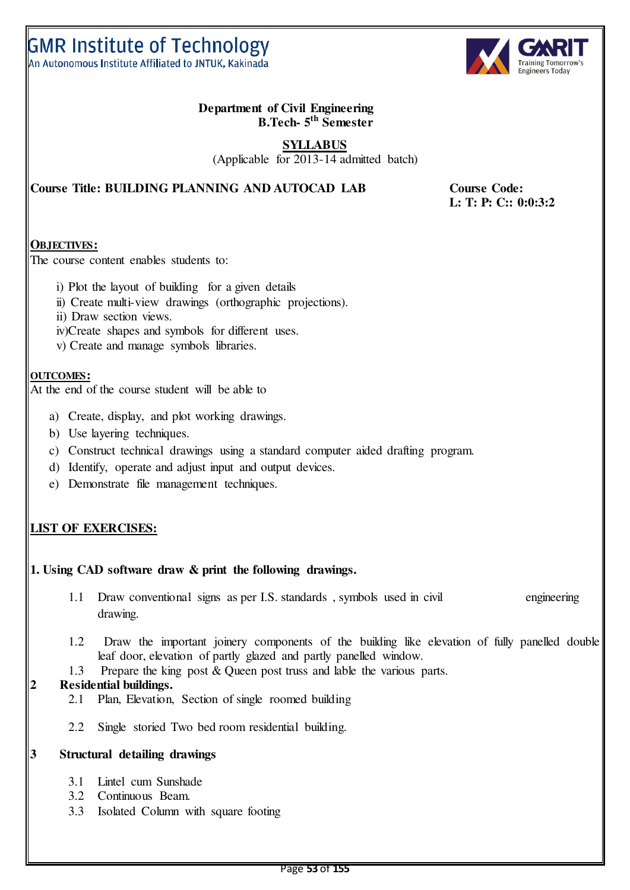GMR Institute of Technology
An Autonomous Institute Affiliated to JNTUK, Kakinada

**Department of Civil Engineering**
**B.Tech- 5th Semester**

**SYLLABUS**
(Applicable for 2013-14 admitted batch)

**Course Title: BUILDING PLANNING AND AUTOCAD LAB**

**Course Code:**
**L: T: P: C:: 0:0:3:2**

**OBJECTIVES:**

The course content enables students to:

i) Plot the layout of building for a given details
ii) Create multi-view drawings (orthographic projections).
ii) Draw section views.
iv)Create shapes and symbols for different uses.
v) Create and manage symbols libraries.

**OUTCOMES:**

At the end of the course student will be able to

a) Create, display, and plot working drawings.
b) Use layering techniques.
c) Construct technical drawings using a standard computer aided drafting program.
d) Identify, operate and adjust input and output devices.
e) Demonstrate file management techniques.

**LIST OF EXERCISES:**

**1. Using CAD software draw & print the following drawings.**

1.1 Draw conventional signs as per I.S. standards , symbols used in civil engineering drawing.

1.2 Draw the important joinery components of the building like elevation of fully panelled double leaf door, elevation of partly glazed and partly panelled window.

1.3 Prepare the king post & Queen post truss and lable the various parts.

**2 Residential buildings.**

2.1 Plan, Elevation, Section of single roomed building

2.2 Single storied Two bed room residential building.

**3 Structural detailing drawings**

3.1 Lintel cum Sunshade
3.2 Continuous Beam.
3.3 Isolated Column with square footing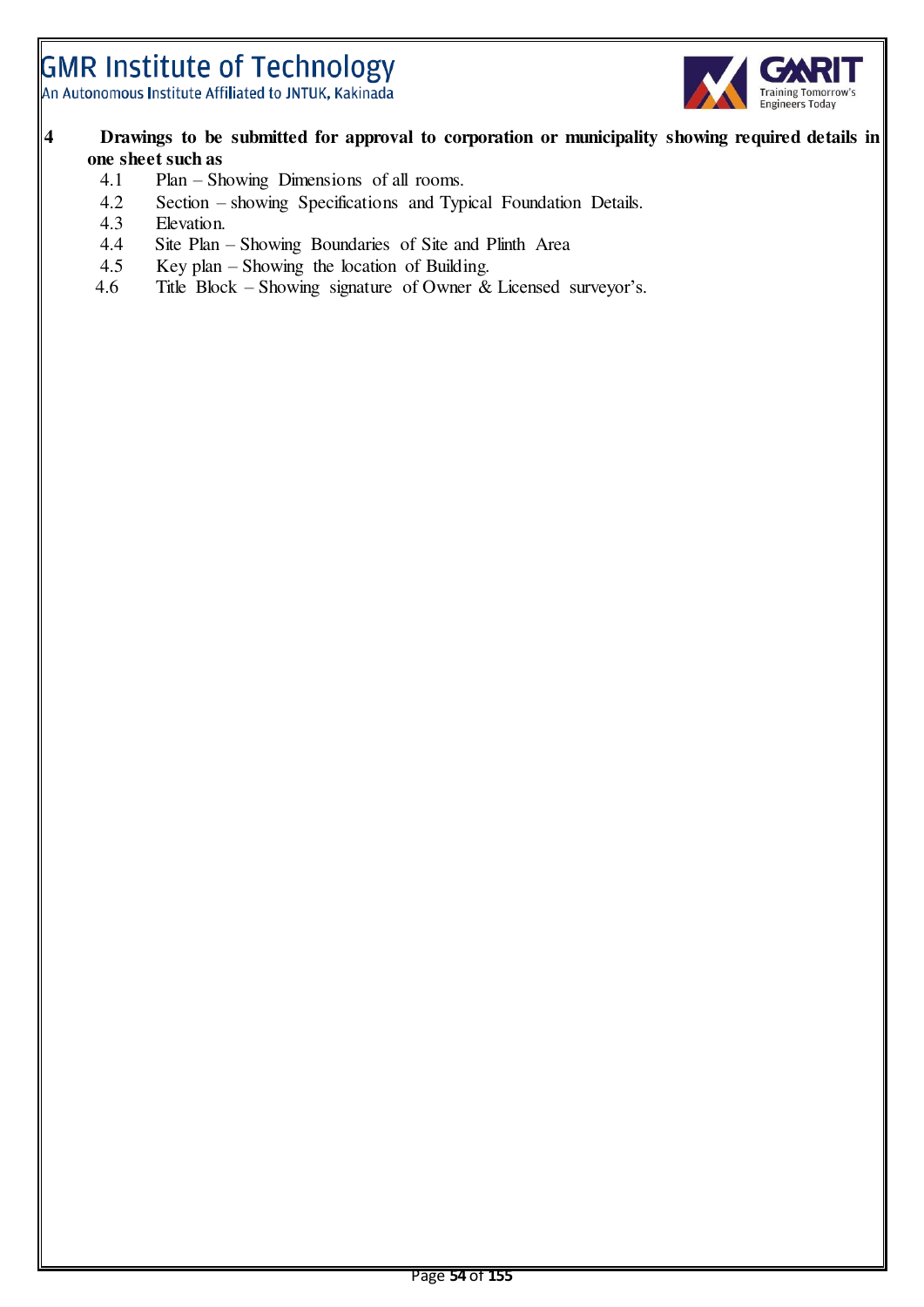**4 Drawings to be submitted for approval to corporation or municipality showing required details in one sheet such as**

- 4.1 Plan – Showing Dimensions of all rooms.
- 4.2 Section – showing Specifications and Typical Foundation Details.
- 4.3 Elevation.
- 4.4 Site Plan – Showing Boundaries of Site and Plinth Area
- 4.5 Key plan – Showing the location of Building.
- 4.6 Title Block – Showing signature of Owner & Licensed surveyor's.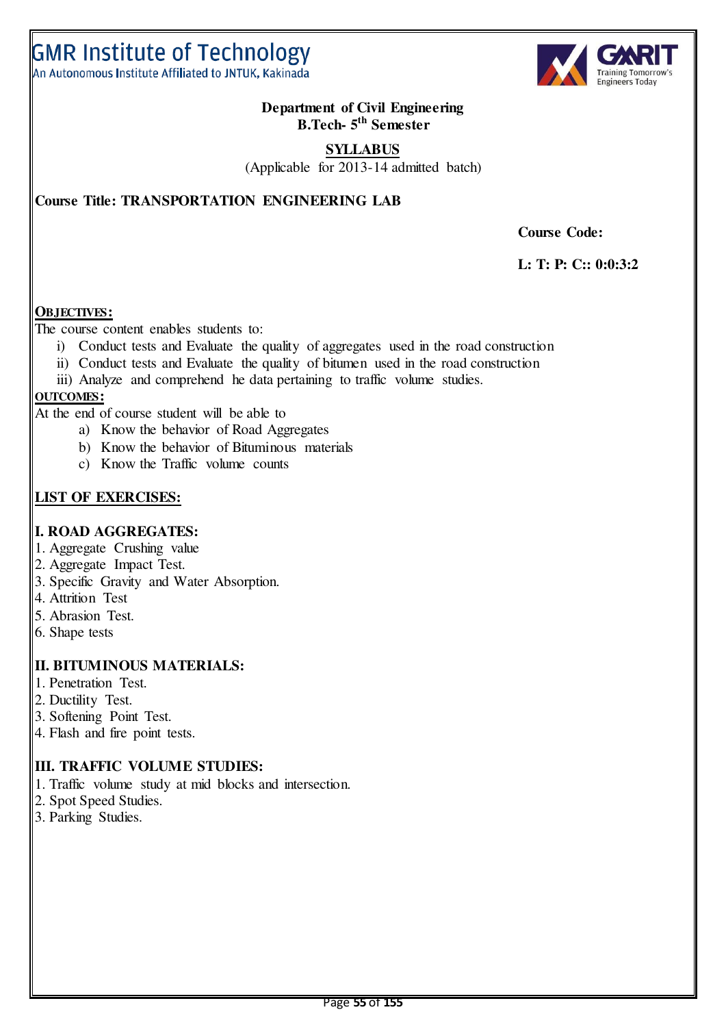GMR Institute of Technology
An Autonomous Institute Affiliated to JNTUK, Kakinada

**Department of Civil Engineering**
**B.Tech- 5th Semester**

**SYLLABUS**
(Applicable for 2013-14 admitted batch)

**Course Title: TRANSPORTATION ENGINEERING LAB**

**Course Code:**

**L: T: P: C:: 0:0:3:2**

**OBJECTIVES:**

The course content enables students to:

i) Conduct tests and Evaluate the quality of aggregates used in the road construction
ii) Conduct tests and Evaluate the quality of bitumen used in the road construction
iii) Analyze and comprehend he data pertaining to traffic volume studies.

**OUTCOMES:**

At the end of course student will be able to

a) Know the behavior of Road Aggregates
b) Know the behavior of Bituminous materials
c) Know the Traffic volume counts

**LIST OF EXERCISES:**

**I. ROAD AGGREGATES:**

1. Aggregate Crushing value
2. Aggregate Impact Test.
3. Specific Gravity and Water Absorption.
4. Attrition Test
5. Abrasion Test.
6. Shape tests

**II. BITUMINOUS MATERIALS:**

1. Penetration Test.
2. Ductility Test.
3. Softening Point Test.
4. Flash and fire point tests.

**III. TRAFFIC VOLUME STUDIES:**

1. Traffic volume study at mid blocks and intersection.
2. Spot Speed Studies.
3. Parking Studies.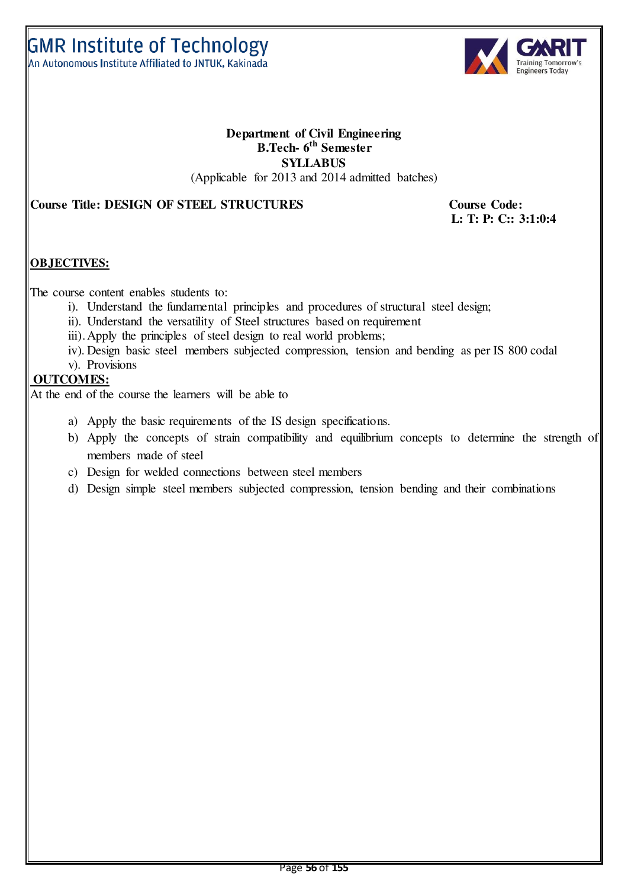# GMR Institute of Technology

An Autonomous Institute Affiliated to JNTUK, Kakinada

**Department of Civil Engineering**
**B.Tech- 6th Semester**
**SYLLABUS**
(Applicable for 2013 and 2014 admitted batches)

**Course Title: DESIGN OF STEEL STRUCTURES** **Course Code:**
**L: T: P: C:: 3:1:0:4**

## OBJECTIVES:

The course content enables students to:

- i). Understand the fundamental principles and procedures of structural steel design;
- ii). Understand the versatility of Steel structures based on requirement
- iii). Apply the principles of steel design to real world problems;
- iv). Design basic steel members subjected compression, tension and bending as per IS 800 codal
- v). Provisions

## OUTCOMES:

At the end of the course the learners will be able to

a) Apply the basic requirements of the IS design specifications.
b) Apply the concepts of strain compatibility and equilibrium concepts to determine the strength of members made of steel
c) Design for welded connections between steel members
d) Design simple steel members subjected compression, tension bending and their combinations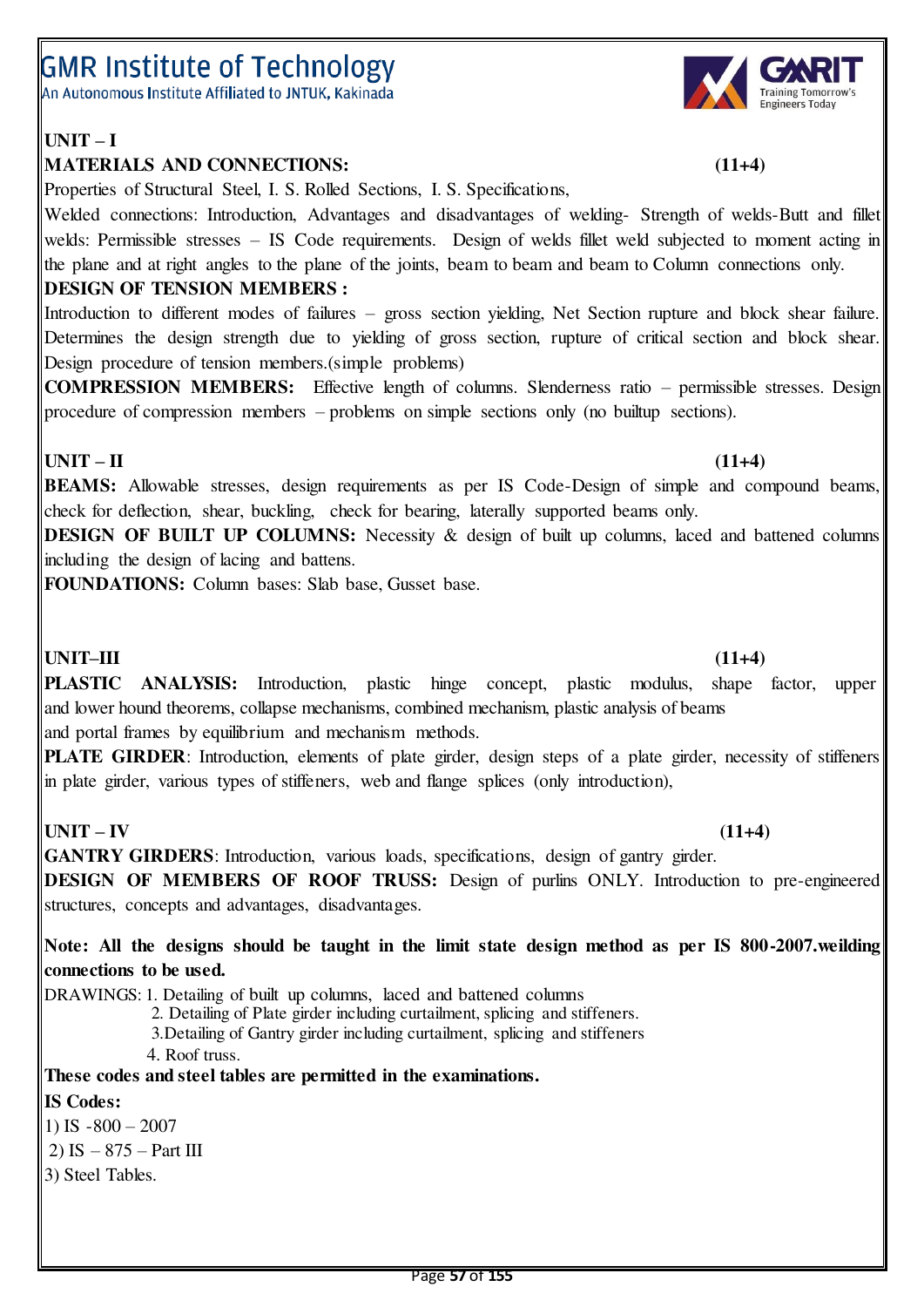**UNIT – I**

**MATERIALS AND CONNECTIONS:** **(11+4)**

Properties of Structural Steel, I. S. Rolled Sections, I. S. Specifications,

Welded connections: Introduction, Advantages and disadvantages of welding- Strength of welds-Butt and fillet welds: Permissible stresses – IS Code requirements. Design of welds fillet weld subjected to moment acting in the plane and at right angles to the plane of the joints, beam to beam and beam to Column connections only.

**DESIGN OF TENSION MEMBERS :**

Introduction to different modes of failures – gross section yielding, Net Section rupture and block shear failure. Determines the design strength due to yielding of gross section, rupture of critical section and block shear. Design procedure of tension members.(simple problems)

**COMPRESSION MEMBERS:** Effective length of columns. Slenderness ratio – permissible stresses. Design procedure of compression members – problems on simple sections only (no builtup sections).

**UNIT – II** **(11+4)**

**BEAMS:** Allowable stresses, design requirements as per IS Code-Design of simple and compound beams, check for deflection, shear, buckling, check for bearing, laterally supported beams only.

**DESIGN OF BUILT UP COLUMNS:** Necessity & design of built up columns, laced and battened columns including the design of lacing and battens.

**FOUNDATIONS:** Column bases: Slab base, Gusset base.

**UNIT–III** **(11+4)**

**PLASTIC ANALYSIS:** Introduction, plastic hinge concept, plastic modulus, shape factor, upper and lower hound theorems, collapse mechanisms, combined mechanism, plastic analysis of beams and portal frames by equilibrium and mechanism methods.

**PLATE GIRDER**: Introduction, elements of plate girder, design steps of a plate girder, necessity of stiffeners in plate girder, various types of stiffeners, web and flange splices (only introduction),

**UNIT – IV** **(11+4)**

**GANTRY GIRDERS**: Introduction, various loads, specifications, design of gantry girder.

**DESIGN OF MEMBERS OF ROOF TRUSS:** Design of purlins ONLY. Introduction to pre-engineered structures, concepts and advantages, disadvantages.

**Note: All the designs should be taught in the limit state design method as per IS 800-2007.weilding connections to be used.**

DRAWINGS: 1. Detailing of built up columns, laced and battened columns
2. Detailing of Plate girder including curtailment, splicing and stiffeners.
3.Detailing of Gantry girder including curtailment, splicing and stiffeners
4. Roof truss.

**These codes and steel tables are permitted in the examinations.**

**IS Codes:**

1) IS -800 – 2007
2) IS – 875 – Part III
3) Steel Tables.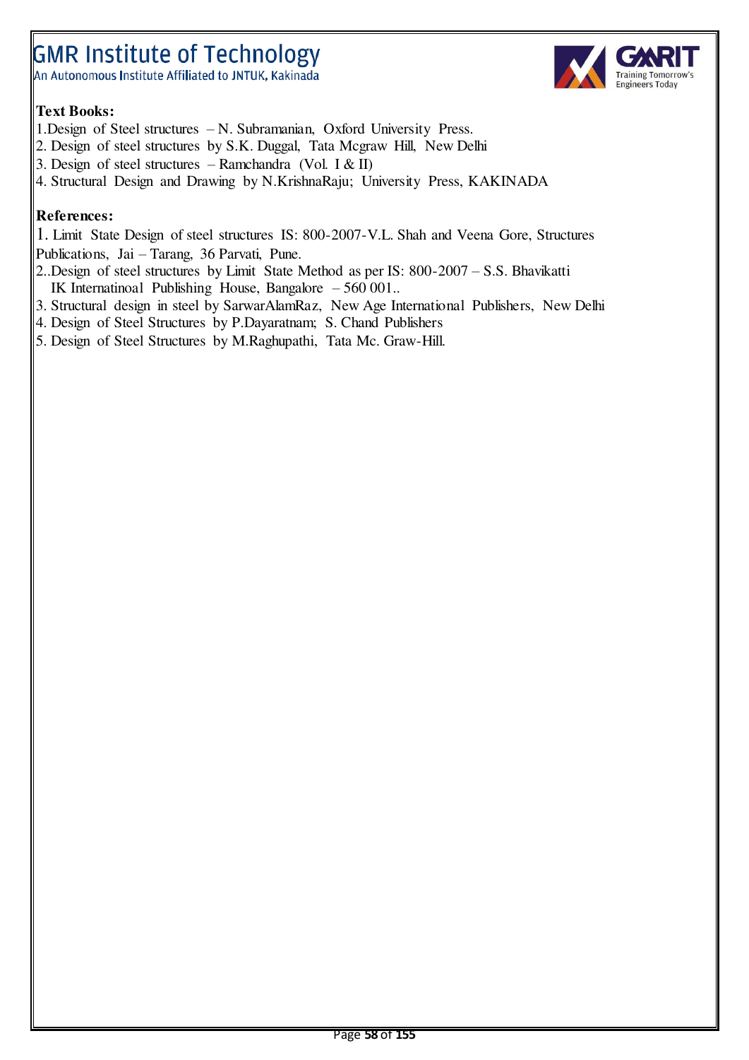**Text Books:**

1. Design of Steel structures – N. Subramanian, Oxford University Press.
2. Design of steel structures by S.K. Duggal, Tata Mcgraw Hill, New Delhi
3. Design of steel structures – Ramchandra (Vol. I & II)
4. Structural Design and Drawing by N.KrishnaRaju; University Press, KAKINADA

**References:**

1. Limit State Design of steel structures IS: 800-2007-V.L. Shah and Veena Gore, Structures Publications, Jai – Tarang, 36 Parvati, Pune.
2. .Design of steel structures by Limit State Method as per IS: 800-2007 – S.S. Bhavikatti IK Internatinoal Publishing House, Bangalore – 560 001..
3. Structural design in steel by SarwarAlamRaz, New Age International Publishers, New Delhi
4. Design of Steel Structures by P.Dayaratnam; S. Chand Publishers
5. Design of Steel Structures by M.Raghupathi, Tata Mc. Graw-Hill.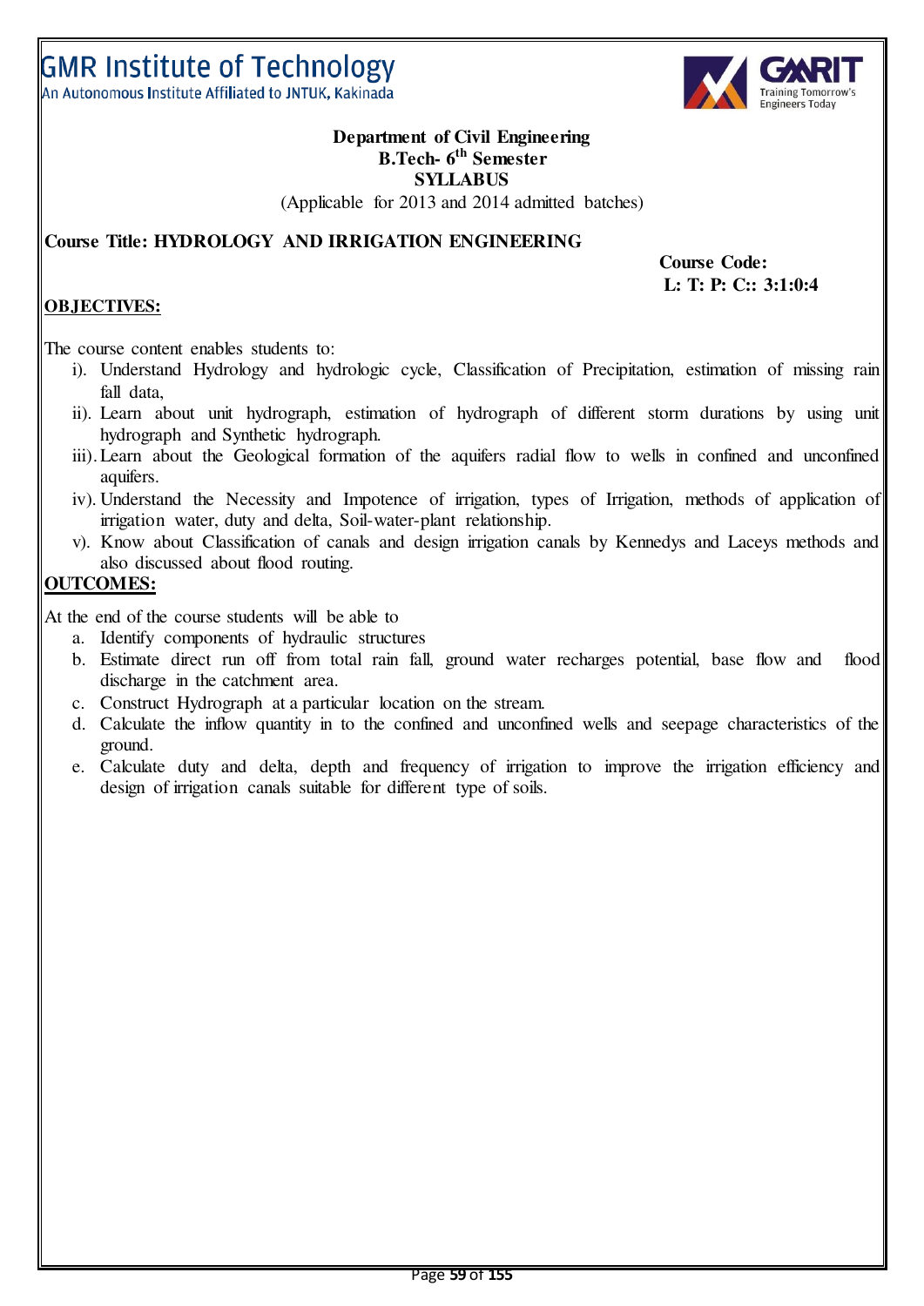GMR Institute of Technology
An Autonomous Institute Affiliated to JNTUK, Kakinada

**Department of Civil Engineering**
**B.Tech- 6th Semester**
**SYLLABUS**
(Applicable for 2013 and 2014 admitted batches)

**Course Title: HYDROLOGY AND IRRIGATION ENGINEERING**

**Course Code:**
**L: T: P: C:: 3:1:0:4**

## OBJECTIVES:

The course content enables students to:

i). Understand Hydrology and hydrologic cycle, Classification of Precipitation, estimation of missing rain fall data,

ii). Learn about unit hydrograph, estimation of hydrograph of different storm durations by using unit hydrograph and Synthetic hydrograph.

iii). Learn about the Geological formation of the aquifers radial flow to wells in confined and unconfined aquifers.

iv). Understand the Necessity and Impotence of irrigation, types of Irrigation, methods of application of irrigation water, duty and delta, Soil-water-plant relationship.

v). Know about Classification of canals and design irrigation canals by Kennedys and Laceys methods and also discussed about flood routing.

## OUTCOMES:

At the end of the course students will be able to

a. Identify components of hydraulic structures
b. Estimate direct run off from total rain fall, ground water recharges potential, base flow and flood discharge in the catchment area.
c. Construct Hydrograph at a particular location on the stream.
d. Calculate the inflow quantity in to the confined and unconfined wells and seepage characteristics of the ground.
e. Calculate duty and delta, depth and frequency of irrigation to improve the irrigation efficiency and design of irrigation canals suitable for different type of soils.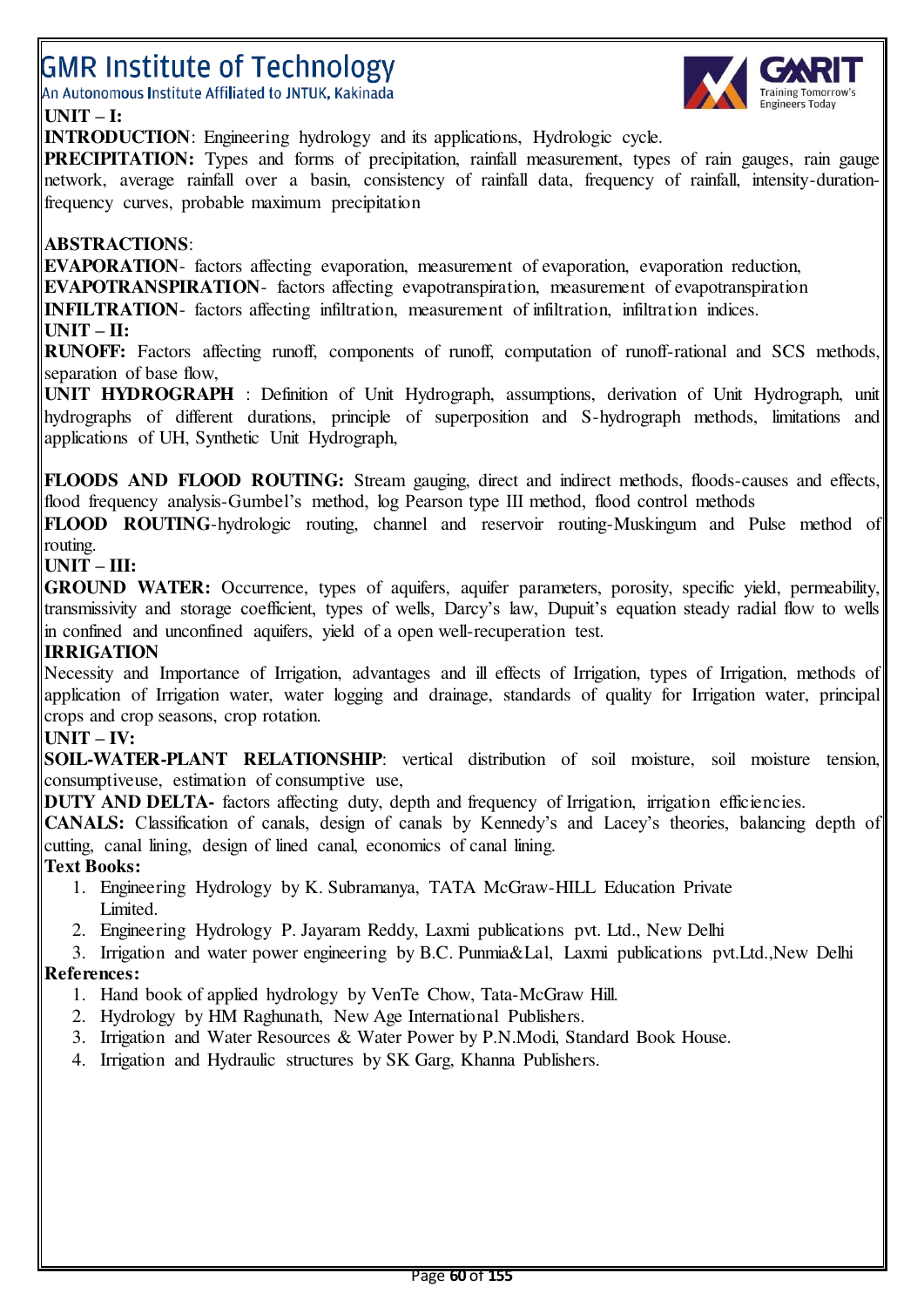**UNIT – I:**

**INTRODUCTION**: Engineering hydrology and its applications, Hydrologic cycle.

**PRECIPITATION:** Types and forms of precipitation, rainfall measurement, types of rain gauges, rain gauge network, average rainfall over a basin, consistency of rainfall data, frequency of rainfall, intensity-duration-frequency curves, probable maximum precipitation

**ABSTRACTIONS**:

**EVAPORATION**- factors affecting evaporation, measurement of evaporation, evaporation reduction,

**EVAPOTRANSPIRATION**- factors affecting evapotranspiration, measurement of evapotranspiration

**INFILTRATION**- factors affecting infiltration, measurement of infiltration, infiltration indices.

**UNIT – II:**

**RUNOFF:** Factors affecting runoff, components of runoff, computation of runoff-rational and SCS methods, separation of base flow,

**UNIT HYDROGRAPH** : Definition of Unit Hydrograph, assumptions, derivation of Unit Hydrograph, unit hydrographs of different durations, principle of superposition and S-hydrograph methods, limitations and applications of UH, Synthetic Unit Hydrograph,

**FLOODS AND FLOOD ROUTING:** Stream gauging, direct and indirect methods, floods-causes and effects, flood frequency analysis-Gumbel's method, log Pearson type III method, flood control methods

**FLOOD ROUTING**-hydrologic routing, channel and reservoir routing-Muskingum and Pulse method of routing.

**UNIT – III:**

**GROUND WATER:** Occurrence, types of aquifers, aquifer parameters, porosity, specific yield, permeability, transmissivity and storage coefficient, types of wells, Darcy's law, Dupuit's equation steady radial flow to wells in confined and unconfined aquifers, yield of a open well-recuperation test.

**IRRIGATION**

Necessity and Importance of Irrigation, advantages and ill effects of Irrigation, types of Irrigation, methods of application of Irrigation water, water logging and drainage, standards of quality for Irrigation water, principal crops and crop seasons, crop rotation.

**UNIT – IV:**

**SOIL-WATER-PLANT RELATIONSHIP**: vertical distribution of soil moisture, soil moisture tension, consumptiveuse, estimation of consumptive use,

**DUTY AND DELTA-** factors affecting duty, depth and frequency of Irrigation, irrigation efficiencies.

**CANALS:** Classification of canals, design of canals by Kennedy's and Lacey's theories, balancing depth of cutting, canal lining, design of lined canal, economics of canal lining.

**Text Books:**

1. Engineering Hydrology by K. Subramanya, TATA McGraw-HILL Education Private Limited.
2. Engineering Hydrology P. Jayaram Reddy, Laxmi publications pvt. Ltd., New Delhi
3. Irrigation and water power engineering by B.C. Punmia&Lal, Laxmi publications pvt.Ltd.,New Delhi

**References:**

1. Hand book of applied hydrology by VenTe Chow, Tata-McGraw Hill.
2. Hydrology by HM Raghunath, New Age International Publishers.
3. Irrigation and Water Resources & Water Power by P.N.Modi, Standard Book House.
4. Irrigation and Hydraulic structures by SK Garg, Khanna Publishers.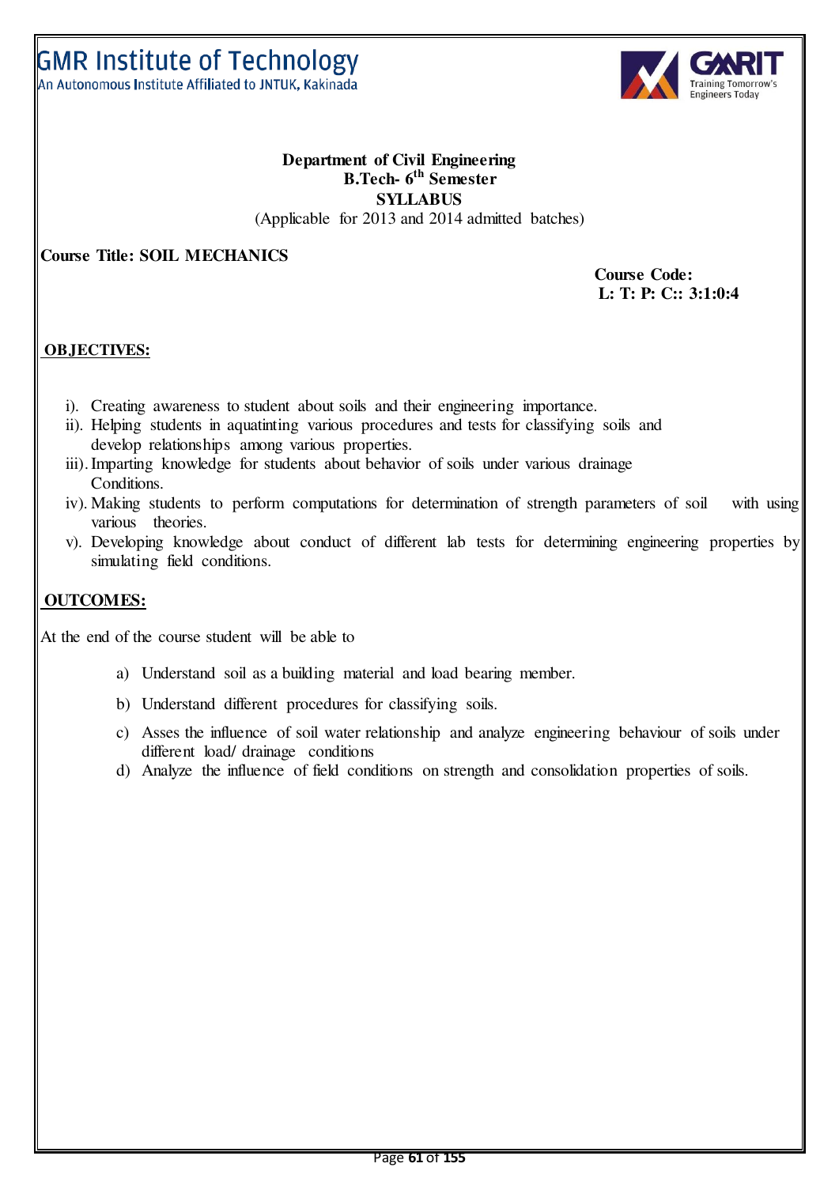GMR Institute of Technology
An Autonomous Institute Affiliated to JNTUK, Kakinada

**Department of Civil Engineering**
**B.Tech- 6th Semester**
**SYLLABUS**
(Applicable for 2013 and 2014 admitted batches)

**Course Title: SOIL MECHANICS**

**Course Code:**
**L: T: P: C:: 3:1:0:4**

## OBJECTIVES:

i). Creating awareness to student about soils and their engineering importance.
ii). Helping students in aquatinting various procedures and tests for classifying soils and develop relationships among various properties.
iii). Imparting knowledge for students about behavior of soils under various drainage Conditions.
iv). Making students to perform computations for determination of strength parameters of soil with using various theories.
v). Developing knowledge about conduct of different lab tests for determining engineering properties by simulating field conditions.

## OUTCOMES:

At the end of the course student will be able to

a) Understand soil as a building material and load bearing member.
b) Understand different procedures for classifying soils.
c) Asses the influence of soil water relationship and analyze engineering behaviour of soils under different load/ drainage conditions
d) Analyze the influence of field conditions on strength and consolidation properties of soils.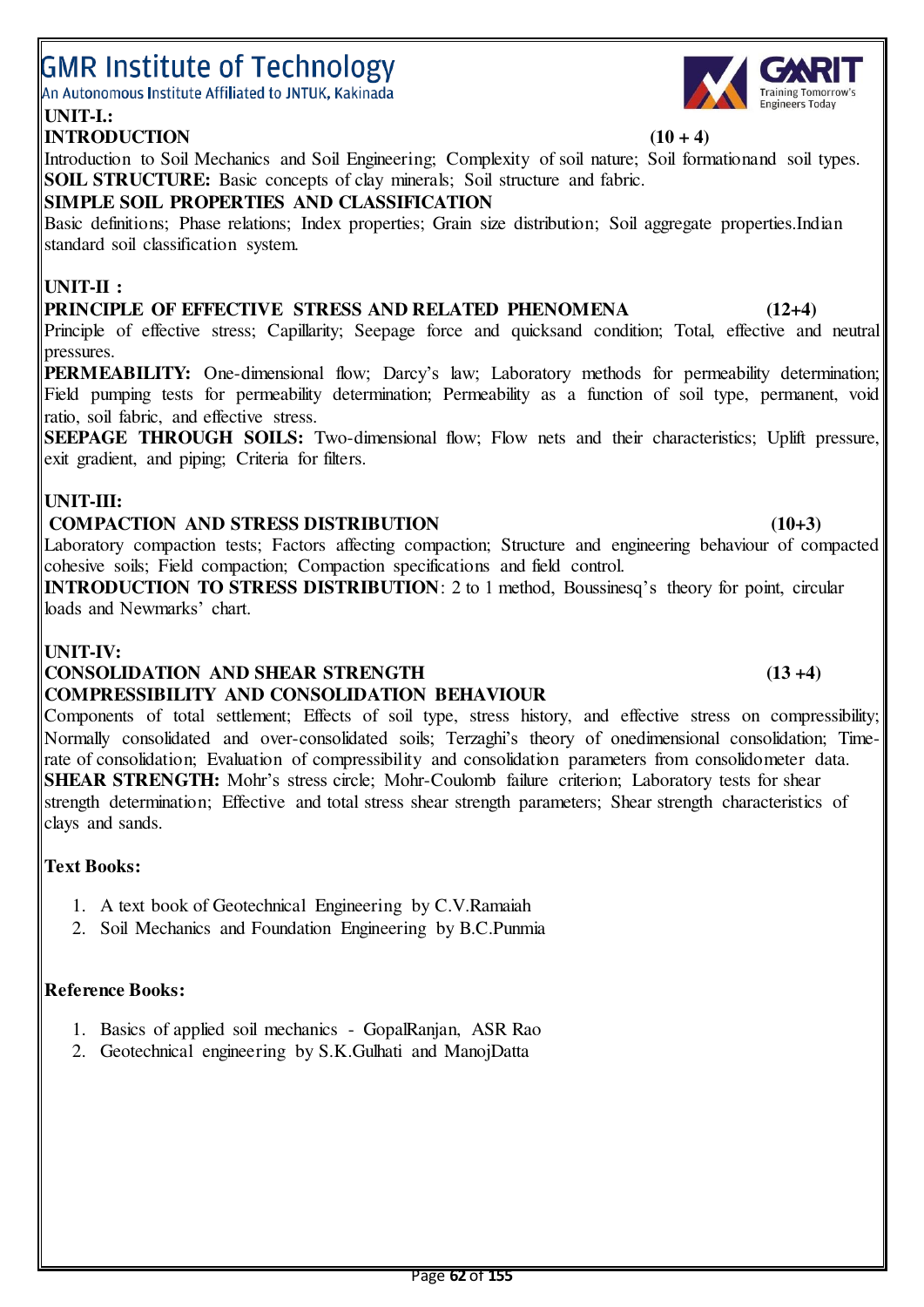**UNIT-I.:**

**INTRODUCTION (10 + 4)**

Introduction to Soil Mechanics and Soil Engineering; Complexity of soil nature; Soil formationand soil types.

**SOIL STRUCTURE:** Basic concepts of clay minerals; Soil structure and fabric.

**SIMPLE SOIL PROPERTIES AND CLASSIFICATION**

Basic definitions; Phase relations; Index properties; Grain size distribution; Soil aggregate properties.Indian standard soil classification system.

**UNIT-II :**

**PRINCIPLE OF EFFECTIVE STRESS AND RELATED PHENOMENA (12+4)**

Principle of effective stress; Capillarity; Seepage force and quicksand condition; Total, effective and neutral pressures.

**PERMEABILITY:** One-dimensional flow; Darcy's law; Laboratory methods for permeability determination; Field pumping tests for permeability determination; Permeability as a function of soil type, permanent, void ratio, soil fabric, and effective stress.

**SEEPAGE THROUGH SOILS:** Two-dimensional flow; Flow nets and their characteristics; Uplift pressure, exit gradient, and piping; Criteria for filters.

**UNIT-III:**

**COMPACTION AND STRESS DISTRIBUTION (10+3)**

Laboratory compaction tests; Factors affecting compaction; Structure and engineering behaviour of compacted cohesive soils; Field compaction; Compaction specifications and field control.

**INTRODUCTION TO STRESS DISTRIBUTION**: 2 to 1 method, Boussinesq's theory for point, circular loads and Newmarks' chart.

**UNIT-IV:**

**CONSOLIDATION AND SHEAR STRENGTH (13 +4)**

**COMPRESSIBILITY AND CONSOLIDATION BEHAVIOUR**

Components of total settlement; Effects of soil type, stress history, and effective stress on compressibility; Normally consolidated and over-consolidated soils; Terzaghi's theory of onedimensional consolidation; Time-rate of consolidation; Evaluation of compressibility and consolidation parameters from consolidometer data.

**SHEAR STRENGTH:** Mohr's stress circle; Mohr-Coulomb failure criterion; Laboratory tests for shear strength determination; Effective and total stress shear strength parameters; Shear strength characteristics of clays and sands.

**Text Books:**

1. A text book of Geotechnical Engineering by C.V.Ramaiah
2. Soil Mechanics and Foundation Engineering by B.C.Punmia

**Reference Books:**

1. Basics of applied soil mechanics - GopalRanjan, ASR Rao
2. Geotechnical engineering by S.K.Gulhati and ManojDatta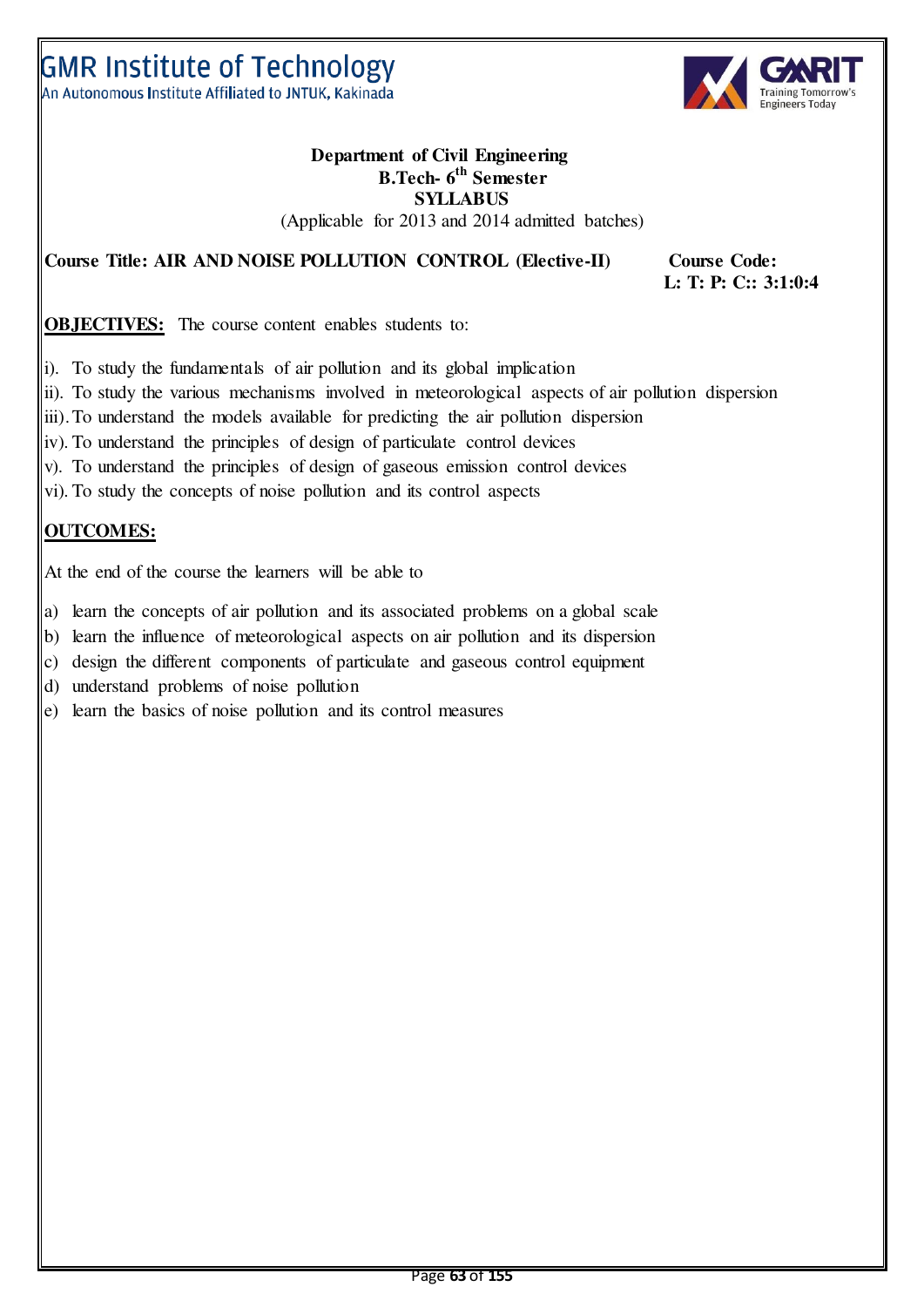**Department of Civil Engineering**
**B.Tech- 6th Semester**
**SYLLABUS**
(Applicable for 2013 and 2014 admitted batches)

**Course Title: AIR AND NOISE POLLUTION CONTROL (Elective-II)** **Course Code:**
**L: T: P: C:: 3:1:0:4**

**OBJECTIVES:** The course content enables students to:

i). To study the fundamentals of air pollution and its global implication
ii). To study the various mechanisms involved in meteorological aspects of air pollution dispersion
iii). To understand the models available for predicting the air pollution dispersion
iv). To understand the principles of design of particulate control devices
v). To understand the principles of design of gaseous emission control devices
vi). To study the concepts of noise pollution and its control aspects

**OUTCOMES:**

At the end of the course the learners will be able to

a) learn the concepts of air pollution and its associated problems on a global scale
b) learn the influence of meteorological aspects on air pollution and its dispersion
c) design the different components of particulate and gaseous control equipment
d) understand problems of noise pollution
e) learn the basics of noise pollution and its control measures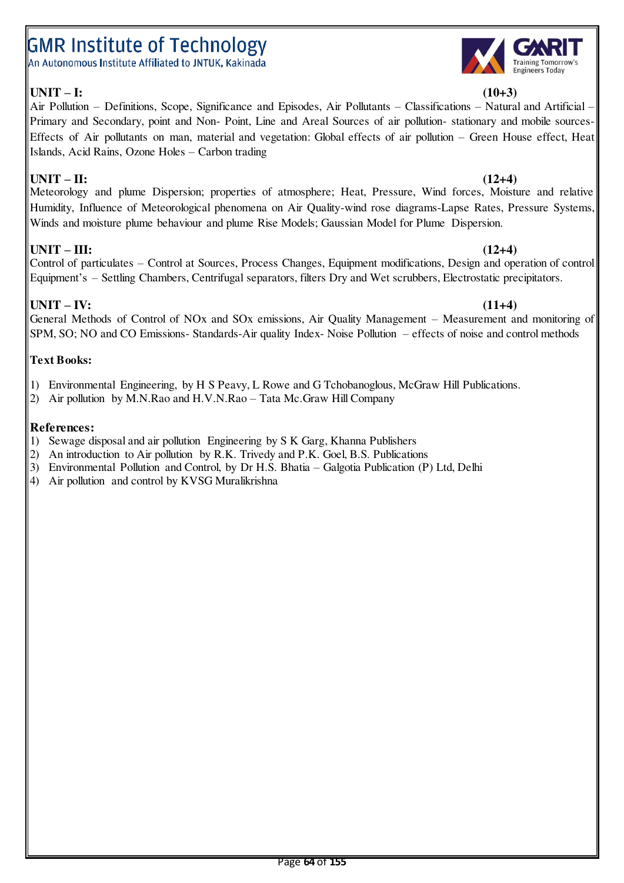**UNIT – I: (10+3)**

Air Pollution – Definitions, Scope, Significance and Episodes, Air Pollutants – Classifications – Natural and Artificial – Primary and Secondary, point and Non- Point, Line and Areal Sources of air pollution- stationary and mobile sources- Effects of Air pollutants on man, material and vegetation: Global effects of air pollution – Green House effect, Heat Islands, Acid Rains, Ozone Holes – Carbon trading

**UNIT – II: (12+4)**

Meteorology and plume Dispersion; properties of atmosphere; Heat, Pressure, Wind forces, Moisture and relative Humidity, Influence of Meteorological phenomena on Air Quality-wind rose diagrams-Lapse Rates, Pressure Systems, Winds and moisture plume behaviour and plume Rise Models; Gaussian Model for Plume Dispersion.

**UNIT – III: (12+4)**

Control of particulates – Control at Sources, Process Changes, Equipment modifications, Design and operation of control Equipment's – Settling Chambers, Centrifugal separators, filters Dry and Wet scrubbers, Electrostatic precipitators.

**UNIT – IV: (11+4)**

General Methods of Control of NOx and SOx emissions, Air Quality Management – Measurement and monitoring of SPM, SO; NO and CO Emissions- Standards-Air quality Index- Noise Pollution – effects of noise and control methods

**Text Books:**

1) Environmental Engineering, by H S Peavy, L Rowe and G Tchobanoglous, McGraw Hill Publications.
2) Air pollution by M.N.Rao and H.V.N.Rao – Tata Mc.Graw Hill Company

**References:**

1) Sewage disposal and air pollution Engineering by S K Garg, Khanna Publishers
2) An introduction to Air pollution by R.K. Trivedy and P.K. Goel, B.S. Publications
3) Environmental Pollution and Control, by Dr H.S. Bhatia – Galgotia Publication (P) Ltd, Delhi
4) Air pollution and control by KVSG Muralikrishna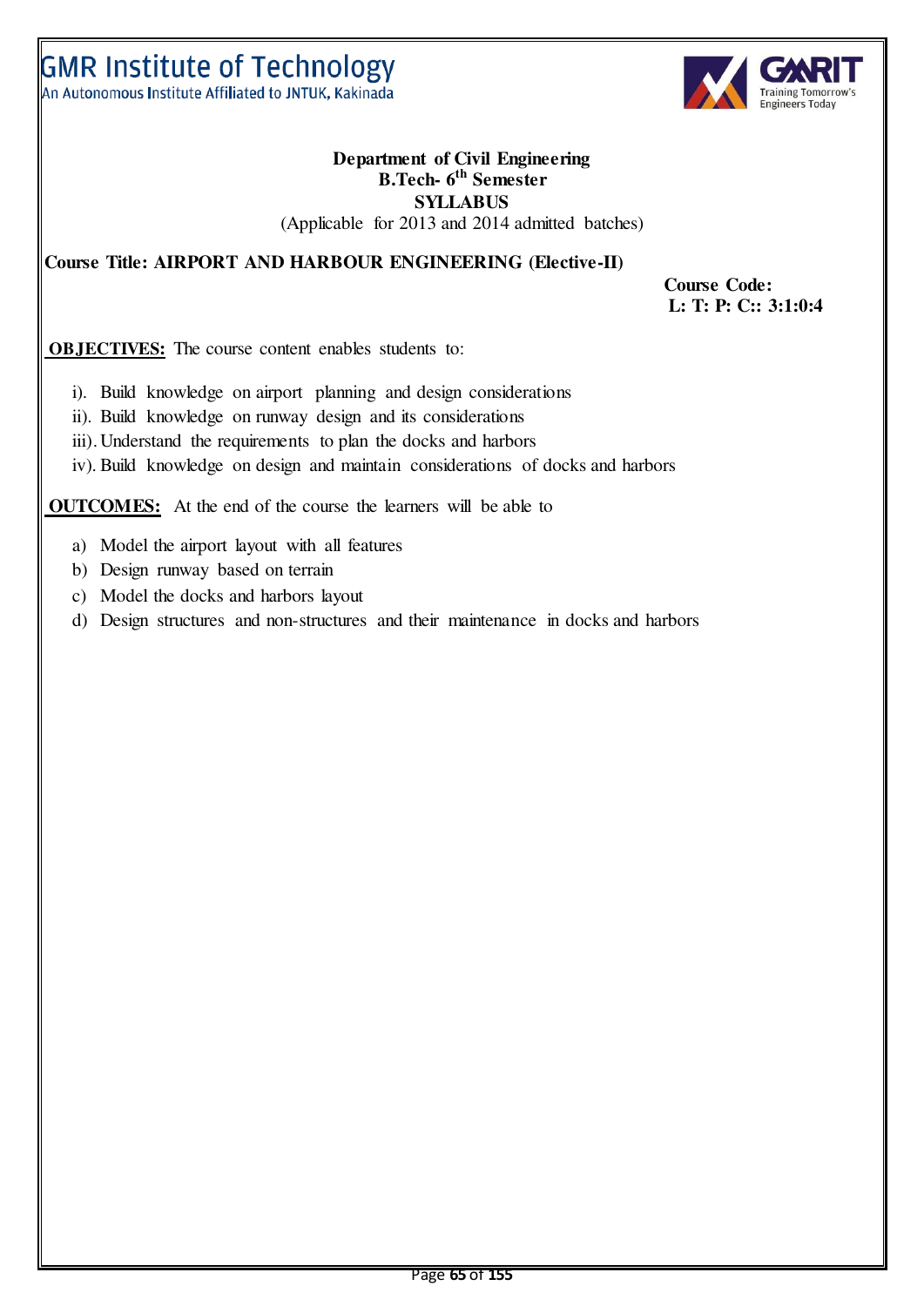# GMR Institute of Technology

An Autonomous Institute Affiliated to JNTUK, Kakinada

**Department of Civil Engineering**
**B.Tech- 6th Semester**
**SYLLABUS**
(Applicable for 2013 and 2014 admitted batches)

**Course Title: AIRPORT AND HARBOUR ENGINEERING (Elective-II)**

**Course Code:**
**L: T: P: C:: 3:1:0:4**

**OBJECTIVES:** The course content enables students to:

i). Build knowledge on airport planning and design considerations
ii). Build knowledge on runway design and its considerations
iii). Understand the requirements to plan the docks and harbors
iv). Build knowledge on design and maintain considerations of docks and harbors

**OUTCOMES:** At the end of the course the learners will be able to

a) Model the airport layout with all features
b) Design runway based on terrain
c) Model the docks and harbors layout
d) Design structures and non-structures and their maintenance in docks and harbors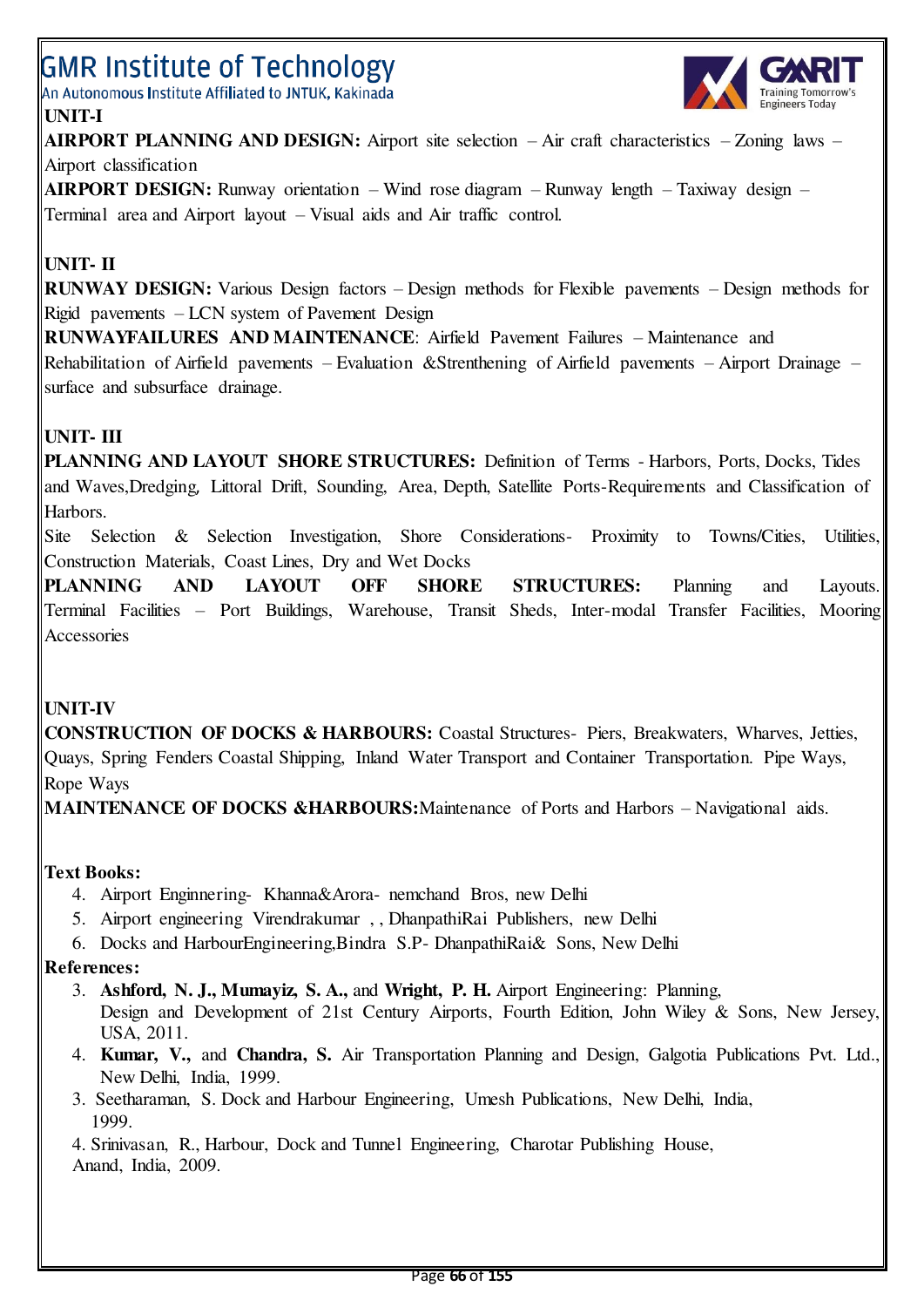## UNIT-I

**AIRPORT PLANNING AND DESIGN:** Airport site selection – Air craft characteristics – Zoning laws – Airport classification

**AIRPORT DESIGN:** Runway orientation – Wind rose diagram – Runway length – Taxiway design – Terminal area and Airport layout – Visual aids and Air traffic control.

## UNIT- II

**RUNWAY DESIGN:** Various Design factors – Design methods for Flexible pavements – Design methods for Rigid pavements – LCN system of Pavement Design

**RUNWAYFAILURES AND MAINTENANCE**: Airfield Pavement Failures – Maintenance and Rehabilitation of Airfield pavements – Evaluation &Strenthening of Airfield pavements – Airport Drainage – surface and subsurface drainage.

## UNIT- III

**PLANNING AND LAYOUT SHORE STRUCTURES:** Definition of Terms - Harbors, Ports, Docks, Tides and Waves,Dredging, Littoral Drift, Sounding, Area, Depth, Satellite Ports-Requirements and Classification of Harbors.

Site Selection & Selection Investigation, Shore Considerations- Proximity to Towns/Cities, Utilities, Construction Materials, Coast Lines, Dry and Wet Docks

**PLANNING AND LAYOUT OFF SHORE STRUCTURES:** Planning and Layouts. Terminal Facilities – Port Buildings, Warehouse, Transit Sheds, Inter-modal Transfer Facilities, Mooring Accessories

## UNIT-IV

**CONSTRUCTION OF DOCKS & HARBOURS:** Coastal Structures- Piers, Breakwaters, Wharves, Jetties, Quays, Spring Fenders Coastal Shipping, Inland Water Transport and Container Transportation. Pipe Ways, Rope Ways

**MAINTENANCE OF DOCKS &HARBOURS:**Maintenance of Ports and Harbors – Navigational aids.

**Text Books:**

4. Airport Enginnering- Khanna&Arora- nemchand Bros, new Delhi
5. Airport engineering Virendrakumar , , DhanpathiRai Publishers, new Delhi
6. Docks and HarbourEngineering,Bindra S.P- DhanpathiRai& Sons, New Delhi

**References:**

3. **Ashford, N. J., Mumayiz, S. A.,** and **Wright, P. H.** Airport Engineering: Planning, Design and Development of 21st Century Airports, Fourth Edition, John Wiley & Sons, New Jersey, USA, 2011.
4. **Kumar, V.,** and **Chandra, S.** Air Transportation Planning and Design, Galgotia Publications Pvt. Ltd., New Delhi, India, 1999.
3. Seetharaman, S. Dock and Harbour Engineering, Umesh Publications, New Delhi, India, 1999.
4. Srinivasan, R., Harbour, Dock and Tunnel Engineering, Charotar Publishing House, Anand, India, 2009.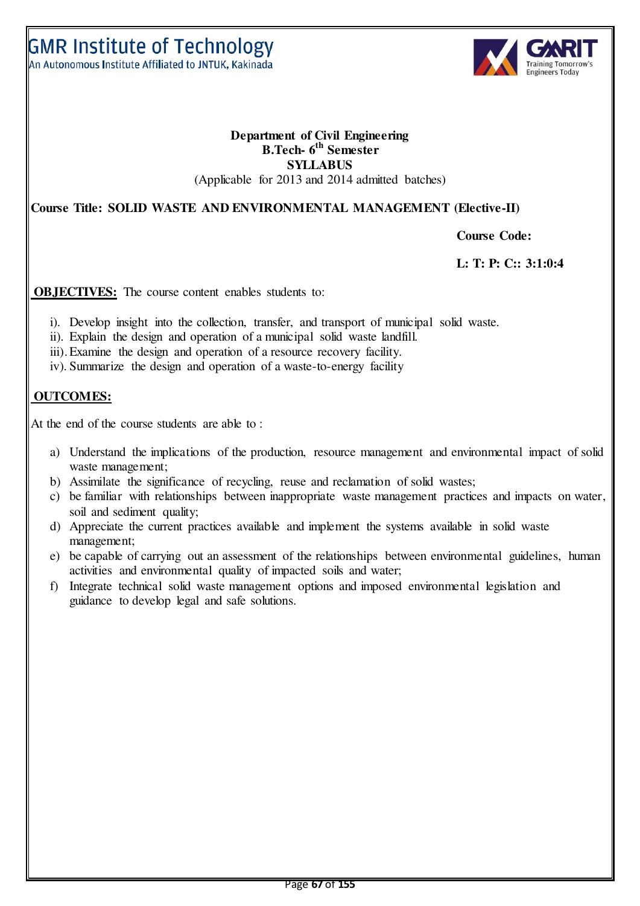**Department of Civil Engineering**
**B.Tech- 6th Semester**
**SYLLABUS**
(Applicable for 2013 and 2014 admitted batches)

**Course Title: SOLID WASTE AND ENVIRONMENTAL MANAGEMENT (Elective-II)**

**Course Code:**

**L: T: P: C:: 3:1:0:4**

**OBJECTIVES:** The course content enables students to:

i). Develop insight into the collection, transfer, and transport of municipal solid waste.
ii). Explain the design and operation of a municipal solid waste landfill.
iii). Examine the design and operation of a resource recovery facility.
iv). Summarize the design and operation of a waste-to-energy facility

**OUTCOMES:**

At the end of the course students are able to :

a) Understand the implications of the production, resource management and environmental impact of solid waste management;
b) Assimilate the significance of recycling, reuse and reclamation of solid wastes;
c) be familiar with relationships between inappropriate waste management practices and impacts on water, soil and sediment quality;
d) Appreciate the current practices available and implement the systems available in solid waste management;
e) be capable of carrying out an assessment of the relationships between environmental guidelines, human activities and environmental quality of impacted soils and water;
f) Integrate technical solid waste management options and imposed environmental legislation and guidance to develop legal and safe solutions.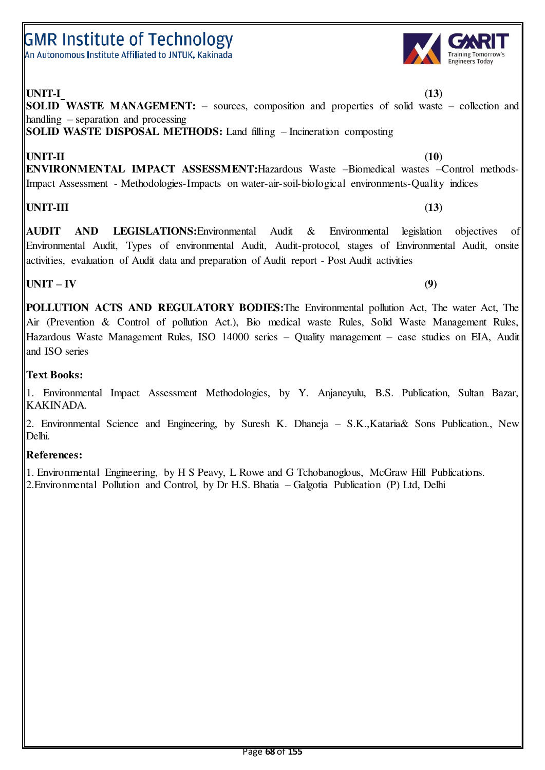**UNIT-I** **(13)**

**SOLID WASTE MANAGEMENT:** – sources, composition and properties of solid waste – collection and handling – separation and processing

**SOLID WASTE DISPOSAL METHODS:** Land filling – Incineration composting

**UNIT-II** **(10)**

**ENVIRONMENTAL IMPACT ASSESSMENT:**Hazardous Waste –Biomedical wastes –Control methods-Impact Assessment - Methodologies-Impacts on water-air-soil-biological environments-Quality indices

**UNIT-III** **(13)**

**AUDIT AND LEGISLATIONS:**Environmental Audit & Environmental legislation objectives of Environmental Audit, Types of environmental Audit, Audit-protocol, stages of Environmental Audit, onsite activities, evaluation of Audit data and preparation of Audit report - Post Audit activities

**UNIT – IV** **(9)**

**POLLUTION ACTS AND REGULATORY BODIES:**The Environmental pollution Act, The water Act, The Air (Prevention & Control of pollution Act.), Bio medical waste Rules, Solid Waste Management Rules, Hazardous Waste Management Rules, ISO 14000 series – Quality management – case studies on EIA, Audit and ISO series

**Text Books:**

1. Environmental Impact Assessment Methodologies, by Y. Anjaneyulu, B.S. Publication, Sultan Bazar, KAKINADA.

2. Environmental Science and Engineering, by Suresh K. Dhaneja – S.K.,Kataria& Sons Publication., New Delhi.

**References:**

1. Environmental Engineering, by H S Peavy, L Rowe and G Tchobanoglous, McGraw Hill Publications.
2. Environmental Pollution and Control, by Dr H.S. Bhatia – Galgotia Publication (P) Ltd, Delhi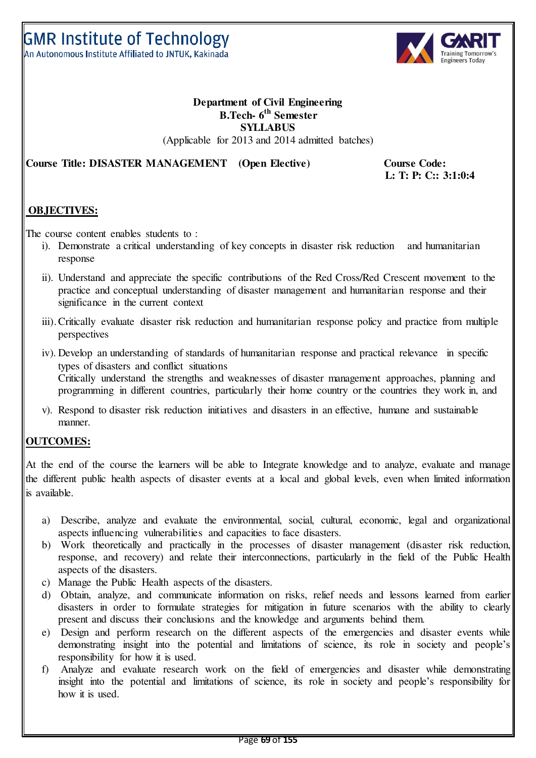GMR Institute of Technology
An Autonomous Institute Affiliated to JNTUK, Kakinada

**Department of Civil Engineering**
**B.Tech- 6th Semester**
**SYLLABUS**
(Applicable for 2013 and 2014 admitted batches)

**Course Title: DISASTER MANAGEMENT (Open Elective)** **Course Code:**
**L: T: P: C:: 3:1:0:4**

## OBJECTIVES:

The course content enables students to :

i). Demonstrate a critical understanding of key concepts in disaster risk reduction and humanitarian response

ii). Understand and appreciate the specific contributions of the Red Cross/Red Crescent movement to the practice and conceptual understanding of disaster management and humanitarian response and their significance in the current context

iii). Critically evaluate disaster risk reduction and humanitarian response policy and practice from multiple perspectives

iv). Develop an understanding of standards of humanitarian response and practical relevance in specific types of disasters and conflict situations
Critically understand the strengths and weaknesses of disaster management approaches, planning and programming in different countries, particularly their home country or the countries they work in, and

v). Respond to disaster risk reduction initiatives and disasters in an effective, humane and sustainable manner.

## OUTCOMES:

At the end of the course the learners will be able to Integrate knowledge and to analyze, evaluate and manage the different public health aspects of disaster events at a local and global levels, even when limited information is available.

a) Describe, analyze and evaluate the environmental, social, cultural, economic, legal and organizational aspects influencing vulnerabilities and capacities to face disasters.
b) Work theoretically and practically in the processes of disaster management (disaster risk reduction, response, and recovery) and relate their interconnections, particularly in the field of the Public Health aspects of the disasters.
c) Manage the Public Health aspects of the disasters.
d) Obtain, analyze, and communicate information on risks, relief needs and lessons learned from earlier disasters in order to formulate strategies for mitigation in future scenarios with the ability to clearly present and discuss their conclusions and the knowledge and arguments behind them.
e) Design and perform research on the different aspects of the emergencies and disaster events while demonstrating insight into the potential and limitations of science, its role in society and people's responsibility for how it is used.
f) Analyze and evaluate research work on the field of emergencies and disaster while demonstrating insight into the potential and limitations of science, its role in society and people's responsibility for how it is used.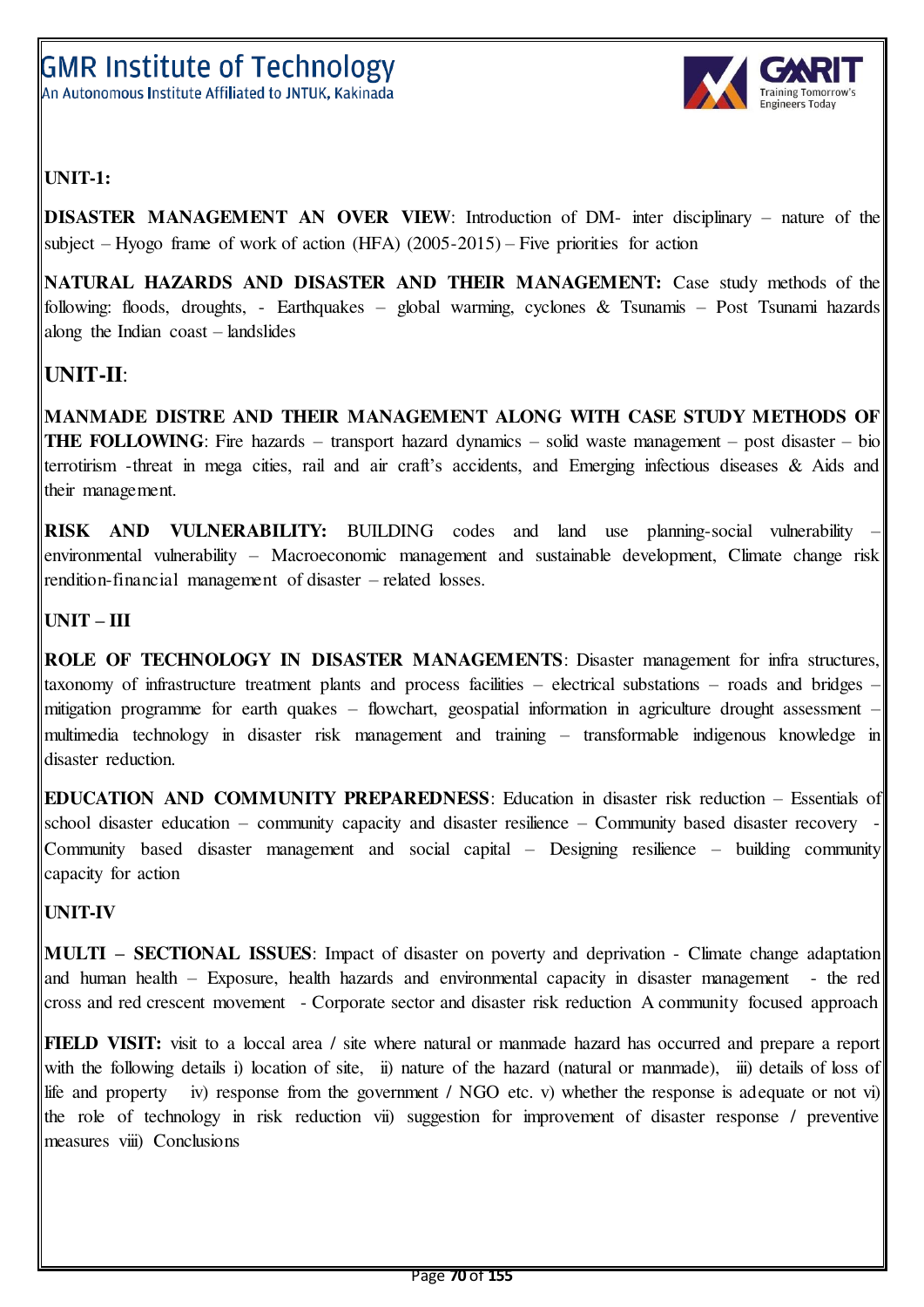**UNIT-1:**

**DISASTER MANAGEMENT AN OVER VIEW**: Introduction of DM- inter disciplinary – nature of the subject – Hyogo frame of work of action (HFA) (2005-2015) – Five priorities for action

**NATURAL HAZARDS AND DISASTER AND THEIR MANAGEMENT:** Case study methods of the following: floods, droughts, - Earthquakes – global warming, cyclones & Tsunamis – Post Tsunami hazards along the Indian coast – landslides

## UNIT-II:

**MANMADE DISTRE AND THEIR MANAGEMENT ALONG WITH CASE STUDY METHODS OF THE FOLLOWING**: Fire hazards – transport hazard dynamics – solid waste management – post disaster – bio terrotirism -threat in mega cities, rail and air craft's accidents, and Emerging infectious diseases & Aids and their management.

**RISK AND VULNERABILITY:** BUILDING codes and land use planning-social vulnerability – environmental vulnerability – Macroeconomic management and sustainable development, Climate change risk rendition-financial management of disaster – related losses.

**UNIT – III**

**ROLE OF TECHNOLOGY IN DISASTER MANAGEMENTS**: Disaster management for infra structures, taxonomy of infrastructure treatment plants and process facilities – electrical substations – roads and bridges – mitigation programme for earth quakes – flowchart, geospatial information in agriculture drought assessment – multimedia technology in disaster risk management and training – transformable indigenous knowledge in disaster reduction.

**EDUCATION AND COMMUNITY PREPAREDNESS**: Education in disaster risk reduction – Essentials of school disaster education – community capacity and disaster resilience – Community based disaster recovery - Community based disaster management and social capital – Designing resilience – building community capacity for action

**UNIT-IV**

**MULTI – SECTIONAL ISSUES**: Impact of disaster on poverty and deprivation - Climate change adaptation and human health – Exposure, health hazards and environmental capacity in disaster management - the red cross and red crescent movement - Corporate sector and disaster risk reduction A community focused approach

**FIELD VISIT:** visit to a loccal area / site where natural or manmade hazard has occurred and prepare a report with the following details i) location of site, ii) nature of the hazard (natural or manmade), iii) details of loss of life and property iv) response from the government / NGO etc. v) whether the response is adequate or not vi) the role of technology in risk reduction vii) suggestion for improvement of disaster response / preventive measures viii) Conclusions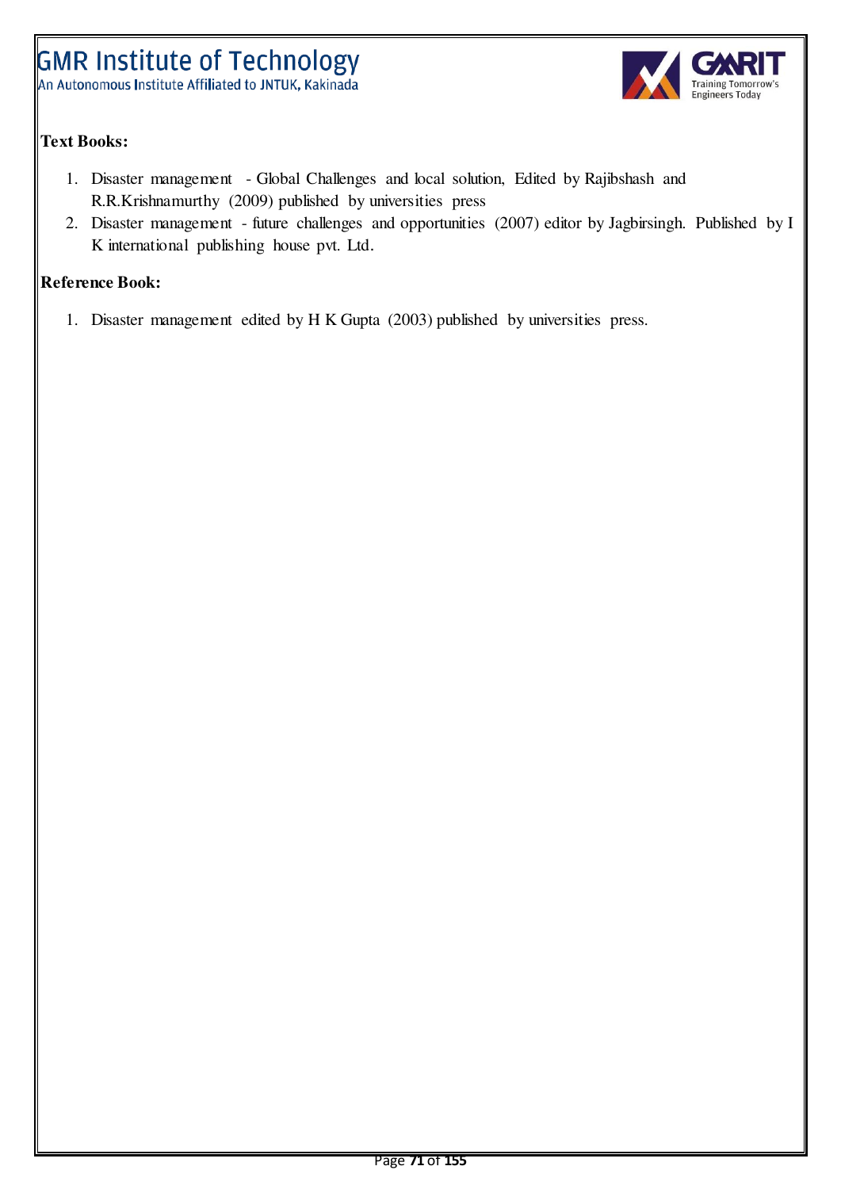**Text Books:**

1. Disaster management - Global Challenges and local solution, Edited by Rajibshash and R.R.Krishnamurthy (2009) published by universities press
2. Disaster management - future challenges and opportunities (2007) editor by Jagbirsingh. Published by I K international publishing house pvt. Ltd.

**Reference Book:**

1. Disaster management edited by H K Gupta (2003) published by universities press.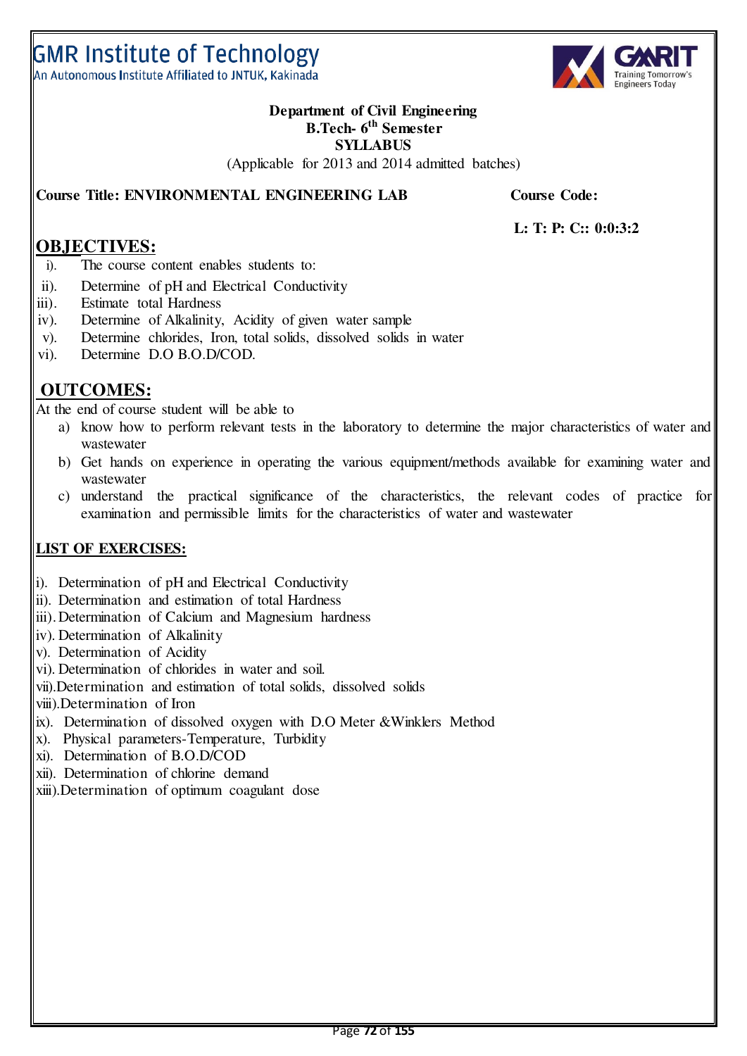# GMR Institute of Technology

An Autonomous Institute Affiliated to JNTUK, Kakinada

**Department of Civil Engineering**
**B.Tech- 6th Semester**
**SYLLABUS**

(Applicable for 2013 and 2014 admitted batches)

**Course Title: ENVIRONMENTAL ENGINEERING LAB** **Course Code:**

**L: T: P: C:: 0:0:3:2**

## OBJECTIVES:

i). The course content enables students to:
ii). Determine of pH and Electrical Conductivity
iii). Estimate total Hardness
iv). Determine of Alkalinity, Acidity of given water sample
v). Determine chlorides, Iron, total solids, dissolved solids in water
vi). Determine D.O B.O.D/COD.

## OUTCOMES:

At the end of course student will be able to

a) know how to perform relevant tests in the laboratory to determine the major characteristics of water and wastewater
b) Get hands on experience in operating the various equipment/methods available for examining water and wastewater
c) understand the practical significance of the characteristics, the relevant codes of practice for examination and permissible limits for the characteristics of water and wastewater

## LIST OF EXERCISES:

i). Determination of pH and Electrical Conductivity
ii). Determination and estimation of total Hardness
iii). Determination of Calcium and Magnesium hardness
iv). Determination of Alkalinity
v). Determination of Acidity
vi). Determination of chlorides in water and soil.
vii). Determination and estimation of total solids, dissolved solids
viii). Determination of Iron
ix). Determination of dissolved oxygen with D.O Meter &Winklers Method
x). Physical parameters-Temperature, Turbidity
xi). Determination of B.O.D/COD
xii). Determination of chlorine demand
xiii). Determination of optimum coagulant dose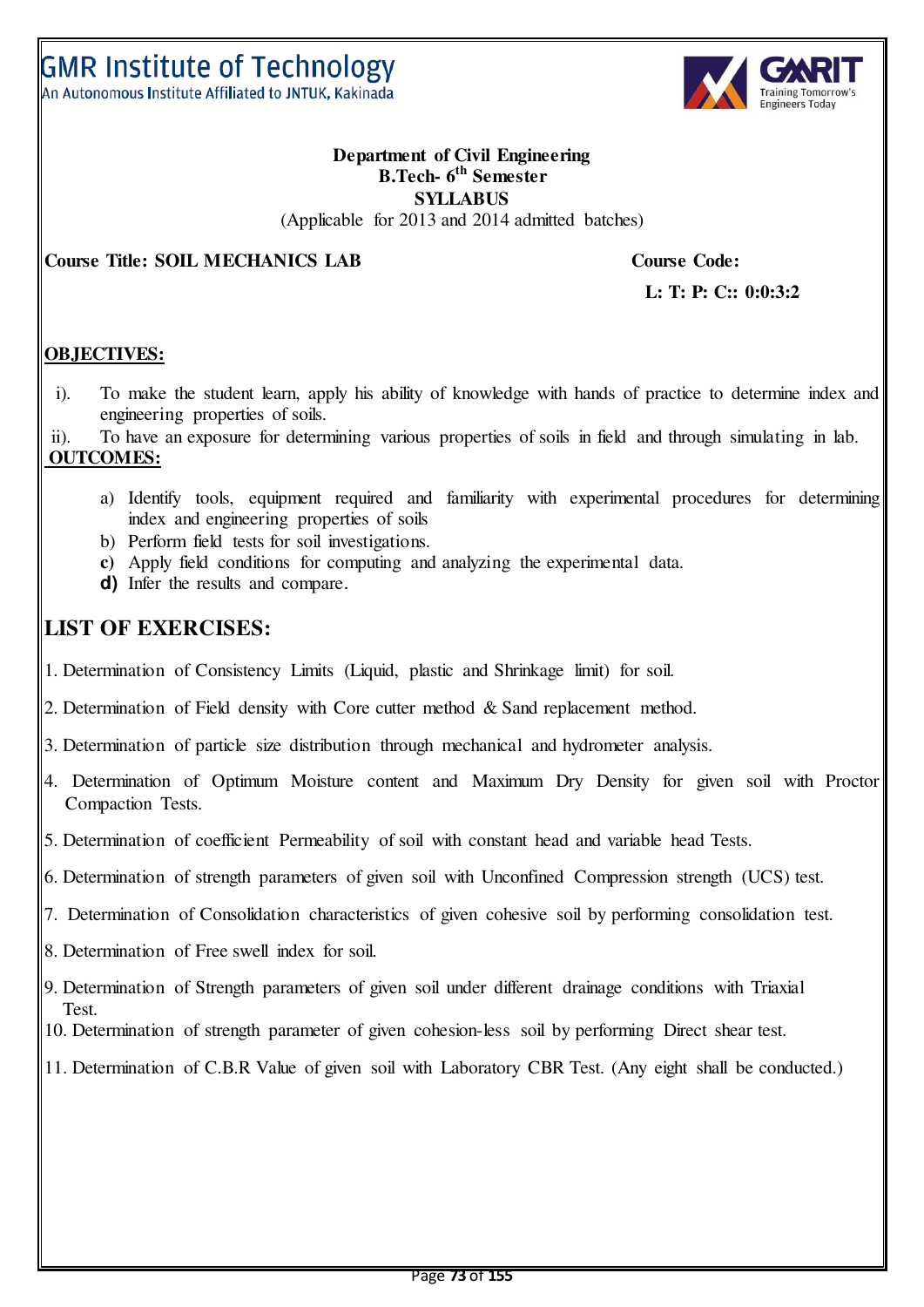GMR Institute of Technology
An Autonomous Institute Affiliated to JNTUK, Kakinada

GMRIT Training Tomorrow's Engineers Today

**Department of Civil Engineering**
**B.Tech- 6th Semester**
**SYLLABUS**
(Applicable for 2013 and 2014 admitted batches)

**Course Title: SOIL MECHANICS LAB** **Course Code:**

**L: T: P: C:: 0:0:3:2**

**OBJECTIVES:**

i). To make the student learn, apply his ability of knowledge with hands of practice to determine index and engineering properties of soils.

ii). To have an exposure for determining various properties of soils in field and through simulating in lab.

**OUTCOMES:**

a) Identify tools, equipment required and familiarity with experimental procedures for determining index and engineering properties of soils
b) Perform field tests for soil investigations.
c) Apply field conditions for computing and analyzing the experimental data.
d) Infer the results and compare.

## LIST OF EXERCISES:

1. Determination of Consistency Limits (Liquid, plastic and Shrinkage limit) for soil.
2. Determination of Field density with Core cutter method & Sand replacement method.
3. Determination of particle size distribution through mechanical and hydrometer analysis.
4. Determination of Optimum Moisture content and Maximum Dry Density for given soil with Proctor Compaction Tests.
5. Determination of coefficient Permeability of soil with constant head and variable head Tests.
6. Determination of strength parameters of given soil with Unconfined Compression strength (UCS) test.
7. Determination of Consolidation characteristics of given cohesive soil by performing consolidation test.
8. Determination of Free swell index for soil.
9. Determination of Strength parameters of given soil under different drainage conditions with Triaxial Test.
10. Determination of strength parameter of given cohesion-less soil by performing Direct shear test.
11. Determination of C.B.R Value of given soil with Laboratory CBR Test. (Any eight shall be conducted.)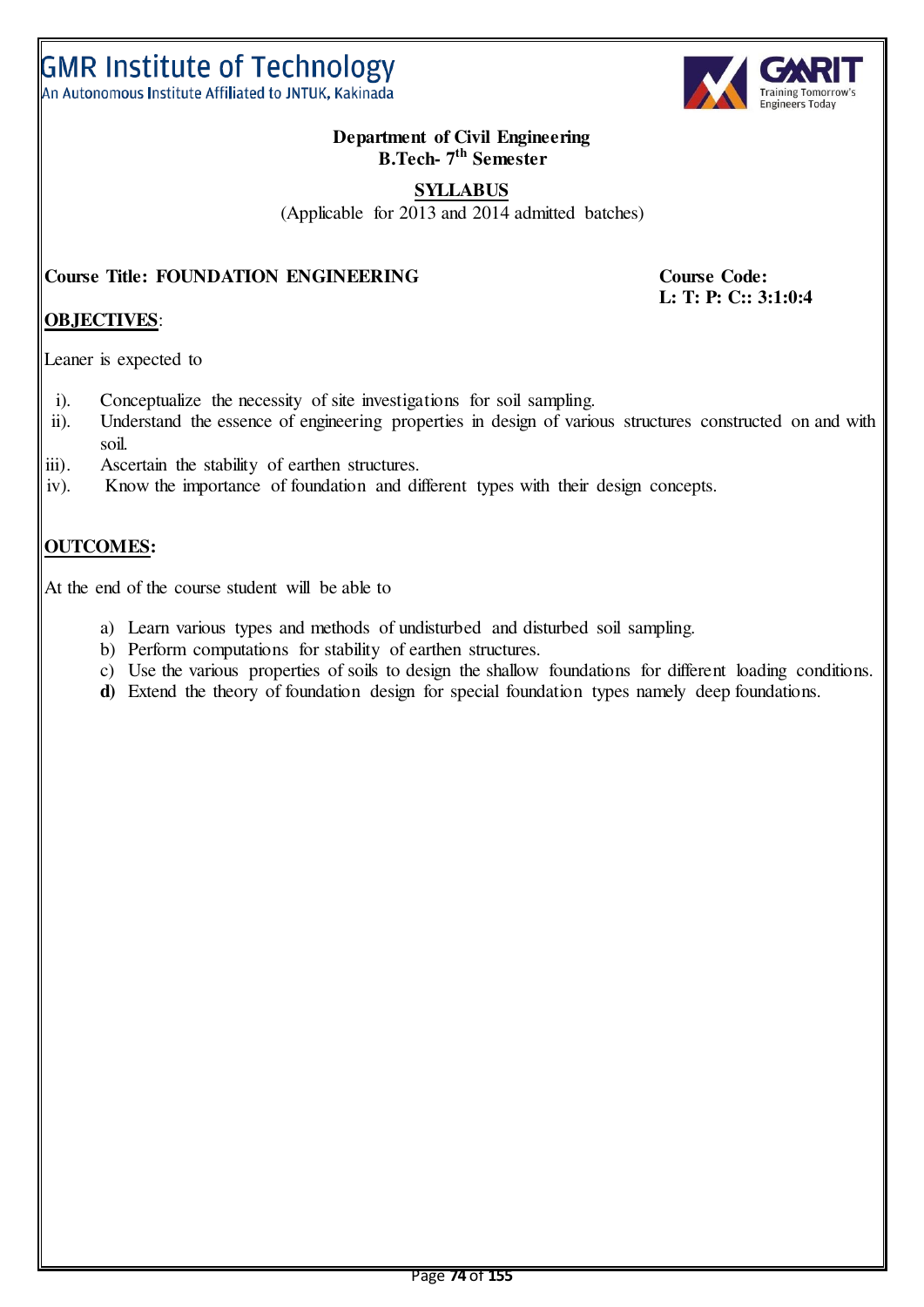GMR Institute of Technology
An Autonomous Institute Affiliated to JNTUK, Kakinada

**Department of Civil Engineering**
**B.Tech- 7th Semester**

**SYLLABUS**
(Applicable for 2013 and 2014 admitted batches)

**Course Title: FOUNDATION ENGINEERING** **Course Code:**
**L: T: P: C:: 3:1:0:4**

**OBJECTIVES**:

Leaner is expected to

i). Conceptualize the necessity of site investigations for soil sampling.
ii). Understand the essence of engineering properties in design of various structures constructed on and with soil.
iii). Ascertain the stability of earthen structures.
iv). Know the importance of foundation and different types with their design concepts.

**OUTCOMES:**

At the end of the course student will be able to

a) Learn various types and methods of undisturbed and disturbed soil sampling.
b) Perform computations for stability of earthen structures.
c) Use the various properties of soils to design the shallow foundations for different loading conditions.
**d)** Extend the theory of foundation design for special foundation types namely deep foundations.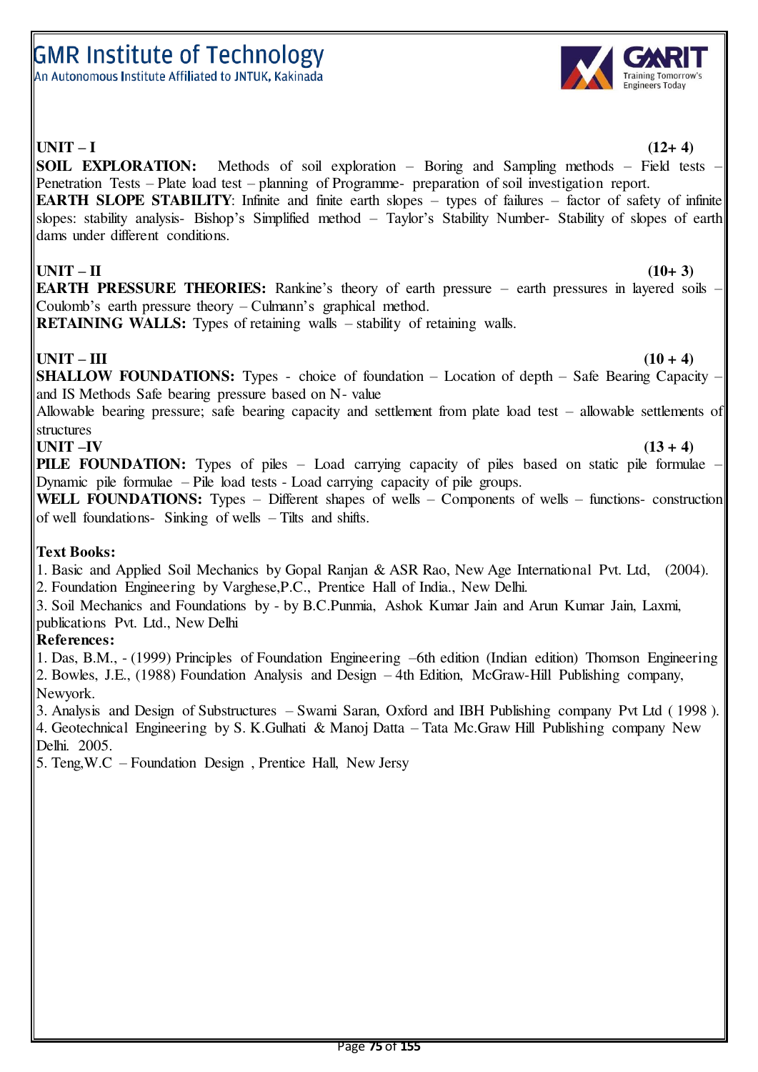**UNIT – I** **(12+ 4)**

**SOIL EXPLORATION:** Methods of soil exploration – Boring and Sampling methods – Field tests – Penetration Tests – Plate load test – planning of Programme- preparation of soil investigation report.

**EARTH SLOPE STABILITY**: Infinite and finite earth slopes – types of failures – factor of safety of infinite slopes: stability analysis- Bishop's Simplified method – Taylor's Stability Number- Stability of slopes of earth dams under different conditions.

**UNIT – II** **(10+ 3)**

**EARTH PRESSURE THEORIES:** Rankine's theory of earth pressure – earth pressures in layered soils – Coulomb's earth pressure theory – Culmann's graphical method.

**RETAINING WALLS:** Types of retaining walls – stability of retaining walls.

**UNIT – III** **(10 + 4)**

**SHALLOW FOUNDATIONS:** Types - choice of foundation – Location of depth – Safe Bearing Capacity – and IS Methods Safe bearing pressure based on N- value

Allowable bearing pressure; safe bearing capacity and settlement from plate load test – allowable settlements of structures

**UNIT –IV** **(13 + 4)**

**PILE FOUNDATION:** Types of piles – Load carrying capacity of piles based on static pile formulae – Dynamic pile formulae – Pile load tests - Load carrying capacity of pile groups.

**WELL FOUNDATIONS:** Types – Different shapes of wells – Components of wells – functions- construction of well foundations- Sinking of wells – Tilts and shifts.

**Text Books:**

1. Basic and Applied Soil Mechanics by Gopal Ranjan & ASR Rao, New Age International Pvt. Ltd, (2004).
2. Foundation Engineering by Varghese,P.C., Prentice Hall of India., New Delhi.
3. Soil Mechanics and Foundations by - by B.C.Punmia, Ashok Kumar Jain and Arun Kumar Jain, Laxmi, publications Pvt. Ltd., New Delhi

**References:**

1. Das, B.M., - (1999) Principles of Foundation Engineering –6th edition (Indian edition) Thomson Engineering
2. Bowles, J.E., (1988) Foundation Analysis and Design – 4th Edition, McGraw-Hill Publishing company, Newyork.
3. Analysis and Design of Substructures – Swami Saran, Oxford and IBH Publishing company Pvt Ltd ( 1998 ).
4. Geotechnical Engineering by S. K.Gulhati & Manoj Datta – Tata Mc.Graw Hill Publishing company New Delhi. 2005.
5. Teng,W.C – Foundation Design , Prentice Hall, New Jersy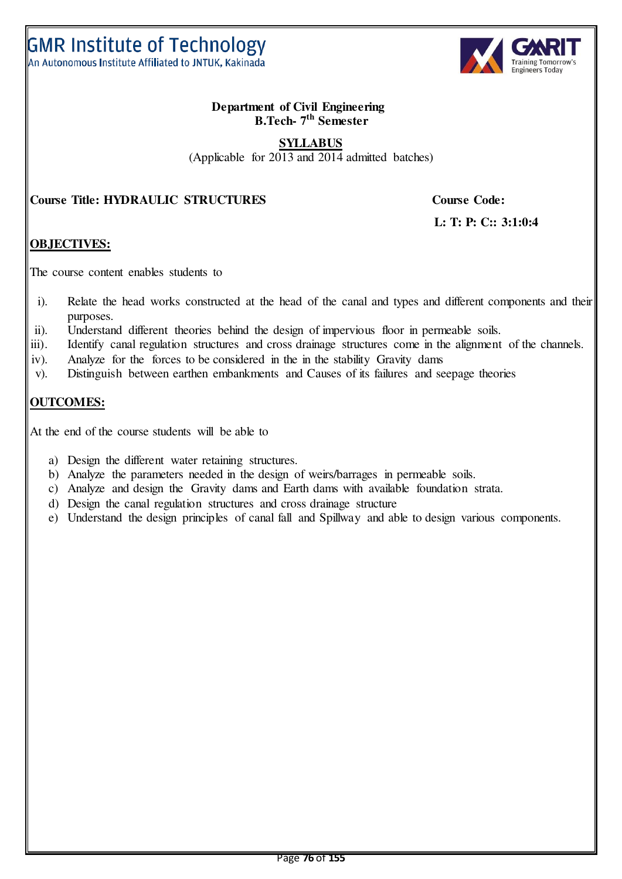GMR Institute of Technology
An Autonomous Institute Affiliated to JNTUK, Kakinada

**Department of Civil Engineering**
**B.Tech- 7th Semester**

**SYLLABUS**
(Applicable for 2013 and 2014 admitted batches)

**Course Title: HYDRAULIC STRUCTURES** **Course Code:**

**L: T: P: C:: 3:1:0:4**

## OBJECTIVES:

The course content enables students to

i). Relate the head works constructed at the head of the canal and types and different components and their purposes.
ii). Understand different theories behind the design of impervious floor in permeable soils.
iii). Identify canal regulation structures and cross drainage structures come in the alignment of the channels.
iv). Analyze for the forces to be considered in the in the stability Gravity dams
v). Distinguish between earthen embankments and Causes of its failures and seepage theories

## OUTCOMES:

At the end of the course students will be able to

a) Design the different water retaining structures.
b) Analyze the parameters needed in the design of weirs/barrages in permeable soils.
c) Analyze and design the Gravity dams and Earth dams with available foundation strata.
d) Design the canal regulation structures and cross drainage structure
e) Understand the design principles of canal fall and Spillway and able to design various components.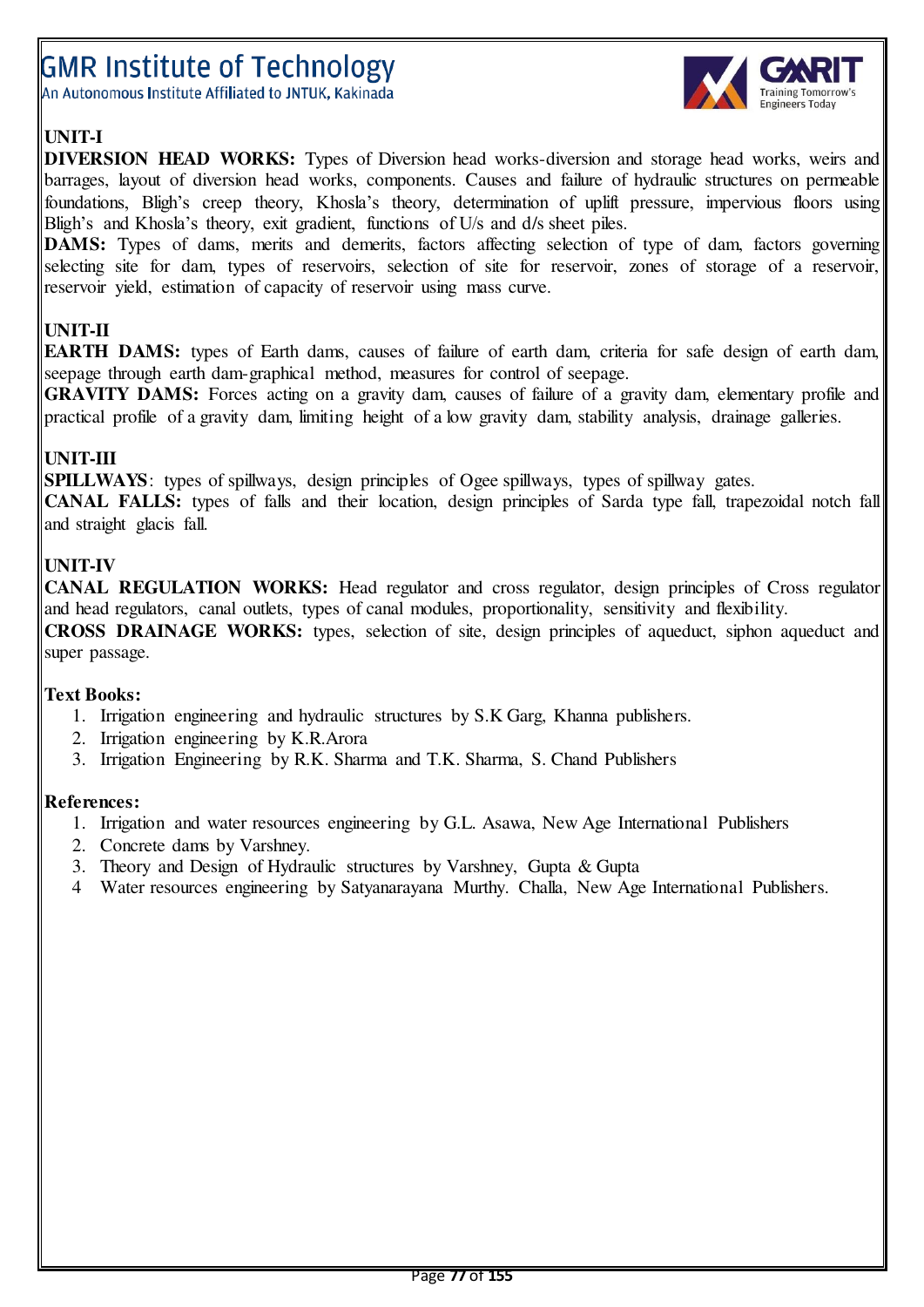### UNIT-I

**DIVERSION HEAD WORKS:** Types of Diversion head works-diversion and storage head works, weirs and barrages, layout of diversion head works, components. Causes and failure of hydraulic structures on permeable foundations, Bligh's creep theory, Khosla's theory, determination of uplift pressure, impervious floors using Bligh's and Khosla's theory, exit gradient, functions of U/s and d/s sheet piles.

**DAMS:** Types of dams, merits and demerits, factors affecting selection of type of dam, factors governing selecting site for dam, types of reservoirs, selection of site for reservoir, zones of storage of a reservoir, reservoir yield, estimation of capacity of reservoir using mass curve.

### UNIT-II

**EARTH DAMS:** types of Earth dams, causes of failure of earth dam, criteria for safe design of earth dam, seepage through earth dam-graphical method, measures for control of seepage.

**GRAVITY DAMS:** Forces acting on a gravity dam, causes of failure of a gravity dam, elementary profile and practical profile of a gravity dam, limiting height of a low gravity dam, stability analysis, drainage galleries.

### UNIT-III

**SPILLWAYS**: types of spillways, design principles of Ogee spillways, types of spillway gates.

**CANAL FALLS:** types of falls and their location, design principles of Sarda type fall, trapezoidal notch fall and straight glacis fall.

### UNIT-IV

**CANAL REGULATION WORKS:** Head regulator and cross regulator, design principles of Cross regulator and head regulators, canal outlets, types of canal modules, proportionality, sensitivity and flexibility.

**CROSS DRAINAGE WORKS:** types, selection of site, design principles of aqueduct, siphon aqueduct and super passage.

**Text Books:**

1. Irrigation engineering and hydraulic structures by S.K Garg, Khanna publishers.
2. Irrigation engineering by K.R.Arora
3. Irrigation Engineering by R.K. Sharma and T.K. Sharma, S. Chand Publishers

**References:**

1. Irrigation and water resources engineering by G.L. Asawa, New Age International Publishers
2. Concrete dams by Varshney.
3. Theory and Design of Hydraulic structures by Varshney, Gupta & Gupta
4. Water resources engineering by Satyanarayana Murthy. Challa, New Age International Publishers.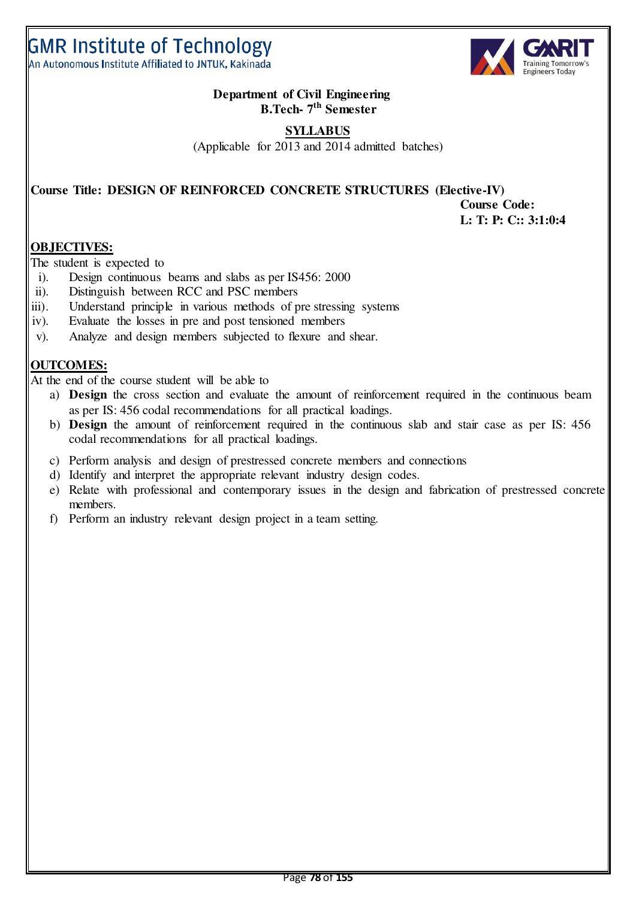GMR Institute of Technology
An Autonomous Institute Affiliated to JNTUK, Kakinada

**Department of Civil Engineering**
**B.Tech- 7th Semester**

**SYLLABUS**
(Applicable for 2013 and 2014 admitted batches)

**Course Title: DESIGN OF REINFORCED CONCRETE STRUCTURES (Elective-IV)**
**Course Code:**
**L: T: P: C:: 3:1:0:4**

## OBJECTIVES:

The student is expected to

i). Design continuous beams and slabs as per IS456: 2000
ii). Distinguish between RCC and PSC members
iii). Understand principle in various methods of pre stressing systems
iv). Evaluate the losses in pre and post tensioned members
v). Analyze and design members subjected to flexure and shear.

## OUTCOMES:

At the end of the course student will be able to

a) **Design** the cross section and evaluate the amount of reinforcement required in the continuous beam as per IS: 456 codal recommendations for all practical loadings.
b) **Design** the amount of reinforcement required in the continuous slab and stair case as per IS: 456 codal recommendations for all practical loadings.
c) Perform analysis and design of prestressed concrete members and connections
d) Identify and interpret the appropriate relevant industry design codes.
e) Relate with professional and contemporary issues in the design and fabrication of prestressed concrete members.
f) Perform an industry relevant design project in a team setting.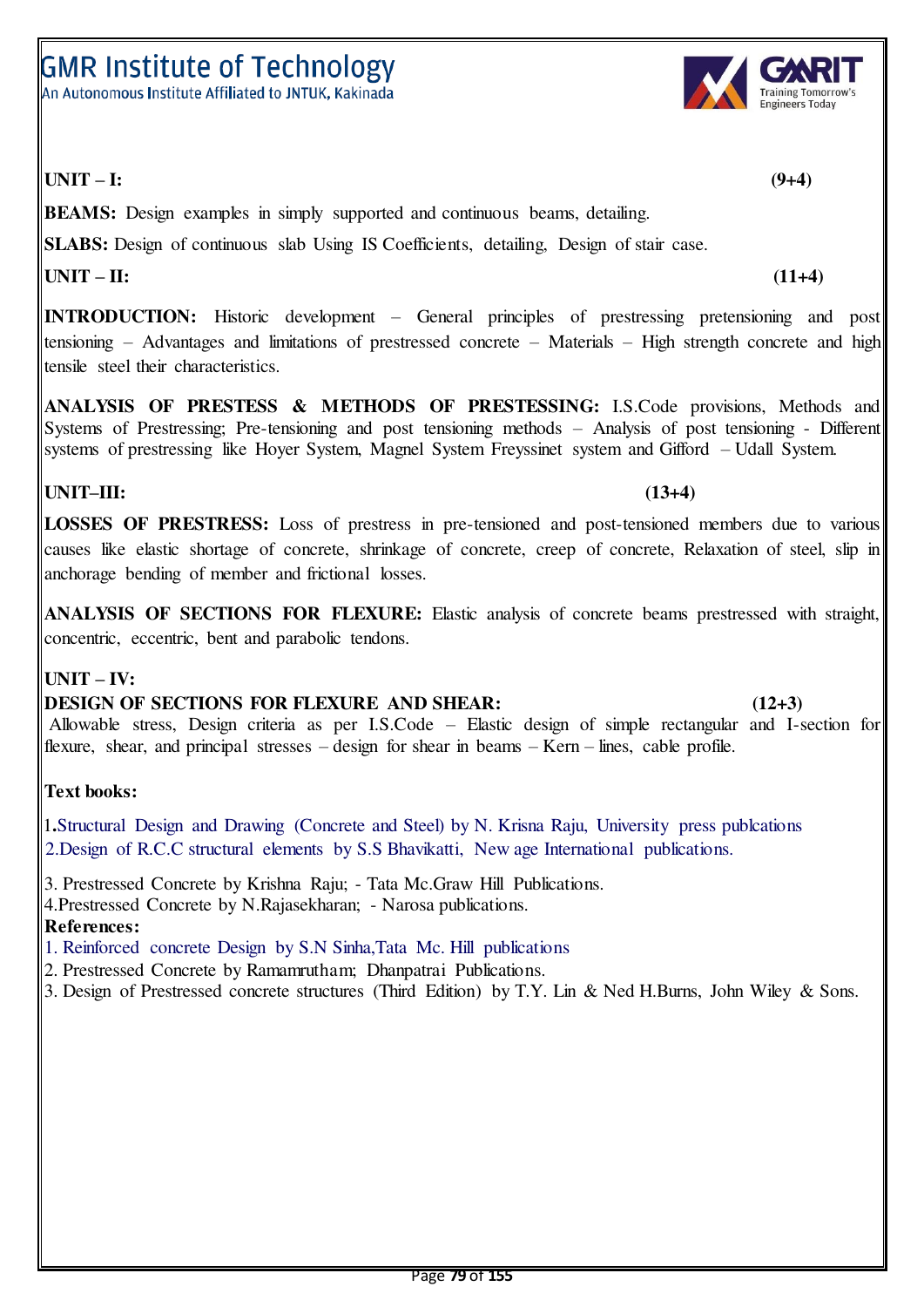**UNIT – I:** **(9+4)**

**BEAMS:** Design examples in simply supported and continuous beams, detailing.

**SLABS:** Design of continuous slab Using IS Coefficients, detailing, Design of stair case.

**UNIT – II:** **(11+4)**

**INTRODUCTION:** Historic development – General principles of prestressing pretensioning and post tensioning – Advantages and limitations of prestressed concrete – Materials – High strength concrete and high tensile steel their characteristics.

**ANALYSIS OF PRESTESS & METHODS OF PRESTESSING:** I.S.Code provisions, Methods and Systems of Prestressing; Pre-tensioning and post tensioning methods – Analysis of post tensioning - Different systems of prestressing like Hoyer System, Magnel System Freyssinet system and Gifford – Udall System.

**UNIT–III:** **(13+4)**

**LOSSES OF PRESTRESS:** Loss of prestress in pre-tensioned and post-tensioned members due to various causes like elastic shortage of concrete, shrinkage of concrete, creep of concrete, Relaxation of steel, slip in anchorage bending of member and frictional losses.

**ANALYSIS OF SECTIONS FOR FLEXURE:** Elastic analysis of concrete beams prestressed with straight, concentric, eccentric, bent and parabolic tendons.

**UNIT – IV:**

**DESIGN OF SECTIONS FOR FLEXURE AND SHEAR:** **(12+3)**

Allowable stress, Design criteria as per I.S.Code – Elastic design of simple rectangular and I-section for flexure, shear, and principal stresses – design for shear in beams – Kern – lines, cable profile.

**Text books:**

1. Structural Design and Drawing (Concrete and Steel) by N. Krisna Raju, University press publcations
2. Design of R.C.C structural elements by S.S Bhavikatti, New age International publications.
3. Prestressed Concrete by Krishna Raju; - Tata Mc.Graw Hill Publications.
4. Prestressed Concrete by N.Rajasekharan; - Narosa publications.

**References:**

1. Reinforced concrete Design by S.N Sinha,Tata Mc. Hill publications
2. Prestressed Concrete by Ramamrutham; Dhanpatrai Publications.
3. Design of Prestressed concrete structures (Third Edition) by T.Y. Lin & Ned H.Burns, John Wiley & Sons.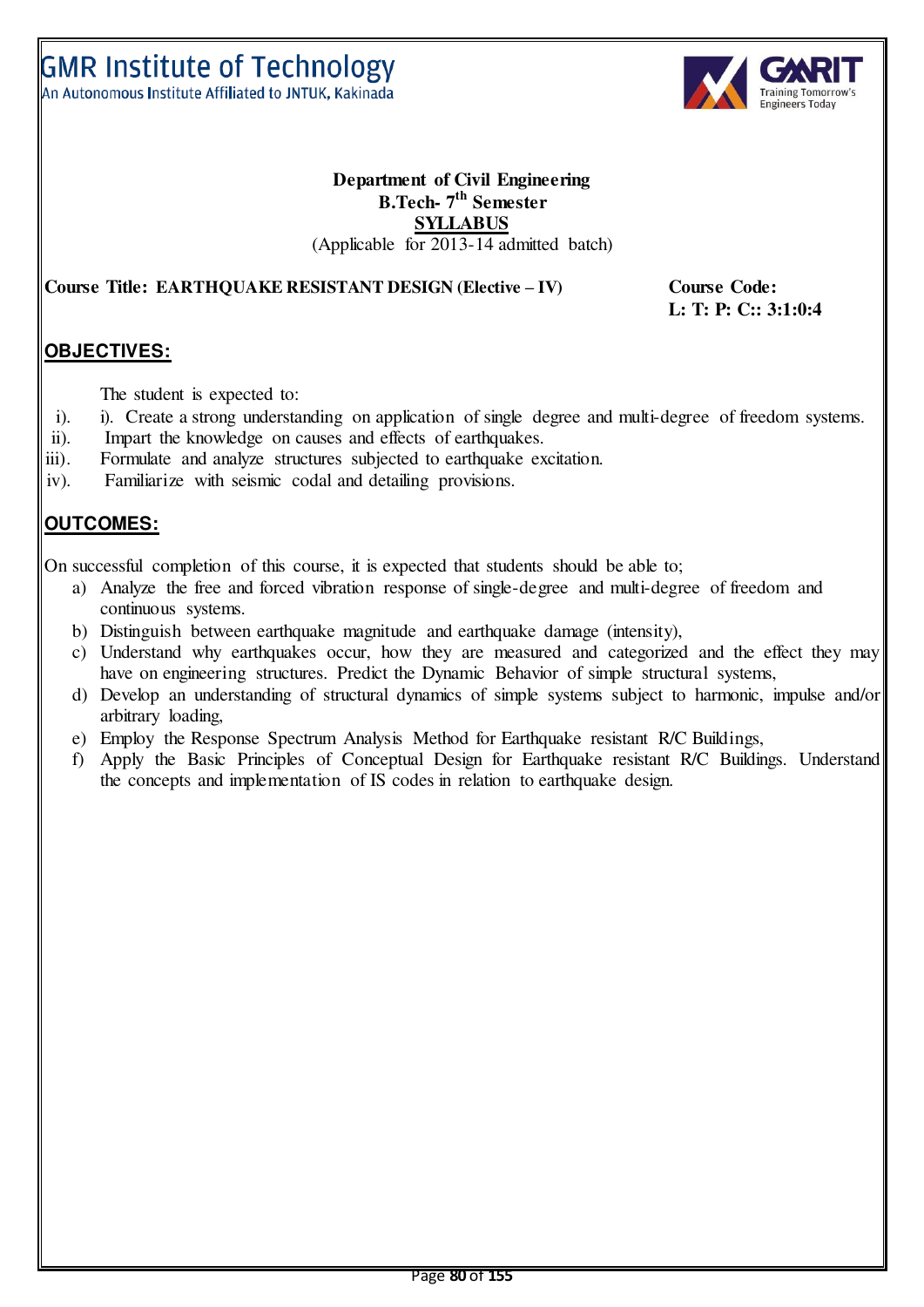GMR Institute of Technology
An Autonomous Institute Affiliated to JNTUK, Kakinada

**Department of Civil Engineering**
**B.Tech- 7th Semester**
**SYLLABUS**
(Applicable for 2013-14 admitted batch)

**Course Title: EARTHQUAKE RESISTANT DESIGN (Elective – IV)** **Course Code:**
**L: T: P: C:: 3:1:0:4**

## OBJECTIVES:

The student is expected to:

i). i). Create a strong understanding on application of single degree and multi-degree of freedom systems.
ii). Impart the knowledge on causes and effects of earthquakes.
iii). Formulate and analyze structures subjected to earthquake excitation.
iv). Familiarize with seismic codal and detailing provisions.

## OUTCOMES:

On successful completion of this course, it is expected that students should be able to;

a) Analyze the free and forced vibration response of single-degree and multi-degree of freedom and continuous systems.
b) Distinguish between earthquake magnitude and earthquake damage (intensity),
c) Understand why earthquakes occur, how they are measured and categorized and the effect they may have on engineering structures. Predict the Dynamic Behavior of simple structural systems,
d) Develop an understanding of structural dynamics of simple systems subject to harmonic, impulse and/or arbitrary loading,
e) Employ the Response Spectrum Analysis Method for Earthquake resistant R/C Buildings,
f) Apply the Basic Principles of Conceptual Design for Earthquake resistant R/C Buildings. Understand the concepts and implementation of IS codes in relation to earthquake design.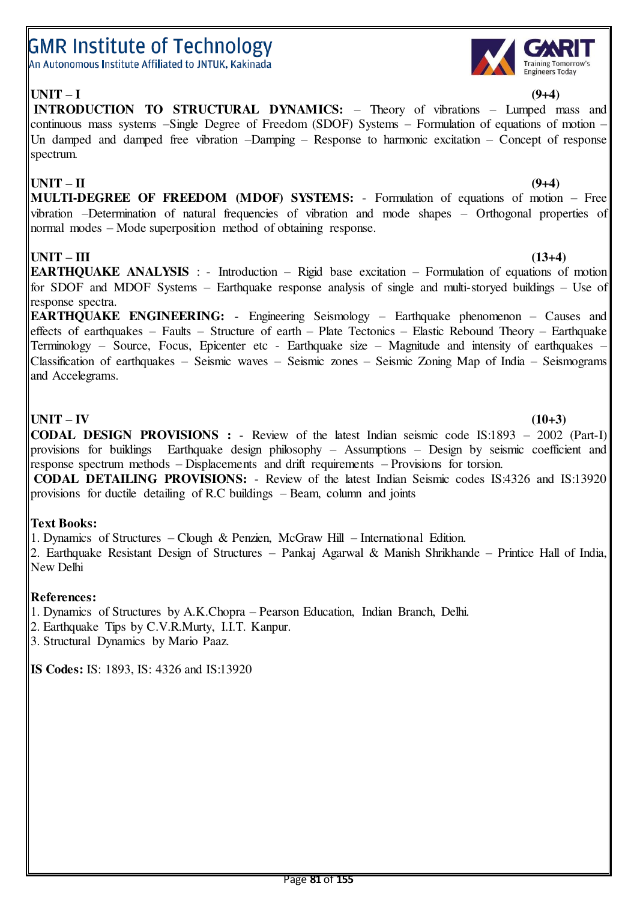**UNIT – I** **(9+4)**

**INTRODUCTION TO STRUCTURAL DYNAMICS:** – Theory of vibrations – Lumped mass and continuous mass systems –Single Degree of Freedom (SDOF) Systems – Formulation of equations of motion – Un damped and damped free vibration –Damping – Response to harmonic excitation – Concept of response spectrum.

**UNIT – II** **(9+4)**

**MULTI-DEGREE OF FREEDOM (MDOF) SYSTEMS:** - Formulation of equations of motion – Free vibration –Determination of natural frequencies of vibration and mode shapes – Orthogonal properties of normal modes – Mode superposition method of obtaining response.

**UNIT – III** **(13+4)**

**EARTHQUAKE ANALYSIS** : - Introduction – Rigid base excitation – Formulation of equations of motion for SDOF and MDOF Systems – Earthquake response analysis of single and multi-storyed buildings – Use of response spectra.

**EARTHQUAKE ENGINEERING:** - Engineering Seismology – Earthquake phenomenon – Causes and effects of earthquakes – Faults – Structure of earth – Plate Tectonics – Elastic Rebound Theory – Earthquake Terminology – Source, Focus, Epicenter etc - Earthquake size – Magnitude and intensity of earthquakes – Classification of earthquakes – Seismic waves – Seismic zones – Seismic Zoning Map of India – Seismograms and Accelegrams.

**UNIT – IV** **(10+3)**

**CODAL DESIGN PROVISIONS :** - Review of the latest Indian seismic code IS:1893 – 2002 (Part-I) provisions for buildings Earthquake design philosophy – Assumptions – Design by seismic coefficient and response spectrum methods – Displacements and drift requirements – Provisions for torsion.

**CODAL DETAILING PROVISIONS:** - Review of the latest Indian Seismic codes IS:4326 and IS:13920 provisions for ductile detailing of R.C buildings – Beam, column and joints

**Text Books:**

1. Dynamics of Structures – Clough & Penzien, McGraw Hill – International Edition.
2. Earthquake Resistant Design of Structures – Pankaj Agarwal & Manish Shrikhande – Printice Hall of India, New Delhi

**References:**

1. Dynamics of Structures by A.K.Chopra – Pearson Education, Indian Branch, Delhi.
2. Earthquake Tips by C.V.R.Murty, I.I.T. Kanpur.
3. Structural Dynamics by Mario Paaz.

**IS Codes:** IS: 1893, IS: 4326 and IS:13920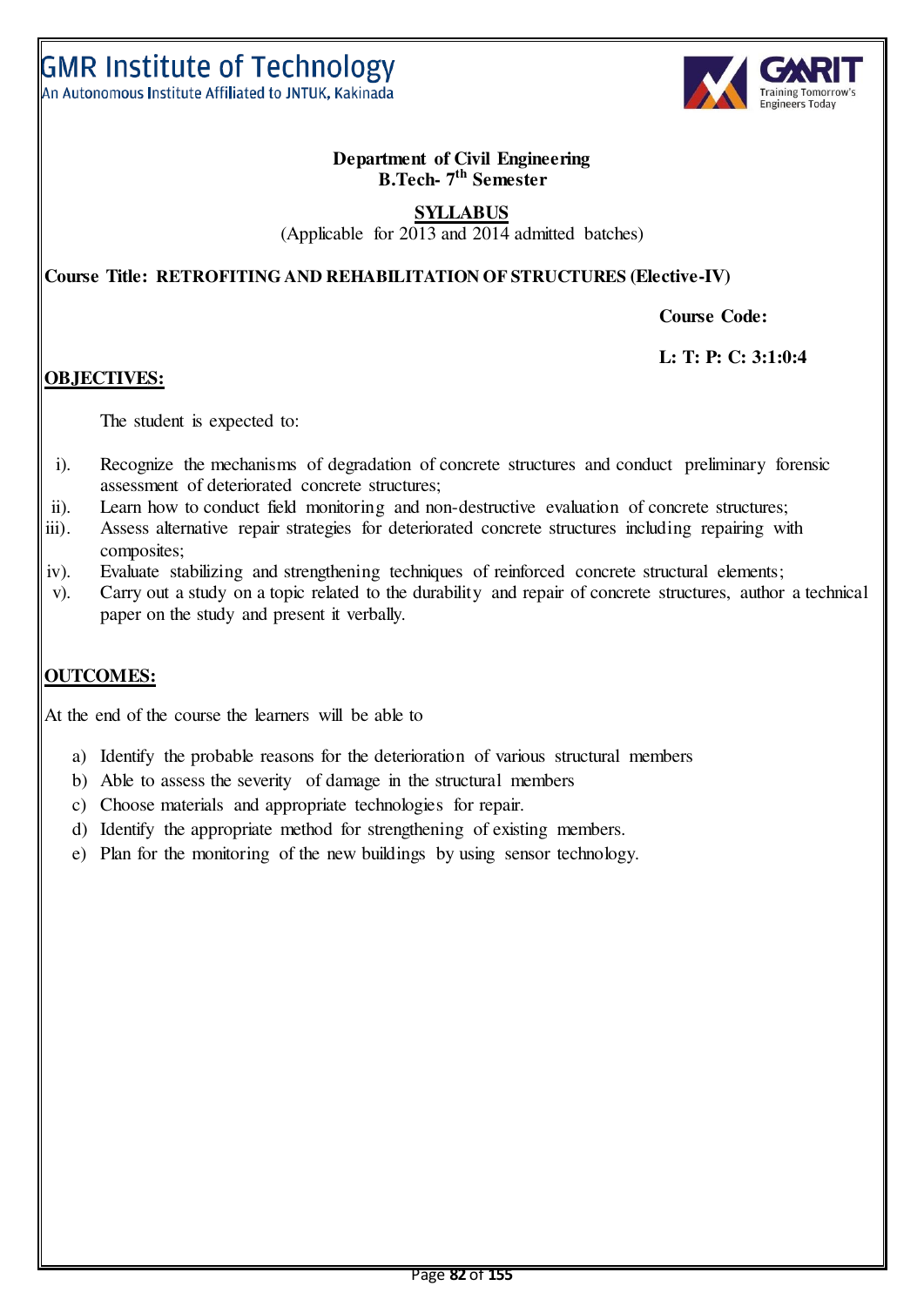GMR Institute of Technology
An Autonomous Institute Affiliated to JNTUK, Kakinada

**Department of Civil Engineering**
**B.Tech- 7th Semester**

**SYLLABUS**
(Applicable for 2013 and 2014 admitted batches)

**Course Title: RETROFITING AND REHABILITATION OF STRUCTURES (Elective-IV)**

**Course Code:**

**L: T: P: C: 3:1:0:4**

## OBJECTIVES:

The student is expected to:

i). Recognize the mechanisms of degradation of concrete structures and conduct preliminary forensic assessment of deteriorated concrete structures;
ii). Learn how to conduct field monitoring and non-destructive evaluation of concrete structures;
iii). Assess alternative repair strategies for deteriorated concrete structures including repairing with composites;
iv). Evaluate stabilizing and strengthening techniques of reinforced concrete structural elements;
v). Carry out a study on a topic related to the durability and repair of concrete structures, author a technical paper on the study and present it verbally.

## OUTCOMES:

At the end of the course the learners will be able to

a) Identify the probable reasons for the deterioration of various structural members
b) Able to assess the severity of damage in the structural members
c) Choose materials and appropriate technologies for repair.
d) Identify the appropriate method for strengthening of existing members.
e) Plan for the monitoring of the new buildings by using sensor technology.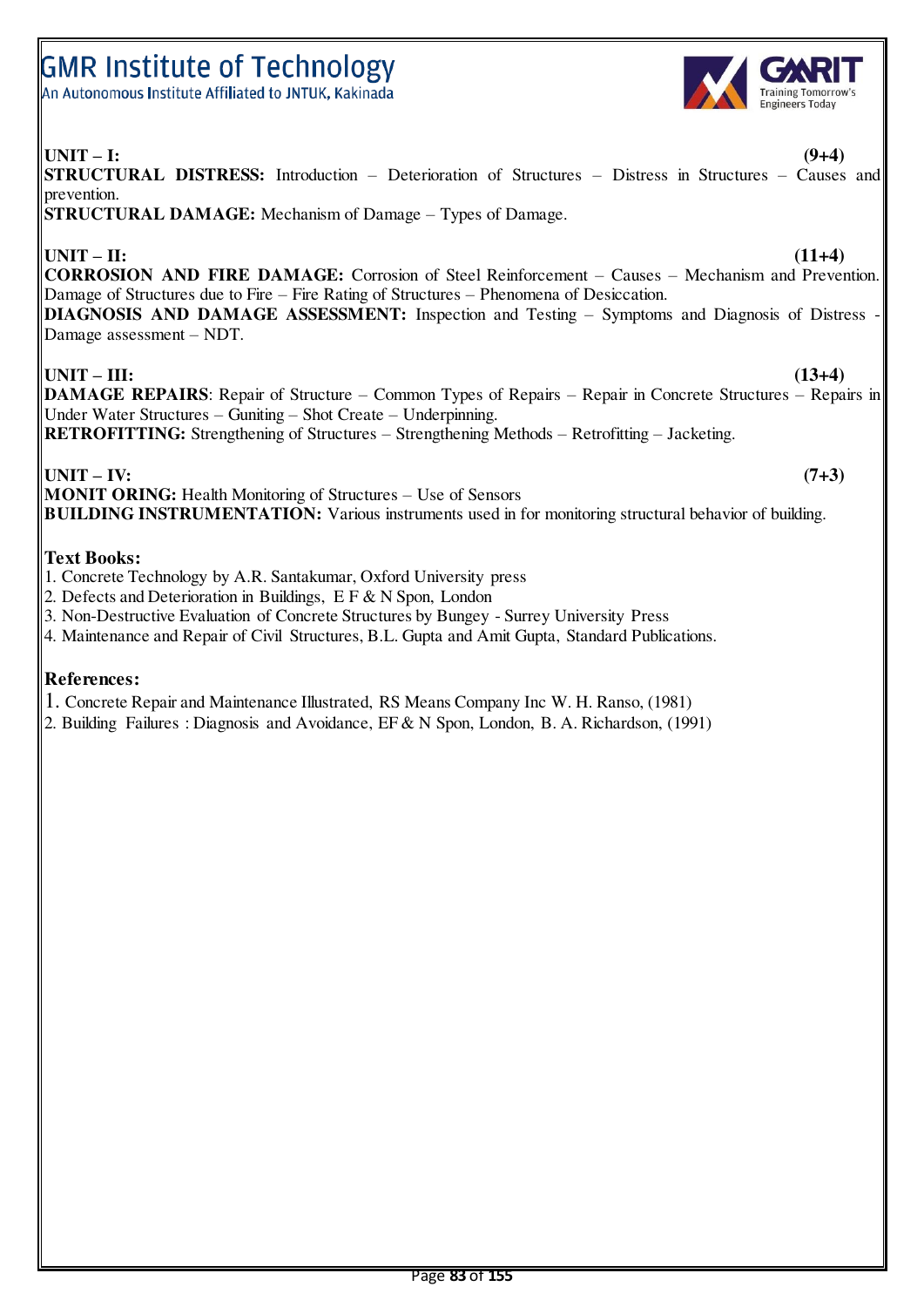**UNIT – I:** **(9+4)**

**STRUCTURAL DISTRESS:** Introduction – Deterioration of Structures – Distress in Structures – Causes and prevention.

**STRUCTURAL DAMAGE:** Mechanism of Damage – Types of Damage.

**UNIT – II:** **(11+4)**

**CORROSION AND FIRE DAMAGE:** Corrosion of Steel Reinforcement – Causes – Mechanism and Prevention. Damage of Structures due to Fire – Fire Rating of Structures – Phenomena of Desiccation.

**DIAGNOSIS AND DAMAGE ASSESSMENT:** Inspection and Testing – Symptoms and Diagnosis of Distress - Damage assessment – NDT.

**UNIT – III:** **(13+4)**

**DAMAGE REPAIRS**: Repair of Structure – Common Types of Repairs – Repair in Concrete Structures – Repairs in Under Water Structures – Guniting – Shot Create – Underpinning.

**RETROFITTING:** Strengthening of Structures – Strengthening Methods – Retrofitting – Jacketing.

**UNIT – IV:** **(7+3)**

**MONIT ORING:** Health Monitoring of Structures – Use of Sensors

**BUILDING INSTRUMENTATION:** Various instruments used in for monitoring structural behavior of building.

**Text Books:**

1. Concrete Technology by A.R. Santakumar, Oxford University press
2. Defects and Deterioration in Buildings, E F & N Spon, London
3. Non-Destructive Evaluation of Concrete Structures by Bungey - Surrey University Press
4. Maintenance and Repair of Civil Structures, B.L. Gupta and Amit Gupta, Standard Publications.

**References:**

1. Concrete Repair and Maintenance Illustrated, RS Means Company Inc W. H. Ranso, (1981)
2. Building Failures : Diagnosis and Avoidance, EF & N Spon, London, B. A. Richardson, (1991)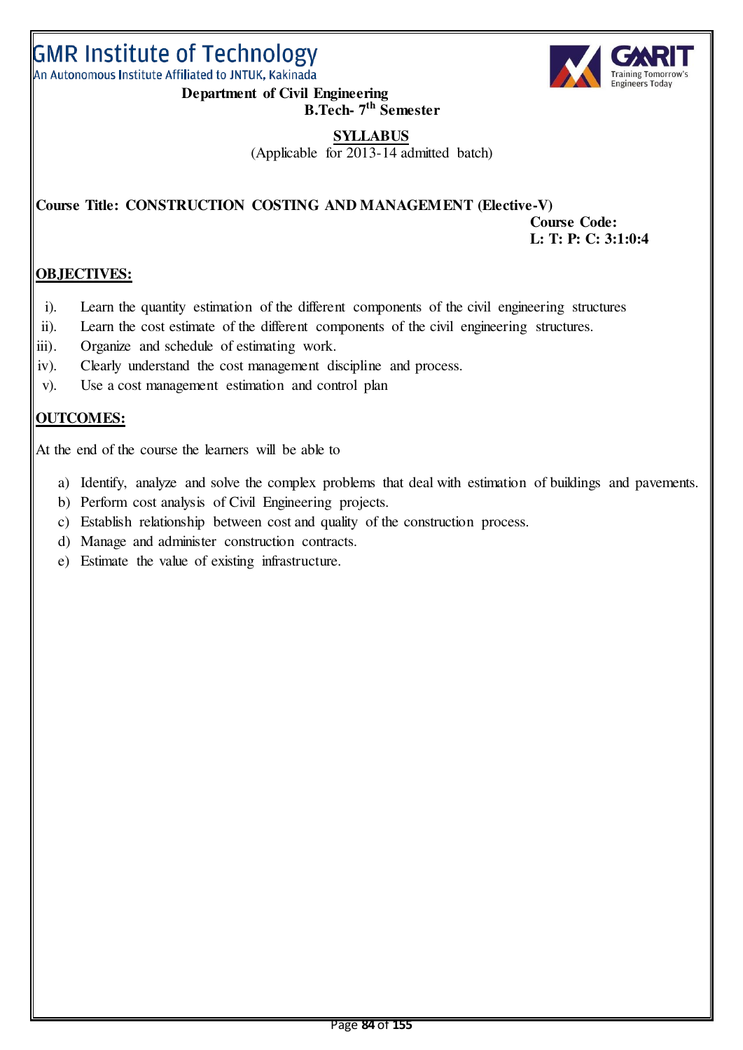# GMR Institute of Technology

An Autonomous Institute Affiliated to JNTUK, Kakinada

**Department of Civil Engineering**

**B.Tech- 7th Semester**

**SYLLABUS**

(Applicable for 2013-14 admitted batch)

**Course Title: CONSTRUCTION COSTING AND MANAGEMENT (Elective-V)**

**Course Code:**

**L: T: P: C: 3:1:0:4**

## OBJECTIVES:

i). Learn the quantity estimation of the different components of the civil engineering structures

ii). Learn the cost estimate of the different components of the civil engineering structures.

iii). Organize and schedule of estimating work.

iv). Clearly understand the cost management discipline and process.

v). Use a cost management estimation and control plan

## OUTCOMES:

At the end of the course the learners will be able to

a) Identify, analyze and solve the complex problems that deal with estimation of buildings and pavements.

b) Perform cost analysis of Civil Engineering projects.

c) Establish relationship between cost and quality of the construction process.

d) Manage and administer construction contracts.

e) Estimate the value of existing infrastructure.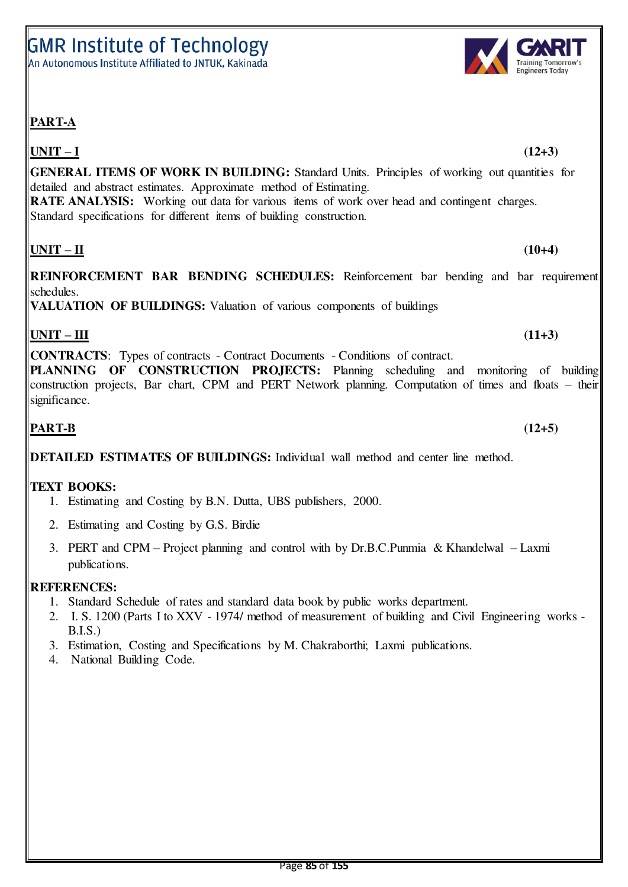**PART-A**

**UNIT – I** **(12+3)**

**GENERAL ITEMS OF WORK IN BUILDING:** Standard Units. Principles of working out quantities for detailed and abstract estimates. Approximate method of Estimating.
**RATE ANALYSIS:** Working out data for various items of work over head and contingent charges. Standard specifications for different items of building construction.

**UNIT – II** **(10+4)**

**REINFORCEMENT BAR BENDING SCHEDULES:** Reinforcement bar bending and bar requirement schedules.
**VALUATION OF BUILDINGS:** Valuation of various components of buildings

**UNIT – III** **(11+3)**

**CONTRACTS**: Types of contracts - Contract Documents - Conditions of contract.
**PLANNING OF CONSTRUCTION PROJECTS:** Planning scheduling and monitoring of building construction projects, Bar chart, CPM and PERT Network planning. Computation of times and floats – their significance.

**PART-B** **(12+5)**

**DETAILED ESTIMATES OF BUILDINGS:** Individual wall method and center line method.

**TEXT BOOKS:**

1. Estimating and Costing by B.N. Dutta, UBS publishers, 2000.
2. Estimating and Costing by G.S. Birdie
3. PERT and CPM – Project planning and control with by Dr.B.C.Punmia & Khandelwal – Laxmi publications.

**REFERENCES:**

1. Standard Schedule of rates and standard data book by public works department.
2. I. S. 1200 (Parts I to XXV - 1974/ method of measurement of building and Civil Engineering works - B.I.S.)
3. Estimation, Costing and Specifications by M. Chakraborthi; Laxmi publications.
4. National Building Code.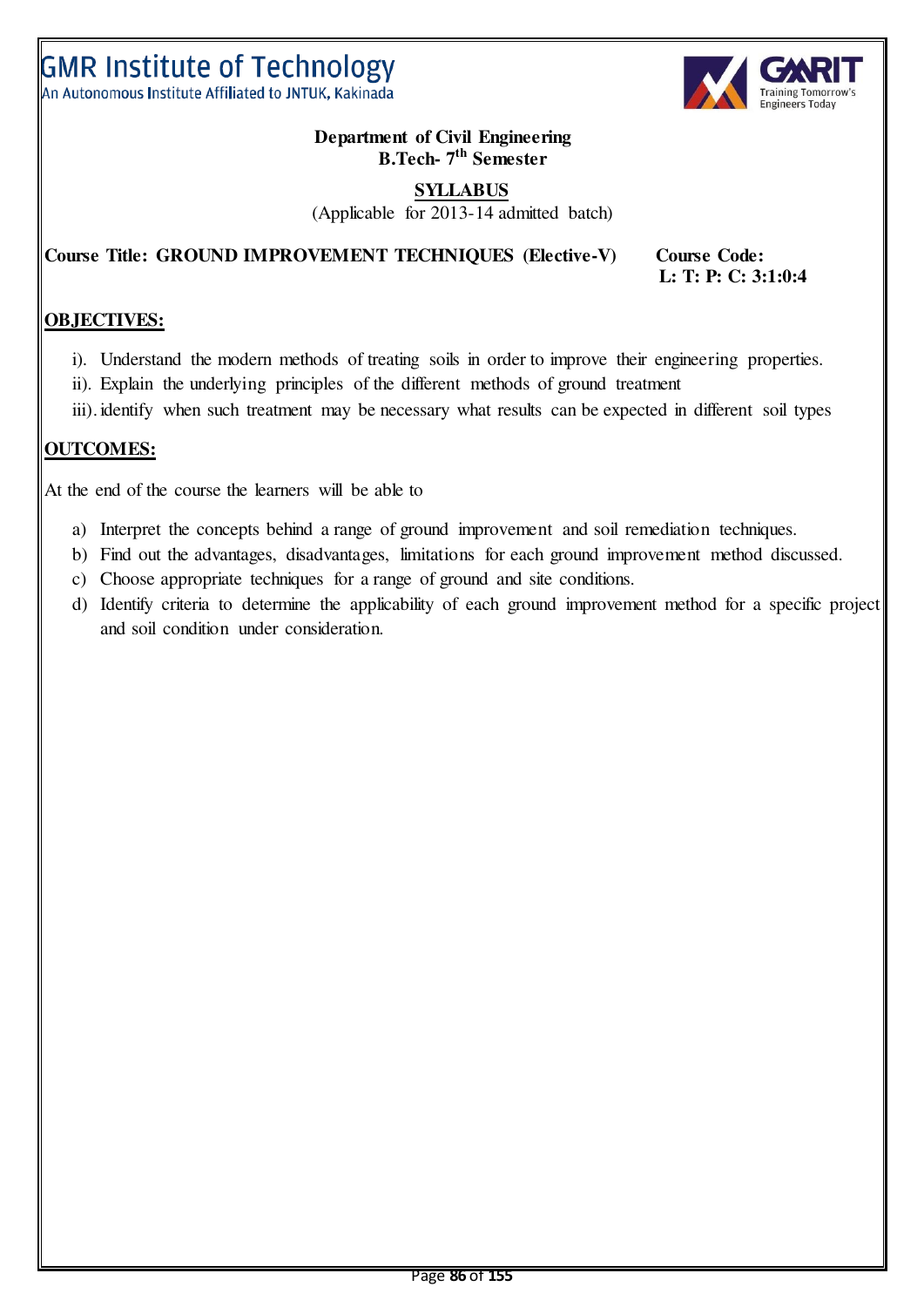GMR Institute of Technology
An Autonomous Institute Affiliated to JNTUK, Kakinada

**Department of Civil Engineering**
**B.Tech- 7th Semester**

**SYLLABUS**
(Applicable for 2013-14 admitted batch)

**Course Title: GROUND IMPROVEMENT TECHNIQUES (Elective-V)** **Course Code:**
**L: T: P: C: 3:1:0:4**

## OBJECTIVES:

i). Understand the modern methods of treating soils in order to improve their engineering properties.
ii). Explain the underlying principles of the different methods of ground treatment
iii). identify when such treatment may be necessary what results can be expected in different soil types

## OUTCOMES:

At the end of the course the learners will be able to

a) Interpret the concepts behind a range of ground improvement and soil remediation techniques.
b) Find out the advantages, disadvantages, limitations for each ground improvement method discussed.
c) Choose appropriate techniques for a range of ground and site conditions.
d) Identify criteria to determine the applicability of each ground improvement method for a specific project and soil condition under consideration.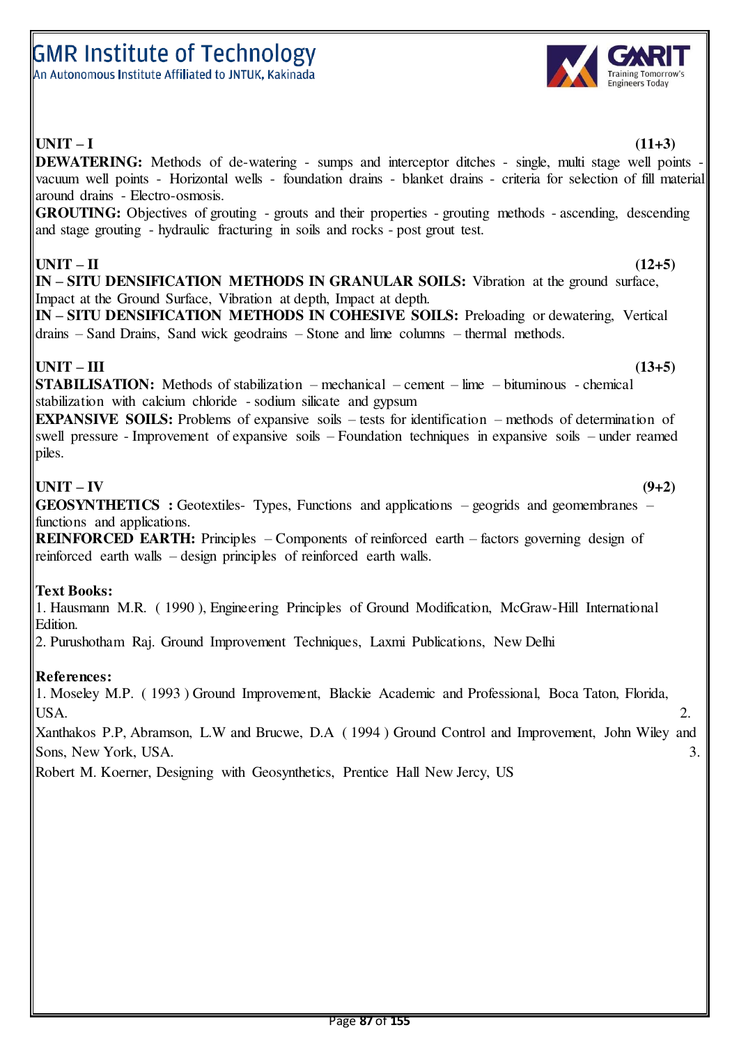**UNIT – I** **(11+3)**

**DEWATERING:** Methods of de-watering - sumps and interceptor ditches - single, multi stage well points - vacuum well points - Horizontal wells - foundation drains - blanket drains - criteria for selection of fill material around drains - Electro-osmosis.

**GROUTING:** Objectives of grouting - grouts and their properties - grouting methods - ascending, descending and stage grouting - hydraulic fracturing in soils and rocks - post grout test.

**UNIT – II** **(12+5)**

**IN – SITU DENSIFICATION METHODS IN GRANULAR SOILS:** Vibration at the ground surface, Impact at the Ground Surface, Vibration at depth, Impact at depth.

**IN – SITU DENSIFICATION METHODS IN COHESIVE SOILS:** Preloading or dewatering, Vertical drains – Sand Drains, Sand wick geodrains – Stone and lime columns – thermal methods.

**UNIT – III** **(13+5)**

**STABILISATION:** Methods of stabilization – mechanical – cement – lime – bituminous - chemical stabilization with calcium chloride - sodium silicate and gypsum

**EXPANSIVE SOILS:** Problems of expansive soils – tests for identification – methods of determination of swell pressure - Improvement of expansive soils – Foundation techniques in expansive soils – under reamed piles.

**UNIT – IV** **(9+2)**

**GEOSYNTHETICS :** Geotextiles- Types, Functions and applications – geogrids and geomembranes – functions and applications.

**REINFORCED EARTH:** Principles – Components of reinforced earth – factors governing design of reinforced earth walls – design principles of reinforced earth walls.

**Text Books:**

1. Hausmann M.R. ( 1990 ), Engineering Principles of Ground Modification, McGraw-Hill International Edition.
2. Purushotham Raj. Ground Improvement Techniques, Laxmi Publications, New Delhi

**References:**

1. Moseley M.P. ( 1993 ) Ground Improvement, Blackie Academic and Professional, Boca Taton, Florida, USA.
2. Xanthakos P.P, Abramson, L.W and Brucwe, D.A ( 1994 ) Ground Control and Improvement, John Wiley and Sons, New York, USA.
3. Robert M. Koerner, Designing with Geosynthetics, Prentice Hall New Jercy, US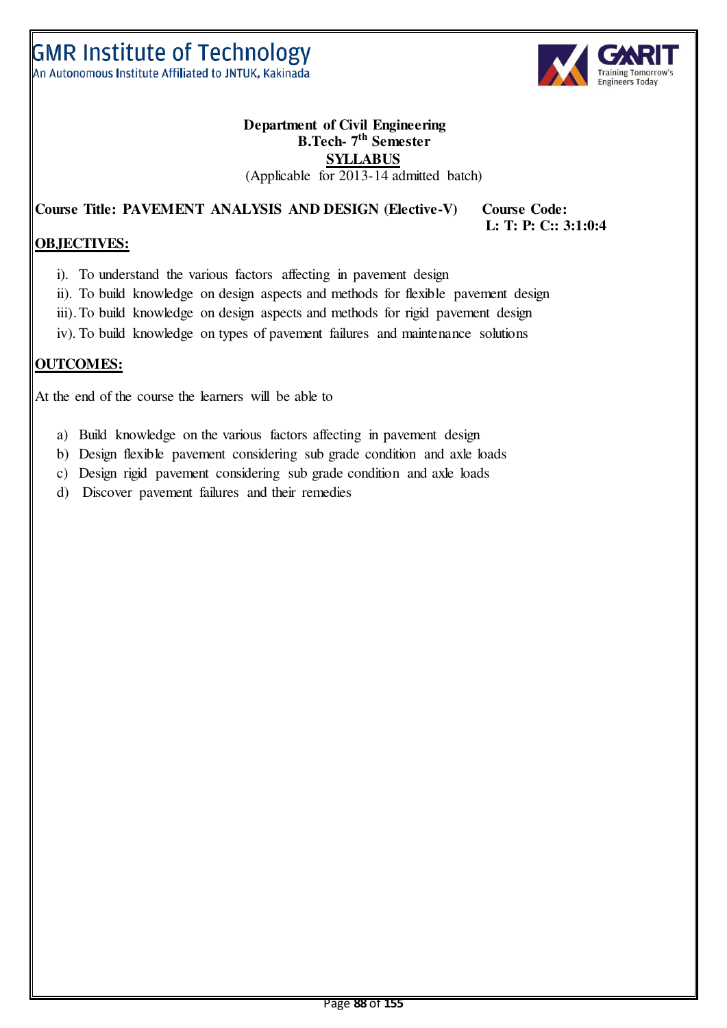**Department of Civil Engineering**
**B.Tech- 7th Semester**
**SYLLABUS**
(Applicable for 2013-14 admitted batch)

**Course Title: PAVEMENT ANALYSIS AND DESIGN (Elective-V)** **Course Code:**
**L: T: P: C:: 3:1:0:4**

## OBJECTIVES:

i). To understand the various factors affecting in pavement design
ii). To build knowledge on design aspects and methods for flexible pavement design
iii). To build knowledge on design aspects and methods for rigid pavement design
iv). To build knowledge on types of pavement failures and maintenance solutions

## OUTCOMES:

At the end of the course the learners will be able to

a) Build knowledge on the various factors affecting in pavement design
b) Design flexible pavement considering sub grade condition and axle loads
c) Design rigid pavement considering sub grade condition and axle loads
d) Discover pavement failures and their remedies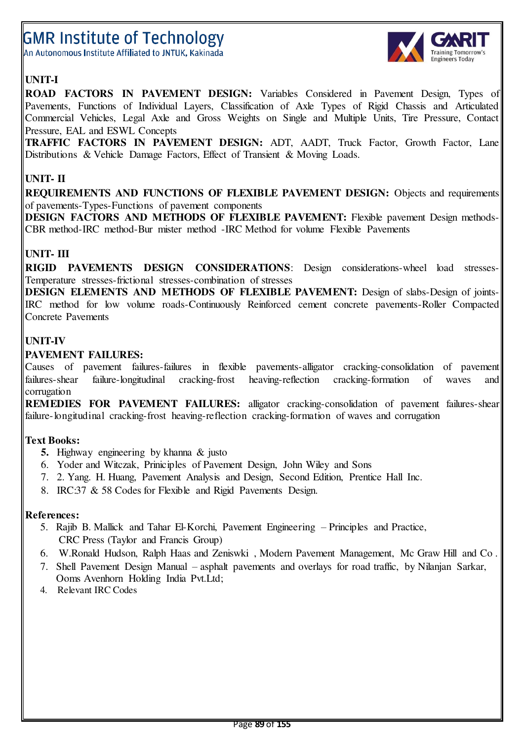**UNIT-I**

**ROAD FACTORS IN PAVEMENT DESIGN:** Variables Considered in Pavement Design, Types of Pavements, Functions of Individual Layers, Classification of Axle Types of Rigid Chassis and Articulated Commercial Vehicles, Legal Axle and Gross Weights on Single and Multiple Units, Tire Pressure, Contact Pressure, EAL and ESWL Concepts

**TRAFFIC FACTORS IN PAVEMENT DESIGN:** ADT, AADT, Truck Factor, Growth Factor, Lane Distributions & Vehicle Damage Factors, Effect of Transient & Moving Loads.

**UNIT- II**

**REQUIREMENTS AND FUNCTIONS OF FLEXIBLE PAVEMENT DESIGN:** Objects and requirements of pavements-Types-Functions of pavement components

**DESIGN FACTORS AND METHODS OF FLEXIBLE PAVEMENT:** Flexible pavement Design methods-CBR method-IRC method-Bur mister method -IRC Method for volume Flexible Pavements

**UNIT- III**

**RIGID PAVEMENTS DESIGN CONSIDERATIONS**: Design considerations-wheel load stresses-Temperature stresses-frictional stresses-combination of stresses

**DESIGN ELEMENTS AND METHODS OF FLEXIBLE PAVEMENT:** Design of slabs-Design of joints-IRC method for low volume roads-Continuously Reinforced cement concrete pavements-Roller Compacted Concrete Pavements

**UNIT-IV**

**PAVEMENT FAILURES:**

Causes of pavement failures-failures in flexible pavements-alligator cracking-consolidation of pavement failures-shear failure-longitudinal cracking-frost heaving-reflection cracking-formation of waves and corrugation

**REMEDIES FOR PAVEMENT FAILURES:** alligator cracking-consolidation of pavement failures-shear failure-longitudinal cracking-frost heaving-reflection cracking-formation of waves and corrugation

**Text Books:**

5. Highway engineering by khanna & justo
6. Yoder and Witczak, Priniciples of Pavement Design, John Wiley and Sons
7. 2. Yang. H. Huang, Pavement Analysis and Design, Second Edition, Prentice Hall Inc.
8. IRC:37 & 58 Codes for Flexible and Rigid Pavements Design.

**References:**

5. Rajib B. Mallick and Tahar El-Korchi, Pavement Engineering – Principles and Practice, CRC Press (Taylor and Francis Group)
6. W.Ronald Hudson, Ralph Haas and Zeniswki , Modern Pavement Management, Mc Graw Hill and Co .
7. Shell Pavement Design Manual – asphalt pavements and overlays for road traffic, by Nilanjan Sarkar, Ooms Avenhorn Holding India Pvt.Ltd;
4. Relevant IRC Codes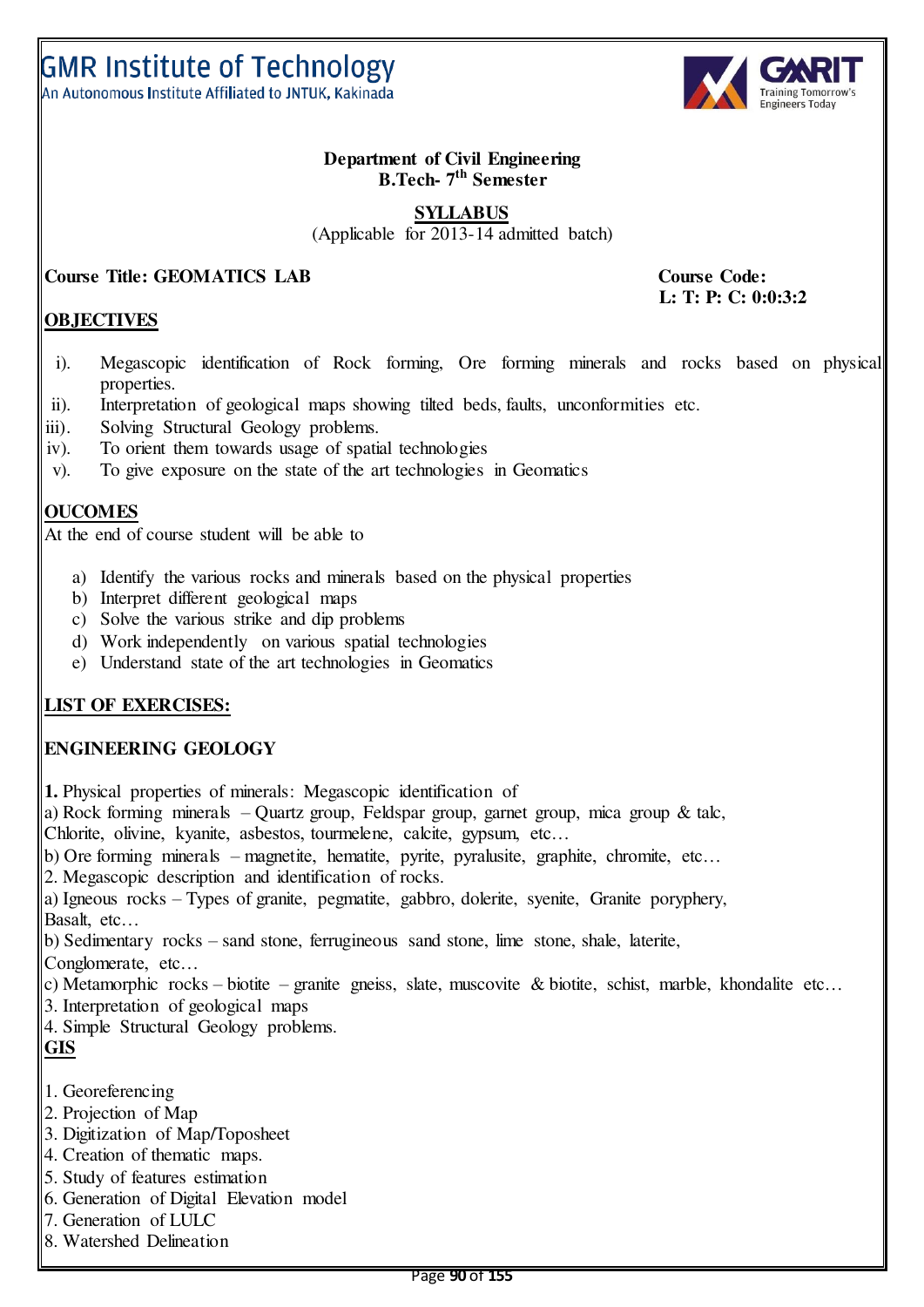# GMR Institute of Technology

An Autonomous Institute Affiliated to JNTUK, Kakinada

**Department of Civil Engineering**
**B.Tech- 7th Semester**

**SYLLABUS**
(Applicable for 2013-14 admitted batch)

**Course Title: GEOMATICS LAB** **Course Code:**
**L: T: P: C: 0:0:3:2**

## OBJECTIVES

i). Megascopic identification of Rock forming, Ore forming minerals and rocks based on physical properties.
ii). Interpretation of geological maps showing tilted beds, faults, unconformities etc.
iii). Solving Structural Geology problems.
iv). To orient them towards usage of spatial technologies
v). To give exposure on the state of the art technologies in Geomatics

## OUCOMES

At the end of course student will be able to

a) Identify the various rocks and minerals based on the physical properties
b) Interpret different geological maps
c) Solve the various strike and dip problems
d) Work independently on various spatial technologies
e) Understand state of the art technologies in Geomatics

## LIST OF EXERCISES:

## ENGINEERING GEOLOGY

**1.** Physical properties of minerals: Megascopic identification of
a) Rock forming minerals – Quartz group, Feldspar group, garnet group, mica group & talc, Chlorite, olivine, kyanite, asbestos, tourmelene, calcite, gypsum, etc…
b) Ore forming minerals – magnetite, hematite, pyrite, pyralusite, graphite, chromite, etc…
2. Megascopic description and identification of rocks.
a) Igneous rocks – Types of granite, pegmatite, gabbro, dolerite, syenite, Granite poryphery, Basalt, etc…
b) Sedimentary rocks – sand stone, ferrugineous sand stone, lime stone, shale, laterite, Conglomerate, etc…
c) Metamorphic rocks – biotite – granite gneiss, slate, muscovite & biotite, schist, marble, khondalite etc…
3. Interpretation of geological maps
4. Simple Structural Geology problems.

## GIS

1. Georeferencing
2. Projection of Map
3. Digitization of Map/Toposheet
4. Creation of thematic maps.
5. Study of features estimation
6. Generation of Digital Elevation model
7. Generation of LULC
8. Watershed Delineation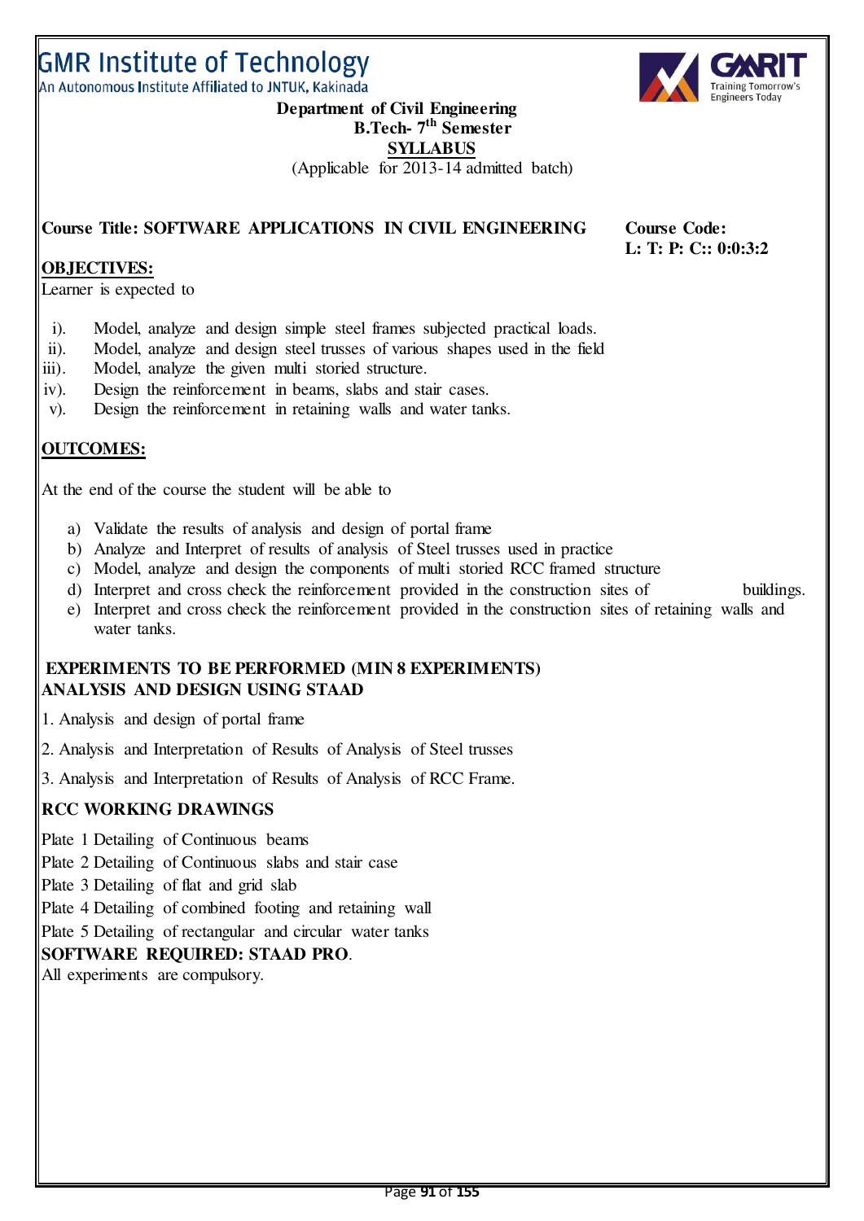# GMR Institute of Technology

An Autonomous Institute Affiliated to JNTUK, Kakinada

**Department of Civil Engineering**

**B.Tech- 7th Semester**

**SYLLABUS**

(Applicable for 2013-14 admitted batch)

**Course Title: SOFTWARE APPLICATIONS IN CIVIL ENGINEERING** **Course Code:**

**L: T: P: C:: 0:0:3:2**

## OBJECTIVES:

Learner is expected to

i). Model, analyze and design simple steel frames subjected practical loads.
ii). Model, analyze and design steel trusses of various shapes used in the field
iii). Model, analyze the given multi storied structure.
iv). Design the reinforcement in beams, slabs and stair cases.
v). Design the reinforcement in retaining walls and water tanks.

## OUTCOMES:

At the end of the course the student will be able to

a) Validate the results of analysis and design of portal frame
b) Analyze and Interpret of results of analysis of Steel trusses used in practice
c) Model, analyze and design the components of multi storied RCC framed structure
d) Interpret and cross check the reinforcement provided in the construction sites of buildings.
e) Interpret and cross check the reinforcement provided in the construction sites of retaining walls and water tanks.

## EXPERIMENTS TO BE PERFORMED (MIN 8 EXPERIMENTS)

## ANALYSIS AND DESIGN USING STAAD

1. Analysis and design of portal frame
2. Analysis and Interpretation of Results of Analysis of Steel trusses
3. Analysis and Interpretation of Results of Analysis of RCC Frame.

## RCC WORKING DRAWINGS

Plate 1 Detailing of Continuous beams
Plate 2 Detailing of Continuous slabs and stair case
Plate 3 Detailing of flat and grid slab
Plate 4 Detailing of combined footing and retaining wall
Plate 5 Detailing of rectangular and circular water tanks

**SOFTWARE REQUIRED: STAAD PRO**.

All experiments are compulsory.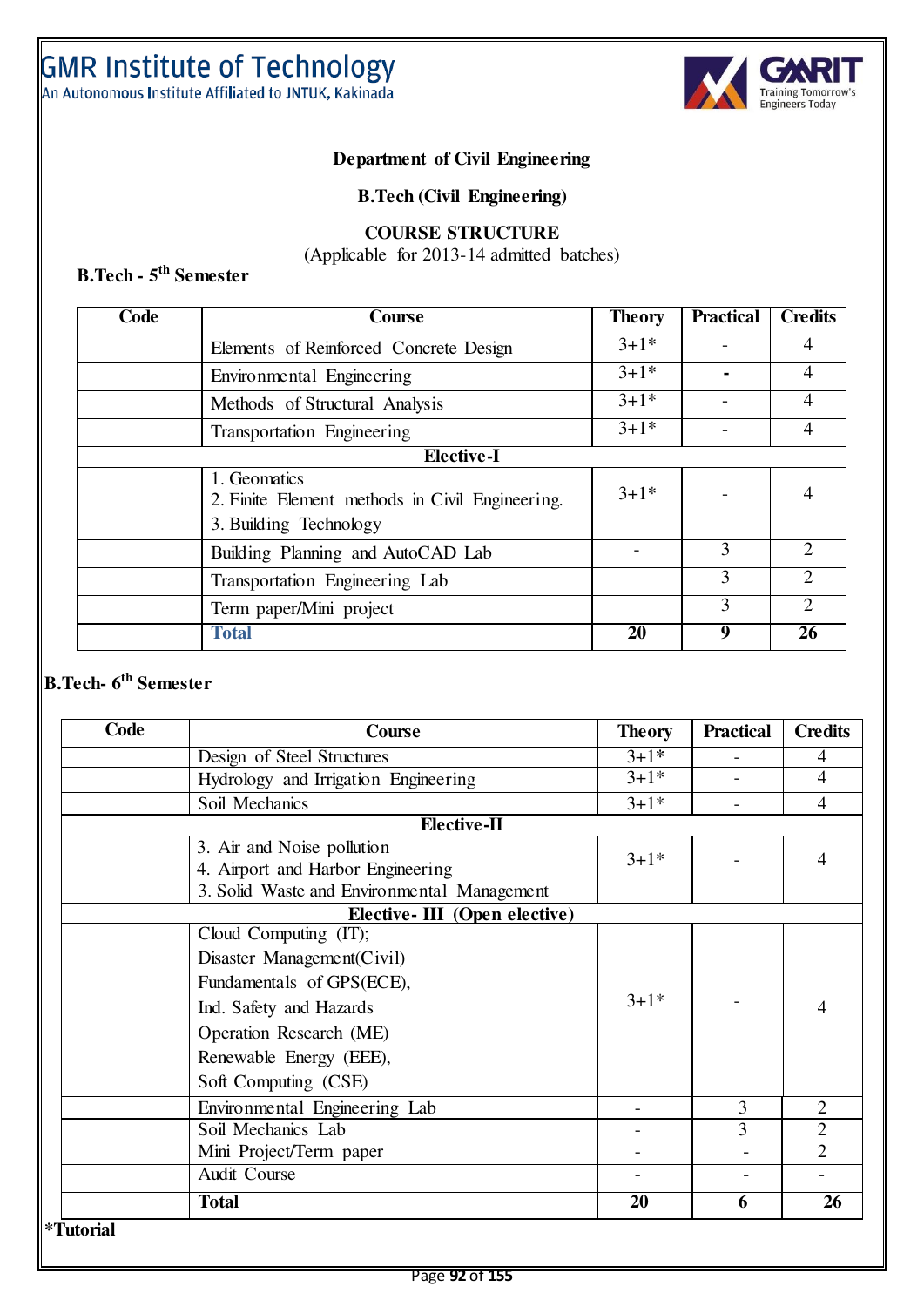GMR Institute of Technology

An Autonomous Institute Affiliated to JNTUK, Kakinada

**Department of Civil Engineering**

**B.Tech (Civil Engineering)**

**COURSE STRUCTURE**

(Applicable for 2013-14 admitted batches)

### B.Tech - 5th Semester

| Code | Course | Theory | Practical | Credits |
|---|---|---|---|---|
| | Elements of Reinforced Concrete Design | 3+1* | - | 4 |
| | Environmental Engineering | 3+1* | - | 4 |
| | Methods of Structural Analysis | 3+1* | - | 4 |
| | Transportation Engineering | 3+1* | - | 4 |
| | **Elective-I** | | | |
| | 1. Geomatics<br>2. Finite Element methods in Civil Engineering.<br>3. Building Technology | 3+1* | - | 4 |
| | Building Planning and AutoCAD Lab | - | 3 | 2 |
| | Transportation Engineering Lab | | 3 | 2 |
| | Term paper/Mini project | | 3 | 2 |
| | **Total** | **20** | **9** | **26** |

### B.Tech- 6th Semester

| Code | Course | Theory | Practical | Credits |
|---|---|---|---|---|
| | Design of Steel Structures | 3+1* | - | 4 |
| | Hydrology and Irrigation Engineering | 3+1* | - | 4 |
| | Soil Mechanics | 3+1* | - | 4 |
| | **Elective-II** | | | |
| | 3. Air and Noise pollution<br>4. Airport and Harbor Engineering<br>3. Solid Waste and Environmental Management | 3+1* | - | 4 |
| | **Elective- III (Open elective)** | | | |
| | Cloud Computing (IT);<br>Disaster Management(Civil)<br>Fundamentals of GPS(ECE),<br>Ind. Safety and Hazards<br>Operation Research (ME)<br>Renewable Energy (EEE),<br>Soft Computing (CSE) | 3+1* | - | 4 |
| | Environmental Engineering Lab | - | 3 | 2 |
| | Soil Mechanics Lab | - | 3 | 2 |
| | Mini Project/Term paper | - | - | 2 |
| | Audit Course | - | - | - |
| | **Total** | **20** | **6** | **26** |

***Tutorial**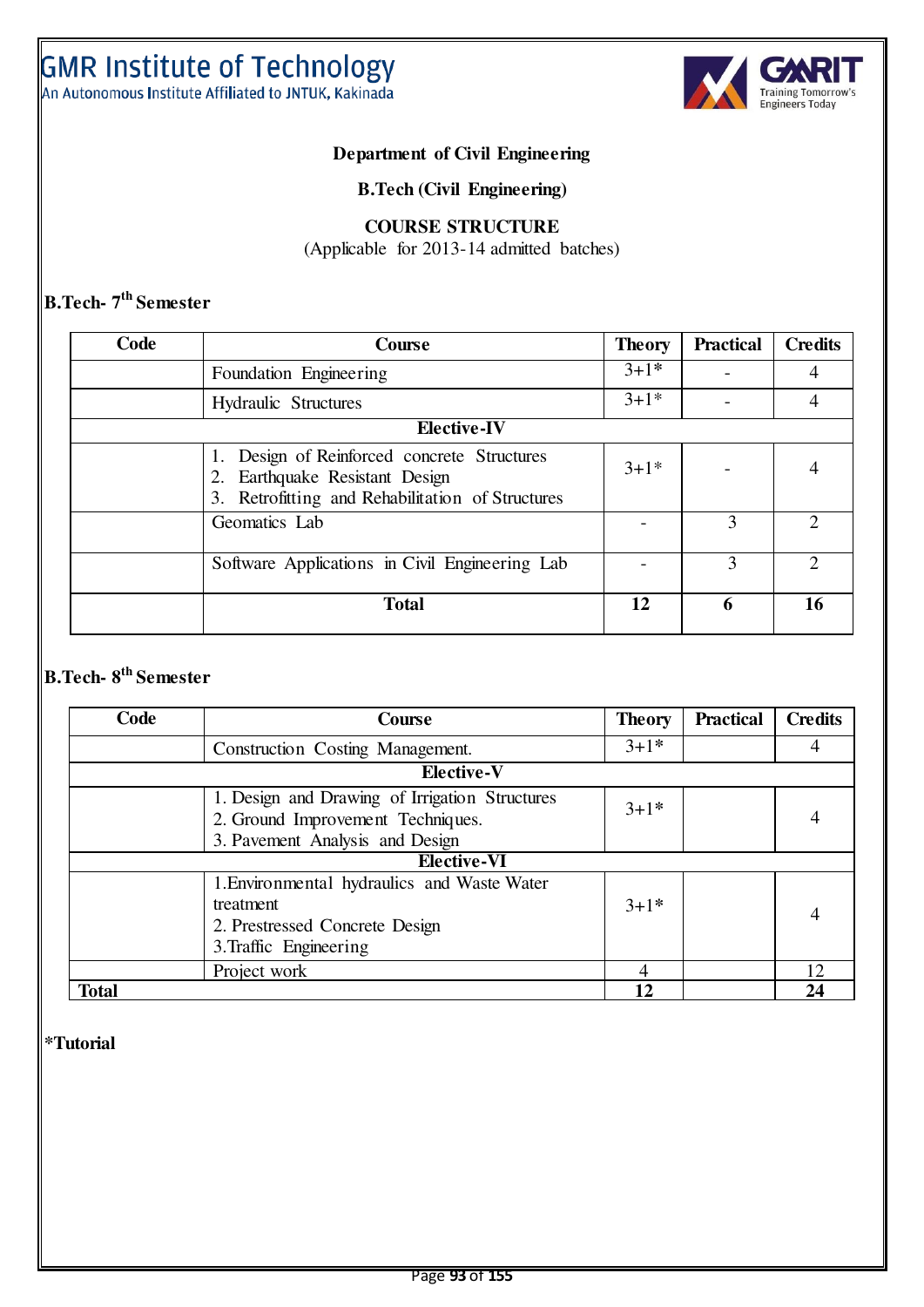GMR Institute of Technology
An Autonomous Institute Affiliated to JNTUK, Kakinada

GMRIT Training Tomorrow's Engineers Today

**Department of Civil Engineering**

**B.Tech (Civil Engineering)**

**COURSE STRUCTURE**
(Applicable for 2013-14 admitted batches)

### B.Tech- 7th Semester

| Code | Course | Theory | Practical | Credits |
|---|---|---|---|---|
| | Foundation Engineering | 3+1* | - | 4 |
| | Hydraulic Structures | 3+1* | - | 4 |
| | **Elective-IV** | | | |
| | 1. Design of Reinforced concrete Structures<br>2. Earthquake Resistant Design<br>3. Retrofitting and Rehabilitation of Structures | 3+1* | - | 4 |
| | Geomatics Lab | - | 3 | 2 |
| | Software Applications in Civil Engineering Lab | - | 3 | 2 |
| | **Total** | **12** | **6** | **16** |

### B.Tech- 8th Semester

| Code | Course | Theory | Practical | Credits |
|---|---|---|---|---|
| | Construction Costing Management. | 3+1* | | 4 |
| | **Elective-V** | | | |
| | 1. Design and Drawing of Irrigation Structures<br>2. Ground Improvement Techniques.<br>3. Pavement Analysis and Design | 3+1* | | 4 |
| | **Elective-VI** | | | |
| | 1.Environmental hydraulics and Waste Water treatment<br>2. Prestressed Concrete Design<br>3.Traffic Engineering | 3+1* | | 4 |
| | Project work | 4 | | 12 |
| **Total** | | **12** | | **24** |

**\*Tutorial**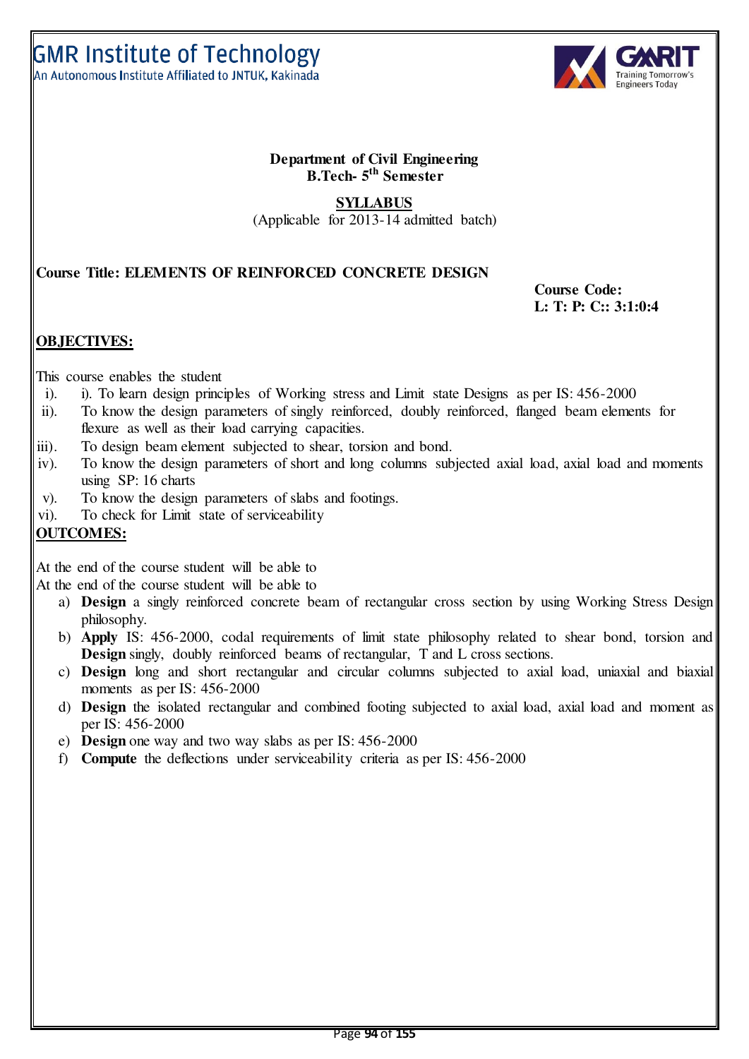GMR Institute of Technology
An Autonomous Institute Affiliated to JNTUK, Kakinada

**Department of Civil Engineering**
**B.Tech- 5th Semester**

**SYLLABUS**
(Applicable for 2013-14 admitted batch)

**Course Title: ELEMENTS OF REINFORCED CONCRETE DESIGN**

**Course Code:**
**L: T: P: C:: 3:1:0:4**

## OBJECTIVES:

This course enables the student

i). i). To learn design principles of Working stress and Limit state Designs as per IS: 456-2000

ii). To know the design parameters of singly reinforced, doubly reinforced, flanged beam elements for flexure as well as their load carrying capacities.

iii). To design beam element subjected to shear, torsion and bond.

iv). To know the design parameters of short and long columns subjected axial load, axial load and moments using SP: 16 charts

v). To know the design parameters of slabs and footings.

vi). To check for Limit state of serviceability

## OUTCOMES:

At the end of the course student will be able to

At the end of the course student will be able to

a) **Design** a singly reinforced concrete beam of rectangular cross section by using Working Stress Design philosophy.
b) **Apply** IS: 456-2000, codal requirements of limit state philosophy related to shear bond, torsion and **Design** singly, doubly reinforced beams of rectangular, T and L cross sections.
c) **Design** long and short rectangular and circular columns subjected to axial load, uniaxial and biaxial moments as per IS: 456-2000
d) **Design** the isolated rectangular and combined footing subjected to axial load, axial load and moment as per IS: 456-2000
e) **Design** one way and two way slabs as per IS: 456-2000
f) **Compute** the deflections under serviceability criteria as per IS: 456-2000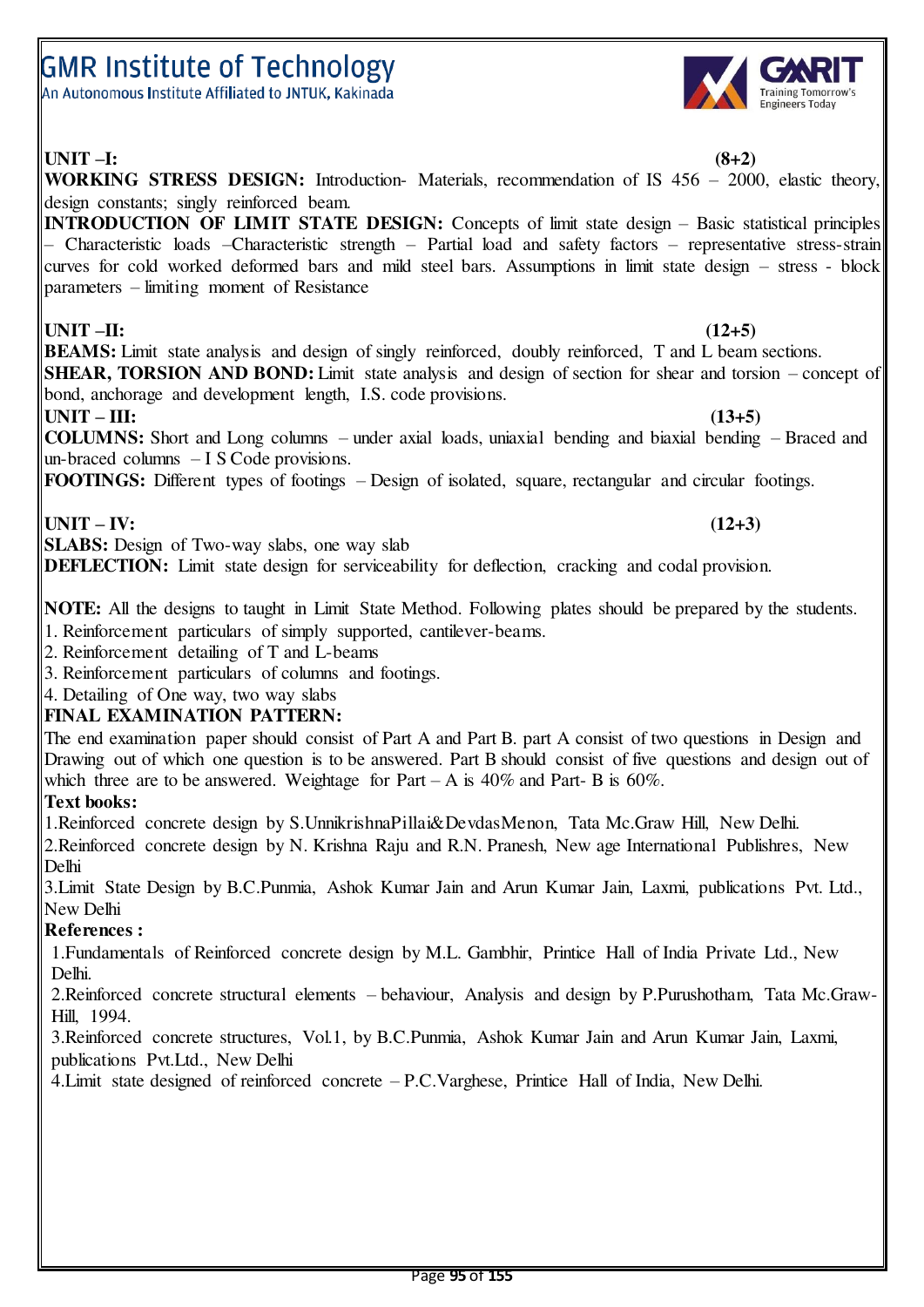**UNIT –I: (8+2)**

**WORKING STRESS DESIGN:** Introduction- Materials, recommendation of IS 456 – 2000, elastic theory, design constants; singly reinforced beam.

**INTRODUCTION OF LIMIT STATE DESIGN:** Concepts of limit state design – Basic statistical principles – Characteristic loads –Characteristic strength – Partial load and safety factors – representative stress-strain curves for cold worked deformed bars and mild steel bars. Assumptions in limit state design – stress - block parameters – limiting moment of Resistance

**UNIT –II: (12+5)**

**BEAMS:** Limit state analysis and design of singly reinforced, doubly reinforced, T and L beam sections.

**SHEAR, TORSION AND BOND:** Limit state analysis and design of section for shear and torsion – concept of bond, anchorage and development length, I.S. code provisions.

**UNIT – III: (13+5)**

**COLUMNS:** Short and Long columns – under axial loads, uniaxial bending and biaxial bending – Braced and un-braced columns – I S Code provisions.

**FOOTINGS:** Different types of footings – Design of isolated, square, rectangular and circular footings.

**UNIT – IV: (12+3)**

**SLABS:** Design of Two-way slabs, one way slab

**DEFLECTION:** Limit state design for serviceability for deflection, cracking and codal provision.

**NOTE:** All the designs to taught in Limit State Method. Following plates should be prepared by the students.

1. Reinforcement particulars of simply supported, cantilever-beams.
2. Reinforcement detailing of T and L-beams
3. Reinforcement particulars of columns and footings.
4. Detailing of One way, two way slabs

**FINAL EXAMINATION PATTERN:**

The end examination paper should consist of Part A and Part B. part A consist of two questions in Design and Drawing out of which one question is to be answered. Part B should consist of five questions and design out of which three are to be answered. Weightage for Part – A is 40% and Part- B is 60%.

**Text books:**

1.Reinforced concrete design by S.UnnikrishnaPillai&DevdasMenon, Tata Mc.Graw Hill, New Delhi.

2.Reinforced concrete design by N. Krishna Raju and R.N. Pranesh, New age International Publishres, New Delhi

3.Limit State Design by B.C.Punmia, Ashok Kumar Jain and Arun Kumar Jain, Laxmi, publications Pvt. Ltd., New Delhi

**References :**

1.Fundamentals of Reinforced concrete design by M.L. Gambhir, Printice Hall of India Private Ltd., New Delhi.

2.Reinforced concrete structural elements – behaviour, Analysis and design by P.Purushotham, Tata Mc.Graw-Hill, 1994.

3.Reinforced concrete structures, Vol.1, by B.C.Punmia, Ashok Kumar Jain and Arun Kumar Jain, Laxmi, publications Pvt.Ltd., New Delhi

4.Limit state designed of reinforced concrete – P.C.Varghese, Printice Hall of India, New Delhi.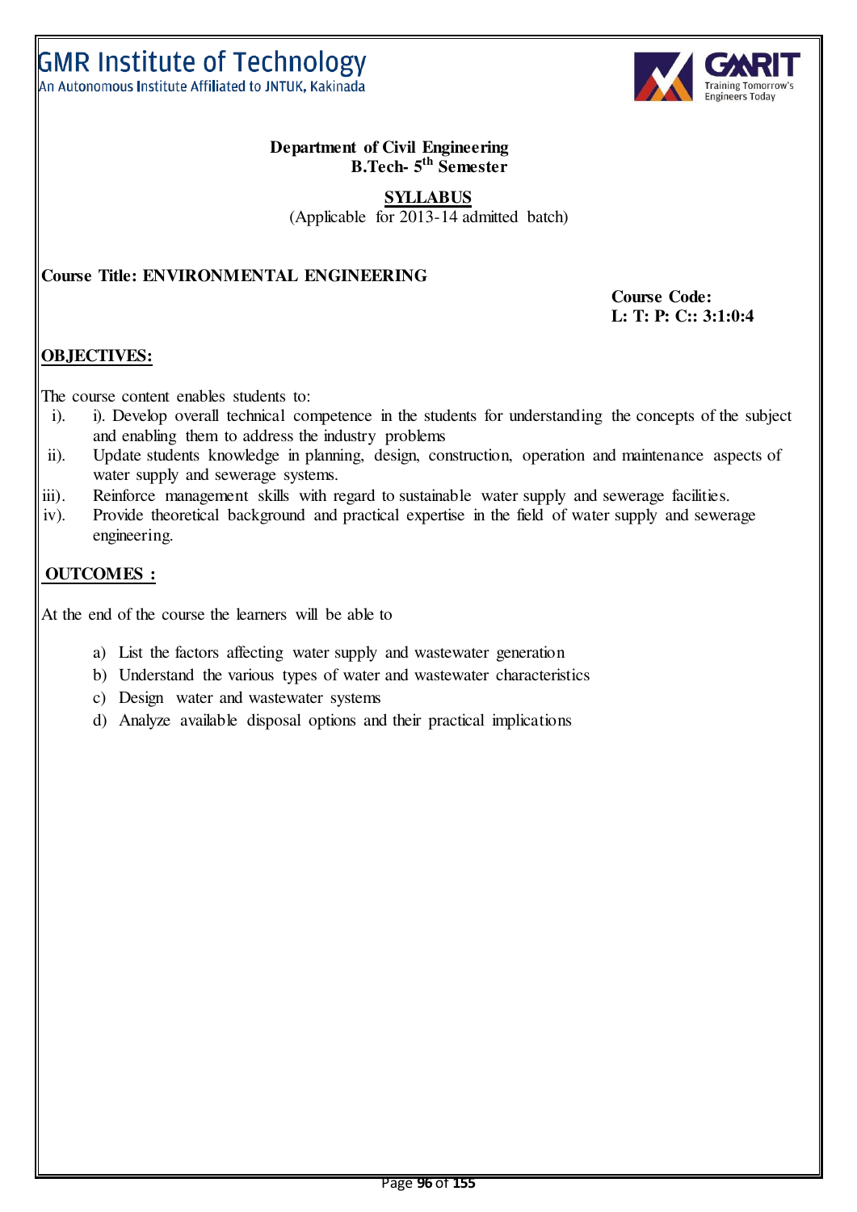GMR Institute of Technology
An Autonomous Institute Affiliated to JNTUK, Kakinada

**Department of Civil Engineering**
**B.Tech- 5th Semester**

**SYLLABUS**
(Applicable for 2013-14 admitted batch)

**Course Title: ENVIRONMENTAL ENGINEERING**

**Course Code:**
**L: T: P: C:: 3:1:0:4**

## OBJECTIVES:

The course content enables students to:

i). i). Develop overall technical competence in the students for understanding the concepts of the subject and enabling them to address the industry problems

ii). Update students knowledge in planning, design, construction, operation and maintenance aspects of water supply and sewerage systems.

iii). Reinforce management skills with regard to sustainable water supply and sewerage facilities.

iv). Provide theoretical background and practical expertise in the field of water supply and sewerage engineering.

## OUTCOMES :

At the end of the course the learners will be able to

a) List the factors affecting water supply and wastewater generation
b) Understand the various types of water and wastewater characteristics
c) Design water and wastewater systems
d) Analyze available disposal options and their practical implications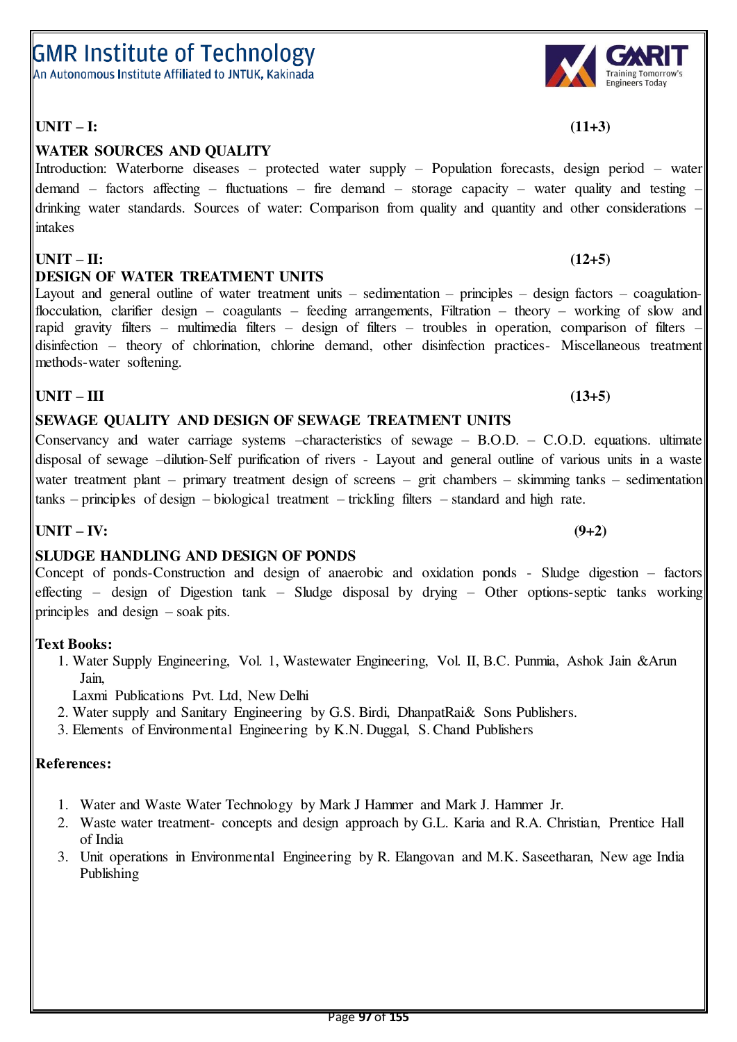**UNIT – I: (11+3)**

**WATER SOURCES AND QUALITY**

Introduction: Waterborne diseases – protected water supply – Population forecasts, design period – water demand – factors affecting – fluctuations – fire demand – storage capacity – water quality and testing – drinking water standards. Sources of water: Comparison from quality and quantity and other considerations – intakes

**UNIT – II: (12+5)**

**DESIGN OF WATER TREATMENT UNITS**

Layout and general outline of water treatment units – sedimentation – principles – design factors – coagulation-flocculation, clarifier design – coagulants – feeding arrangements, Filtration – theory – working of slow and rapid gravity filters – multimedia filters – design of filters – troubles in operation, comparison of filters – disinfection – theory of chlorination, chlorine demand, other disinfection practices- Miscellaneous treatment methods-water softening.

**UNIT – III (13+5)**

**SEWAGE QUALITY AND DESIGN OF SEWAGE TREATMENT UNITS**

Conservancy and water carriage systems –characteristics of sewage – B.O.D. – C.O.D. equations. ultimate disposal of sewage –dilution-Self purification of rivers - Layout and general outline of various units in a waste water treatment plant – primary treatment design of screens – grit chambers – skimming tanks – sedimentation tanks – principles of design – biological treatment – trickling filters – standard and high rate.

**UNIT – IV: (9+2)**

**SLUDGE HANDLING AND DESIGN OF PONDS**

Concept of ponds-Construction and design of anaerobic and oxidation ponds - Sludge digestion – factors effecting – design of Digestion tank – Sludge disposal by drying – Other options-septic tanks working principles and design – soak pits.

**Text Books:**

1. Water Supply Engineering, Vol. 1, Wastewater Engineering, Vol. II, B.C. Punmia, Ashok Jain &Arun Jain, Laxmi Publications Pvt. Ltd, New Delhi
2. Water supply and Sanitary Engineering by G.S. Birdi, DhanpatRai& Sons Publishers.
3. Elements of Environmental Engineering by K.N. Duggal, S. Chand Publishers

**References:**

1. Water and Waste Water Technology by Mark J Hammer and Mark J. Hammer Jr.
2. Waste water treatment- concepts and design approach by G.L. Karia and R.A. Christian, Prentice Hall of India
3. Unit operations in Environmental Engineering by R. Elangovan and M.K. Saseetharan, New age India Publishing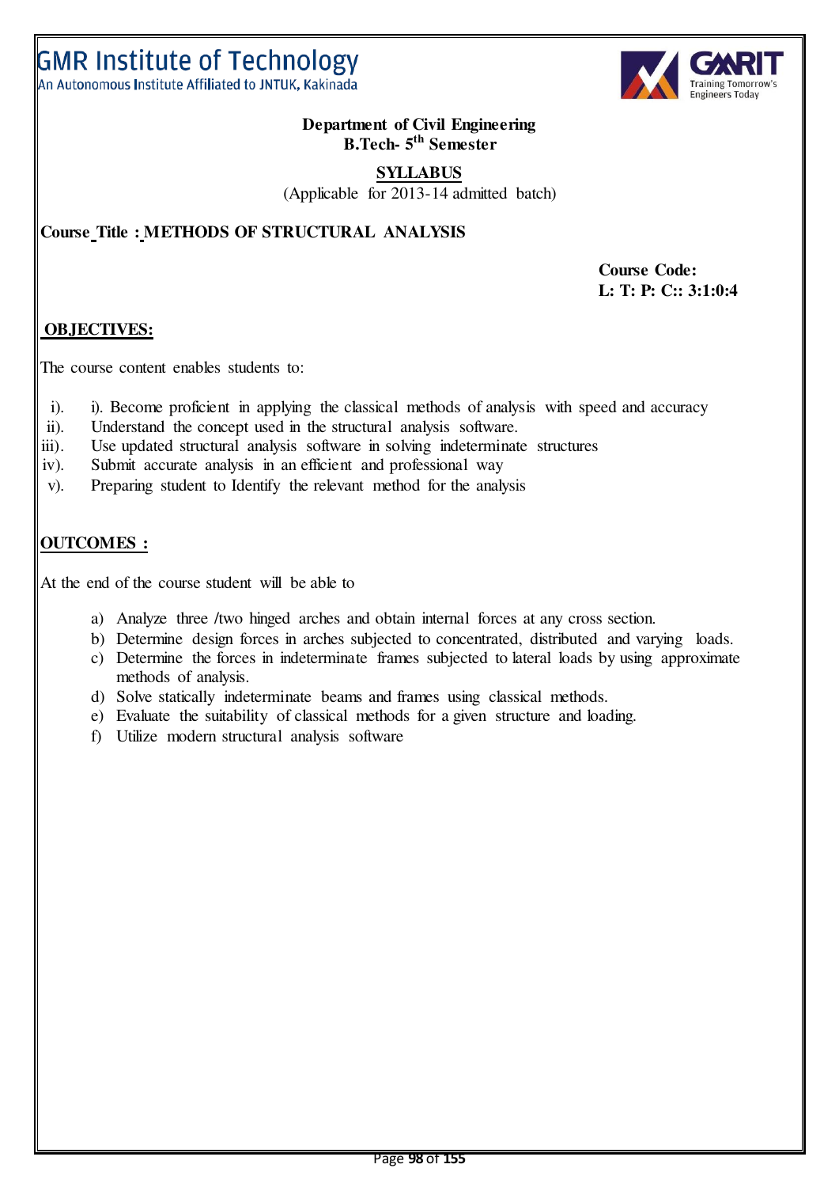GMR Institute of Technology
An Autonomous Institute Affiliated to JNTUK, Kakinada

**Department of Civil Engineering**
**B.Tech- 5th Semester**

**SYLLABUS**
(Applicable for 2013-14 admitted batch)

**Course Title : METHODS OF STRUCTURAL ANALYSIS**

**Course Code:**
**L: T: P: C:: 3:1:0:4**

## OBJECTIVES:

The course content enables students to:

i). i). Become proficient in applying the classical methods of analysis with speed and accuracy
ii). Understand the concept used in the structural analysis software.
iii). Use updated structural analysis software in solving indeterminate structures
iv). Submit accurate analysis in an efficient and professional way
v). Preparing student to Identify the relevant method for the analysis

## OUTCOMES :

At the end of the course student will be able to

a) Analyze three /two hinged arches and obtain internal forces at any cross section.
b) Determine design forces in arches subjected to concentrated, distributed and varying loads.
c) Determine the forces in indeterminate frames subjected to lateral loads by using approximate methods of analysis.
d) Solve statically indeterminate beams and frames using classical methods.
e) Evaluate the suitability of classical methods for a given structure and loading.
f) Utilize modern structural analysis software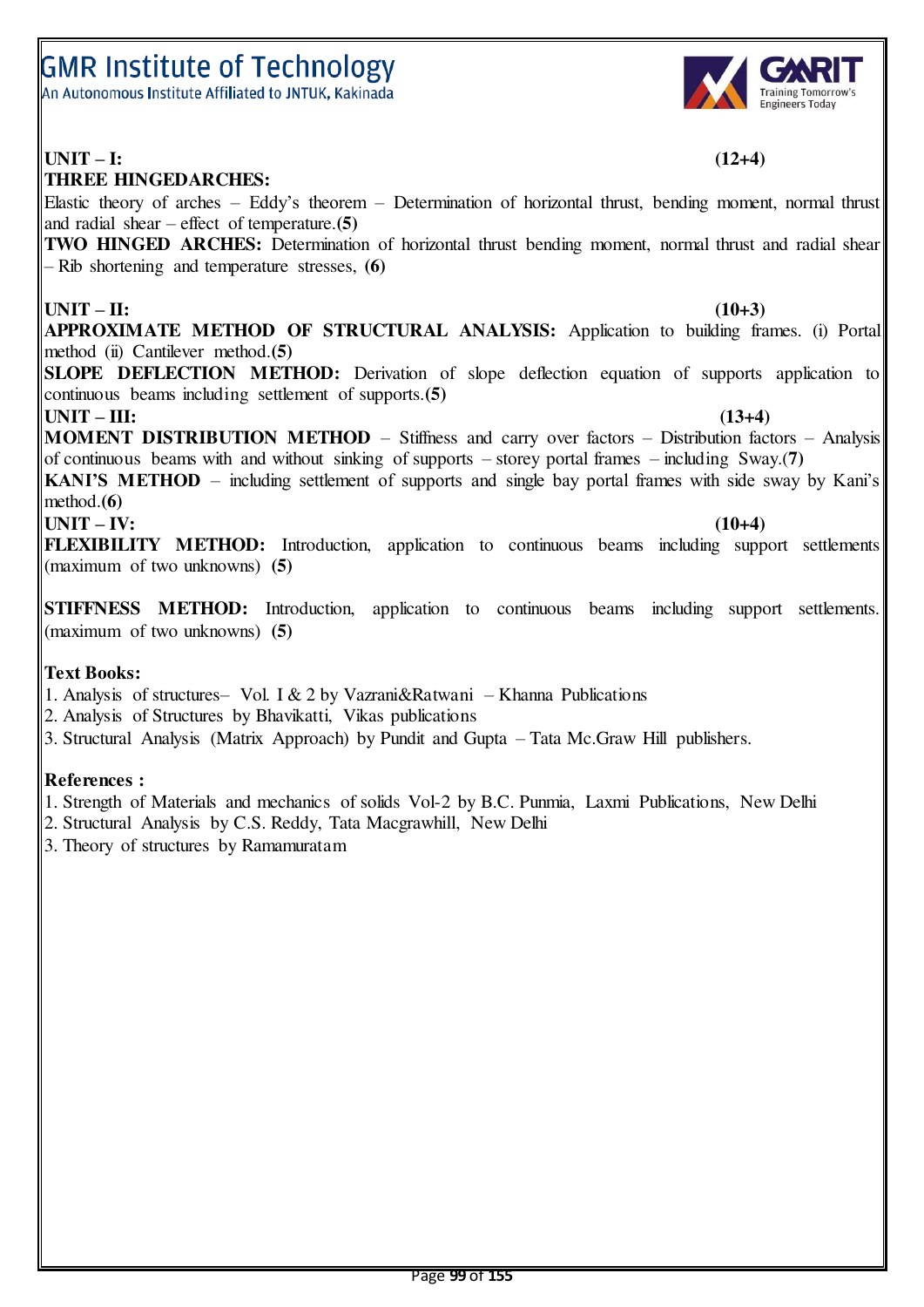**UNIT – I: (12+4)**

**THREE HINGEDARCHES:**

Elastic theory of arches – Eddy's theorem – Determination of horizontal thrust, bending moment, normal thrust and radial shear – effect of temperature.**(5)**

**TWO HINGED ARCHES:** Determination of horizontal thrust bending moment, normal thrust and radial shear – Rib shortening and temperature stresses, **(6)**

**UNIT – II: (10+3)**

**APPROXIMATE METHOD OF STRUCTURAL ANALYSIS:** Application to building frames. (i) Portal method (ii) Cantilever method.**(5)**

**SLOPE DEFLECTION METHOD:** Derivation of slope deflection equation of supports application to continuous beams including settlement of supports.**(5)**

**UNIT – III: (13+4)**

**MOMENT DISTRIBUTION METHOD** – Stiffness and carry over factors – Distribution factors – Analysis of continuous beams with and without sinking of supports – storey portal frames – including Sway.**(7)**

**KANI'S METHOD** – including settlement of supports and single bay portal frames with side sway by Kani's method.**(6)**

**UNIT – IV: (10+4)**

**FLEXIBILITY METHOD:** Introduction, application to continuous beams including support settlements (maximum of two unknowns) **(5)**

**STIFFNESS METHOD:** Introduction, application to continuous beams including support settlements. (maximum of two unknowns) **(5)**

**Text Books:**

1. Analysis of structures– Vol. I & 2 by Vazrani&Ratwani – Khanna Publications
2. Analysis of Structures by Bhavikatti, Vikas publications
3. Structural Analysis (Matrix Approach) by Pundit and Gupta – Tata Mc.Graw Hill publishers.

**References :**

1. Strength of Materials and mechanics of solids Vol-2 by B.C. Punmia, Laxmi Publications, New Delhi
2. Structural Analysis by C.S. Reddy, Tata Macgrawhill, New Delhi
3. Theory of structures by Ramamuratam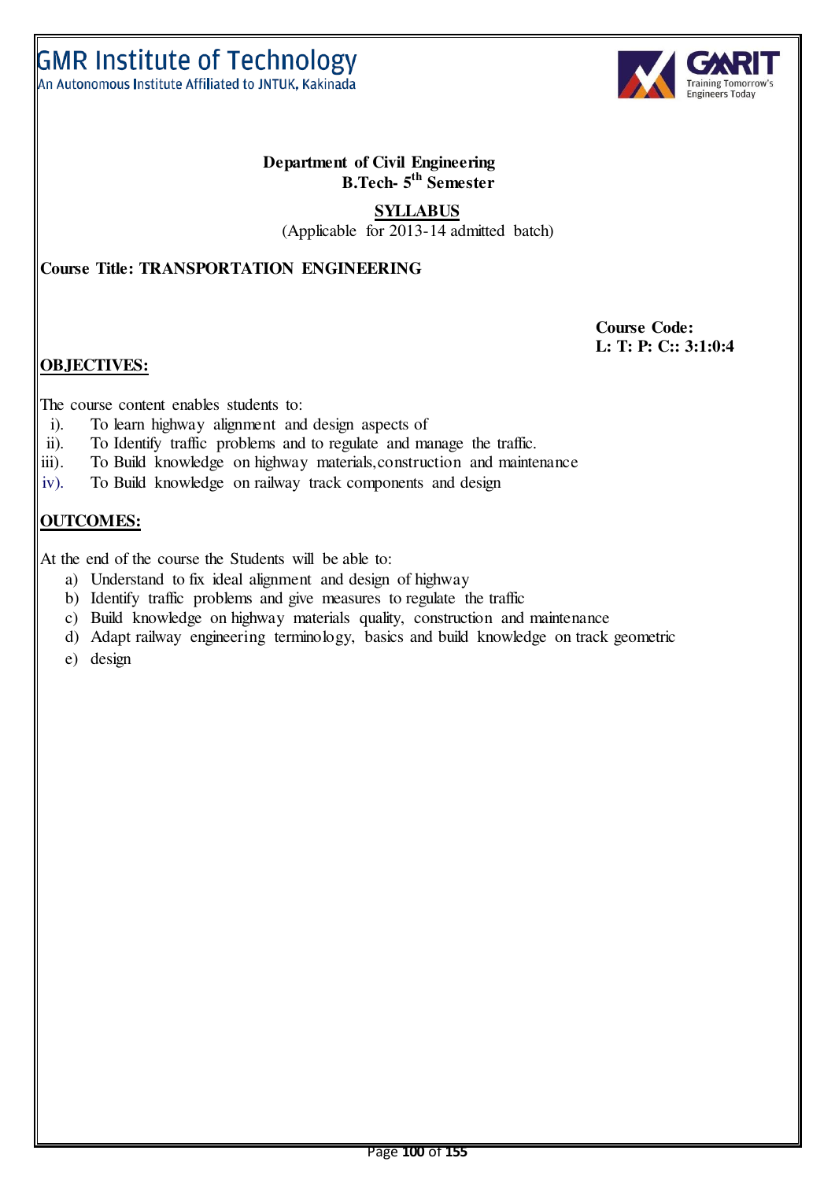GMR Institute of Technology
An Autonomous Institute Affiliated to JNTUK, Kakinada

**Department of Civil Engineering**
**B.Tech- 5th Semester**

**SYLLABUS**
(Applicable for 2013-14 admitted batch)

**Course Title: TRANSPORTATION ENGINEERING**

**Course Code:**
**L: T: P: C:: 3:1:0:4**

**OBJECTIVES:**

The course content enables students to:

i). To learn highway alignment and design aspects of
ii). To Identify traffic problems and to regulate and manage the traffic.
iii). To Build knowledge on highway materials,construction and maintenance
iv). To Build knowledge on railway track components and design

**OUTCOMES:**

At the end of the course the Students will be able to:

a) Understand to fix ideal alignment and design of highway
b) Identify traffic problems and give measures to regulate the traffic
c) Build knowledge on highway materials quality, construction and maintenance
d) Adapt railway engineering terminology, basics and build knowledge on track geometric
e) design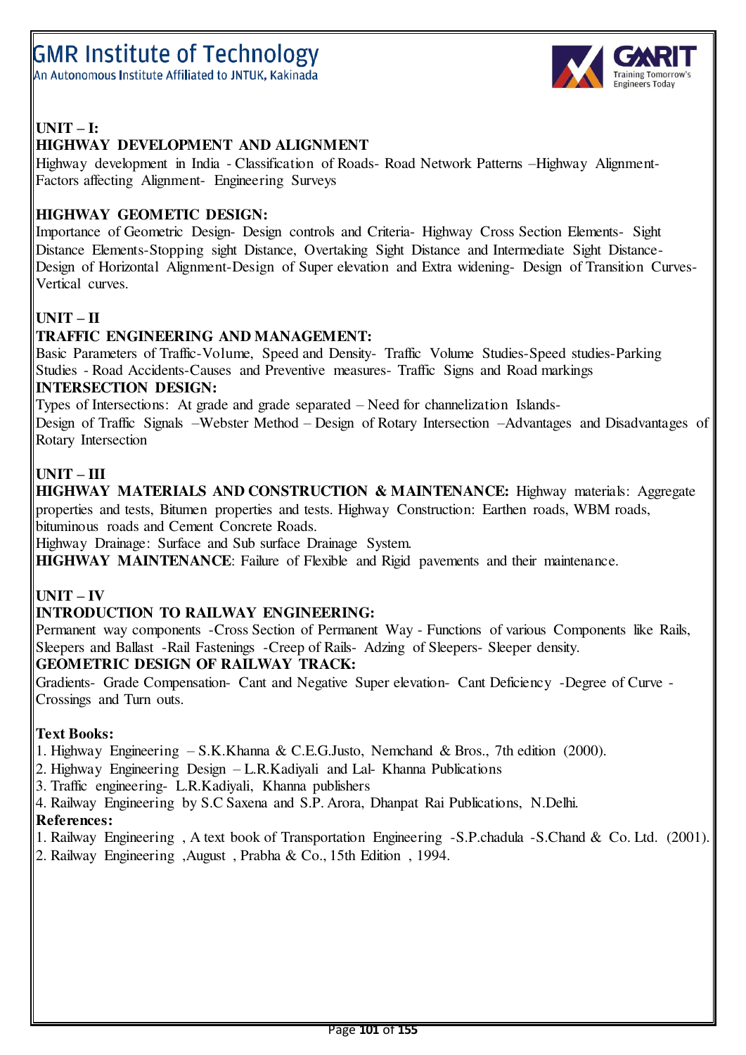**UNIT – I:**

**HIGHWAY DEVELOPMENT AND ALIGNMENT**

Highway development in India - Classification of Roads- Road Network Patterns –Highway Alignment- Factors affecting Alignment- Engineering Surveys

**HIGHWAY GEOMETIC DESIGN:**

Importance of Geometric Design- Design controls and Criteria- Highway Cross Section Elements- Sight Distance Elements-Stopping sight Distance, Overtaking Sight Distance and Intermediate Sight Distance- Design of Horizontal Alignment-Design of Super elevation and Extra widening- Design of Transition Curves- Vertical curves.

**UNIT – II**

**TRAFFIC ENGINEERING AND MANAGEMENT:**

Basic Parameters of Traffic-Volume, Speed and Density- Traffic Volume Studies-Speed studies-Parking Studies - Road Accidents-Causes and Preventive measures- Traffic Signs and Road markings

**INTERSECTION DESIGN:**

Types of Intersections: At grade and grade separated – Need for channelization Islands-

Design of Traffic Signals –Webster Method – Design of Rotary Intersection –Advantages and Disadvantages of Rotary Intersection

**UNIT – III**

**HIGHWAY MATERIALS AND CONSTRUCTION & MAINTENANCE:** Highway materials: Aggregate properties and tests, Bitumen properties and tests. Highway Construction: Earthen roads, WBM roads, bituminous roads and Cement Concrete Roads.

Highway Drainage: Surface and Sub surface Drainage System.

**HIGHWAY MAINTENANCE**: Failure of Flexible and Rigid pavements and their maintenance.

**UNIT – IV**

**INTRODUCTION TO RAILWAY ENGINEERING:**

Permanent way components -Cross Section of Permanent Way - Functions of various Components like Rails, Sleepers and Ballast -Rail Fastenings -Creep of Rails- Adzing of Sleepers- Sleeper density.

**GEOMETRIC DESIGN OF RAILWAY TRACK:**

Gradients- Grade Compensation- Cant and Negative Super elevation- Cant Deficiency -Degree of Curve - Crossings and Turn outs.

**Text Books:**

1. Highway Engineering – S.K.Khanna & C.E.G.Justo, Nemchand & Bros., 7th edition (2000).
2. Highway Engineering Design – L.R.Kadiyali and Lal- Khanna Publications
3. Traffic engineering- L.R.Kadiyali, Khanna publishers
4. Railway Engineering by S.C Saxena and S.P. Arora, Dhanpat Rai Publications, N.Delhi.

**References:**

1. Railway Engineering , A text book of Transportation Engineering -S.P.chadula -S.Chand & Co. Ltd. (2001).
2. Railway Engineering ,August , Prabha & Co., 15th Edition , 1994.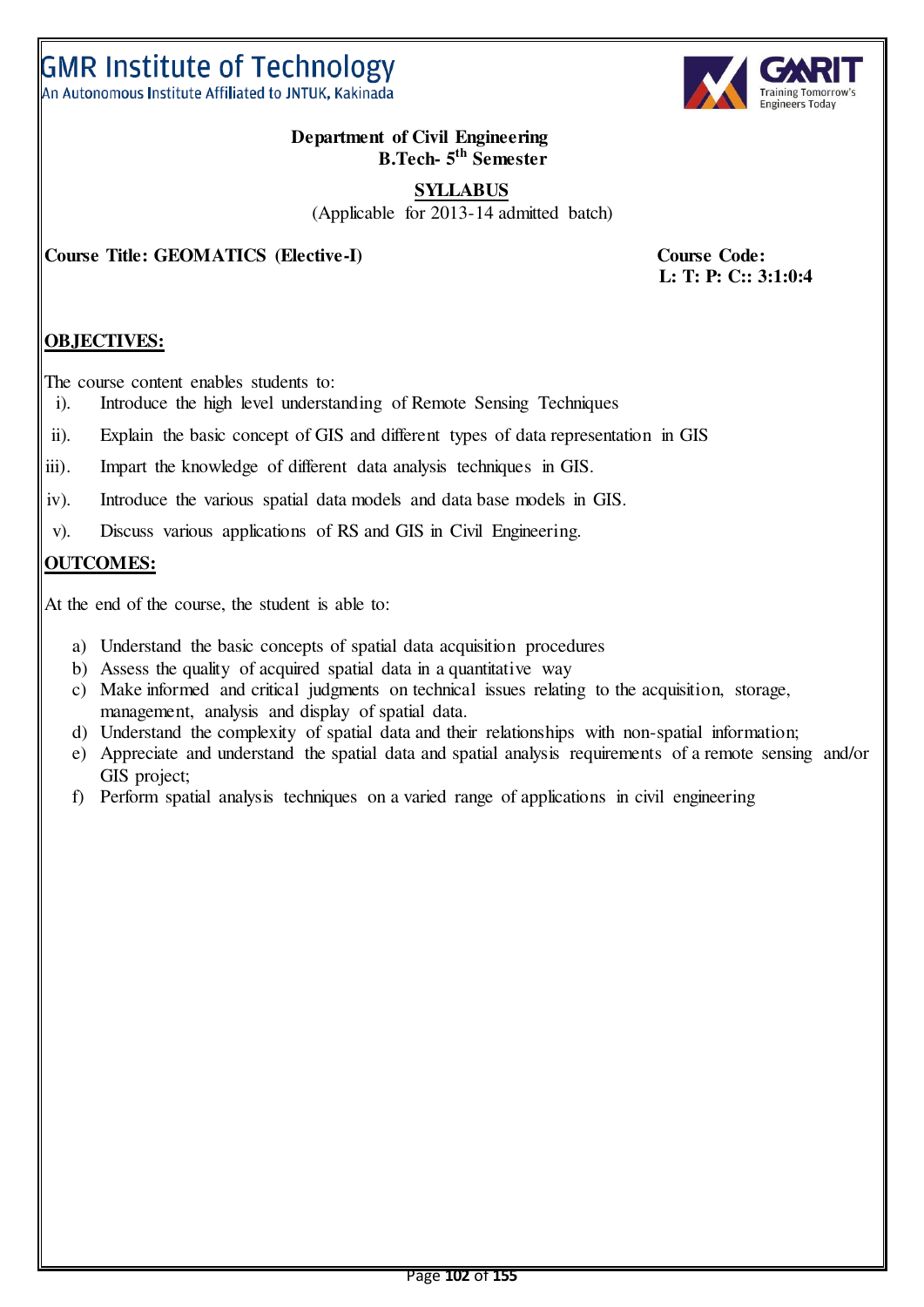GMR Institute of Technology
An Autonomous Institute Affiliated to JNTUK, Kakinada

**Department of Civil Engineering**
**B.Tech- 5th Semester**

**SYLLABUS**
(Applicable for 2013-14 admitted batch)

**Course Title: GEOMATICS (Elective-I)** | **Course Code:**
**L: T: P: C:: 3:1:0:4**

## OBJECTIVES:

The course content enables students to:

i). Introduce the high level understanding of Remote Sensing Techniques

ii). Explain the basic concept of GIS and different types of data representation in GIS

iii). Impart the knowledge of different data analysis techniques in GIS.

iv). Introduce the various spatial data models and data base models in GIS.

v). Discuss various applications of RS and GIS in Civil Engineering.

## OUTCOMES:

At the end of the course, the student is able to:

a) Understand the basic concepts of spatial data acquisition procedures
b) Assess the quality of acquired spatial data in a quantitative way
c) Make informed and critical judgments on technical issues relating to the acquisition, storage, management, analysis and display of spatial data.
d) Understand the complexity of spatial data and their relationships with non-spatial information;
e) Appreciate and understand the spatial data and spatial analysis requirements of a remote sensing and/or GIS project;
f) Perform spatial analysis techniques on a varied range of applications in civil engineering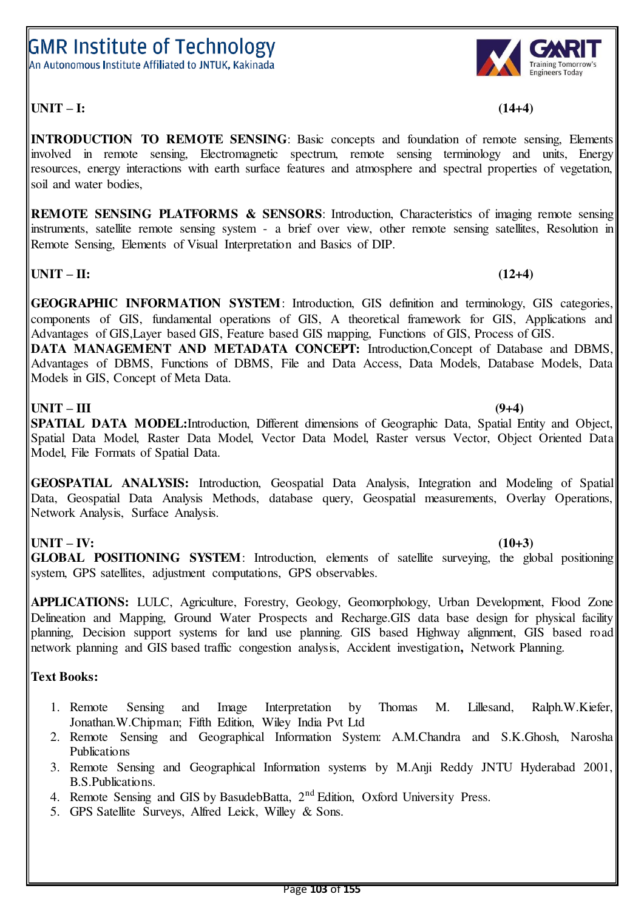**UNIT – I: (14+4)**

**INTRODUCTION TO REMOTE SENSING**: Basic concepts and foundation of remote sensing, Elements involved in remote sensing, Electromagnetic spectrum, remote sensing terminology and units, Energy resources, energy interactions with earth surface features and atmosphere and spectral properties of vegetation, soil and water bodies,

**REMOTE SENSING PLATFORMS & SENSORS**: Introduction, Characteristics of imaging remote sensing instruments, satellite remote sensing system - a brief over view, other remote sensing satellites, Resolution in Remote Sensing, Elements of Visual Interpretation and Basics of DIP.

**UNIT – II: (12+4)**

**GEOGRAPHIC INFORMATION SYSTEM**: Introduction, GIS definition and terminology, GIS categories, components of GIS, fundamental operations of GIS, A theoretical framework for GIS, Applications and Advantages of GIS,Layer based GIS, Feature based GIS mapping, Functions of GIS, Process of GIS.

**DATA MANAGEMENT AND METADATA CONCEPT:** Introduction,Concept of Database and DBMS, Advantages of DBMS, Functions of DBMS, File and Data Access, Data Models, Database Models, Data Models in GIS, Concept of Meta Data.

**UNIT – III (9+4)**

**SPATIAL DATA MODEL:**Introduction, Different dimensions of Geographic Data, Spatial Entity and Object, Spatial Data Model, Raster Data Model, Vector Data Model, Raster versus Vector, Object Oriented Data Model, File Formats of Spatial Data.

**GEOSPATIAL ANALYSIS:** Introduction, Geospatial Data Analysis, Integration and Modeling of Spatial Data, Geospatial Data Analysis Methods, database query, Geospatial measurements, Overlay Operations, Network Analysis, Surface Analysis.

**UNIT – IV: (10+3)**

**GLOBAL POSITIONING SYSTEM**: Introduction, elements of satellite surveying, the global positioning system, GPS satellites, adjustment computations, GPS observables.

**APPLICATIONS:** LULC, Agriculture, Forestry, Geology, Geomorphology, Urban Development, Flood Zone Delineation and Mapping, Ground Water Prospects and Recharge.GIS data base design for physical facility planning, Decision support systems for land use planning. GIS based Highway alignment, GIS based road network planning and GIS based traffic congestion analysis, Accident investigation**,** Network Planning.

**Text Books:**

1. Remote Sensing and Image Interpretation by Thomas M. Lillesand, Ralph.W.Kiefer, Jonathan.W.Chipman; Fifth Edition, Wiley India Pvt Ltd
2. Remote Sensing and Geographical Information System: A.M.Chandra and S.K.Ghosh, Narosha Publications
3. Remote Sensing and Geographical Information systems by M.Anji Reddy JNTU Hyderabad 2001, B.S.Publications.
4. Remote Sensing and GIS by BasudebBatta, 2nd Edition, Oxford University Press.
5. GPS Satellite Surveys, Alfred Leick, Willey & Sons.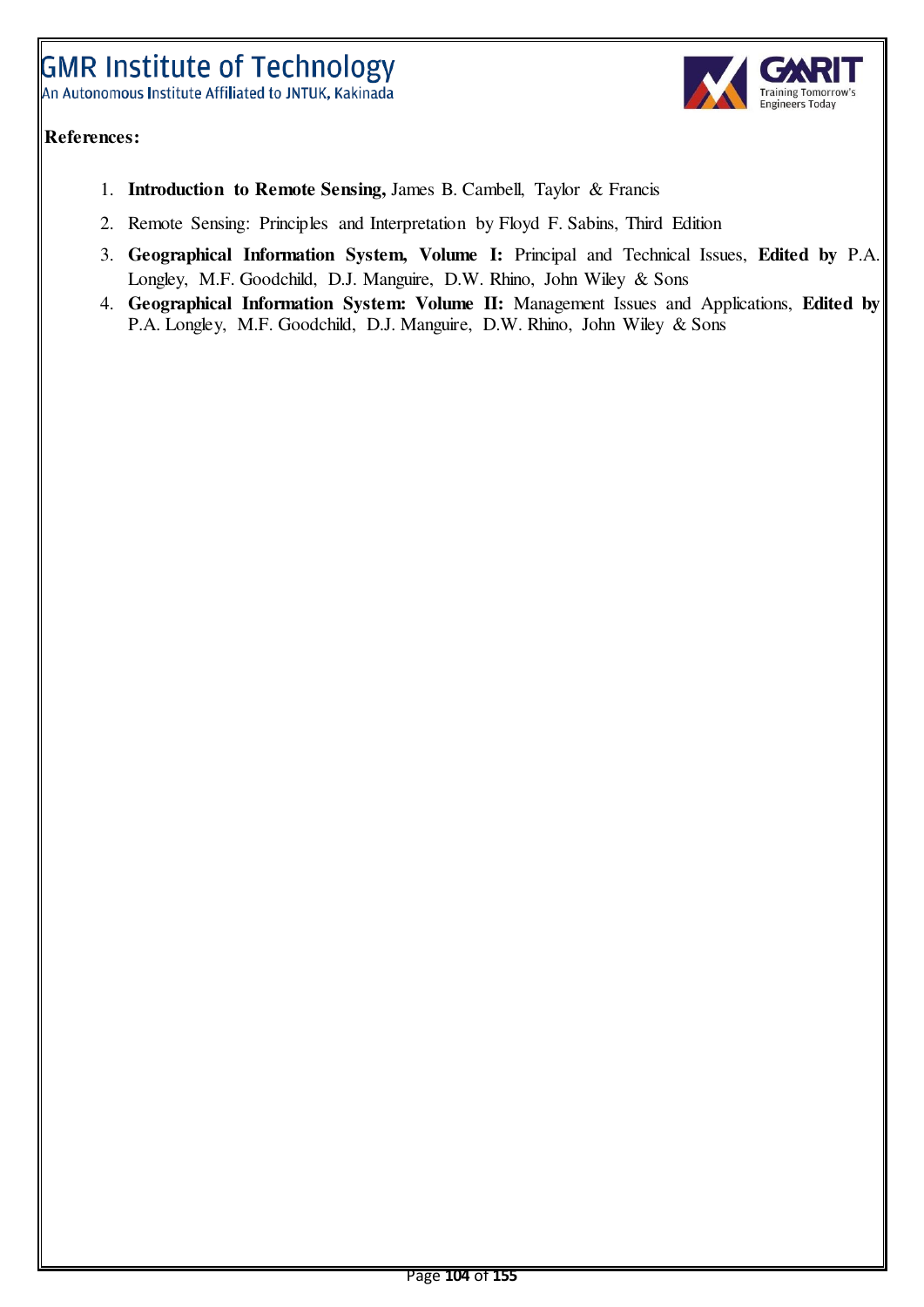**References:**

1. **Introduction to Remote Sensing,** James B. Cambell, Taylor & Francis
2. Remote Sensing: Principles and Interpretation by Floyd F. Sabins, Third Edition
3. **Geographical Information System, Volume I:** Principal and Technical Issues, **Edited by** P.A. Longley, M.F. Goodchild, D.J. Manguire, D.W. Rhino, John Wiley & Sons
4. **Geographical Information System: Volume II:** Management Issues and Applications, **Edited by** P.A. Longley, M.F. Goodchild, D.J. Manguire, D.W. Rhino, John Wiley & Sons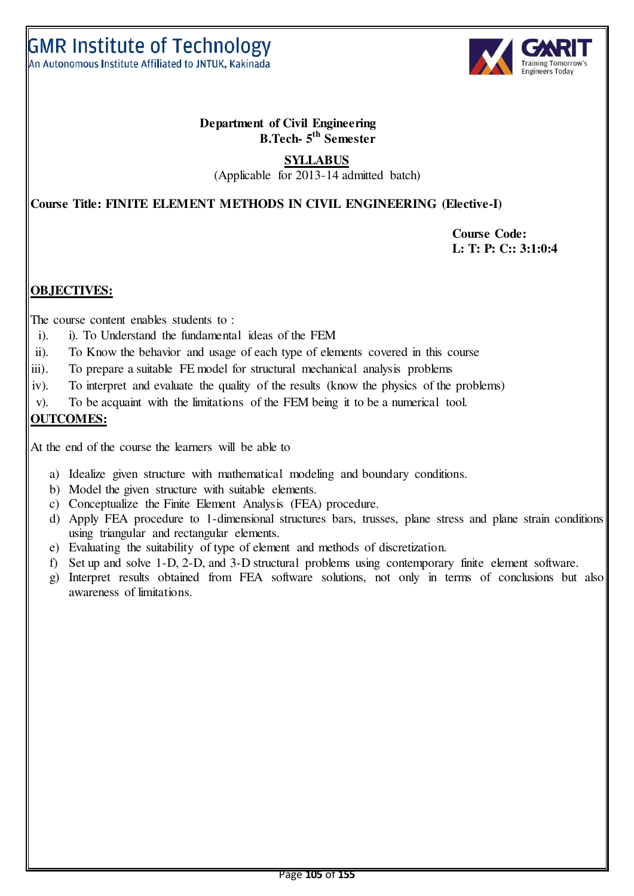# GMR Institute of Technology

An Autonomous Institute Affiliated to JNTUK, Kakinada

**Department of Civil Engineering**
**B.Tech- 5th Semester**

**SYLLABUS**
(Applicable for 2013-14 admitted batch)

**Course Title: FINITE ELEMENT METHODS IN CIVIL ENGINEERING (Elective-I)**

**Course Code:**
**L: T: P: C:: 3:1:0:4**

## OBJECTIVES:

The course content enables students to :

i). i). To Understand the fundamental ideas of the FEM

ii). To Know the behavior and usage of each type of elements covered in this course

iii). To prepare a suitable FE model for structural mechanical analysis problems

iv). To interpret and evaluate the quality of the results (know the physics of the problems)

v). To be acquaint with the limitations of the FEM being it to be a numerical tool.

## OUTCOMES:

At the end of the course the learners will be able to

a) Idealize given structure with mathematical modeling and boundary conditions.
b) Model the given structure with suitable elements.
c) Conceptualize the Finite Element Analysis (FEA) procedure.
d) Apply FEA procedure to 1-dimensional structures bars, trusses, plane stress and plane strain conditions using triangular and rectangular elements.
e) Evaluating the suitability of type of element and methods of discretization.
f) Set up and solve 1-D, 2-D, and 3-D structural problems using contemporary finite element software.
g) Interpret results obtained from FEA software solutions, not only in terms of conclusions but also awareness of limitations.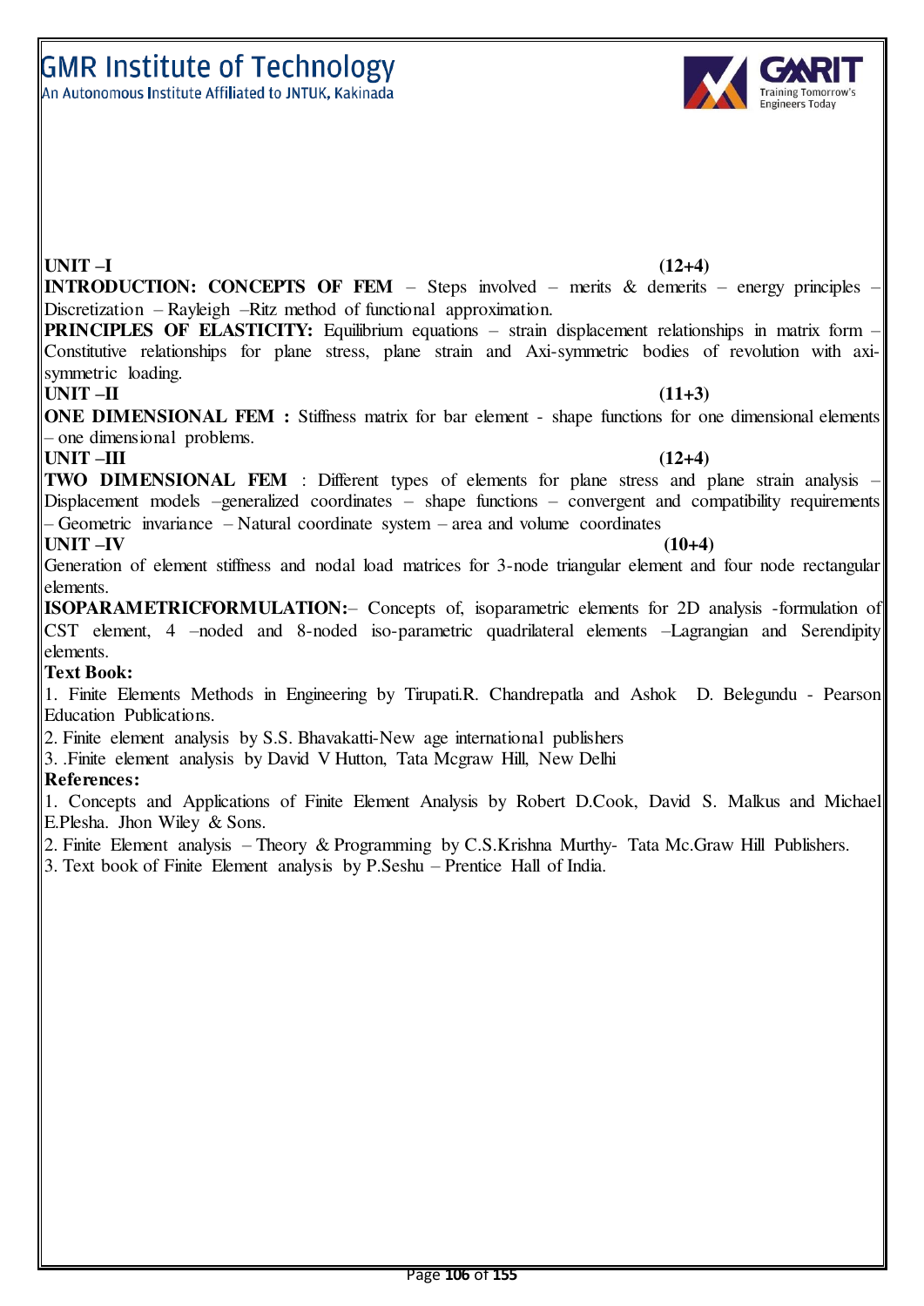**UNIT –I** **(12+4)**

**INTRODUCTION: CONCEPTS OF FEM** – Steps involved – merits & demerits – energy principles – Discretization – Rayleigh –Ritz method of functional approximation.

**PRINCIPLES OF ELASTICITY:** Equilibrium equations – strain displacement relationships in matrix form – Constitutive relationships for plane stress, plane strain and Axi-symmetric bodies of revolution with axi-symmetric loading.

**UNIT –II** **(11+3)**

**ONE DIMENSIONAL FEM :** Stiffness matrix for bar element - shape functions for one dimensional elements – one dimensional problems.

**UNIT –III** **(12+4)**

**TWO DIMENSIONAL FEM** : Different types of elements for plane stress and plane strain analysis – Displacement models –generalized coordinates – shape functions – convergent and compatibility requirements – Geometric invariance – Natural coordinate system – area and volume coordinates

**UNIT –IV** **(10+4)**

Generation of element stiffness and nodal load matrices for 3-node triangular element and four node rectangular elements.

**ISOPARAMETRICFORMULATION:**– Concepts of, isoparametric elements for 2D analysis -formulation of CST element, 4 –noded and 8-noded iso-parametric quadrilateral elements –Lagrangian and Serendipity elements.

**Text Book:**

1. Finite Elements Methods in Engineering by Tirupati.R. Chandrepatla and Ashok D. Belegundu - Pearson Education Publications.
2. Finite element analysis by S.S. Bhavakatti-New age international publishers
3. .Finite element analysis by David V Hutton, Tata Mcgraw Hill, New Delhi

**References:**

1. Concepts and Applications of Finite Element Analysis by Robert D.Cook, David S. Malkus and Michael E.Plesha. Jhon Wiley & Sons.
2. Finite Element analysis – Theory & Programming by C.S.Krishna Murthy- Tata Mc.Graw Hill Publishers.
3. Text book of Finite Element analysis by P.Seshu – Prentice Hall of India.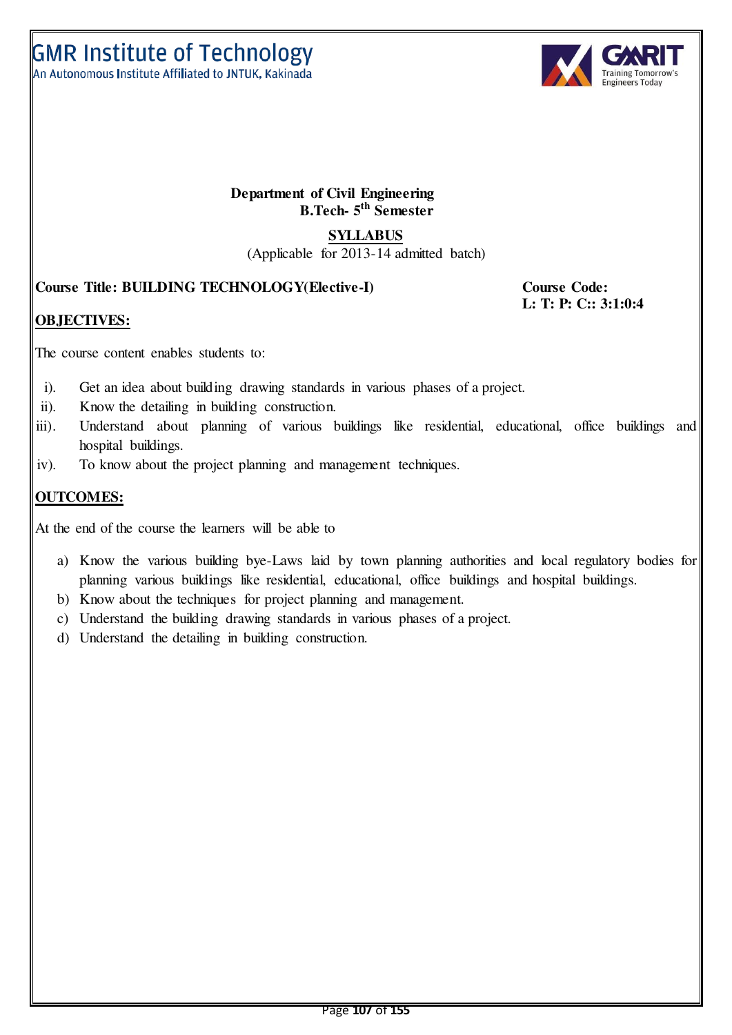**Department of Civil Engineering**
**B.Tech- 5th Semester**

**SYLLABUS**

(Applicable for 2013-14 admitted batch)

**Course Title: BUILDING TECHNOLOGY(Elective-I)** **Course Code:**
**L: T: P: C:: 3:1:0:4**

**OBJECTIVES:**

The course content enables students to:

i). Get an idea about building drawing standards in various phases of a project.

ii). Know the detailing in building construction.

iii). Understand about planning of various buildings like residential, educational, office buildings and hospital buildings.

iv). To know about the project planning and management techniques.

**OUTCOMES:**

At the end of the course the learners will be able to

a) Know the various building bye-Laws laid by town planning authorities and local regulatory bodies for planning various buildings like residential, educational, office buildings and hospital buildings.
b) Know about the techniques for project planning and management.
c) Understand the building drawing standards in various phases of a project.
d) Understand the detailing in building construction.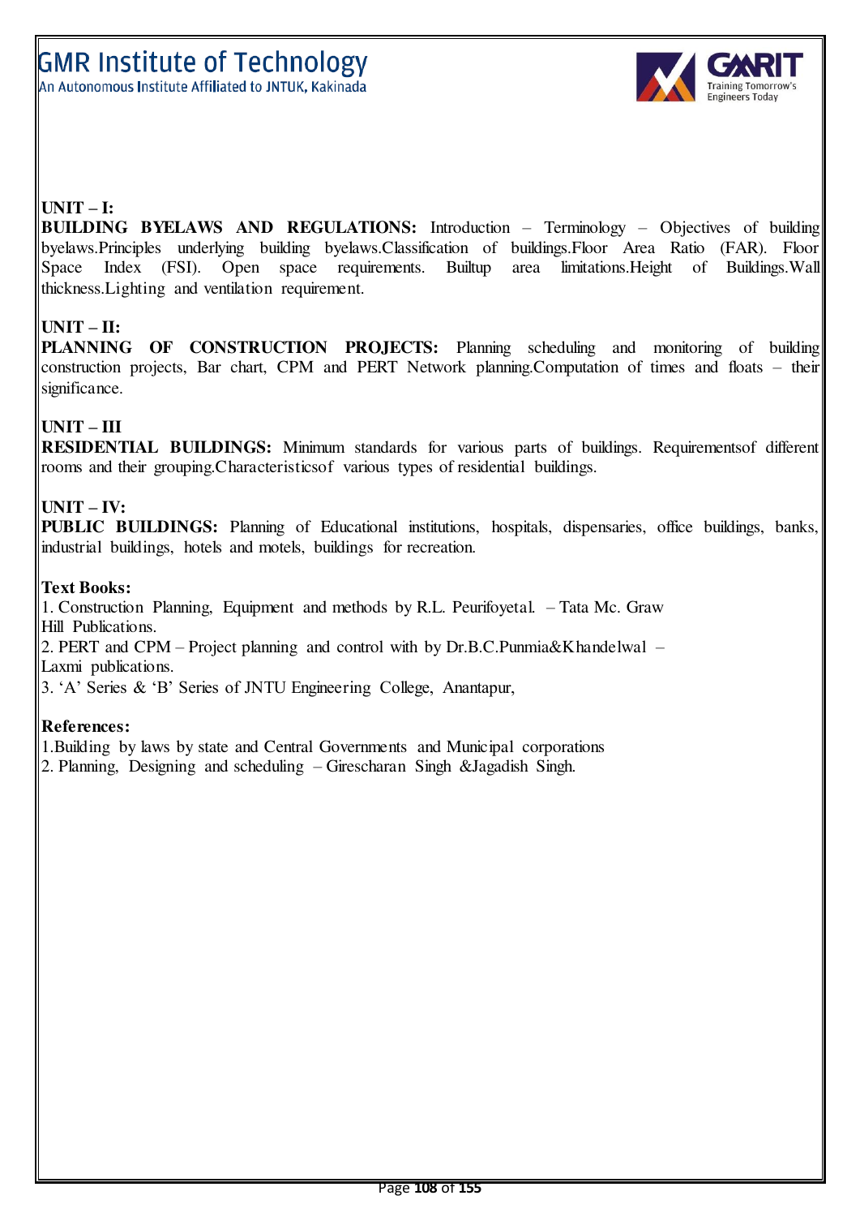**UNIT – I:**

**BUILDING BYELAWS AND REGULATIONS:** Introduction – Terminology – Objectives of building byelaws.Principles underlying building byelaws.Classification of buildings.Floor Area Ratio (FAR). Floor Space Index (FSI). Open space requirements. Builtup area limitations.Height of Buildings.Wall thickness.Lighting and ventilation requirement.

**UNIT – II:**

**PLANNING OF CONSTRUCTION PROJECTS:** Planning scheduling and monitoring of building construction projects, Bar chart, CPM and PERT Network planning.Computation of times and floats – their significance.

**UNIT – III**

**RESIDENTIAL BUILDINGS:** Minimum standards for various parts of buildings. Requirementsof different rooms and their grouping.Characteristicsof various types of residential buildings.

**UNIT – IV:**

**PUBLIC BUILDINGS:** Planning of Educational institutions, hospitals, dispensaries, office buildings, banks, industrial buildings, hotels and motels, buildings for recreation.

**Text Books:**

1. Construction Planning, Equipment and methods by R.L. Peurifoyetal. – Tata Mc. Graw Hill Publications.
2. PERT and CPM – Project planning and control with by Dr.B.C.Punmia&Khandelwal – Laxmi publications.
3. 'A' Series & 'B' Series of JNTU Engineering College, Anantapur,

**References:**

1. Building by laws by state and Central Governments and Municipal corporations
2. Planning, Designing and scheduling – Girescharan Singh &Jagadish Singh.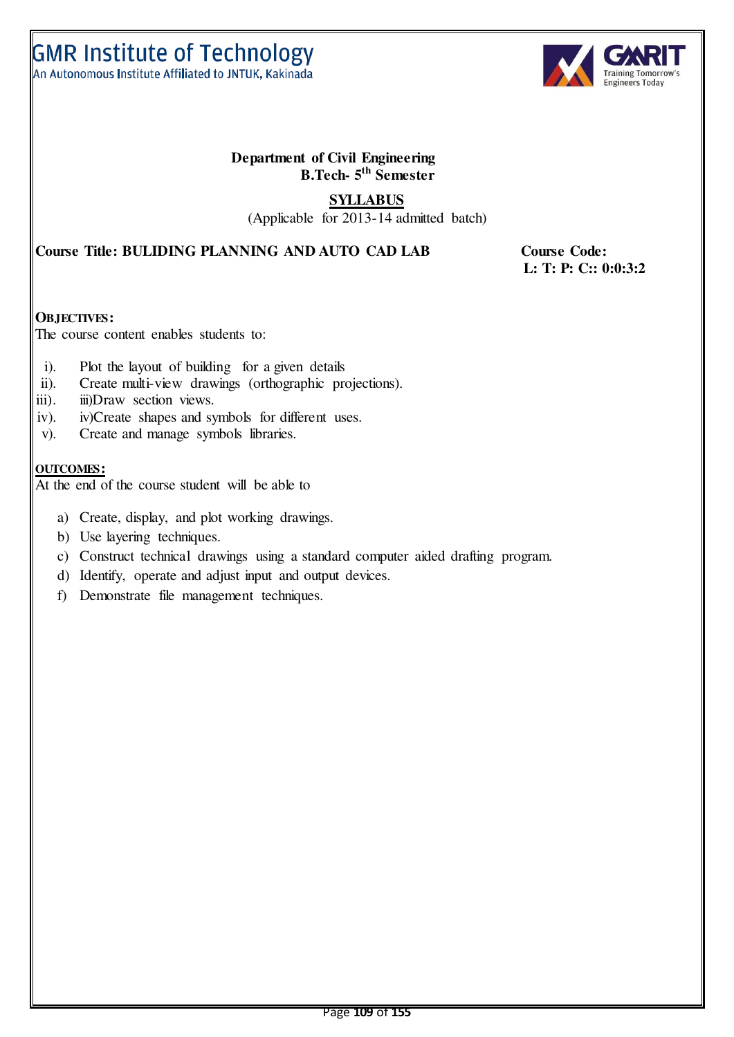GMR Institute of Technology
An Autonomous Institute Affiliated to JNTUK, Kakinada

**Department of Civil Engineering**
**B.Tech- 5th Semester**

**SYLLABUS**
(Applicable for 2013-14 admitted batch)

**Course Title: BULIDING PLANNING AND AUTO CAD LAB** **Course Code:**
**L: T: P: C:: 0:0:3:2**

**OBJECTIVES:**
The course content enables students to:

i). Plot the layout of building for a given details
ii). Create multi-view drawings (orthographic projections).
iii). iii)Draw section views.
iv). iv)Create shapes and symbols for different uses.
v). Create and manage symbols libraries.

**OUTCOMES:**
At the end of the course student will be able to

a) Create, display, and plot working drawings.
b) Use layering techniques.
c) Construct technical drawings using a standard computer aided drafting program.
d) Identify, operate and adjust input and output devices.
f) Demonstrate file management techniques.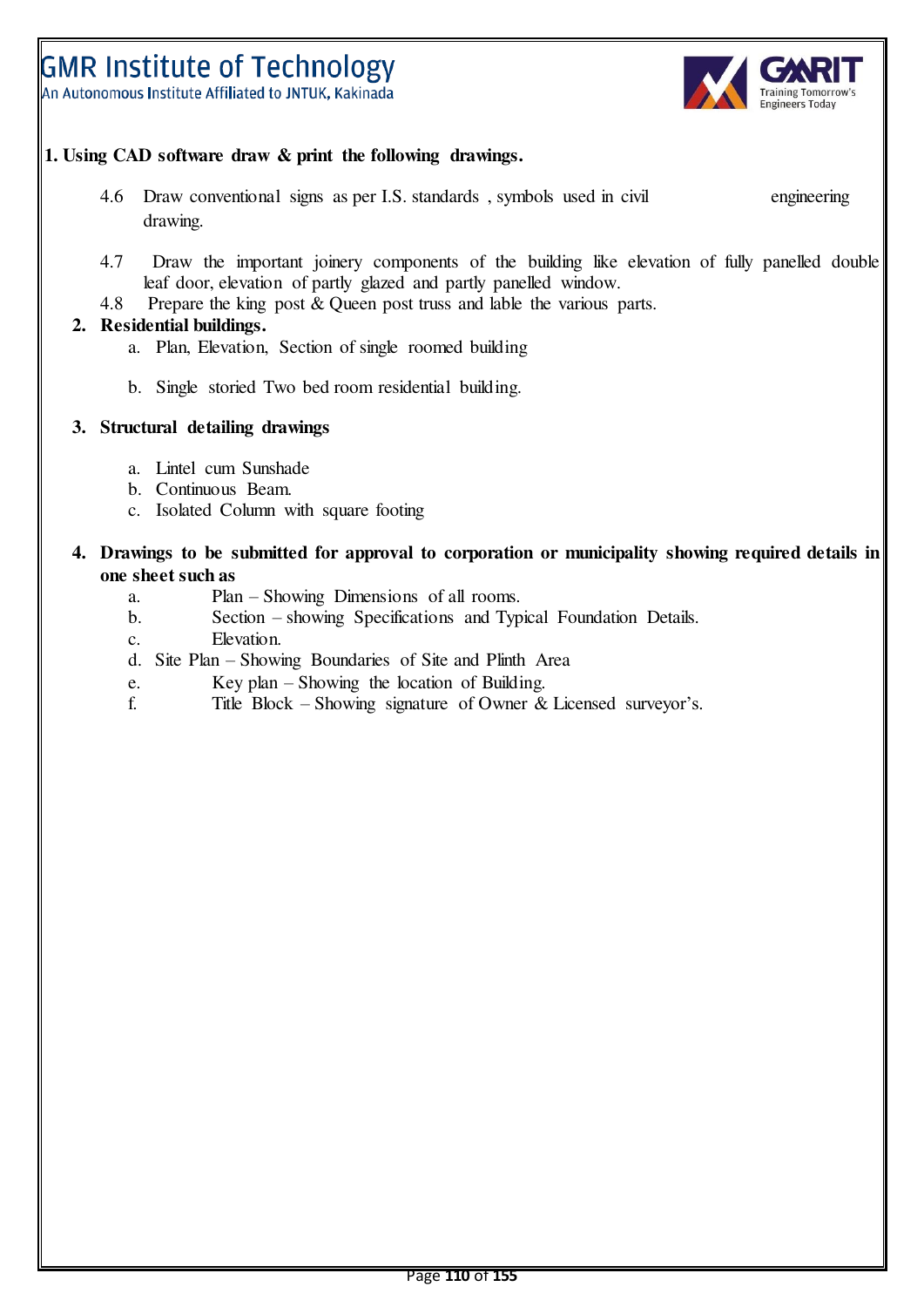**1. Using CAD software draw & print the following drawings.**

4.6 Draw conventional signs as per I.S. standards , symbols used in civil engineering drawing.

4.7 Draw the important joinery components of the building like elevation of fully panelled double leaf door, elevation of partly glazed and partly panelled window.

4.8 Prepare the king post & Queen post truss and lable the various parts.

**2. Residential buildings.**

a. Plan, Elevation, Section of single roomed building

b. Single storied Two bed room residential building.

**3. Structural detailing drawings**

a. Lintel cum Sunshade
b. Continuous Beam.
c. Isolated Column with square footing

**4. Drawings to be submitted for approval to corporation or municipality showing required details in one sheet such as**

a. Plan – Showing Dimensions of all rooms.
b. Section – showing Specifications and Typical Foundation Details.
c. Elevation.
d. Site Plan – Showing Boundaries of Site and Plinth Area
e. Key plan – Showing the location of Building.
f. Title Block – Showing signature of Owner & Licensed surveyor's.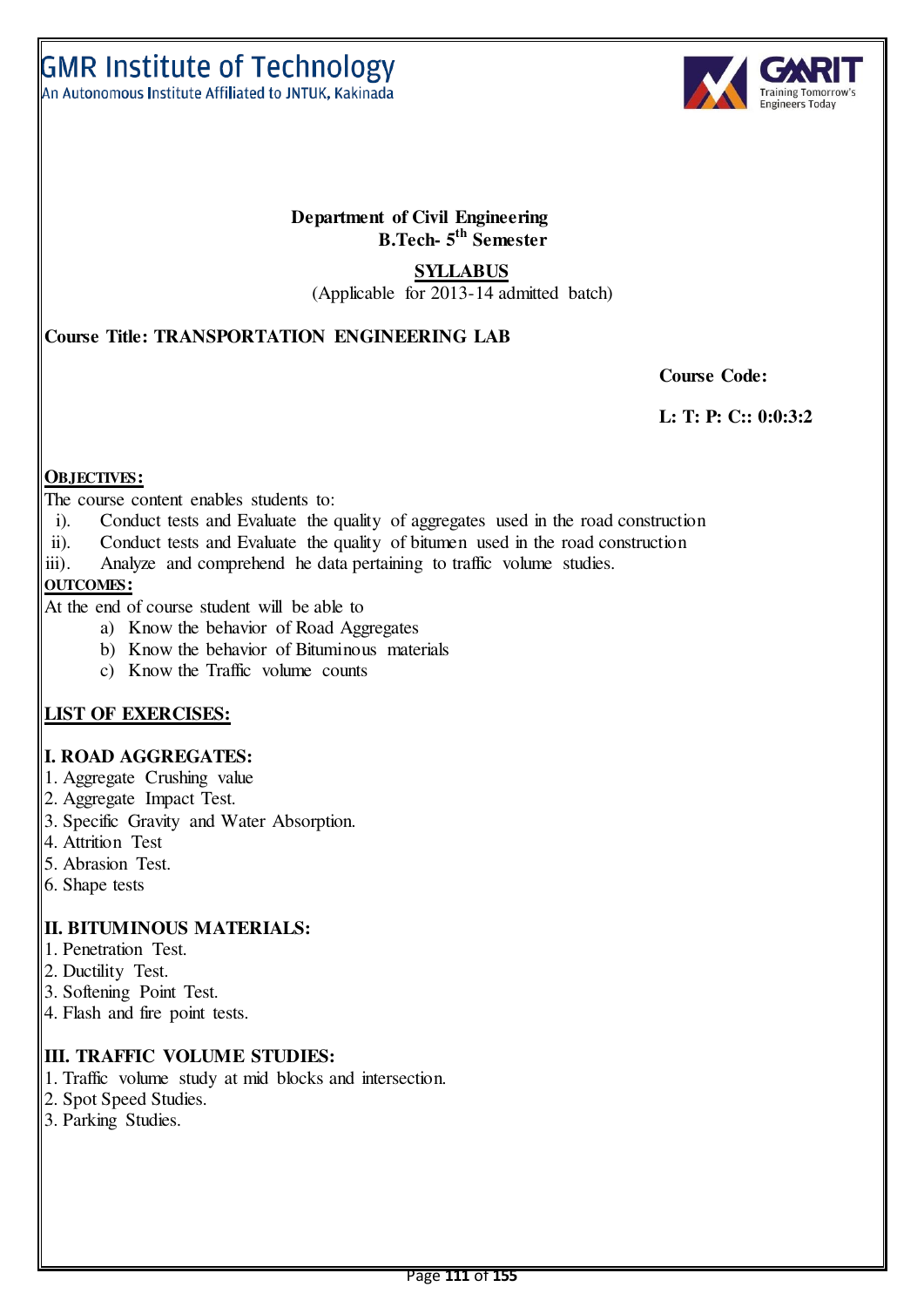GMR Institute of Technology
An Autonomous Institute Affiliated to JNTUK, Kakinada

**Department of Civil Engineering**
**B.Tech- 5th Semester**

**SYLLABUS**
(Applicable for 2013-14 admitted batch)

**Course Title: TRANSPORTATION ENGINEERING LAB**

**Course Code:**

**L: T: P: C:: 0:0:3:2**

**OBJECTIVES:**

The course content enables students to:

i). Conduct tests and Evaluate the quality of aggregates used in the road construction
ii). Conduct tests and Evaluate the quality of bitumen used in the road construction
iii). Analyze and comprehend he data pertaining to traffic volume studies.

**OUTCOMES:**

At the end of course student will be able to

a) Know the behavior of Road Aggregates
b) Know the behavior of Bituminous materials
c) Know the Traffic volume counts

**LIST OF EXERCISES:**

**I. ROAD AGGREGATES:**

1. Aggregate Crushing value
2. Aggregate Impact Test.
3. Specific Gravity and Water Absorption.
4. Attrition Test
5. Abrasion Test.
6. Shape tests

**II. BITUMINOUS MATERIALS:**

1. Penetration Test.
2. Ductility Test.
3. Softening Point Test.
4. Flash and fire point tests.

**III. TRAFFIC VOLUME STUDIES:**

1. Traffic volume study at mid blocks and intersection.
2. Spot Speed Studies.
3. Parking Studies.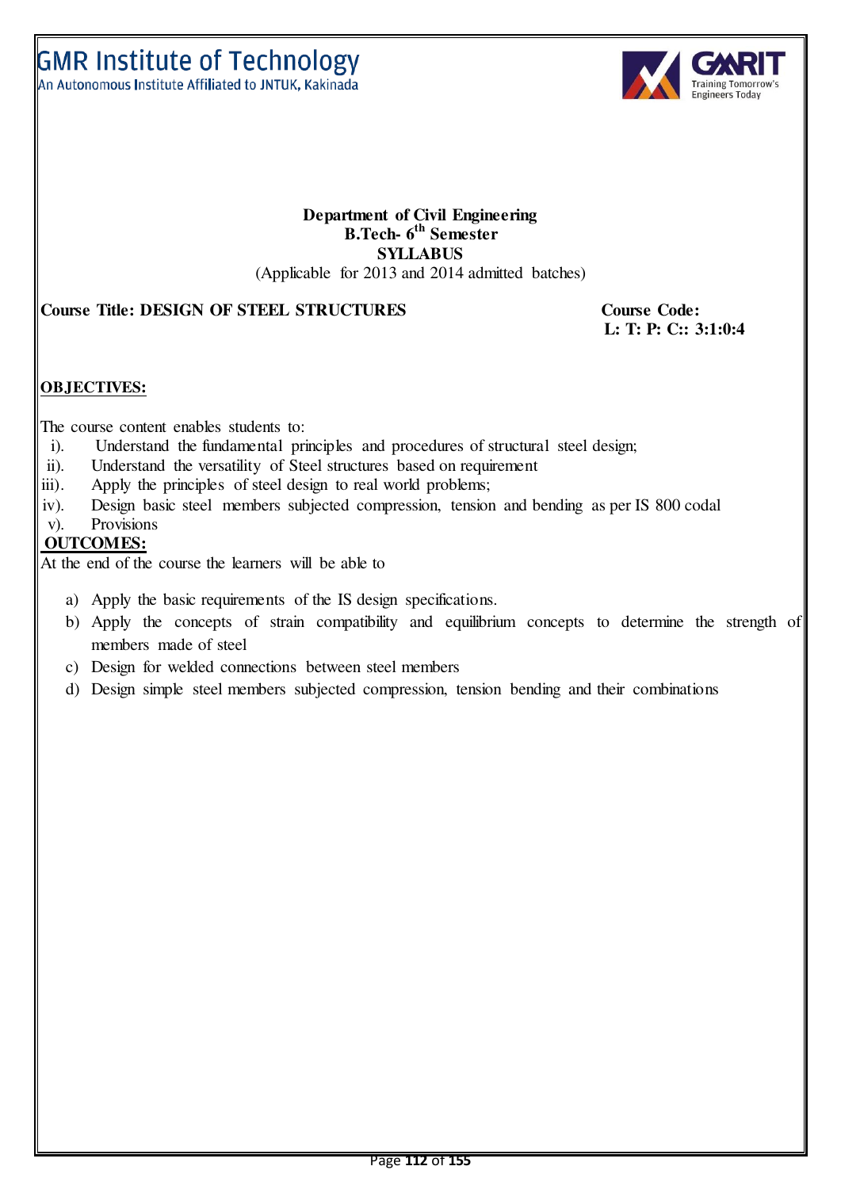GMR Institute of Technology
An Autonomous Institute Affiliated to JNTUK, Kakinada

**Department of Civil Engineering**
**B.Tech- 6th Semester**
**SYLLABUS**
(Applicable for 2013 and 2014 admitted batches)

**Course Title: DESIGN OF STEEL STRUCTURES** **Course Code:**
**L: T: P: C:: 3:1:0:4**

## OBJECTIVES:

The course content enables students to:

i). Understand the fundamental principles and procedures of structural steel design;
ii). Understand the versatility of Steel structures based on requirement
iii). Apply the principles of steel design to real world problems;
iv). Design basic steel members subjected compression, tension and bending as per IS 800 codal
v). Provisions

## OUTCOMES:

At the end of the course the learners will be able to

a) Apply the basic requirements of the IS design specifications.
b) Apply the concepts of strain compatibility and equilibrium concepts to determine the strength of members made of steel
c) Design for welded connections between steel members
d) Design simple steel members subjected compression, tension bending and their combinations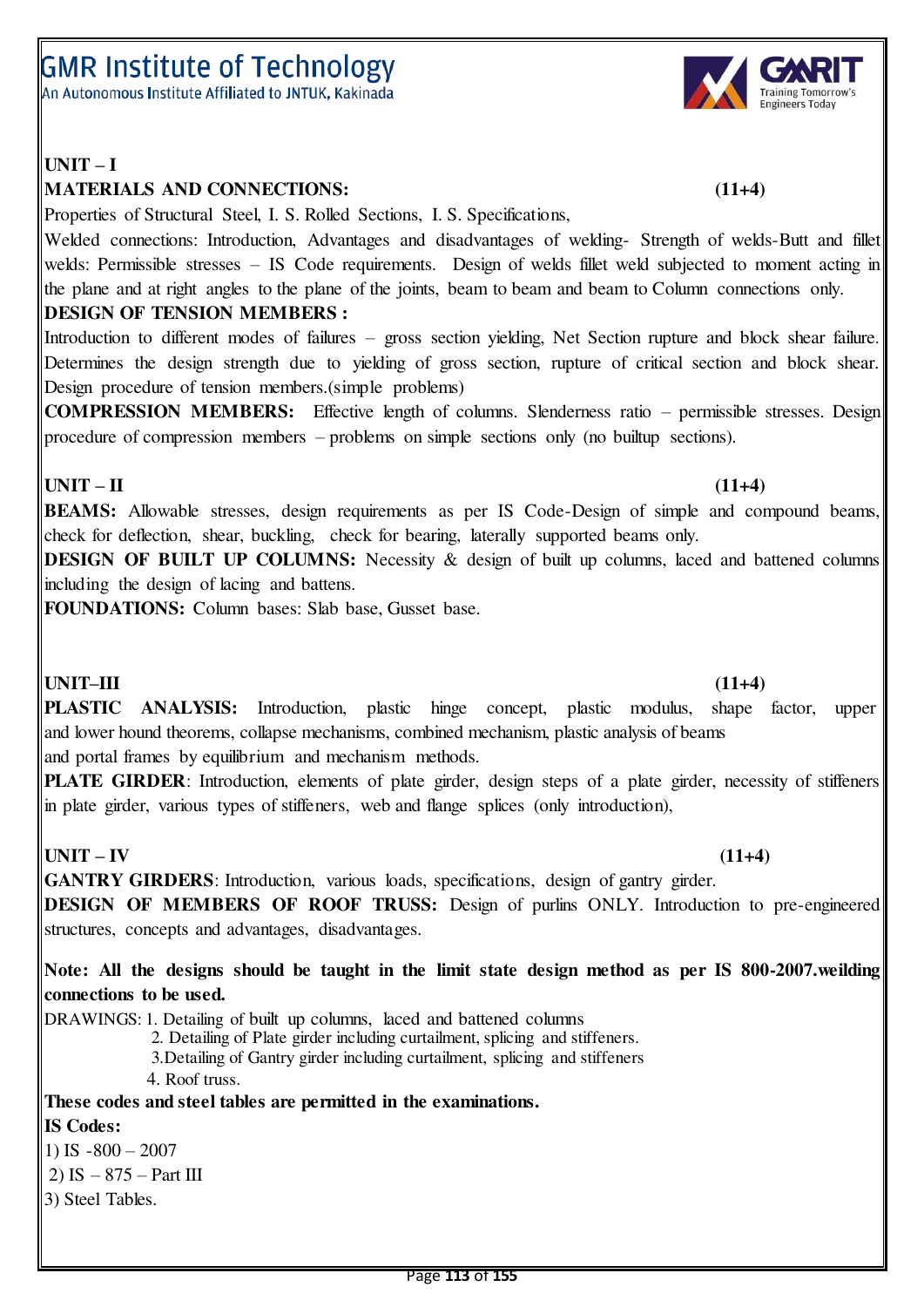**UNIT – I**

**MATERIALS AND CONNECTIONS:** **(11+4)**

Properties of Structural Steel, I. S. Rolled Sections, I. S. Specifications,

Welded connections: Introduction, Advantages and disadvantages of welding- Strength of welds-Butt and fillet welds: Permissible stresses – IS Code requirements. Design of welds fillet weld subjected to moment acting in the plane and at right angles to the plane of the joints, beam to beam and beam to Column connections only.

**DESIGN OF TENSION MEMBERS :**

Introduction to different modes of failures – gross section yielding, Net Section rupture and block shear failure. Determines the design strength due to yielding of gross section, rupture of critical section and block shear. Design procedure of tension members.(simple problems)

**COMPRESSION MEMBERS:** Effective length of columns. Slenderness ratio – permissible stresses. Design procedure of compression members – problems on simple sections only (no builtup sections).

**UNIT – II** **(11+4)**

**BEAMS:** Allowable stresses, design requirements as per IS Code-Design of simple and compound beams, check for deflection, shear, buckling, check for bearing, laterally supported beams only.

**DESIGN OF BUILT UP COLUMNS:** Necessity & design of built up columns, laced and battened columns including the design of lacing and battens.

**FOUNDATIONS:** Column bases: Slab base, Gusset base.

**UNIT–III** **(11+4)**

**PLASTIC ANALYSIS:** Introduction, plastic hinge concept, plastic modulus, shape factor, upper and lower hound theorems, collapse mechanisms, combined mechanism, plastic analysis of beams and portal frames by equilibrium and mechanism methods.

**PLATE GIRDER**: Introduction, elements of plate girder, design steps of a plate girder, necessity of stiffeners in plate girder, various types of stiffeners, web and flange splices (only introduction),

**UNIT – IV** **(11+4)**

**GANTRY GIRDERS**: Introduction, various loads, specifications, design of gantry girder.

**DESIGN OF MEMBERS OF ROOF TRUSS:** Design of purlins ONLY. Introduction to pre-engineered structures, concepts and advantages, disadvantages.

**Note: All the designs should be taught in the limit state design method as per IS 800-2007.weilding connections to be used.**

DRAWINGS: 1. Detailing of built up columns, laced and battened columns
2. Detailing of Plate girder including curtailment, splicing and stiffeners.
3.Detailing of Gantry girder including curtailment, splicing and stiffeners
4. Roof truss.

**These codes and steel tables are permitted in the examinations.**

**IS Codes:**

1) IS -800 – 2007
2) IS – 875 – Part III
3) Steel Tables.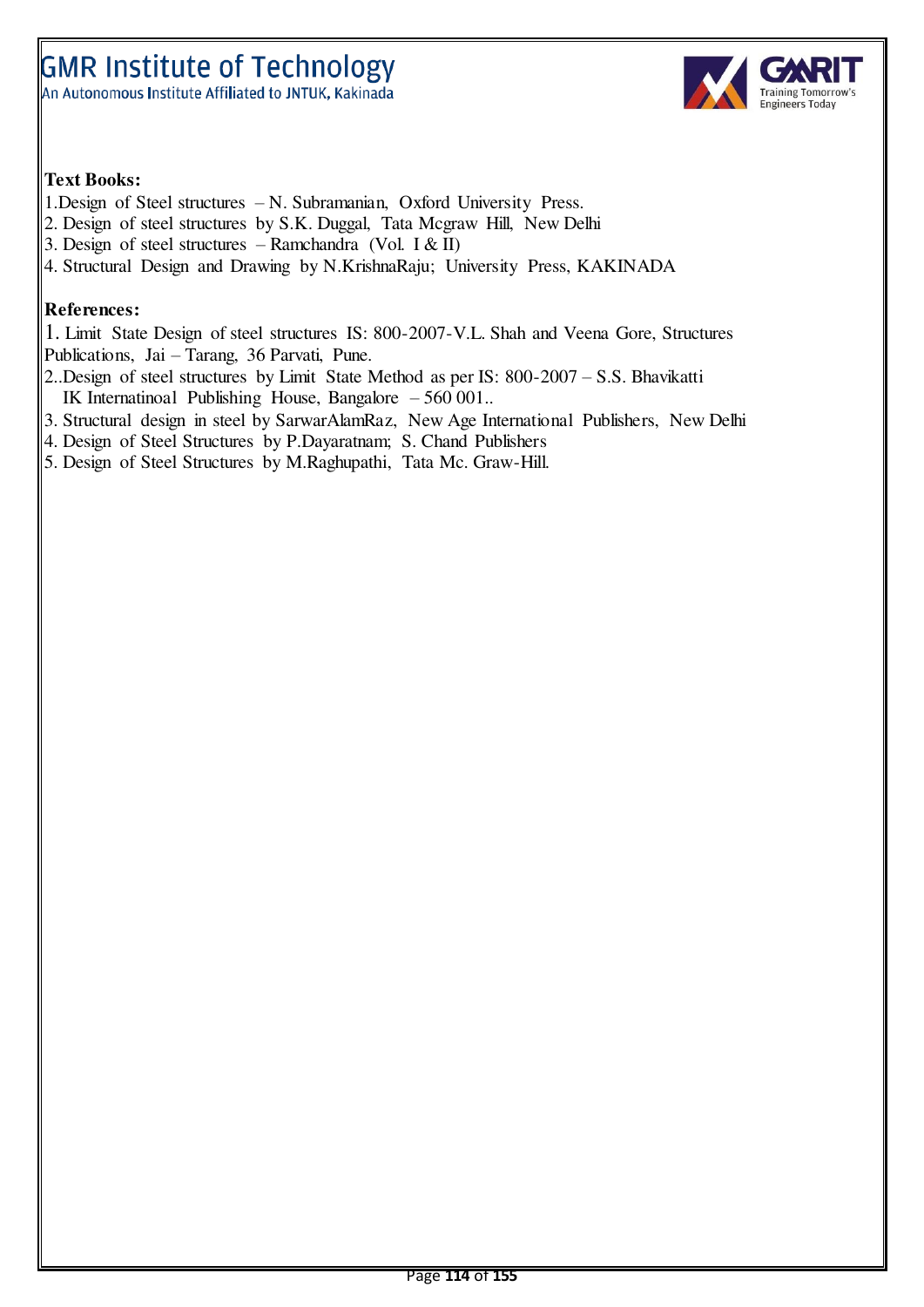**Text Books:**

1.Design of Steel structures – N. Subramanian, Oxford University Press.
2. Design of steel structures by S.K. Duggal, Tata Mcgraw Hill, New Delhi
3. Design of steel structures – Ramchandra (Vol. I & II)
4. Structural Design and Drawing by N.KrishnaRaju; University Press, KAKINADA

**References:**

1. Limit State Design of steel structures IS: 800-2007-V.L. Shah and Veena Gore, Structures Publications, Jai – Tarang, 36 Parvati, Pune.
2..Design of steel structures by Limit State Method as per IS: 800-2007 – S.S. Bhavikatti IK Internatinoal Publishing House, Bangalore – 560 001..
3. Structural design in steel by SarwarAlamRaz, New Age International Publishers, New Delhi
4. Design of Steel Structures by P.Dayaratnam; S. Chand Publishers
5. Design of Steel Structures by M.Raghupathi, Tata Mc. Graw-Hill.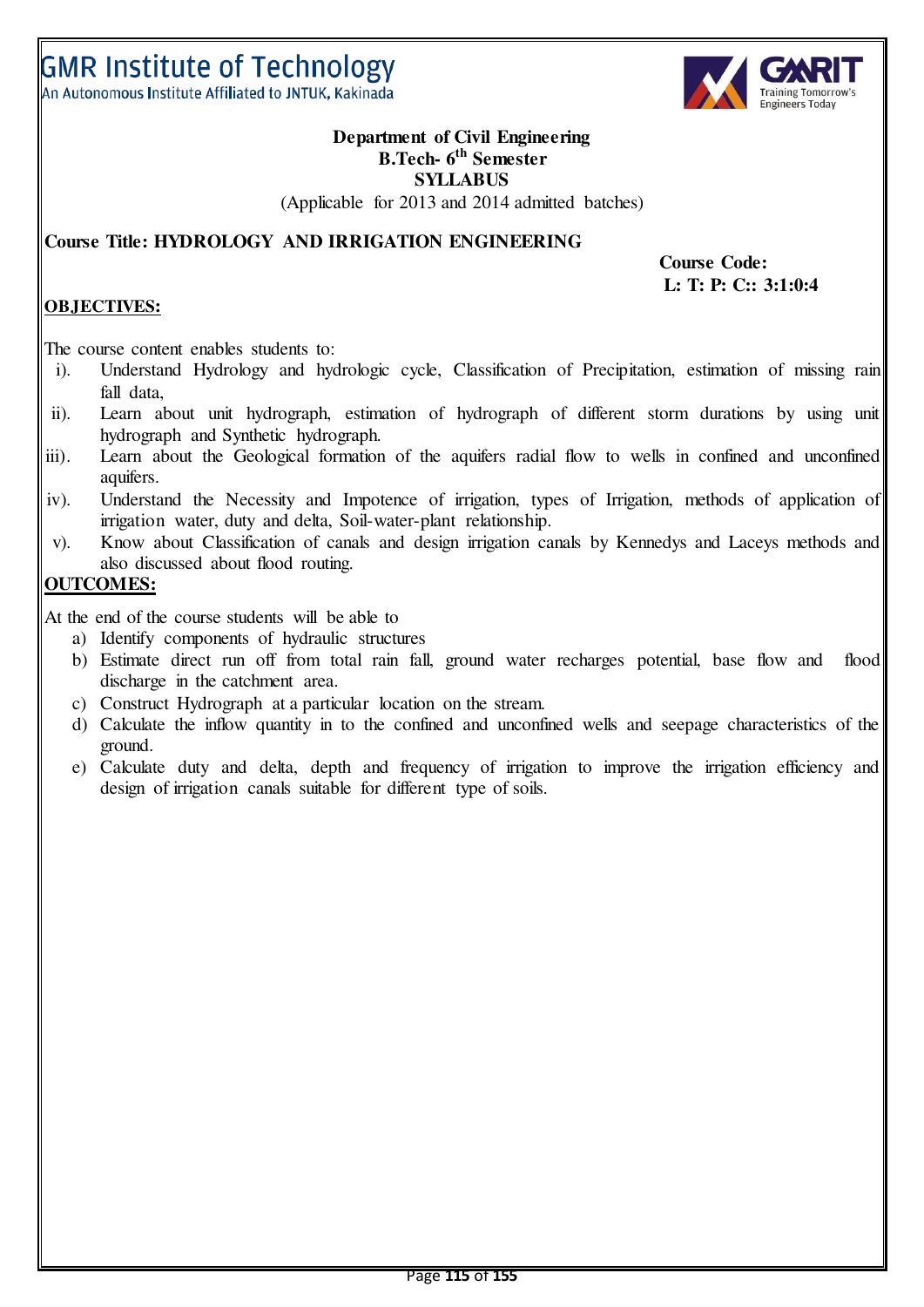GMR Institute of Technology
An Autonomous Institute Affiliated to JNTUK, Kakinada

**Department of Civil Engineering**
**B.Tech- 6th Semester**
**SYLLABUS**
(Applicable for 2013 and 2014 admitted batches)

**Course Title: HYDROLOGY AND IRRIGATION ENGINEERING**

**Course Code:**
**L: T: P: C:: 3:1:0:4**

**OBJECTIVES:**

The course content enables students to:

i). Understand Hydrology and hydrologic cycle, Classification of Precipitation, estimation of missing rain fall data,

ii). Learn about unit hydrograph, estimation of hydrograph of different storm durations by using unit hydrograph and Synthetic hydrograph.

iii). Learn about the Geological formation of the aquifers radial flow to wells in confined and unconfined aquifers.

iv). Understand the Necessity and Impotence of irrigation, types of Irrigation, methods of application of irrigation water, duty and delta, Soil-water-plant relationship.

v). Know about Classification of canals and design irrigation canals by Kennedys and Laceys methods and also discussed about flood routing.

**OUTCOMES:**

At the end of the course students will be able to

a) Identify components of hydraulic structures
b) Estimate direct run off from total rain fall, ground water recharges potential, base flow and flood discharge in the catchment area.
c) Construct Hydrograph at a particular location on the stream.
d) Calculate the inflow quantity in to the confined and unconfined wells and seepage characteristics of the ground.
e) Calculate duty and delta, depth and frequency of irrigation to improve the irrigation efficiency and design of irrigation canals suitable for different type of soils.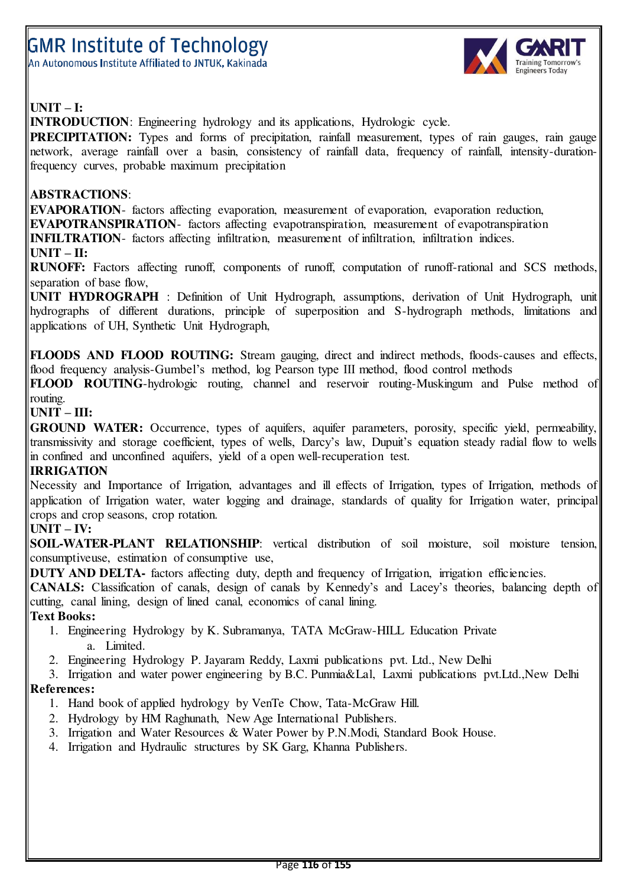**UNIT – I:**

**INTRODUCTION**: Engineering hydrology and its applications, Hydrologic cycle.

**PRECIPITATION:** Types and forms of precipitation, rainfall measurement, types of rain gauges, rain gauge network, average rainfall over a basin, consistency of rainfall data, frequency of rainfall, intensity-duration-frequency curves, probable maximum precipitation

**ABSTRACTIONS**:

**EVAPORATION**- factors affecting evaporation, measurement of evaporation, evaporation reduction,

**EVAPOTRANSPIRATION**- factors affecting evapotranspiration, measurement of evapotranspiration

**INFILTRATION**- factors affecting infiltration, measurement of infiltration, infiltration indices.

**UNIT – II:**

**RUNOFF:** Factors affecting runoff, components of runoff, computation of runoff-rational and SCS methods, separation of base flow,

**UNIT HYDROGRAPH** : Definition of Unit Hydrograph, assumptions, derivation of Unit Hydrograph, unit hydrographs of different durations, principle of superposition and S-hydrograph methods, limitations and applications of UH, Synthetic Unit Hydrograph,

**FLOODS AND FLOOD ROUTING:** Stream gauging, direct and indirect methods, floods-causes and effects, flood frequency analysis-Gumbel's method, log Pearson type III method, flood control methods

**FLOOD ROUTING**-hydrologic routing, channel and reservoir routing-Muskingum and Pulse method of routing.

**UNIT – III:**

**GROUND WATER:** Occurrence, types of aquifers, aquifer parameters, porosity, specific yield, permeability, transmissivity and storage coefficient, types of wells, Darcy's law, Dupuit's equation steady radial flow to wells in confined and unconfined aquifers, yield of a open well-recuperation test.

**IRRIGATION**

Necessity and Importance of Irrigation, advantages and ill effects of Irrigation, types of Irrigation, methods of application of Irrigation water, water logging and drainage, standards of quality for Irrigation water, principal crops and crop seasons, crop rotation.

**UNIT – IV:**

**SOIL-WATER-PLANT RELATIONSHIP**: vertical distribution of soil moisture, soil moisture tension, consumptiveuse, estimation of consumptive use,

**DUTY AND DELTA-** factors affecting duty, depth and frequency of Irrigation, irrigation efficiencies.

**CANALS:** Classification of canals, design of canals by Kennedy's and Lacey's theories, balancing depth of cutting, canal lining, design of lined canal, economics of canal lining.

**Text Books:**

1. Engineering Hydrology by K. Subramanya, TATA McGraw-HILL Education Private
   a. Limited.
2. Engineering Hydrology P. Jayaram Reddy, Laxmi publications pvt. Ltd., New Delhi
3. Irrigation and water power engineering by B.C. Punmia&Lal, Laxmi publications pvt.Ltd.,New Delhi

**References:**

1. Hand book of applied hydrology by VenTe Chow, Tata-McGraw Hill.
2. Hydrology by HM Raghunath, New Age International Publishers.
3. Irrigation and Water Resources & Water Power by P.N.Modi, Standard Book House.
4. Irrigation and Hydraulic structures by SK Garg, Khanna Publishers.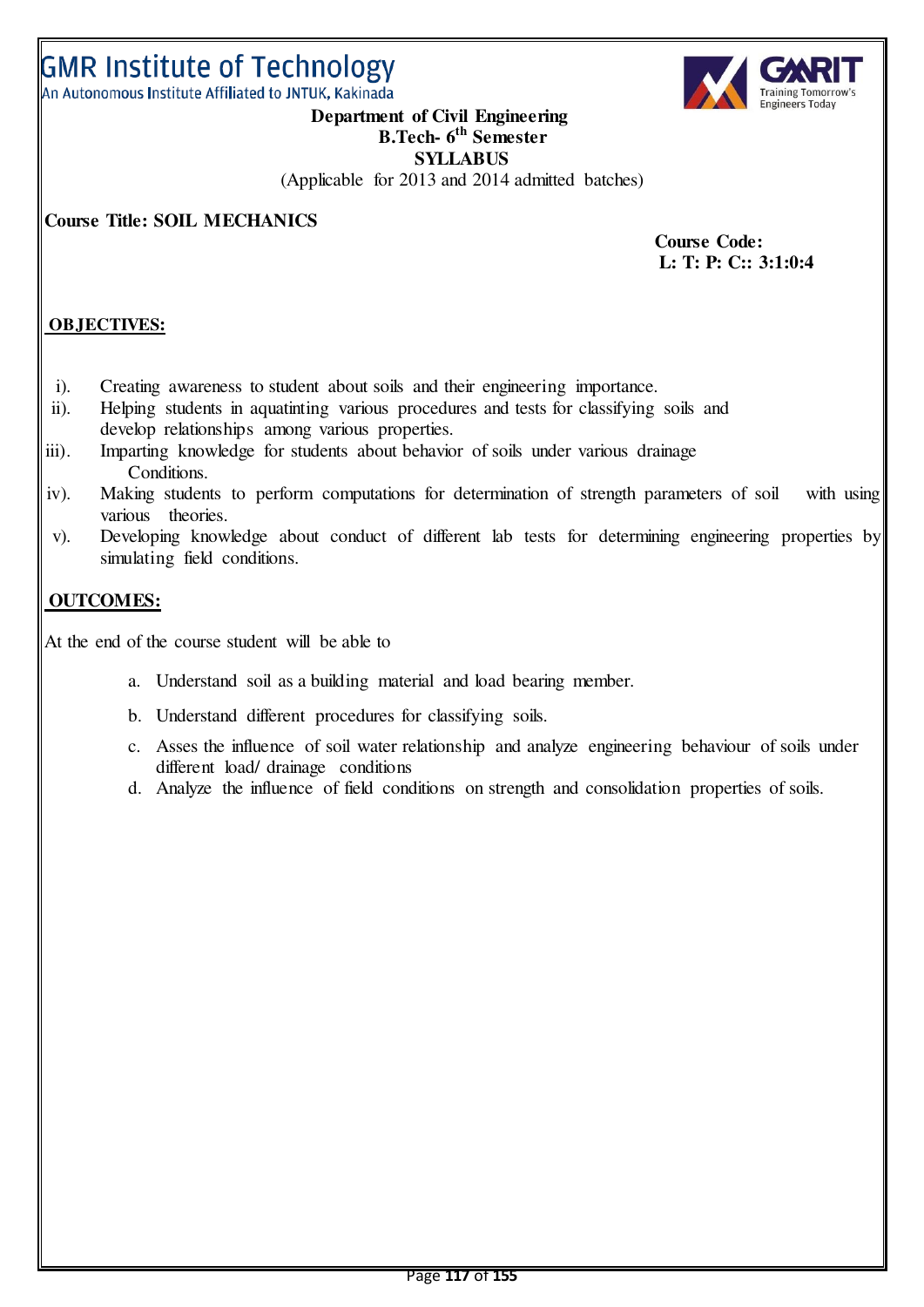GMR Institute of Technology

An Autonomous Institute Affiliated to JNTUK, Kakinada

**Department of Civil Engineering**

**B.Tech- 6th Semester**

**SYLLABUS**

(Applicable for 2013 and 2014 admitted batches)

**Course Title: SOIL MECHANICS**

**Course Code:**

**L: T: P: C:: 3:1:0:4**

## OBJECTIVES:

i). Creating awareness to student about soils and their engineering importance.

ii). Helping students in aquatinting various procedures and tests for classifying soils and develop relationships among various properties.

iii). Imparting knowledge for students about behavior of soils under various drainage Conditions.

iv). Making students to perform computations for determination of strength parameters of soil with using various theories.

v). Developing knowledge about conduct of different lab tests for determining engineering properties by simulating field conditions.

## OUTCOMES:

At the end of the course student will be able to

a. Understand soil as a building material and load bearing member.

b. Understand different procedures for classifying soils.

c. Asses the influence of soil water relationship and analyze engineering behaviour of soils under different load/ drainage conditions

d. Analyze the influence of field conditions on strength and consolidation properties of soils.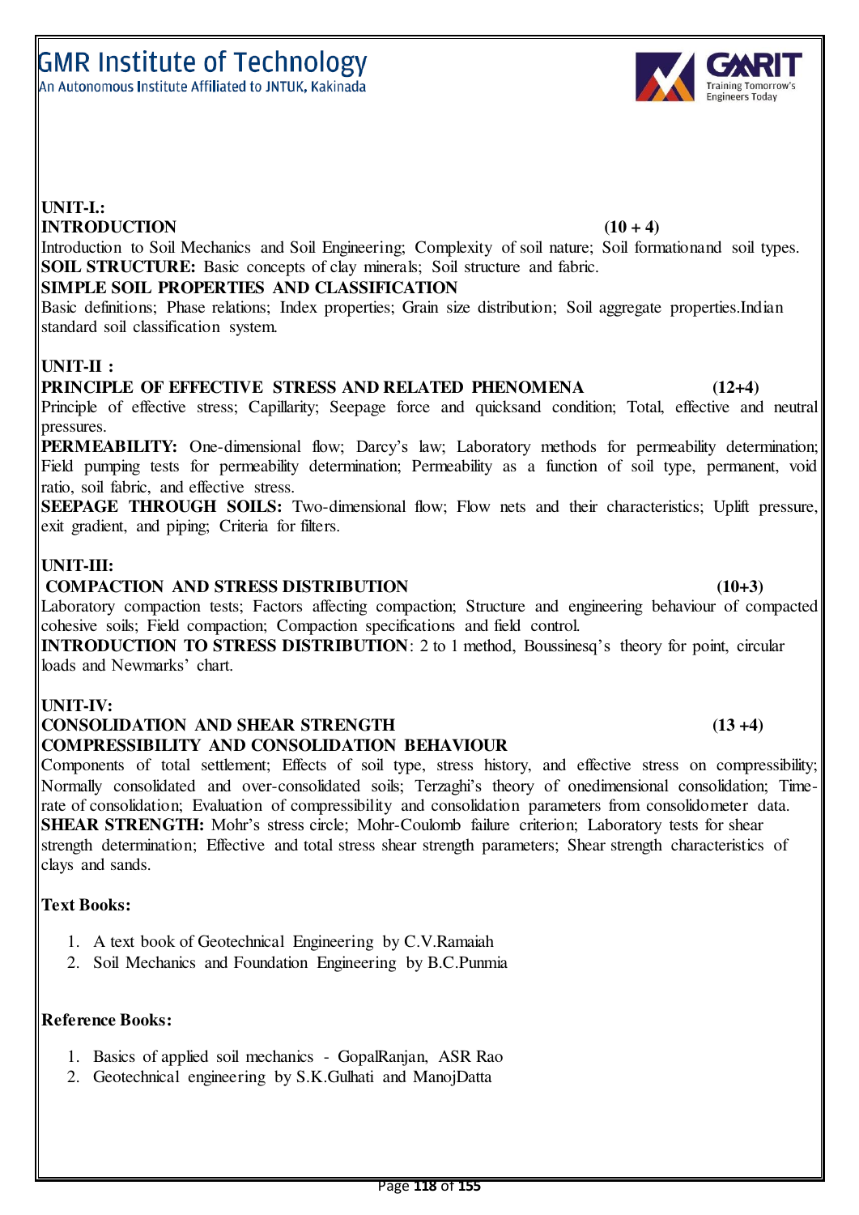**UNIT-I.:**

**INTRODUCTION (10 + 4)**

Introduction to Soil Mechanics and Soil Engineering; Complexity of soil nature; Soil formationand soil types.

**SOIL STRUCTURE:** Basic concepts of clay minerals; Soil structure and fabric.

**SIMPLE SOIL PROPERTIES AND CLASSIFICATION**

Basic definitions; Phase relations; Index properties; Grain size distribution; Soil aggregate properties.Indian standard soil classification system.

**UNIT-II :**

**PRINCIPLE OF EFFECTIVE STRESS AND RELATED PHENOMENA (12+4)**

Principle of effective stress; Capillarity; Seepage force and quicksand condition; Total, effective and neutral pressures.

**PERMEABILITY:** One-dimensional flow; Darcy's law; Laboratory methods for permeability determination; Field pumping tests for permeability determination; Permeability as a function of soil type, permanent, void ratio, soil fabric, and effective stress.

**SEEPAGE THROUGH SOILS:** Two-dimensional flow; Flow nets and their characteristics; Uplift pressure, exit gradient, and piping; Criteria for filters.

**UNIT-III:**

**COMPACTION AND STRESS DISTRIBUTION (10+3)**

Laboratory compaction tests; Factors affecting compaction; Structure and engineering behaviour of compacted cohesive soils; Field compaction; Compaction specifications and field control.

**INTRODUCTION TO STRESS DISTRIBUTION**: 2 to 1 method, Boussinesq's theory for point, circular loads and Newmarks' chart.

**UNIT-IV:**

**CONSOLIDATION AND SHEAR STRENGTH (13 +4)**

**COMPRESSIBILITY AND CONSOLIDATION BEHAVIOUR**

Components of total settlement; Effects of soil type, stress history, and effective stress on compressibility; Normally consolidated and over-consolidated soils; Terzaghi's theory of onedimensional consolidation; Time-rate of consolidation; Evaluation of compressibility and consolidation parameters from consolidometer data.

**SHEAR STRENGTH:** Mohr's stress circle; Mohr-Coulomb failure criterion; Laboratory tests for shear strength determination; Effective and total stress shear strength parameters; Shear strength characteristics of clays and sands.

**Text Books:**

1. A text book of Geotechnical Engineering by C.V.Ramaiah
2. Soil Mechanics and Foundation Engineering by B.C.Punmia

**Reference Books:**

1. Basics of applied soil mechanics - GopalRanjan, ASR Rao
2. Geotechnical engineering by S.K.Gulhati and ManojDatta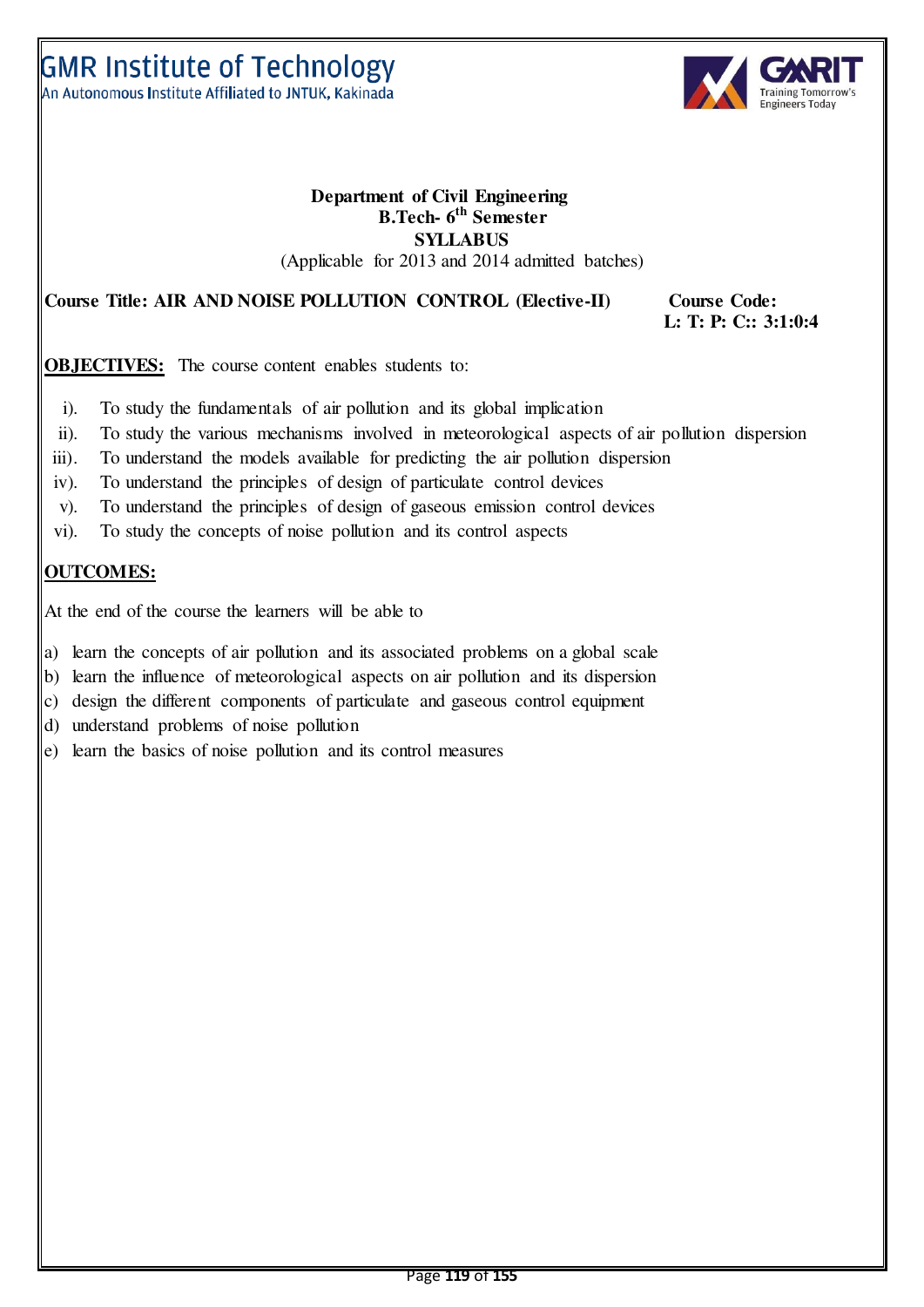**Department of Civil Engineering**
**B.Tech- 6th Semester**
**SYLLABUS**
(Applicable for 2013 and 2014 admitted batches)

**Course Title: AIR AND NOISE POLLUTION CONTROL (Elective-II)** **Course Code:**
**L: T: P: C:: 3:1:0:4**

**OBJECTIVES:** The course content enables students to:

i). To study the fundamentals of air pollution and its global implication
ii). To study the various mechanisms involved in meteorological aspects of air pollution dispersion
iii). To understand the models available for predicting the air pollution dispersion
iv). To understand the principles of design of particulate control devices
v). To understand the principles of design of gaseous emission control devices
vi). To study the concepts of noise pollution and its control aspects

**OUTCOMES:**

At the end of the course the learners will be able to

a) learn the concepts of air pollution and its associated problems on a global scale
b) learn the influence of meteorological aspects on air pollution and its dispersion
c) design the different components of particulate and gaseous control equipment
d) understand problems of noise pollution
e) learn the basics of noise pollution and its control measures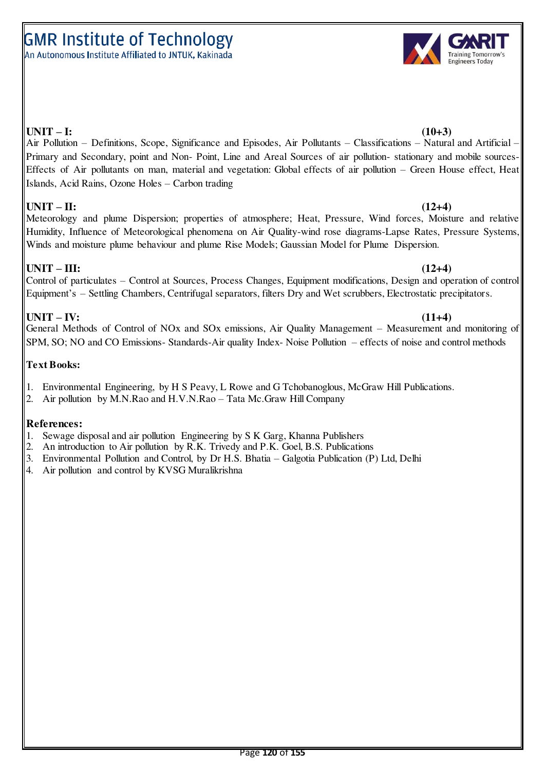**UNIT – I:** **(10+3)**

Air Pollution – Definitions, Scope, Significance and Episodes, Air Pollutants – Classifications – Natural and Artificial – Primary and Secondary, point and Non- Point, Line and Areal Sources of air pollution- stationary and mobile sources- Effects of Air pollutants on man, material and vegetation: Global effects of air pollution – Green House effect, Heat Islands, Acid Rains, Ozone Holes – Carbon trading

**UNIT – II:** **(12+4)**

Meteorology and plume Dispersion; properties of atmosphere; Heat, Pressure, Wind forces, Moisture and relative Humidity, Influence of Meteorological phenomena on Air Quality-wind rose diagrams-Lapse Rates, Pressure Systems, Winds and moisture plume behaviour and plume Rise Models; Gaussian Model for Plume Dispersion.

**UNIT – III:** **(12+4)**

Control of particulates – Control at Sources, Process Changes, Equipment modifications, Design and operation of control Equipment's – Settling Chambers, Centrifugal separators, filters Dry and Wet scrubbers, Electrostatic precipitators.

**UNIT – IV:** **(11+4)**

General Methods of Control of NOx and SOx emissions, Air Quality Management – Measurement and monitoring of SPM, SO; NO and CO Emissions- Standards-Air quality Index- Noise Pollution – effects of noise and control methods

**Text Books:**

1. Environmental Engineering, by H S Peavy, L Rowe and G Tchobanoglous, McGraw Hill Publications.
2. Air pollution by M.N.Rao and H.V.N.Rao – Tata Mc.Graw Hill Company

**References:**

1. Sewage disposal and air pollution Engineering by S K Garg, Khanna Publishers
2. An introduction to Air pollution by R.K. Trivedy and P.K. Goel, B.S. Publications
3. Environmental Pollution and Control, by Dr H.S. Bhatia – Galgotia Publication (P) Ltd, Delhi
4. Air pollution and control by KVSG Muralikrishna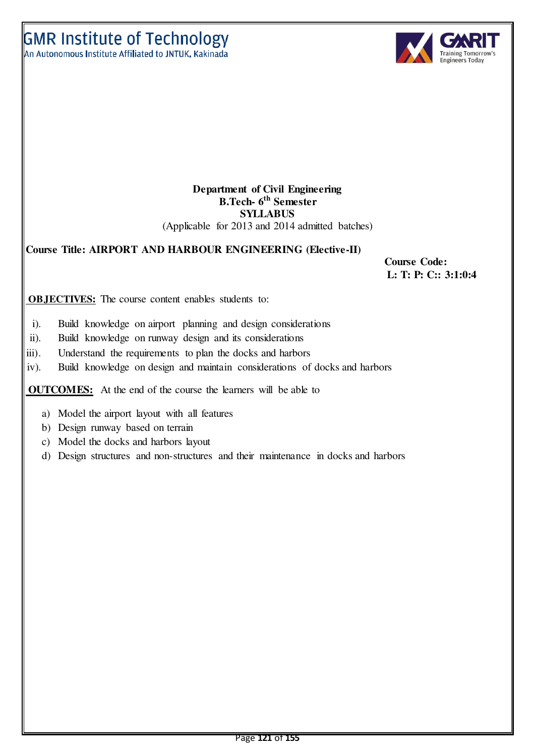**Department of Civil Engineering**
**B.Tech- 6th Semester**
**SYLLABUS**
(Applicable for 2013 and 2014 admitted batches)

**Course Title: AIRPORT AND HARBOUR ENGINEERING (Elective-II)**

**Course Code:**
**L: T: P: C:: 3:1:0:4**

**OBJECTIVES:** The course content enables students to:

i). Build knowledge on airport planning and design considerations
ii). Build knowledge on runway design and its considerations
iii). Understand the requirements to plan the docks and harbors
iv). Build knowledge on design and maintain considerations of docks and harbors

**OUTCOMES:** At the end of the course the learners will be able to

a) Model the airport layout with all features
b) Design runway based on terrain
c) Model the docks and harbors layout
d) Design structures and non-structures and their maintenance in docks and harbors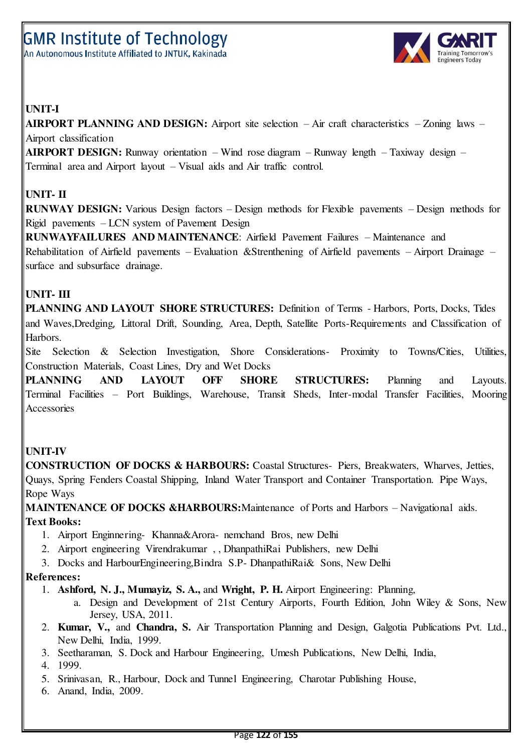**UNIT-I**

**AIRPORT PLANNING AND DESIGN:** Airport site selection – Air craft characteristics – Zoning laws – Airport classification

**AIRPORT DESIGN:** Runway orientation – Wind rose diagram – Runway length – Taxiway design – Terminal area and Airport layout – Visual aids and Air traffic control.

**UNIT- II**

**RUNWAY DESIGN:** Various Design factors – Design methods for Flexible pavements – Design methods for Rigid pavements – LCN system of Pavement Design

**RUNWAYFAILURES AND MAINTENANCE**: Airfield Pavement Failures – Maintenance and Rehabilitation of Airfield pavements – Evaluation &Strenthening of Airfield pavements – Airport Drainage – surface and subsurface drainage.

**UNIT- III**

**PLANNING AND LAYOUT SHORE STRUCTURES:** Definition of Terms - Harbors, Ports, Docks, Tides and Waves,Dredging, Littoral Drift, Sounding, Area, Depth, Satellite Ports-Requirements and Classification of Harbors.

Site Selection & Selection Investigation, Shore Considerations- Proximity to Towns/Cities, Utilities, Construction Materials, Coast Lines, Dry and Wet Docks

**PLANNING AND LAYOUT OFF SHORE STRUCTURES:** Planning and Layouts. Terminal Facilities – Port Buildings, Warehouse, Transit Sheds, Inter-modal Transfer Facilities, Mooring Accessories

**UNIT-IV**

**CONSTRUCTION OF DOCKS & HARBOURS:** Coastal Structures- Piers, Breakwaters, Wharves, Jetties, Quays, Spring Fenders Coastal Shipping, Inland Water Transport and Container Transportation. Pipe Ways, Rope Ways

**MAINTENANCE OF DOCKS &HARBOURS:**Maintenance of Ports and Harbors – Navigational aids.

**Text Books:**

1. Airport Enginnering- Khanna&Arora- nemchand Bros, new Delhi
2. Airport engineering Virendrakumar , , DhanpathiRai Publishers, new Delhi
3. Docks and HarbourEngineering,Bindra S.P- DhanpathiRai& Sons, New Delhi

**References:**

1. **Ashford, N. J., Mumayiz, S. A.,** and **Wright, P. H.** Airport Engineering: Planning,
   a. Design and Development of 21st Century Airports, Fourth Edition, John Wiley & Sons, New Jersey, USA, 2011.
2. **Kumar, V.,** and **Chandra, S.** Air Transportation Planning and Design, Galgotia Publications Pvt. Ltd., New Delhi, India, 1999.
3. Seetharaman, S. Dock and Harbour Engineering, Umesh Publications, New Delhi, India,
4. 1999.
5. Srinivasan, R., Harbour, Dock and Tunnel Engineering, Charotar Publishing House,
6. Anand, India, 2009.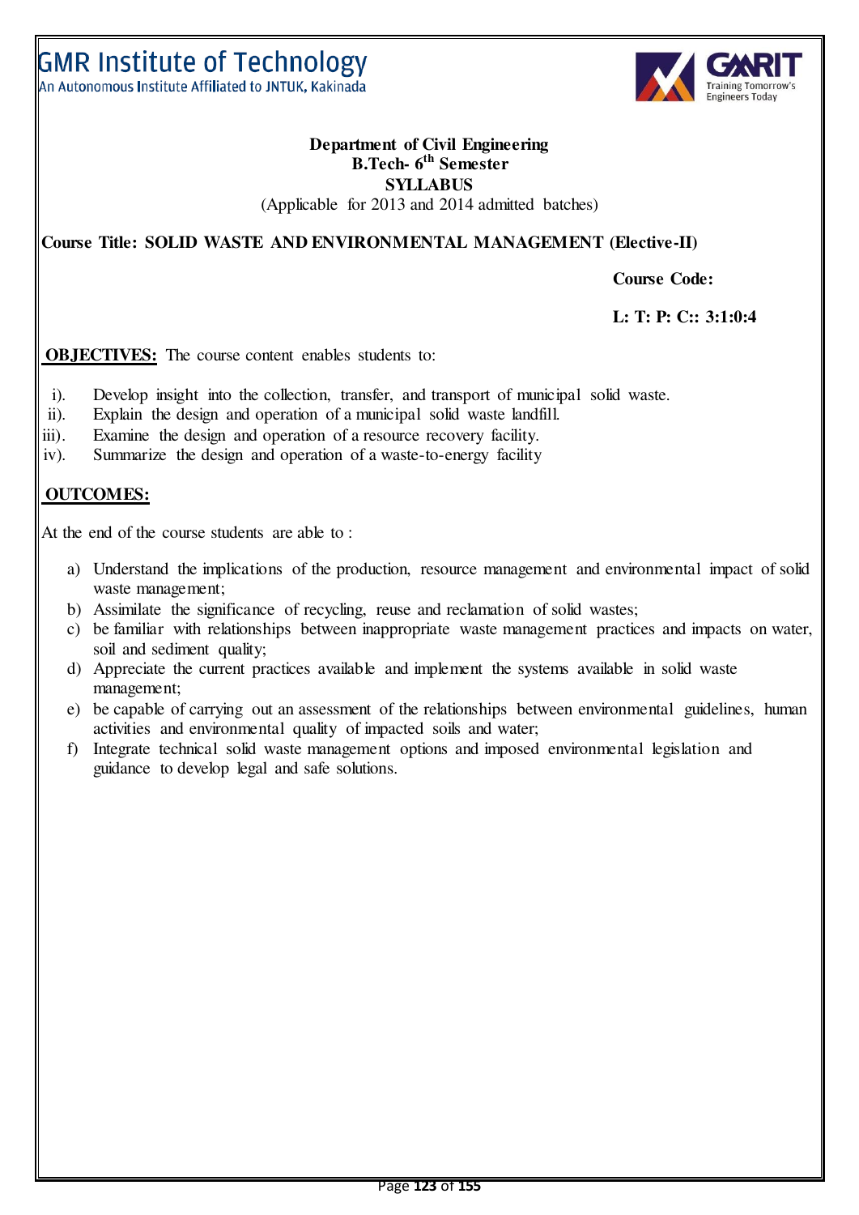GMR Institute of Technology
An Autonomous Institute Affiliated to JNTUK, Kakinada

**Department of Civil Engineering**
**B.Tech- 6th Semester**
**SYLLABUS**
(Applicable for 2013 and 2014 admitted batches)

**Course Title: SOLID WASTE AND ENVIRONMENTAL MANAGEMENT (Elective-II)**

**Course Code:**

**L: T: P: C:: 3:1:0:4**

**OBJECTIVES:** The course content enables students to:

i). Develop insight into the collection, transfer, and transport of municipal solid waste.
ii). Explain the design and operation of a municipal solid waste landfill.
iii). Examine the design and operation of a resource recovery facility.
iv). Summarize the design and operation of a waste-to-energy facility

**OUTCOMES:**

At the end of the course students are able to :

a) Understand the implications of the production, resource management and environmental impact of solid waste management;
b) Assimilate the significance of recycling, reuse and reclamation of solid wastes;
c) be familiar with relationships between inappropriate waste management practices and impacts on water, soil and sediment quality;
d) Appreciate the current practices available and implement the systems available in solid waste management;
e) be capable of carrying out an assessment of the relationships between environmental guidelines, human activities and environmental quality of impacted soils and water;
f) Integrate technical solid waste management options and imposed environmental legislation and guidance to develop legal and safe solutions.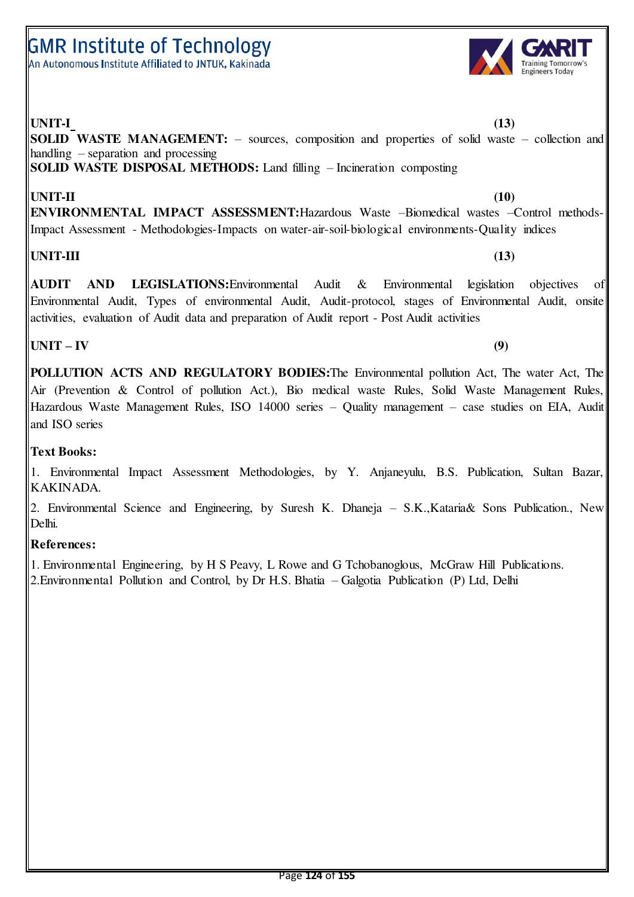**UNIT-I** **(13)**

**SOLID WASTE MANAGEMENT:** – sources, composition and properties of solid waste – collection and handling – separation and processing

**SOLID WASTE DISPOSAL METHODS:** Land filling – Incineration composting

**UNIT-II** **(10)**

**ENVIRONMENTAL IMPACT ASSESSMENT:**Hazardous Waste –Biomedical wastes –Control methods-Impact Assessment - Methodologies-Impacts on water-air-soil-biological environments-Quality indices

**UNIT-III** **(13)**

**AUDIT AND LEGISLATIONS:**Environmental Audit & Environmental legislation objectives of Environmental Audit, Types of environmental Audit, Audit-protocol, stages of Environmental Audit, onsite activities, evaluation of Audit data and preparation of Audit report - Post Audit activities

**UNIT – IV** **(9)**

**POLLUTION ACTS AND REGULATORY BODIES:**The Environmental pollution Act, The water Act, The Air (Prevention & Control of pollution Act.), Bio medical waste Rules, Solid Waste Management Rules, Hazardous Waste Management Rules, ISO 14000 series – Quality management – case studies on EIA, Audit and ISO series

**Text Books:**

1. Environmental Impact Assessment Methodologies, by Y. Anjaneyulu, B.S. Publication, Sultan Bazar, KAKINADA.

2. Environmental Science and Engineering, by Suresh K. Dhaneja – S.K.,Kataria& Sons Publication., New Delhi.

**References:**

1. Environmental Engineering, by H S Peavy, L Rowe and G Tchobanoglous, McGraw Hill Publications.
2. Environmental Pollution and Control, by Dr H.S. Bhatia – Galgotia Publication (P) Ltd, Delhi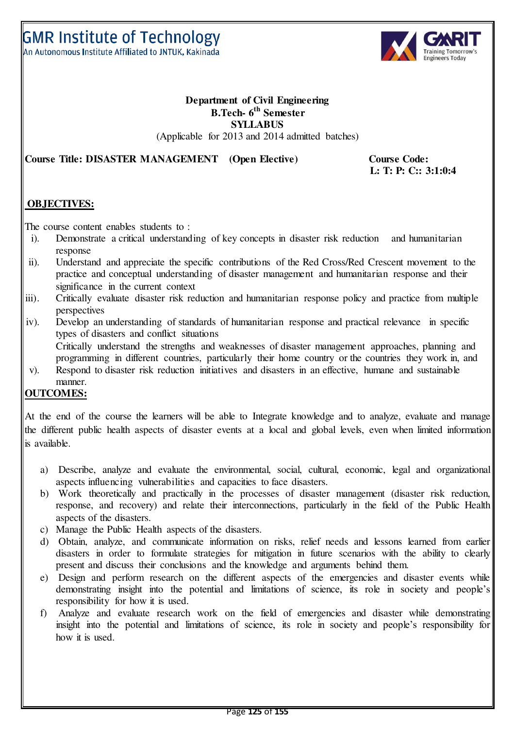GMR Institute of Technology
An Autonomous Institute Affiliated to JNTUK, Kinakada

**Department of Civil Engineering**
**B.Tech- 6th Semester**
**SYLLABUS**
(Applicable for 2013 and 2014 admitted batches)

**Course Title: DISASTER MANAGEMENT (Open Elective)**

**Course Code:**
**L: T: P: C:: 3:1:0:4**

## OBJECTIVES:

The course content enables students to :

i). Demonstrate a critical understanding of key concepts in disaster risk reduction and humanitarian response

ii). Understand and appreciate the specific contributions of the Red Cross/Red Crescent movement to the practice and conceptual understanding of disaster management and humanitarian response and their significance in the current context

iii). Critically evaluate disaster risk reduction and humanitarian response policy and practice from multiple perspectives

iv). Develop an understanding of standards of humanitarian response and practical relevance in specific types of disasters and conflict situations
Critically understand the strengths and weaknesses of disaster management approaches, planning and programming in different countries, particularly their home country or the countries they work in, and

v). Respond to disaster risk reduction initiatives and disasters in an effective, humane and sustainable manner.

## OUTCOMES:

At the end of the course the learners will be able to Integrate knowledge and to analyze, evaluate and manage the different public health aspects of disaster events at a local and global levels, even when limited information is available.

a) Describe, analyze and evaluate the environmental, social, cultural, economic, legal and organizational aspects influencing vulnerabilities and capacities to face disasters.
b) Work theoretically and practically in the processes of disaster management (disaster risk reduction, response, and recovery) and relate their interconnections, particularly in the field of the Public Health aspects of the disasters.
c) Manage the Public Health aspects of the disasters.
d) Obtain, analyze, and communicate information on risks, relief needs and lessons learned from earlier disasters in order to formulate strategies for mitigation in future scenarios with the ability to clearly present and discuss their conclusions and the knowledge and arguments behind them.
e) Design and perform research on the different aspects of the emergencies and disaster events while demonstrating insight into the potential and limitations of science, its role in society and people's responsibility for how it is used.
f) Analyze and evaluate research work on the field of emergencies and disaster while demonstrating insight into the potential and limitations of science, its role in society and people's responsibility for how it is used.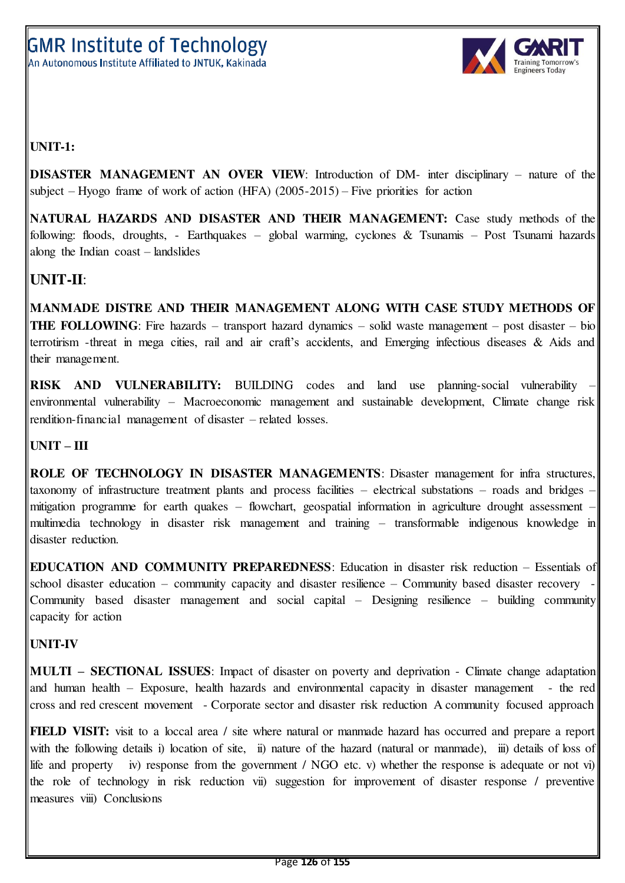**UNIT-1:**

**DISASTER MANAGEMENT AN OVER VIEW**: Introduction of DM- inter disciplinary – nature of the subject – Hyogo frame of work of action (HFA) (2005-2015) – Five priorities for action

**NATURAL HAZARDS AND DISASTER AND THEIR MANAGEMENT:** Case study methods of the following: floods, droughts, - Earthquakes – global warming, cyclones & Tsunamis – Post Tsunami hazards along the Indian coast – landslides

## UNIT-II:

**MANMADE DISTRE AND THEIR MANAGEMENT ALONG WITH CASE STUDY METHODS OF THE FOLLOWING**: Fire hazards – transport hazard dynamics – solid waste management – post disaster – bio terrotirism -threat in mega cities, rail and air craft's accidents, and Emerging infectious diseases & Aids and their management.

**RISK AND VULNERABILITY:** BUILDING codes and land use planning-social vulnerability – environmental vulnerability – Macroeconomic management and sustainable development, Climate change risk rendition-financial management of disaster – related losses.

**UNIT – III**

**ROLE OF TECHNOLOGY IN DISASTER MANAGEMENTS**: Disaster management for infra structures, taxonomy of infrastructure treatment plants and process facilities – electrical substations – roads and bridges – mitigation programme for earth quakes – flowchart, geospatial information in agriculture drought assessment – multimedia technology in disaster risk management and training – transformable indigenous knowledge in disaster reduction.

**EDUCATION AND COMMUNITY PREPAREDNESS**: Education in disaster risk reduction – Essentials of school disaster education – community capacity and disaster resilience – Community based disaster recovery - Community based disaster management and social capital – Designing resilience – building community capacity for action

**UNIT-IV**

**MULTI – SECTIONAL ISSUES**: Impact of disaster on poverty and deprivation - Climate change adaptation and human health – Exposure, health hazards and environmental capacity in disaster management - the red cross and red crescent movement - Corporate sector and disaster risk reduction A community focused approach

**FIELD VISIT:** visit to a loccal area / site where natural or manmade hazard has occurred and prepare a report with the following details i) location of site, ii) nature of the hazard (natural or manmade), iii) details of loss of life and property iv) response from the government / NGO etc. v) whether the response is adequate or not vi) the role of technology in risk reduction vii) suggestion for improvement of disaster response / preventive measures viii) Conclusions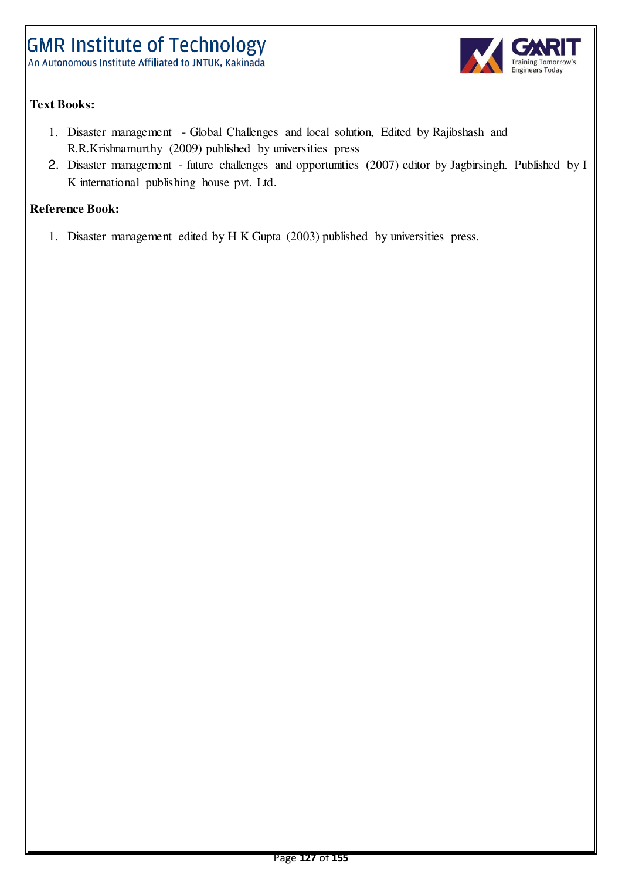**Text Books:**

1. Disaster management - Global Challenges and local solution, Edited by Rajibshash and R.R.Krishnamurthy (2009) published by universities press
2. Disaster management - future challenges and opportunities (2007) editor by Jagbirsingh. Published by I K international publishing house pvt. Ltd.

**Reference Book:**

1. Disaster management edited by H K Gupta (2003) published by universities press.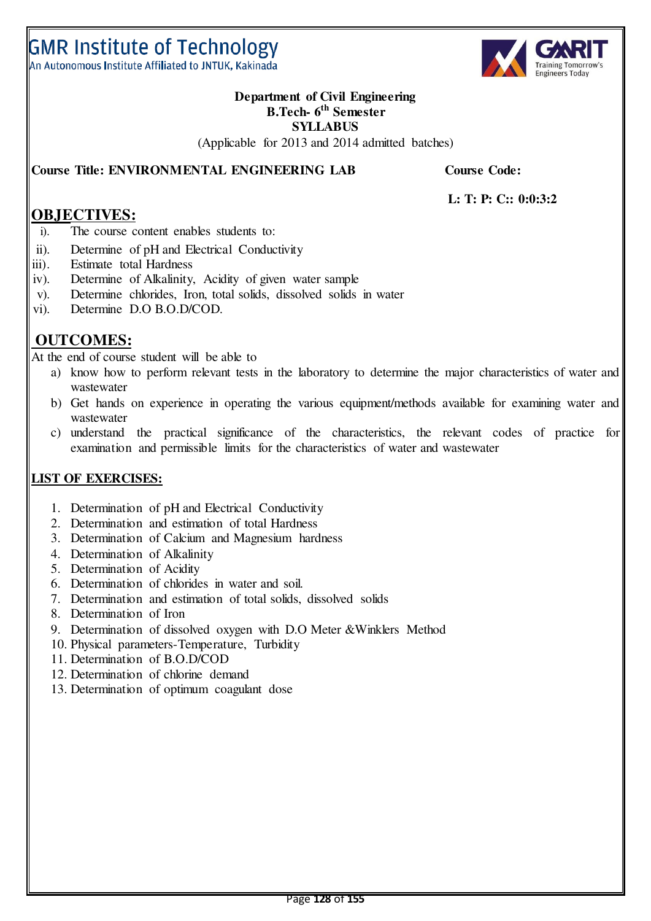GMR Institute of Technology

An Autonomous Institute Affiliated to JNTUK, Kakinada

**Department of Civil Engineering**
**B.Tech- 6th Semester**
**SYLLABUS**
(Applicable for 2013 and 2014 admitted batches)

**Course Title: ENVIRONMENTAL ENGINEERING LAB** **Course Code:**

**L: T: P: C:: 0:0:3:2**

## OBJECTIVES:

i). The course content enables students to:
ii). Determine of pH and Electrical Conductivity
iii). Estimate total Hardness
iv). Determine of Alkalinity, Acidity of given water sample
v). Determine chlorides, Iron, total solids, dissolved solids in water
vi). Determine D.O B.O.D/COD.

## OUTCOMES:

At the end of course student will be able to

a) know how to perform relevant tests in the laboratory to determine the major characteristics of water and wastewater
b) Get hands on experience in operating the various equipment/methods available for examining water and wastewater
c) understand the practical significance of the characteristics, the relevant codes of practice for examination and permissible limits for the characteristics of water and wastewater

## LIST OF EXERCISES:

1. Determination of pH and Electrical Conductivity
2. Determination and estimation of total Hardness
3. Determination of Calcium and Magnesium hardness
4. Determination of Alkalinity
5. Determination of Acidity
6. Determination of chlorides in water and soil.
7. Determination and estimation of total solids, dissolved solids
8. Determination of Iron
9. Determination of dissolved oxygen with D.O Meter &Winklers Method
10. Physical parameters-Temperature, Turbidity
11. Determination of B.O.D/COD
12. Determination of chlorine demand
13. Determination of optimum coagulant dose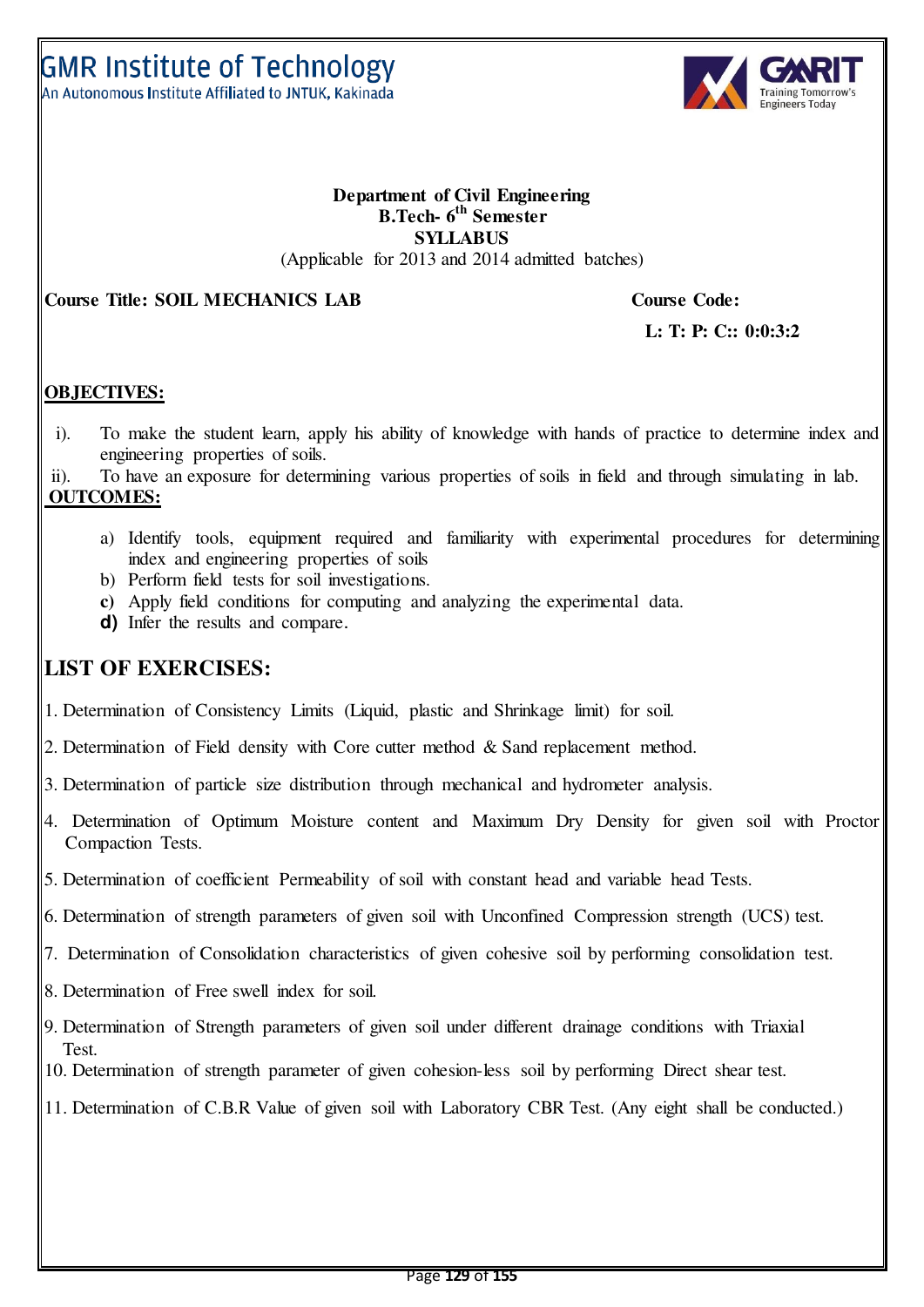GMR Institute of Technology
An Autonomous Institute Affiliated to JNTUK, Kakinada

**Department of Civil Engineering**
**B.Tech- 6th Semester**
**SYLLABUS**
(Applicable for 2013 and 2014 admitted batches)

**Course Title: SOIL MECHANICS LAB** **Course Code:**

**L: T: P: C:: 0:0:3:2**

## OBJECTIVES:

i). To make the student learn, apply his ability of knowledge with hands of practice to determine index and engineering properties of soils.

ii). To have an exposure for determining various properties of soils in field and through simulating in lab.

## OUTCOMES:

a) Identify tools, equipment required and familiarity with experimental procedures for determining index and engineering properties of soils
b) Perform field tests for soil investigations.
c) Apply field conditions for computing and analyzing the experimental data.
d) Infer the results and compare.

## LIST OF EXERCISES:

1. Determination of Consistency Limits (Liquid, plastic and Shrinkage limit) for soil.
2. Determination of Field density with Core cutter method & Sand replacement method.
3. Determination of particle size distribution through mechanical and hydrometer analysis.
4. Determination of Optimum Moisture content and Maximum Dry Density for given soil with Proctor Compaction Tests.
5. Determination of coefficient Permeability of soil with constant head and variable head Tests.
6. Determination of strength parameters of given soil with Unconfined Compression strength (UCS) test.
7. Determination of Consolidation characteristics of given cohesive soil by performing consolidation test.
8. Determination of Free swell index for soil.
9. Determination of Strength parameters of given soil under different drainage conditions with Triaxial Test.
10. Determination of strength parameter of given cohesion-less soil by performing Direct shear test.
11. Determination of C.B.R Value of given soil with Laboratory CBR Test. (Any eight shall be conducted.)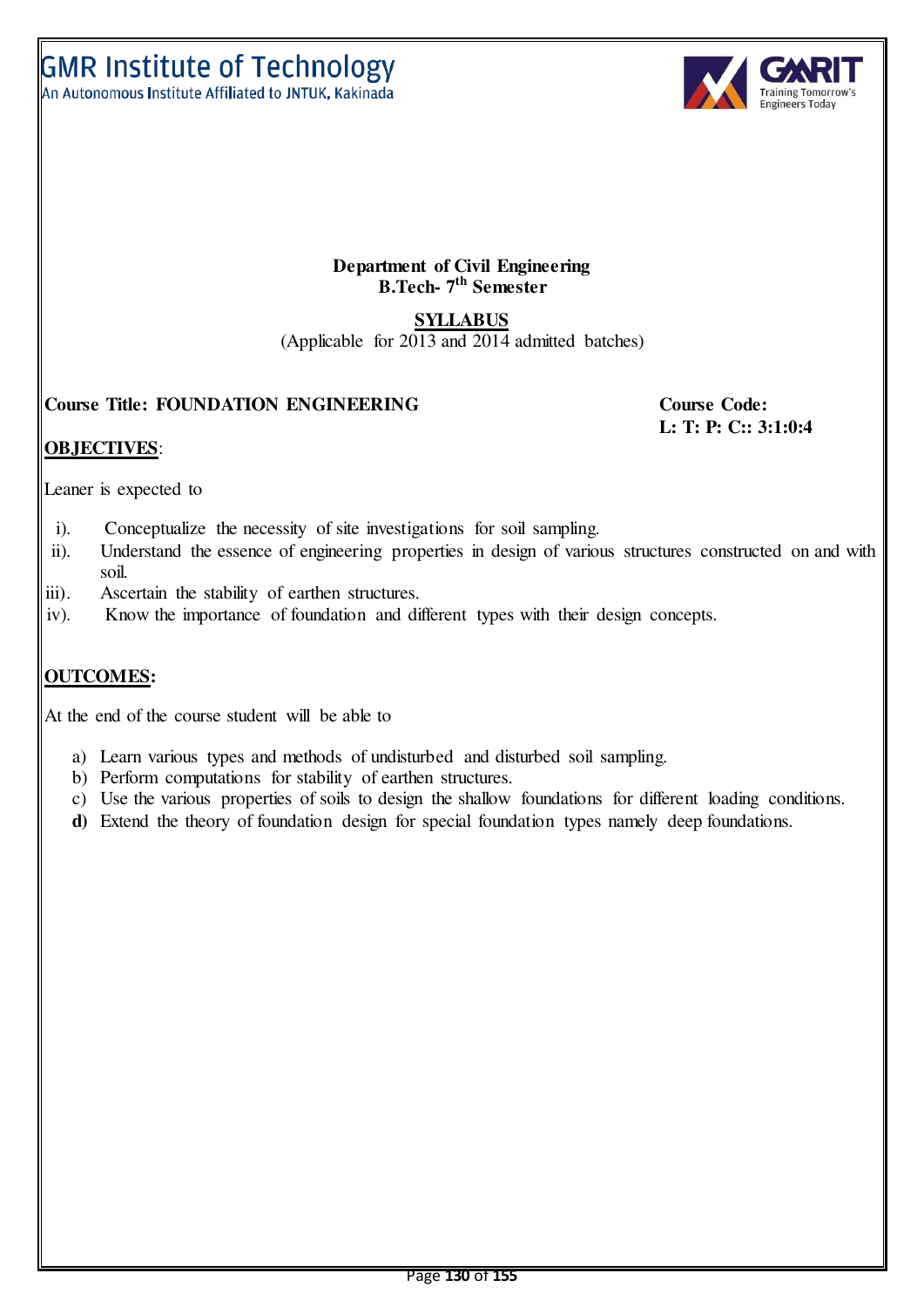# GMR Institute of Technology

An Autonomous Institute Affiliated to JNTUK, Kakinada

**Department of Civil Engineering**
**B.Tech- 7th Semester**

**SYLLABUS**

(Applicable for 2013 and 2014 admitted batches)

**Course Title: FOUNDATION ENGINEERING** **Course Code:**

**L: T: P: C:: 3:1:0:4**

**OBJECTIVES**:

Leaner is expected to

i). Conceptualize the necessity of site investigations for soil sampling.
ii). Understand the essence of engineering properties in design of various structures constructed on and with soil.
iii). Ascertain the stability of earthen structures.
iv). Know the importance of foundation and different types with their design concepts.

**OUTCOMES:**

At the end of the course student will be able to

a) Learn various types and methods of undisturbed and disturbed soil sampling.
b) Perform computations for stability of earthen structures.
c) Use the various properties of soils to design the shallow foundations for different loading conditions.
**d)** Extend the theory of foundation design for special foundation types namely deep foundations.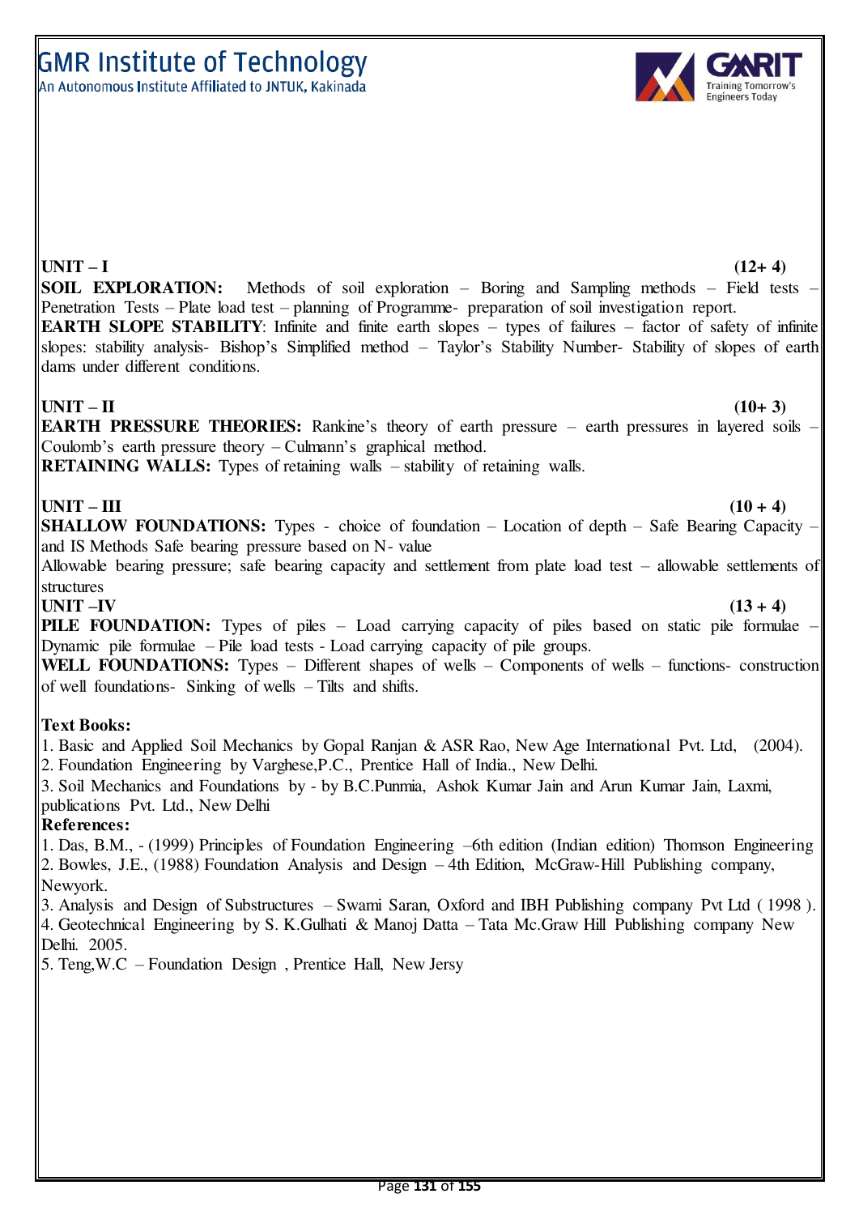**UNIT – I** **(12+ 4)**

**SOIL EXPLORATION:** Methods of soil exploration – Boring and Sampling methods – Field tests – Penetration Tests – Plate load test – planning of Programme- preparation of soil investigation report.

**EARTH SLOPE STABILITY**: Infinite and finite earth slopes – types of failures – factor of safety of infinite slopes: stability analysis- Bishop's Simplified method – Taylor's Stability Number- Stability of slopes of earth dams under different conditions.

**UNIT – II** **(10+ 3)**

**EARTH PRESSURE THEORIES:** Rankine's theory of earth pressure – earth pressures in layered soils – Coulomb's earth pressure theory – Culmann's graphical method.

**RETAINING WALLS:** Types of retaining walls – stability of retaining walls.

**UNIT – III** **(10 + 4)**

**SHALLOW FOUNDATIONS:** Types - choice of foundation – Location of depth – Safe Bearing Capacity – and IS Methods Safe bearing pressure based on N- value

Allowable bearing pressure; safe bearing capacity and settlement from plate load test – allowable settlements of structures

**UNIT –IV** **(13 + 4)**

**PILE FOUNDATION:** Types of piles – Load carrying capacity of piles based on static pile formulae – Dynamic pile formulae – Pile load tests - Load carrying capacity of pile groups.

**WELL FOUNDATIONS:** Types – Different shapes of wells – Components of wells – functions- construction of well foundations- Sinking of wells – Tilts and shifts.

**Text Books:**

1. Basic and Applied Soil Mechanics by Gopal Ranjan & ASR Rao, New Age International Pvt. Ltd, (2004).
2. Foundation Engineering by Varghese,P.C., Prentice Hall of India., New Delhi.
3. Soil Mechanics and Foundations by - by B.C.Punmia, Ashok Kumar Jain and Arun Kumar Jain, Laxmi, publications Pvt. Ltd., New Delhi

**References:**

1. Das, B.M., - (1999) Principles of Foundation Engineering –6th edition (Indian edition) Thomson Engineering
2. Bowles, J.E., (1988) Foundation Analysis and Design – 4th Edition, McGraw-Hill Publishing company, Newyork.
3. Analysis and Design of Substructures – Swami Saran, Oxford and IBH Publishing company Pvt Ltd ( 1998 ).
4. Geotechnical Engineering by S. K.Gulhati & Manoj Datta – Tata Mc.Graw Hill Publishing company New Delhi. 2005.
5. Teng,W.C – Foundation Design , Prentice Hall, New Jersy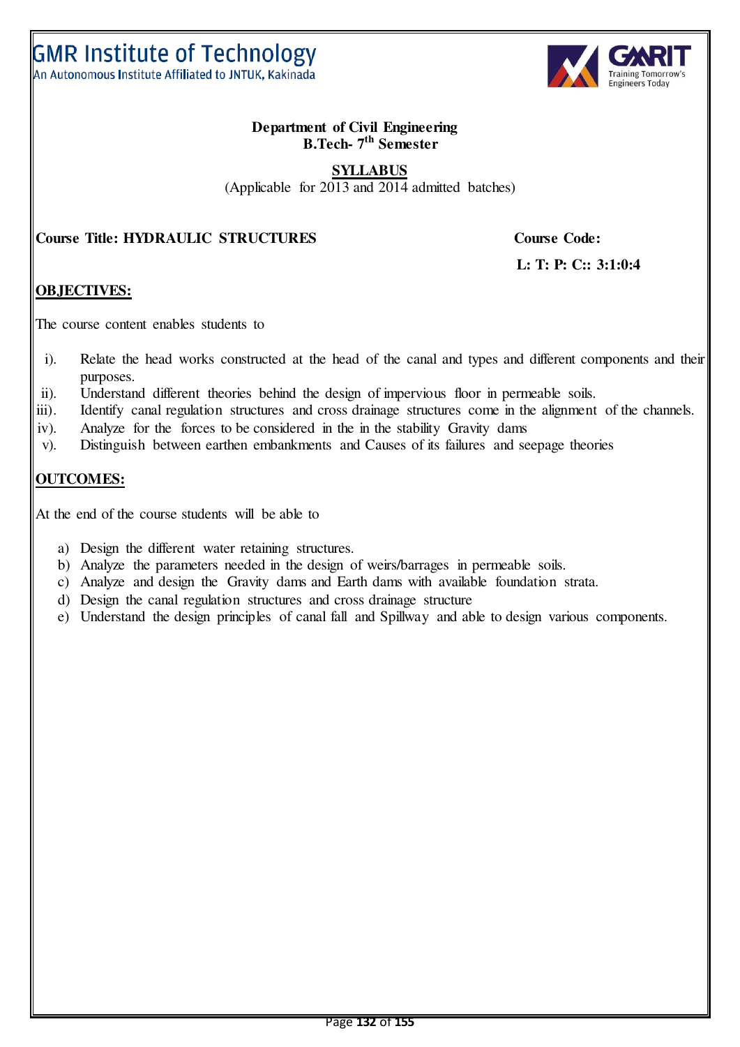# GMR Institute of Technology

An Autonomous Institute Affiliated to JNTUK, Kakinada

**Department of Civil Engineering**
**B.Tech- 7th Semester**

**SYLLABUS**

(Applicable for 2013 and 2014 admitted batches)

**Course Title: HYDRAULIC STRUCTURES** **Course Code:**

**L: T: P: C:: 3:1:0:4**

## OBJECTIVES:

The course content enables students to

i). Relate the head works constructed at the head of the canal and types and different components and their purposes.
ii). Understand different theories behind the design of impervious floor in permeable soils.
iii). Identify canal regulation structures and cross drainage structures come in the alignment of the channels.
iv). Analyze for the forces to be considered in the in the stability Gravity dams
v). Distinguish between earthen embankments and Causes of its failures and seepage theories

## OUTCOMES:

At the end of the course students will be able to

a) Design the different water retaining structures.
b) Analyze the parameters needed in the design of weirs/barrages in permeable soils.
c) Analyze and design the Gravity dams and Earth dams with available foundation strata.
d) Design the canal regulation structures and cross drainage structure
e) Understand the design principles of canal fall and Spillway and able to design various components.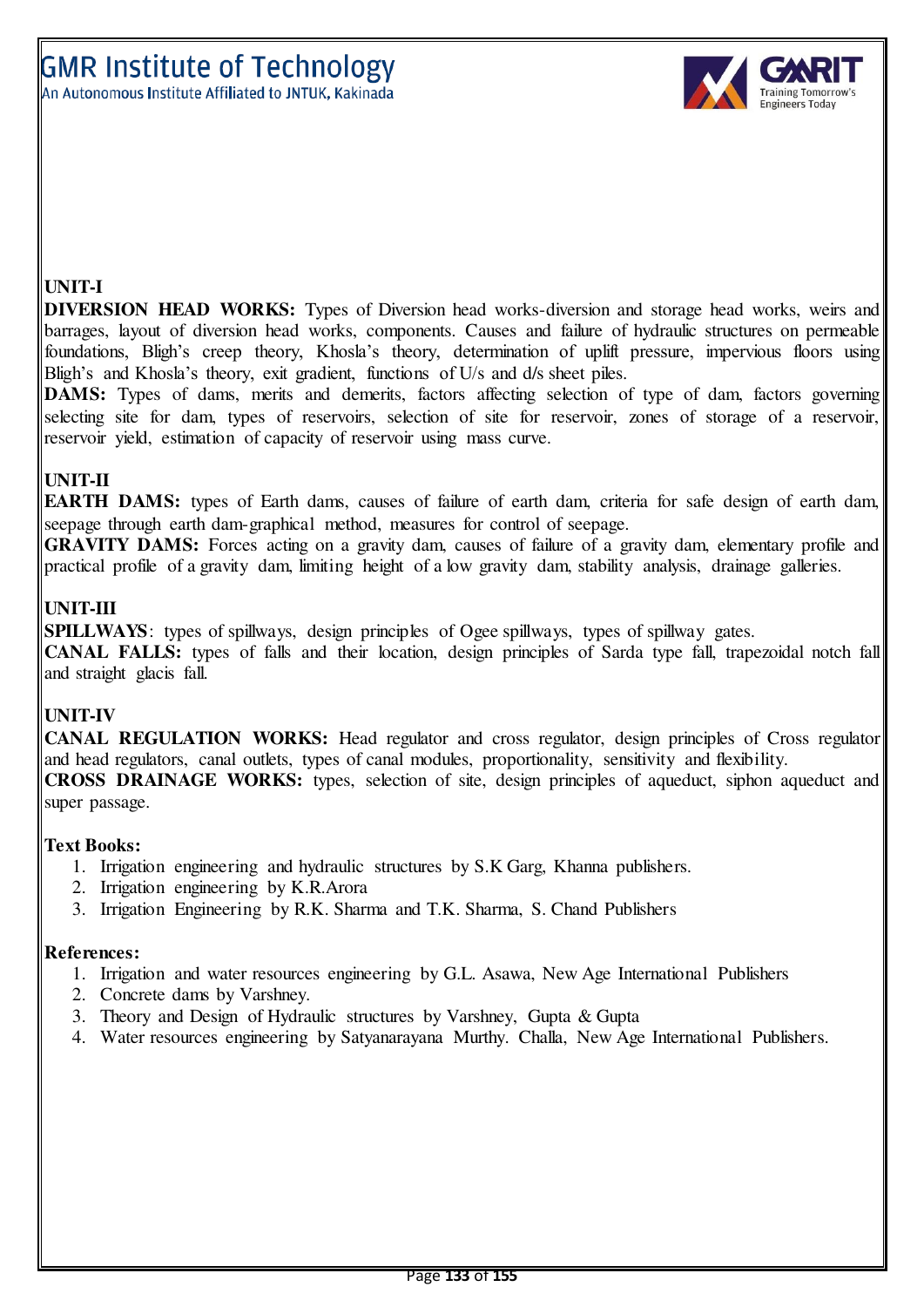**UNIT-I**

**DIVERSION HEAD WORKS:** Types of Diversion head works-diversion and storage head works, weirs and barrages, layout of diversion head works, components. Causes and failure of hydraulic structures on permeable foundations, Bligh's creep theory, Khosla's theory, determination of uplift pressure, impervious floors using Bligh's and Khosla's theory, exit gradient, functions of U/s and d/s sheet piles.

**DAMS:** Types of dams, merits and demerits, factors affecting selection of type of dam, factors governing selecting site for dam, types of reservoirs, selection of site for reservoir, zones of storage of a reservoir, reservoir yield, estimation of capacity of reservoir using mass curve.

**UNIT-II**

**EARTH DAMS:** types of Earth dams, causes of failure of earth dam, criteria for safe design of earth dam, seepage through earth dam-graphical method, measures for control of seepage.

**GRAVITY DAMS:** Forces acting on a gravity dam, causes of failure of a gravity dam, elementary profile and practical profile of a gravity dam, limiting height of a low gravity dam, stability analysis, drainage galleries.

**UNIT-III**

**SPILLWAYS**: types of spillways, design principles of Ogee spillways, types of spillway gates.

**CANAL FALLS:** types of falls and their location, design principles of Sarda type fall, trapezoidal notch fall and straight glacis fall.

**UNIT-IV**

**CANAL REGULATION WORKS:** Head regulator and cross regulator, design principles of Cross regulator and head regulators, canal outlets, types of canal modules, proportionality, sensitivity and flexibility.

**CROSS DRAINAGE WORKS:** types, selection of site, design principles of aqueduct, siphon aqueduct and super passage.

**Text Books:**

1. Irrigation engineering and hydraulic structures by S.K Garg, Khanna publishers.
2. Irrigation engineering by K.R.Arora
3. Irrigation Engineering by R.K. Sharma and T.K. Sharma, S. Chand Publishers

**References:**

1. Irrigation and water resources engineering by G.L. Asawa, New Age International Publishers
2. Concrete dams by Varshney.
3. Theory and Design of Hydraulic structures by Varshney, Gupta & Gupta
4. Water resources engineering by Satyanarayana Murthy. Challa, New Age International Publishers.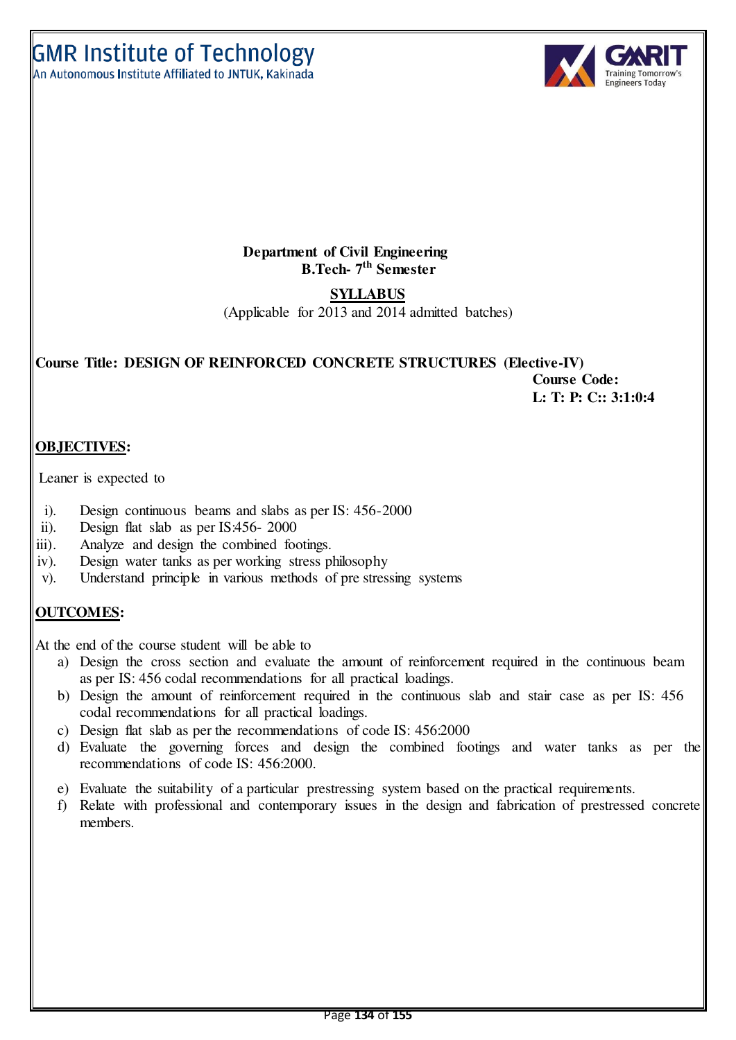**Department of Civil Engineering**
**B.Tech- 7th Semester**

**SYLLABUS**

(Applicable for 2013 and 2014 admitted batches)

**Course Title: DESIGN OF REINFORCED CONCRETE STRUCTURES (Elective-IV)**

**Course Code:**
**L: T: P: C:: 3:1:0:4**

## OBJECTIVES:

Leaner is expected to

i). Design continuous beams and slabs as per IS: 456-2000
ii). Design flat slab as per IS:456- 2000
iii). Analyze and design the combined footings.
iv). Design water tanks as per working stress philosophy
v). Understand principle in various methods of pre stressing systems

## OUTCOMES:

At the end of the course student will be able to

a) Design the cross section and evaluate the amount of reinforcement required in the continuous beam as per IS: 456 codal recommendations for all practical loadings.
b) Design the amount of reinforcement required in the continuous slab and stair case as per IS: 456 codal recommendations for all practical loadings.
c) Design flat slab as per the recommendations of code IS: 456:2000
d) Evaluate the governing forces and design the combined footings and water tanks as per the recommendations of code IS: 456:2000.
e) Evaluate the suitability of a particular prestressing system based on the practical requirements.
f) Relate with professional and contemporary issues in the design and fabrication of prestressed concrete members.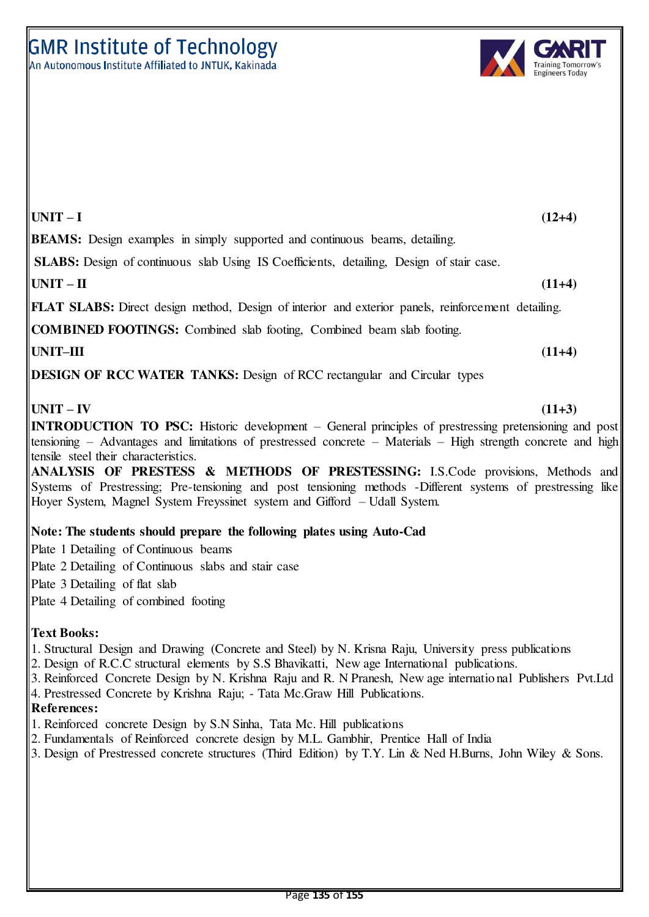**UNIT – I** **(12+4)**

**BEAMS:** Design examples in simply supported and continuous beams, detailing.

**SLABS:** Design of continuous slab Using IS Coefficients, detailing, Design of stair case.

**UNIT – II** **(11+4)**

**FLAT SLABS:** Direct design method, Design of interior and exterior panels, reinforcement detailing.

**COMBINED FOOTINGS:** Combined slab footing, Combined beam slab footing.

**UNIT–III** **(11+4)**

**DESIGN OF RCC WATER TANKS:** Design of RCC rectangular and Circular types

**UNIT – IV** **(11+3)**

**INTRODUCTION TO PSC:** Historic development – General principles of prestressing pretensioning and post tensioning – Advantages and limitations of prestressed concrete – Materials – High strength concrete and high tensile steel their characteristics.

**ANALYSIS OF PRESTESS & METHODS OF PRESTESSING:** I.S.Code provisions, Methods and Systems of Prestressing; Pre-tensioning and post tensioning methods -Different systems of prestressing like Hoyer System, Magnel System Freyssinet system and Gifford – Udall System.

**Note: The students should prepare the following plates using Auto-Cad**

Plate 1 Detailing of Continuous beams

Plate 2 Detailing of Continuous slabs and stair case

Plate 3 Detailing of flat slab

Plate 4 Detailing of combined footing

**Text Books:**

1. Structural Design and Drawing (Concrete and Steel) by N. Krisna Raju, University press publications
2. Design of R.C.C structural elements by S.S Bhavikatti, New age International publications.
3. Reinforced Concrete Design by N. Krishna Raju and R. N Pranesh, New age international Publishers Pvt.Ltd
4. Prestressed Concrete by Krishna Raju; - Tata Mc.Graw Hill Publications.

**References:**

1. Reinforced concrete Design by S.N Sinha, Tata Mc. Hill publications
2. Fundamentals of Reinforced concrete design by M.L. Gambhir, Prentice Hall of India
3. Design of Prestressed concrete structures (Third Edition) by T.Y. Lin & Ned H.Burns, John Wiley & Sons.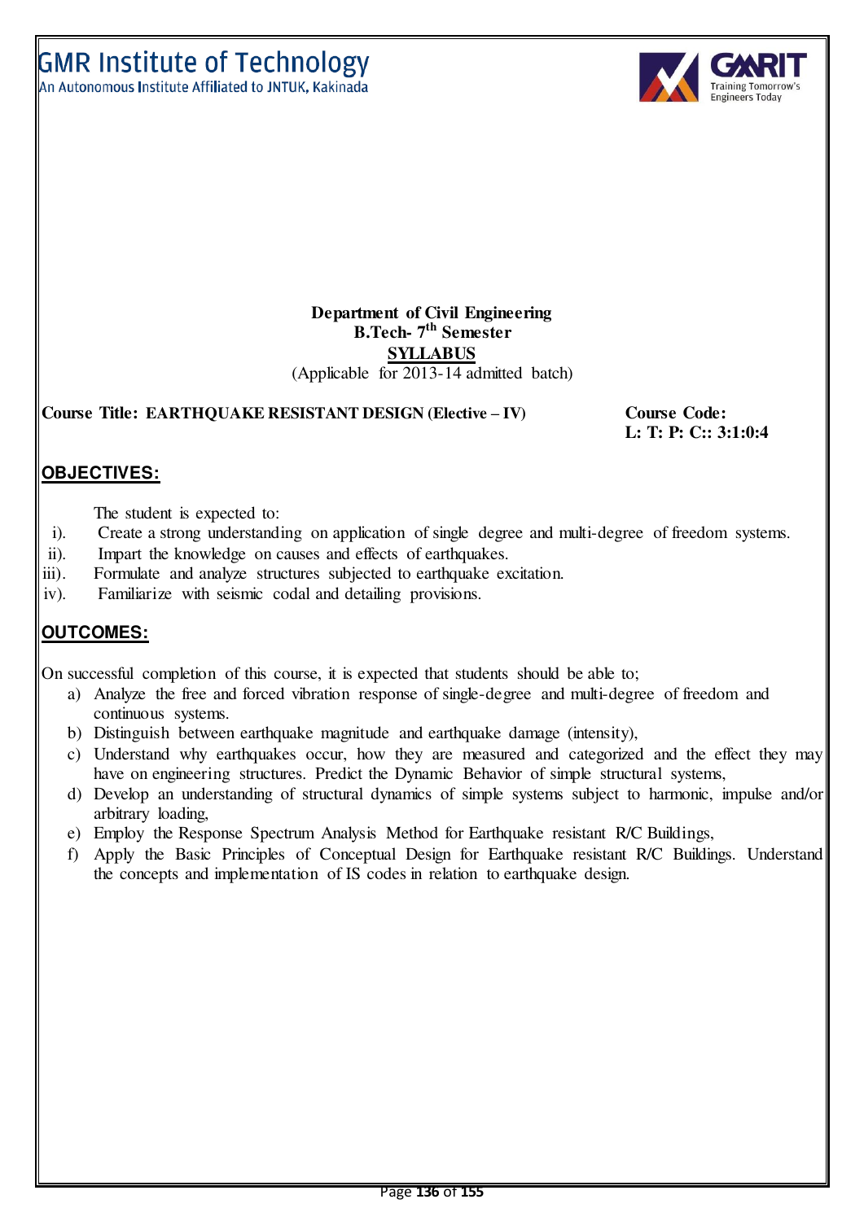GMR Institute of Technology
An Autonomous Institute Affiliated to JNTUK, Kakinada

**Department of Civil Engineering**
**B.Tech- 7th Semester**
**SYLLABUS**
(Applicable for 2013-14 admitted batch)

**Course Title: EARTHQUAKE RESISTANT DESIGN (Elective – IV)** **Course Code:**
**L: T: P: C:: 3:1:0:4**

## OBJECTIVES:

The student is expected to:

i). Create a strong understanding on application of single degree and multi-degree of freedom systems.
ii). Impart the knowledge on causes and effects of earthquakes.
iii). Formulate and analyze structures subjected to earthquake excitation.
iv). Familiarize with seismic codal and detailing provisions.

## OUTCOMES:

On successful completion of this course, it is expected that students should be able to;

a) Analyze the free and forced vibration response of single-degree and multi-degree of freedom and continuous systems.
b) Distinguish between earthquake magnitude and earthquake damage (intensity),
c) Understand why earthquakes occur, how they are measured and categorized and the effect they may have on engineering structures. Predict the Dynamic Behavior of simple structural systems,
d) Develop an understanding of structural dynamics of simple systems subject to harmonic, impulse and/or arbitrary loading,
e) Employ the Response Spectrum Analysis Method for Earthquake resistant R/C Buildings,
f) Apply the Basic Principles of Conceptual Design for Earthquake resistant R/C Buildings. Understand the concepts and implementation of IS codes in relation to earthquake design.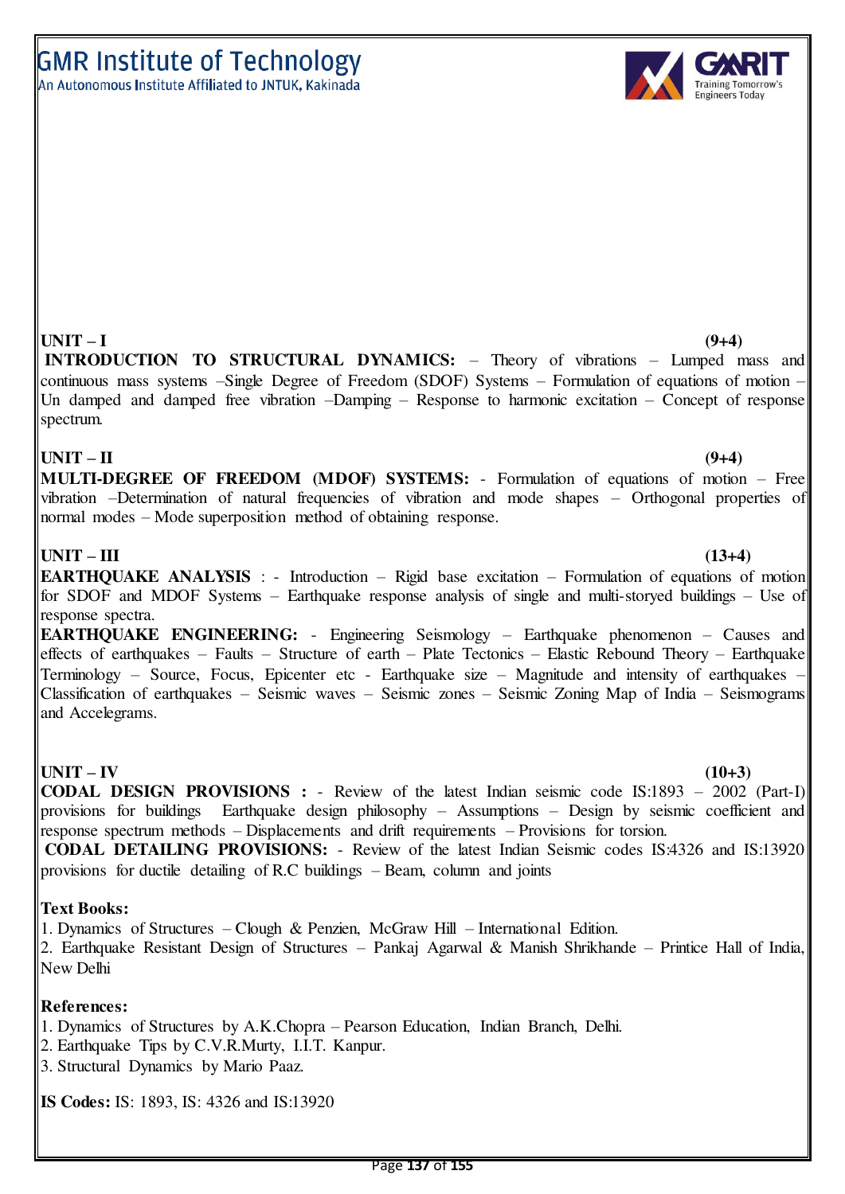**UNIT – I** **(9+4)**

**INTRODUCTION TO STRUCTURAL DYNAMICS:** – Theory of vibrations – Lumped mass and continuous mass systems –Single Degree of Freedom (SDOF) Systems – Formulation of equations of motion – Un damped and damped free vibration –Damping – Response to harmonic excitation – Concept of response spectrum.

**UNIT – II** **(9+4)**

**MULTI-DEGREE OF FREEDOM (MDOF) SYSTEMS:** - Formulation of equations of motion – Free vibration –Determination of natural frequencies of vibration and mode shapes – Orthogonal properties of normal modes – Mode superposition method of obtaining response.

**UNIT – III** **(13+4)**

**EARTHQUAKE ANALYSIS** : - Introduction – Rigid base excitation – Formulation of equations of motion for SDOF and MDOF Systems – Earthquake response analysis of single and multi-storyed buildings – Use of response spectra.

**EARTHQUAKE ENGINEERING:** - Engineering Seismology – Earthquake phenomenon – Causes and effects of earthquakes – Faults – Structure of earth – Plate Tectonics – Elastic Rebound Theory – Earthquake Terminology – Source, Focus, Epicenter etc - Earthquake size – Magnitude and intensity of earthquakes – Classification of earthquakes – Seismic waves – Seismic zones – Seismic Zoning Map of India – Seismograms and Accelegrams.

**UNIT – IV** **(10+3)**

**CODAL DESIGN PROVISIONS :** - Review of the latest Indian seismic code IS:1893 – 2002 (Part-I) provisions for buildings Earthquake design philosophy – Assumptions – Design by seismic coefficient and response spectrum methods – Displacements and drift requirements – Provisions for torsion.

**CODAL DETAILING PROVISIONS:** - Review of the latest Indian Seismic codes IS:4326 and IS:13920 provisions for ductile detailing of R.C buildings – Beam, column and joints

**Text Books:**

1. Dynamics of Structures – Clough & Penzien, McGraw Hill – International Edition.
2. Earthquake Resistant Design of Structures – Pankaj Agarwal & Manish Shrikhande – Printice Hall of India, New Delhi

**References:**

1. Dynamics of Structures by A.K.Chopra – Pearson Education, Indian Branch, Delhi.
2. Earthquake Tips by C.V.R.Murty, I.I.T. Kanpur.
3. Structural Dynamics by Mario Paaz.

**IS Codes:** IS: 1893, IS: 4326 and IS:13920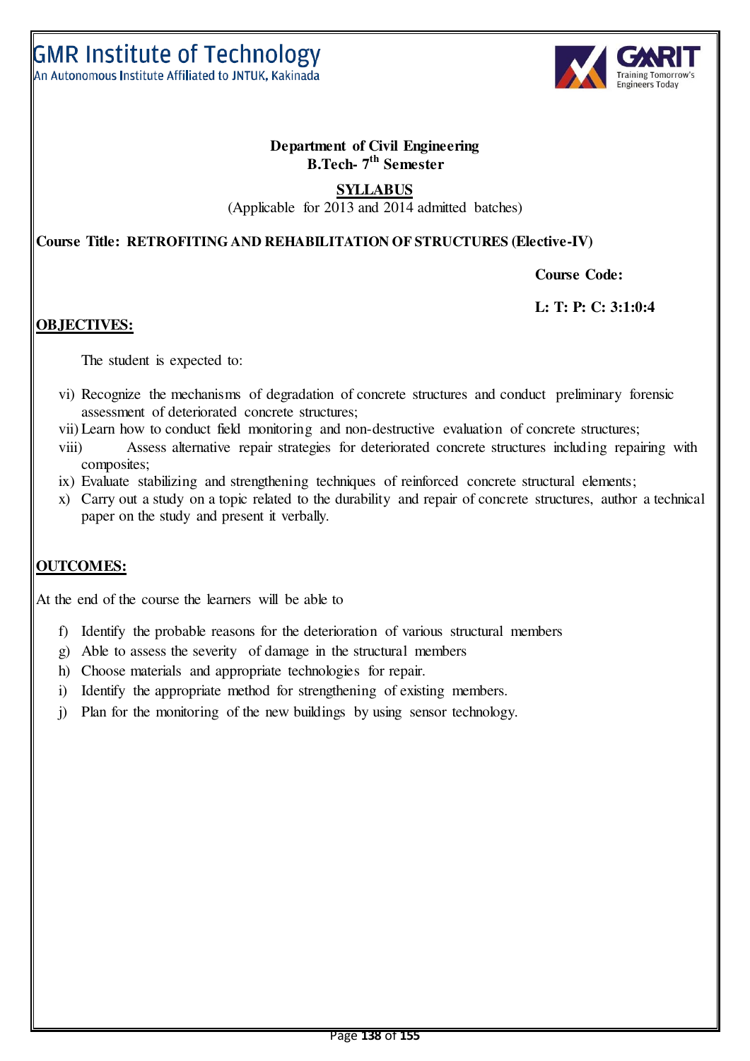GMR Institute of Technology
An Autonomous Institute Affiliated to JNTUK, Kakinada

**Department of Civil Engineering**
**B.Tech- 7th Semester**

**SYLLABUS**
(Applicable for 2013 and 2014 admitted batches)

**Course Title: RETROFITING AND REHABILITATION OF STRUCTURES (Elective-IV)**

**Course Code:**

**L: T: P: C: 3:1:0:4**

## OBJECTIVES:

The student is expected to:

vi) Recognize the mechanisms of degradation of concrete structures and conduct preliminary forensic assessment of deteriorated concrete structures;
vii) Learn how to conduct field monitoring and non-destructive evaluation of concrete structures;
viii) Assess alternative repair strategies for deteriorated concrete structures including repairing with composites;
ix) Evaluate stabilizing and strengthening techniques of reinforced concrete structural elements;
x) Carry out a study on a topic related to the durability and repair of concrete structures, author a technical paper on the study and present it verbally.

## OUTCOMES:

At the end of the course the learners will be able to

f) Identify the probable reasons for the deterioration of various structural members
g) Able to assess the severity of damage in the structural members
h) Choose materials and appropriate technologies for repair.
i) Identify the appropriate method for strengthening of existing members.
j) Plan for the monitoring of the new buildings by using sensor technology.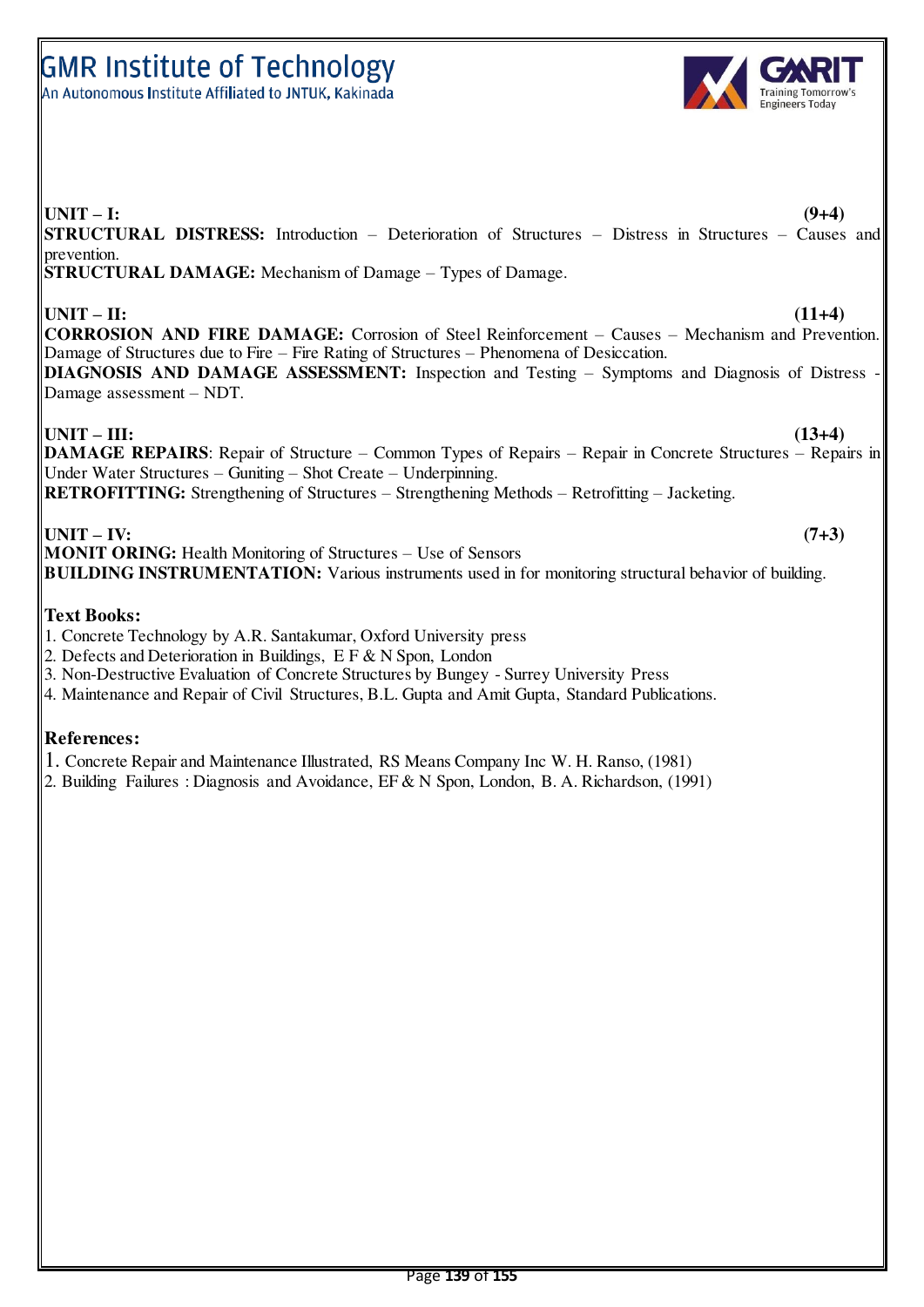**UNIT – I: (9+4)**

**STRUCTURAL DISTRESS:** Introduction – Deterioration of Structures – Distress in Structures – Causes and prevention.

**STRUCTURAL DAMAGE:** Mechanism of Damage – Types of Damage.

**UNIT – II: (11+4)**

**CORROSION AND FIRE DAMAGE:** Corrosion of Steel Reinforcement – Causes – Mechanism and Prevention. Damage of Structures due to Fire – Fire Rating of Structures – Phenomena of Desiccation.

**DIAGNOSIS AND DAMAGE ASSESSMENT:** Inspection and Testing – Symptoms and Diagnosis of Distress - Damage assessment – NDT.

**UNIT – III: (13+4)**

**DAMAGE REPAIRS**: Repair of Structure – Common Types of Repairs – Repair in Concrete Structures – Repairs in Under Water Structures – Guniting – Shot Create – Underpinning.

**RETROFITTING:** Strengthening of Structures – Strengthening Methods – Retrofitting – Jacketing.

**UNIT – IV: (7+3)**

**MONIT ORING:** Health Monitoring of Structures – Use of Sensors

**BUILDING INSTRUMENTATION:** Various instruments used in for monitoring structural behavior of building.

**Text Books:**

1. Concrete Technology by A.R. Santakumar, Oxford University press
2. Defects and Deterioration in Buildings, E F & N Spon, London
3. Non-Destructive Evaluation of Concrete Structures by Bungey - Surrey University Press
4. Maintenance and Repair of Civil Structures, B.L. Gupta and Amit Gupta, Standard Publications.

**References:**

1. Concrete Repair and Maintenance Illustrated, RS Means Company Inc W. H. Ranso, (1981)
2. Building Failures : Diagnosis and Avoidance, EF & N Spon, London, B. A. Richardson, (1991)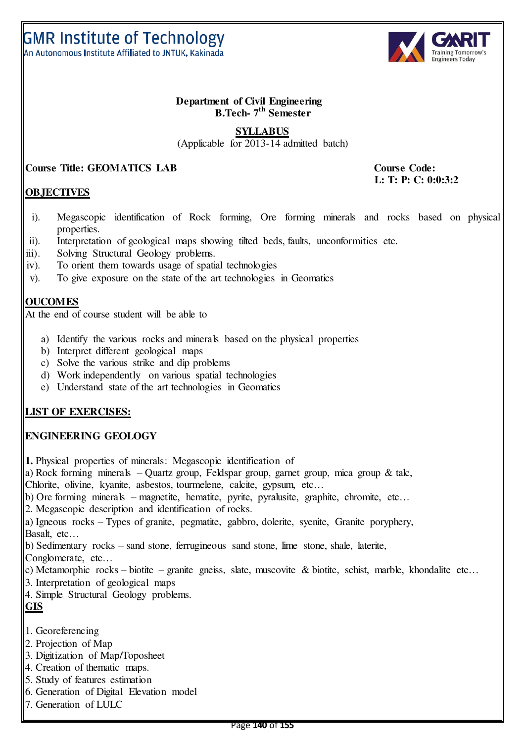# GMR Institute of Technology

An Autonomous Institute Affiliated to JNTUK, Kakinada

**Department of Civil Engineering**
**B.Tech- 7th Semester**

**SYLLABUS**
(Applicable for 2013-14 admitted batch)

**Course Title: GEOMATICS LAB** **Course Code:**
**L: T: P: C: 0:0:3:2**

## OBJECTIVES

i). Megascopic identification of Rock forming, Ore forming minerals and rocks based on physical properties.
ii). Interpretation of geological maps showing tilted beds, faults, unconformities etc.
iii). Solving Structural Geology problems.
iv). To orient them towards usage of spatial technologies
v). To give exposure on the state of the art technologies in Geomatics

## OUCOMES

At the end of course student will be able to

a) Identify the various rocks and minerals based on the physical properties
b) Interpret different geological maps
c) Solve the various strike and dip problems
d) Work independently on various spatial technologies
e) Understand state of the art technologies in Geomatics

## LIST OF EXERCISES:

## ENGINEERING GEOLOGY

**1.** Physical properties of minerals: Megascopic identification of
a) Rock forming minerals – Quartz group, Feldspar group, garnet group, mica group & talc, Chlorite, olivine, kyanite, asbestos, tourmelene, calcite, gypsum, etc…
b) Ore forming minerals – magnetite, hematite, pyrite, pyralusite, graphite, chromite, etc…
2. Megascopic description and identification of rocks.
a) Igneous rocks – Types of granite, pegmatite, gabbro, dolerite, syenite, Granite poryphery, Basalt, etc…
b) Sedimentary rocks – sand stone, ferrugineous sand stone, lime stone, shale, laterite, Conglomerate, etc…
c) Metamorphic rocks – biotite – granite gneiss, slate, muscovite & biotite, schist, marble, khondalite etc…
3. Interpretation of geological maps
4. Simple Structural Geology problems.

## GIS

1. Georeferencing
2. Projection of Map
3. Digitization of Map/Toposheet
4. Creation of thematic maps.
5. Study of features estimation
6. Generation of Digital Elevation model
7. Generation of LULC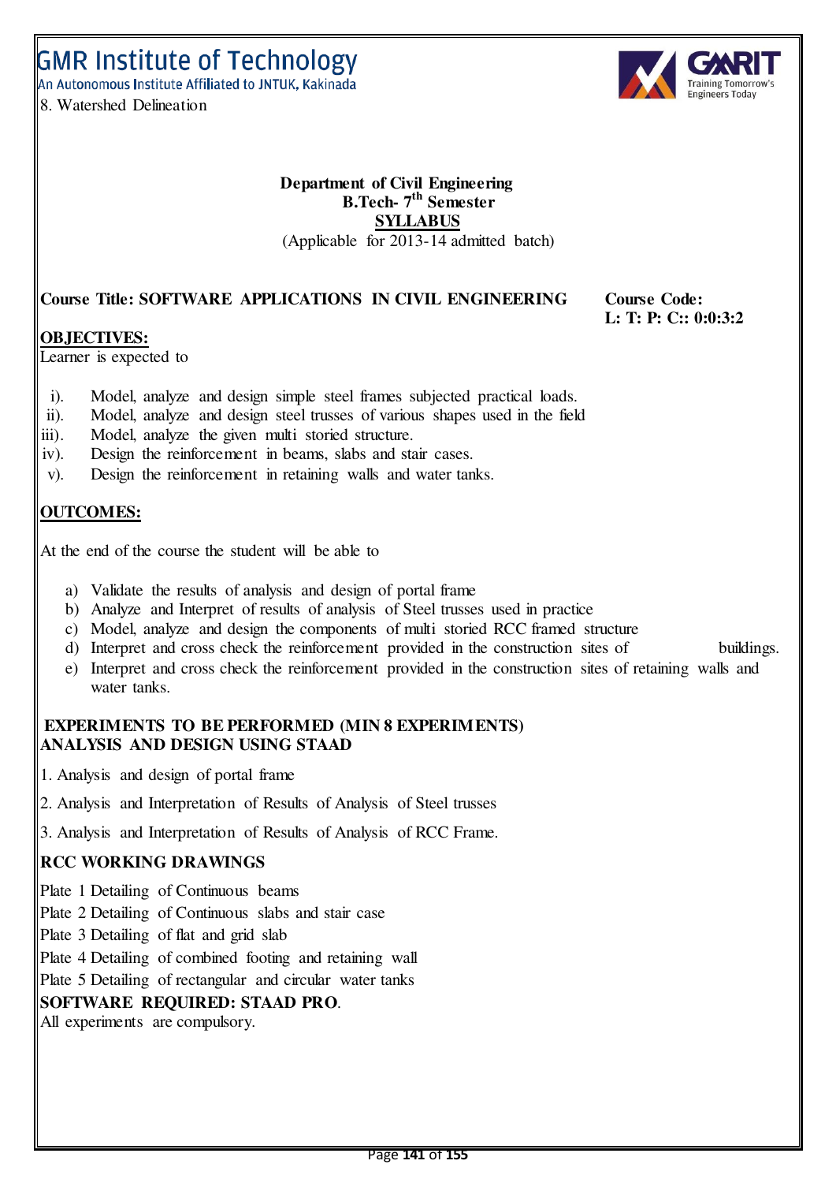8. Watershed Delineation

**Department of Civil Engineering**
**B.Tech- 7th Semester**
**SYLLABUS**
(Applicable for 2013-14 admitted batch)

**Course Title: SOFTWARE APPLICATIONS IN CIVIL ENGINEERING** **Course Code:**
**L: T: P: C:: 0:0:3:2**

**OBJECTIVES:**

Learner is expected to

i). Model, analyze and design simple steel frames subjected practical loads.
ii). Model, analyze and design steel trusses of various shapes used in the field
iii). Model, analyze the given multi storied structure.
iv). Design the reinforcement in beams, slabs and stair cases.
v). Design the reinforcement in retaining walls and water tanks.

**OUTCOMES:**

At the end of the course the student will be able to

a) Validate the results of analysis and design of portal frame
b) Analyze and Interpret of results of analysis of Steel trusses used in practice
c) Model, analyze and design the components of multi storied RCC framed structure
d) Interpret and cross check the reinforcement provided in the construction sites of buildings.
e) Interpret and cross check the reinforcement provided in the construction sites of retaining walls and water tanks.

**EXPERIMENTS TO BE PERFORMED (MIN 8 EXPERIMENTS)**
**ANALYSIS AND DESIGN USING STAAD**

1. Analysis and design of portal frame
2. Analysis and Interpretation of Results of Analysis of Steel trusses
3. Analysis and Interpretation of Results of Analysis of RCC Frame.

**RCC WORKING DRAWINGS**

Plate 1 Detailing of Continuous beams
Plate 2 Detailing of Continuous slabs and stair case
Plate 3 Detailing of flat and grid slab
Plate 4 Detailing of combined footing and retaining wall
Plate 5 Detailing of rectangular and circular water tanks

**SOFTWARE REQUIRED: STAAD PRO**.

All experiments are compulsory.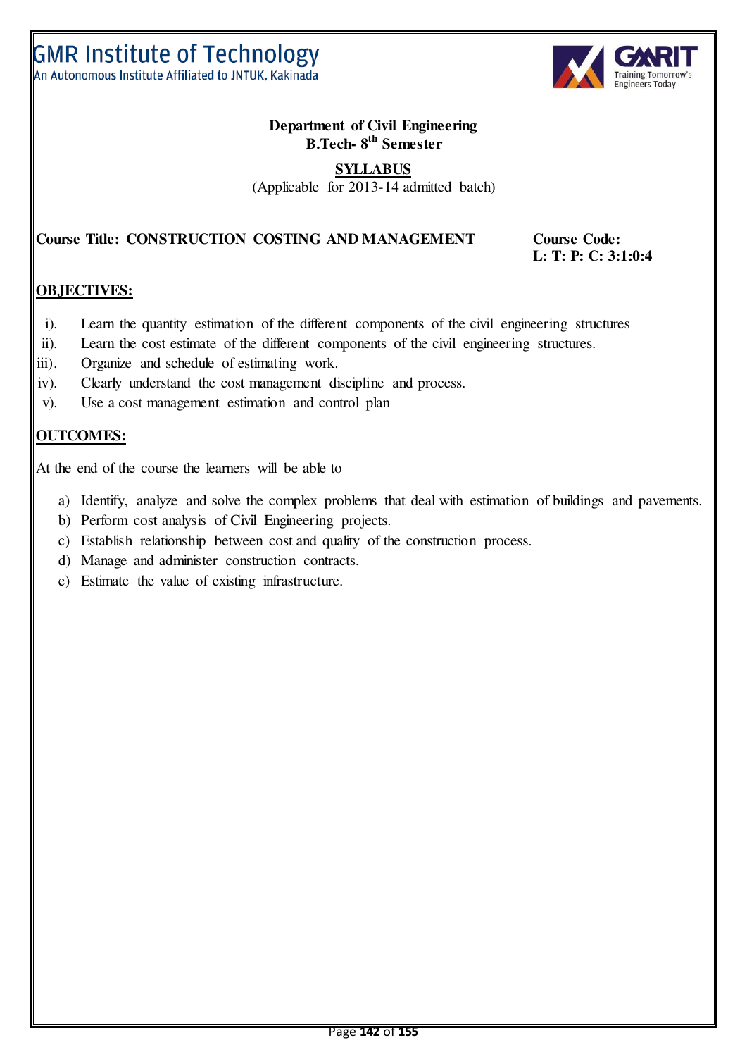GMR Institute of Technology
An Autonomous Institute Affiliated to JNTUK, Kakinada

**Department of Civil Engineering**
**B.Tech- 8th Semester**

**SYLLABUS**
(Applicable for 2013-14 admitted batch)

**Course Title: CONSTRUCTION COSTING AND MANAGEMENT** **Course Code:**
**L: T: P: C: 3:1:0:4**

## OBJECTIVES:

- i). Learn the quantity estimation of the different components of the civil engineering structures
- ii). Learn the cost estimate of the different components of the civil engineering structures.
- iii). Organize and schedule of estimating work.
- iv). Clearly understand the cost management discipline and process.
- v). Use a cost management estimation and control plan

## OUTCOMES:

At the end of the course the learners will be able to

- a) Identify, analyze and solve the complex problems that deal with estimation of buildings and pavements.
- b) Perform cost analysis of Civil Engineering projects.
- c) Establish relationship between cost and quality of the construction process.
- d) Manage and administer construction contracts.
- e) Estimate the value of existing infrastructure.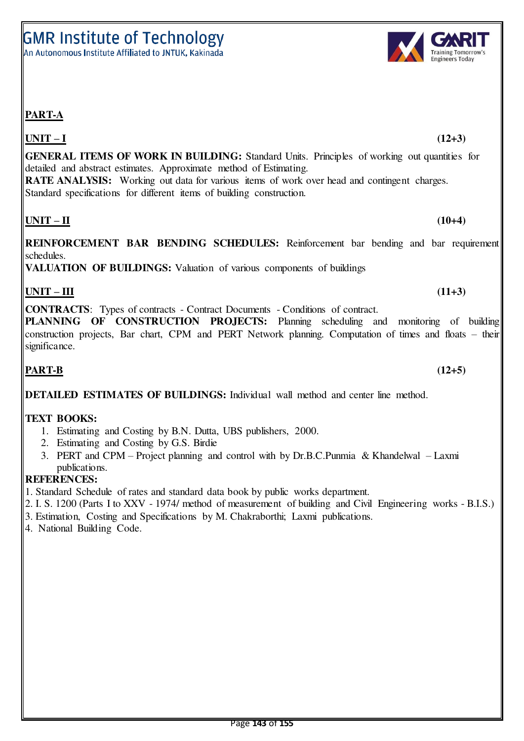## PART-A

### UNIT – I (12+3)

**GENERAL ITEMS OF WORK IN BUILDING:** Standard Units. Principles of working out quantities for detailed and abstract estimates. Approximate method of Estimating.

**RATE ANALYSIS:** Working out data for various items of work over head and contingent charges. Standard specifications for different items of building construction.

### UNIT – II (10+4)

**REINFORCEMENT BAR BENDING SCHEDULES:** Reinforcement bar bending and bar requirement schedules.

**VALUATION OF BUILDINGS:** Valuation of various components of buildings

### UNIT – III (11+3)

**CONTRACTS**: Types of contracts - Contract Documents - Conditions of contract.

**PLANNING OF CONSTRUCTION PROJECTS:** Planning scheduling and monitoring of building construction projects, Bar chart, CPM and PERT Network planning. Computation of times and floats – their significance.

## PART-B (12+5)

**DETAILED ESTIMATES OF BUILDINGS:** Individual wall method and center line method.

**TEXT BOOKS:**

1. Estimating and Costing by B.N. Dutta, UBS publishers, 2000.
2. Estimating and Costing by G.S. Birdie
3. PERT and CPM – Project planning and control with by Dr.B.C.Punmia & Khandelwal – Laxmi publications.

**REFERENCES:**

1. Standard Schedule of rates and standard data book by public works department.
2. I. S. 1200 (Parts I to XXV - 1974/ method of measurement of building and Civil Engineering works - B.I.S.)
3. Estimation, Costing and Specifications by M. Chakraborthi; Laxmi publications.
4. National Building Code.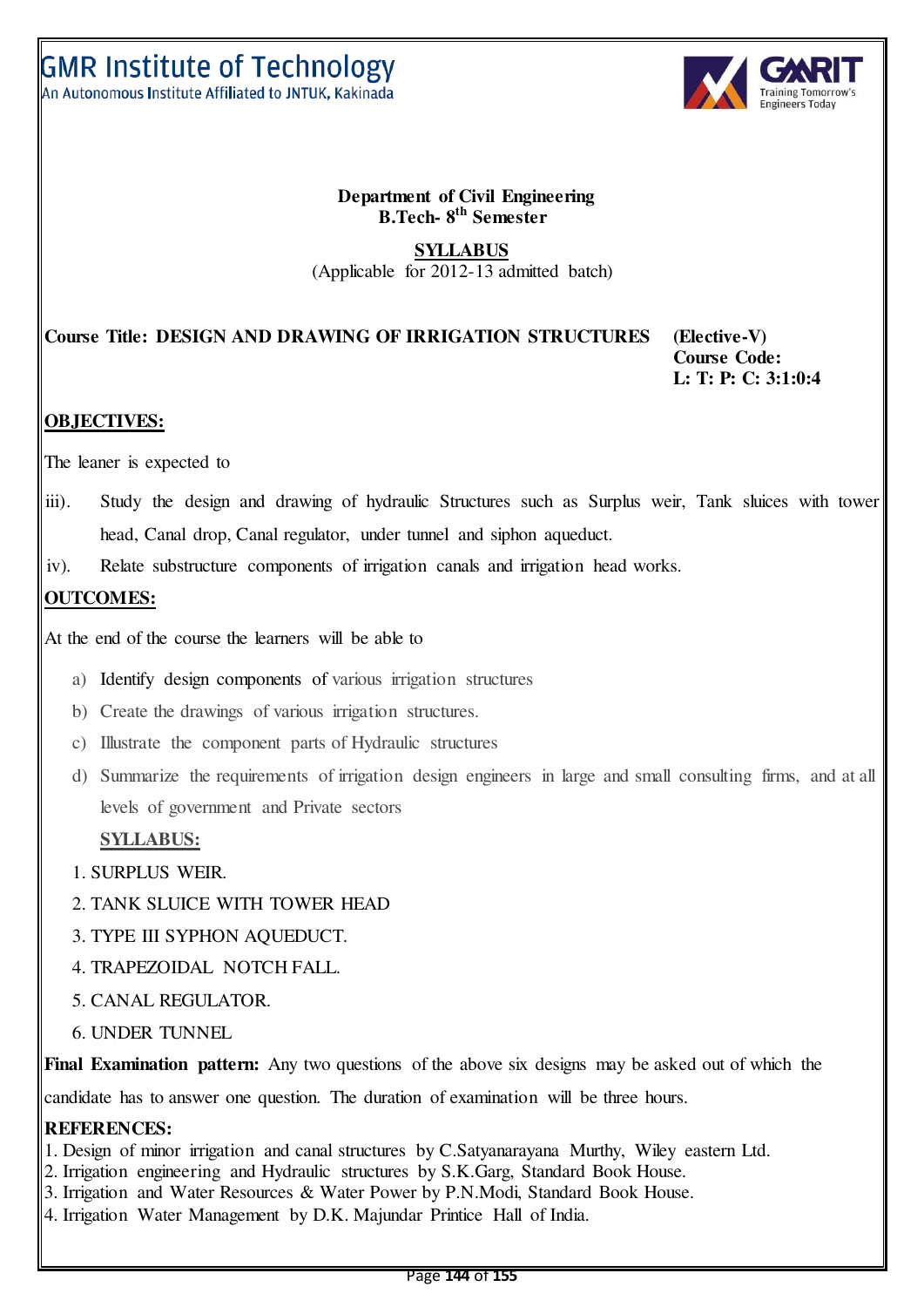GMR Institute of Technology
An Autonomous Institute Affiliated to JNTUK, Kakinada

**Department of Civil Engineering**
**B.Tech- 8th Semester**

**SYLLABUS**
(Applicable for 2012-13 admitted batch)

**Course Title: DESIGN AND DRAWING OF IRRIGATION STRUCTURES (Elective-V)**
**Course Code:**
**L: T: P: C: 3:1:0:4**

**OBJECTIVES:**

The leaner is expected to

iii). Study the design and drawing of hydraulic Structures such as Surplus weir, Tank sluices with tower head, Canal drop, Canal regulator, under tunnel and siphon aqueduct.

iv). Relate substructure components of irrigation canals and irrigation head works.

**OUTCOMES:**

At the end of the course the learners will be able to

a) Identify design components of various irrigation structures
b) Create the drawings of various irrigation structures.
c) Illustrate the component parts of Hydraulic structures
d) Summarize the requirements of irrigation design engineers in large and small consulting firms, and at all levels of government and Private sectors

**SYLLABUS:**

1. SURPLUS WEIR.
2. TANK SLUICE WITH TOWER HEAD
3. TYPE III SYPHON AQUEDUCT.
4. TRAPEZOIDAL NOTCH FALL.
5. CANAL REGULATOR.
6. UNDER TUNNEL

**Final Examination pattern:** Any two questions of the above six designs may be asked out of which the candidate has to answer one question. The duration of examination will be three hours.

**REFERENCES:**

1. Design of minor irrigation and canal structures by C.Satyanarayana Murthy, Wiley eastern Ltd.
2. Irrigation engineering and Hydraulic structures by S.K.Garg, Standard Book House.
3. Irrigation and Water Resources & Water Power by P.N.Modi, Standard Book House.
4. Irrigation Water Management by D.K. Majundar Printice Hall of India.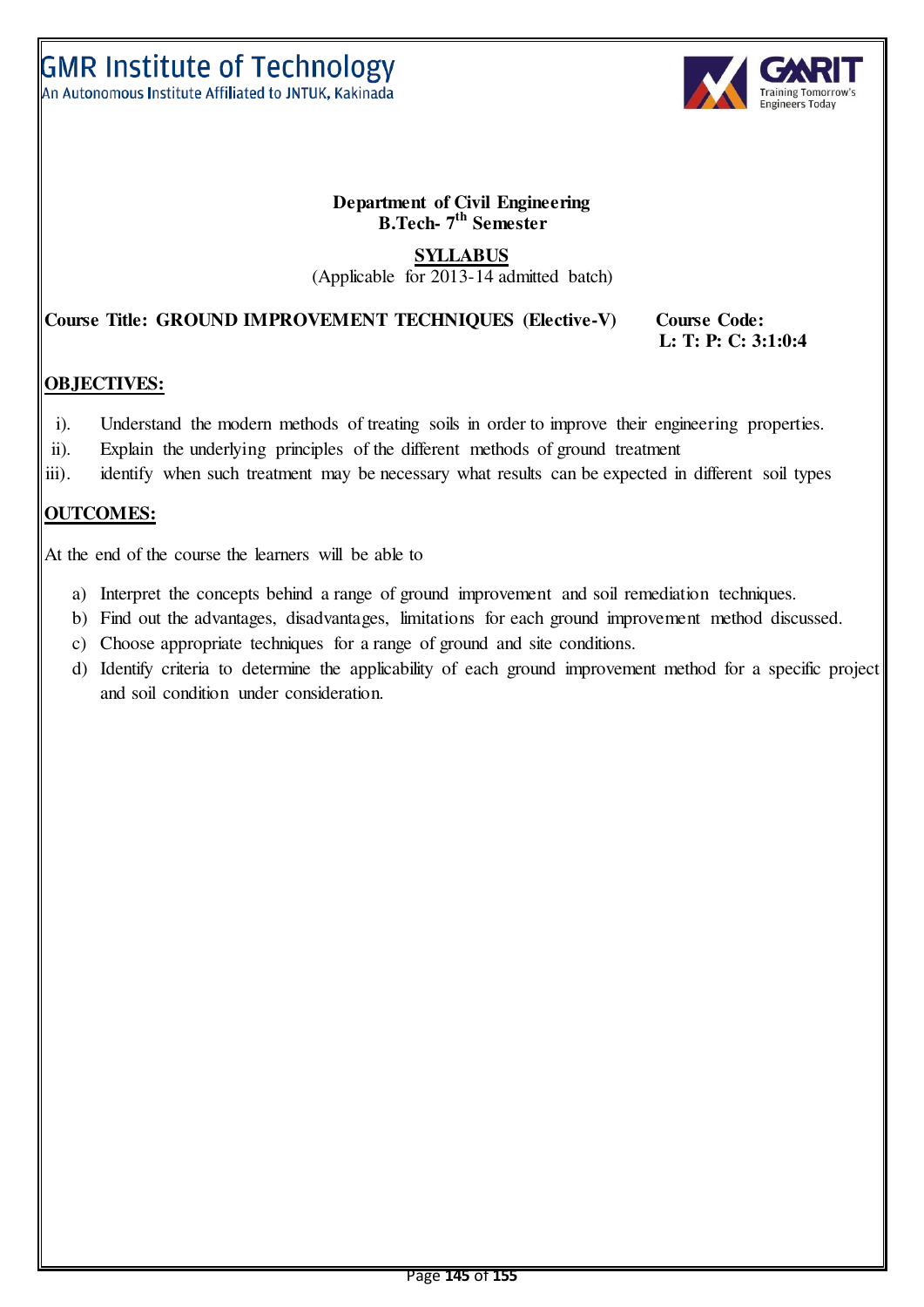**Department of Civil Engineering**
**B.Tech- 7th Semester**

**SYLLABUS**
(Applicable for 2013-14 admitted batch)

**Course Title: GROUND IMPROVEMENT TECHNIQUES (Elective-V)** **Course Code:**
**L: T: P: C: 3:1:0:4**

## OBJECTIVES:

i). Understand the modern methods of treating soils in order to improve their engineering properties.
ii). Explain the underlying principles of the different methods of ground treatment
iii). identify when such treatment may be necessary what results can be expected in different soil types

## OUTCOMES:

At the end of the course the learners will be able to

a) Interpret the concepts behind a range of ground improvement and soil remediation techniques.
b) Find out the advantages, disadvantages, limitations for each ground improvement method discussed.
c) Choose appropriate techniques for a range of ground and site conditions.
d) Identify criteria to determine the applicability of each ground improvement method for a specific project and soil condition under consideration.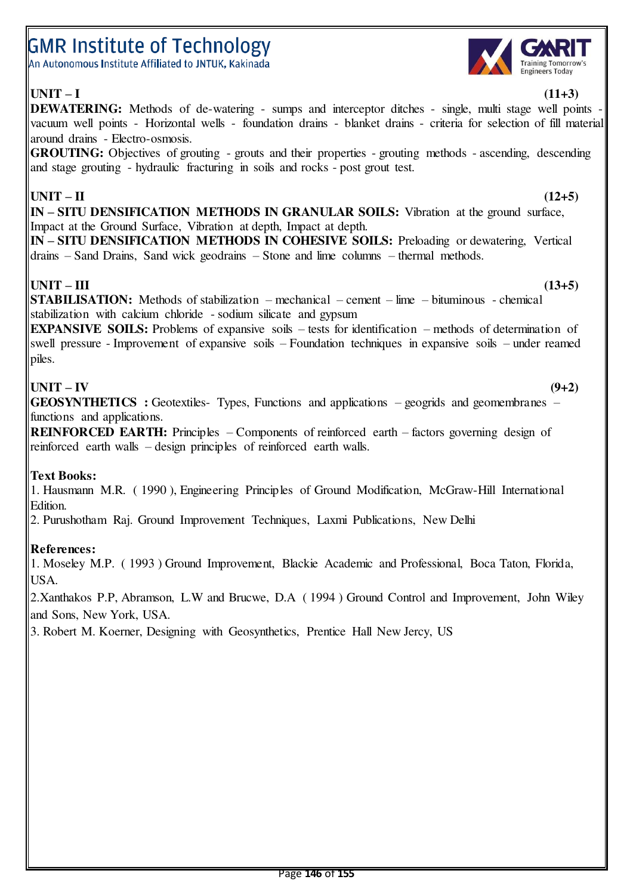**UNIT – I** **(11+3)**

**DEWATERING:** Methods of de-watering - sumps and interceptor ditches - single, multi stage well points - vacuum well points - Horizontal wells - foundation drains - blanket drains - criteria for selection of fill material around drains - Electro-osmosis.

**GROUTING:** Objectives of grouting - grouts and their properties - grouting methods - ascending, descending and stage grouting - hydraulic fracturing in soils and rocks - post grout test.

**UNIT – II** **(12+5)**

**IN – SITU DENSIFICATION METHODS IN GRANULAR SOILS:** Vibration at the ground surface, Impact at the Ground Surface, Vibration at depth, Impact at depth.

**IN – SITU DENSIFICATION METHODS IN COHESIVE SOILS:** Preloading or dewatering, Vertical drains – Sand Drains, Sand wick geodrains – Stone and lime columns – thermal methods.

**UNIT – III** **(13+5)**

**STABILISATION:** Methods of stabilization – mechanical – cement – lime – bituminous - chemical stabilization with calcium chloride - sodium silicate and gypsum

**EXPANSIVE SOILS:** Problems of expansive soils – tests for identification – methods of determination of swell pressure - Improvement of expansive soils – Foundation techniques in expansive soils – under reamed piles.

**UNIT – IV** **(9+2)**

**GEOSYNTHETICS :** Geotextiles- Types, Functions and applications – geogrids and geomembranes – functions and applications.

**REINFORCED EARTH:** Principles – Components of reinforced earth – factors governing design of reinforced earth walls – design principles of reinforced earth walls.

**Text Books:**

1. Hausmann M.R. ( 1990 ), Engineering Principles of Ground Modification, McGraw-Hill International Edition.
2. Purushotham Raj. Ground Improvement Techniques, Laxmi Publications, New Delhi

**References:**

1. Moseley M.P. ( 1993 ) Ground Improvement, Blackie Academic and Professional, Boca Taton, Florida, USA.
2. Xanthakos P.P, Abramson, L.W and Brucwe, D.A ( 1994 ) Ground Control and Improvement, John Wiley and Sons, New York, USA.
3. Robert M. Koerner, Designing with Geosynthetics, Prentice Hall New Jercy, US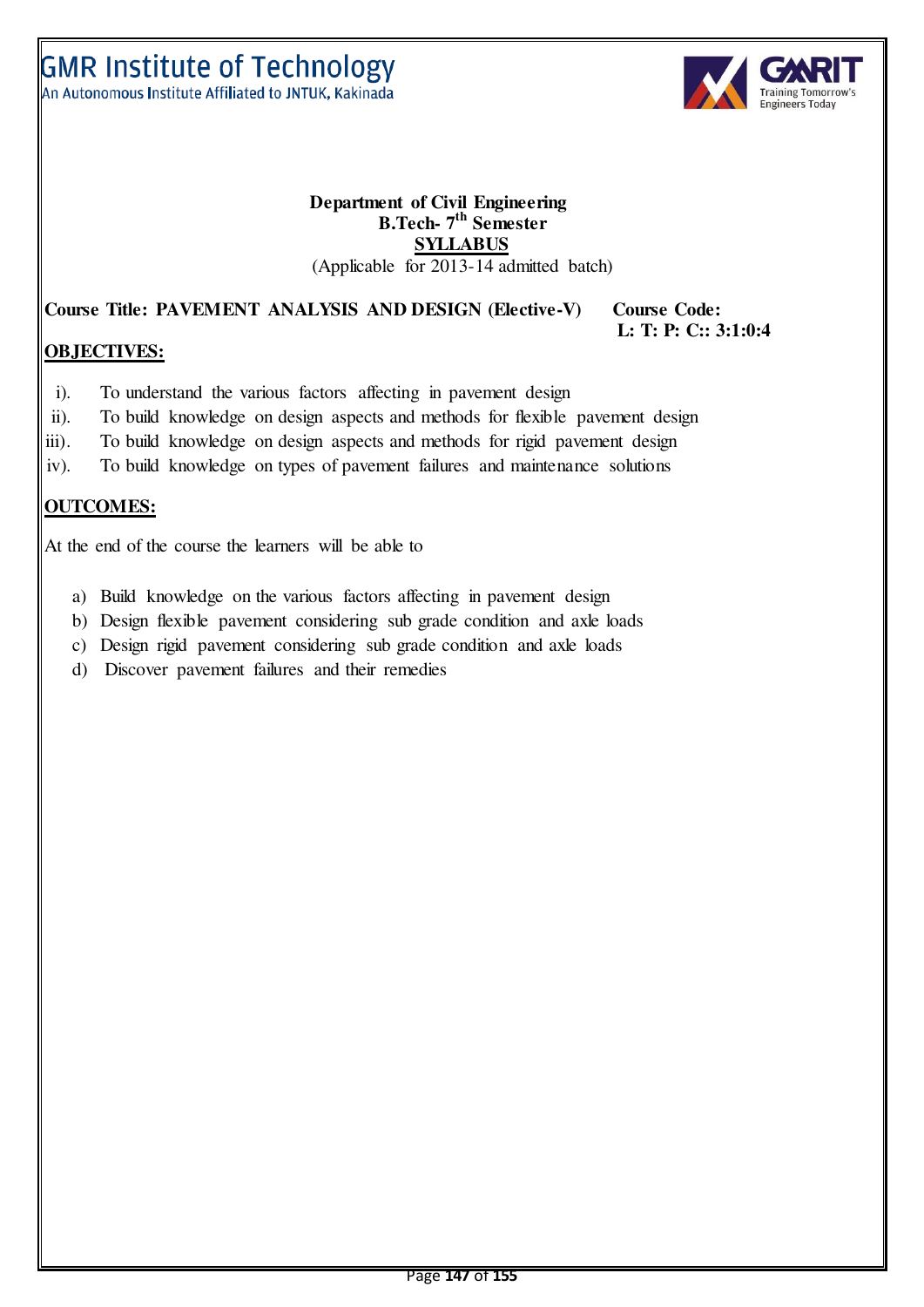**Department of Civil Engineering**
**B.Tech- 7th Semester**
**<u>SYLLABUS</u>**
(Applicable for 2013-14 admitted batch)

**Course Title: PAVEMENT ANALYSIS AND DESIGN (Elective-V)** **Course Code:**
**L: T: P: C:: 3:1:0:4**

## OBJECTIVES:

i). To understand the various factors affecting in pavement design
ii). To build knowledge on design aspects and methods for flexible pavement design
iii). To build knowledge on design aspects and methods for rigid pavement design
iv). To build knowledge on types of pavement failures and maintenance solutions

## OUTCOMES:

At the end of the course the learners will be able to

a) Build knowledge on the various factors affecting in pavement design
b) Design flexible pavement considering sub grade condition and axle loads
c) Design rigid pavement considering sub grade condition and axle loads
d) Discover pavement failures and their remedies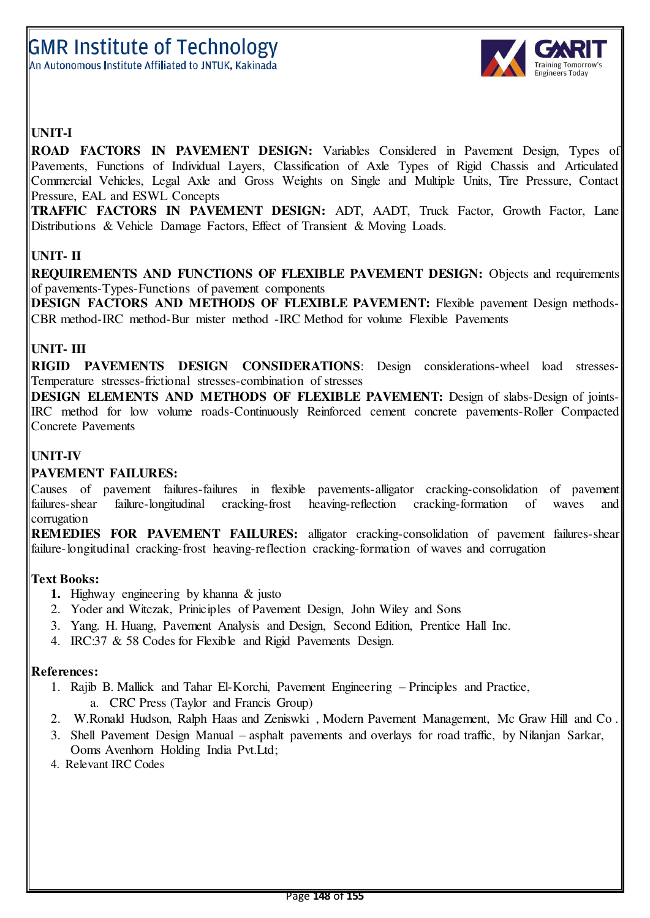## UNIT-I

**ROAD FACTORS IN PAVEMENT DESIGN:** Variables Considered in Pavement Design, Types of Pavements, Functions of Individual Layers, Classification of Axle Types of Rigid Chassis and Articulated Commercial Vehicles, Legal Axle and Gross Weights on Single and Multiple Units, Tire Pressure, Contact Pressure, EAL and ESWL Concepts

**TRAFFIC FACTORS IN PAVEMENT DESIGN:** ADT, AADT, Truck Factor, Growth Factor, Lane Distributions & Vehicle Damage Factors, Effect of Transient & Moving Loads.

## UNIT- II

**REQUIREMENTS AND FUNCTIONS OF FLEXIBLE PAVEMENT DESIGN:** Objects and requirements of pavements-Types-Functions of pavement components

**DESIGN FACTORS AND METHODS OF FLEXIBLE PAVEMENT:** Flexible pavement Design methods-CBR method-IRC method-Bur mister method -IRC Method for volume Flexible Pavements

## UNIT- III

**RIGID PAVEMENTS DESIGN CONSIDERATIONS**: Design considerations-wheel load stresses-Temperature stresses-frictional stresses-combination of stresses

**DESIGN ELEMENTS AND METHODS OF FLEXIBLE PAVEMENT:** Design of slabs-Design of joints-IRC method for low volume roads-Continuously Reinforced cement concrete pavements-Roller Compacted Concrete Pavements

## UNIT-IV

**PAVEMENT FAILURES:**

Causes of pavement failures-failures in flexible pavements-alligator cracking-consolidation of pavement failures-shear failure-longitudinal cracking-frost heaving-reflection cracking-formation of waves and corrugation

**REMEDIES FOR PAVEMENT FAILURES:** alligator cracking-consolidation of pavement failures-shear failure-longitudinal cracking-frost heaving-reflection cracking-formation of waves and corrugation

**Text Books:**

1. Highway engineering by khanna & justo
2. Yoder and Witczak, Priniciples of Pavement Design, John Wiley and Sons
3. Yang. H. Huang, Pavement Analysis and Design, Second Edition, Prentice Hall Inc.
4. IRC:37 & 58 Codes for Flexible and Rigid Pavements Design.

**References:**

1. Rajib B. Mallick and Tahar El-Korchi, Pavement Engineering – Principles and Practice,
   a. CRC Press (Taylor and Francis Group)
2. W.Ronald Hudson, Ralph Haas and Zeniswki , Modern Pavement Management, Mc Graw Hill and Co .
3. Shell Pavement Design Manual – asphalt pavements and overlays for road traffic, by Nilanjan Sarkar, Ooms Avenhorn Holding India Pvt.Ltd;
4. Relevant IRC Codes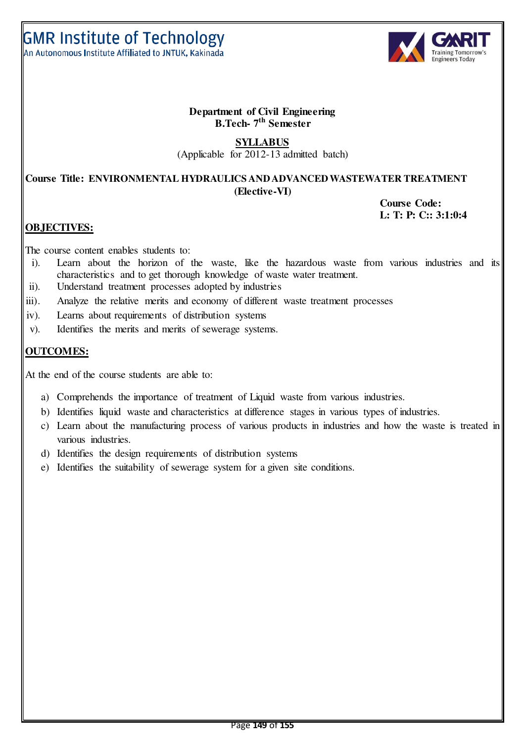GMR Institute of Technology
An Autonomous Institute Affiliated to JNTUK, Kakinada

**Department of Civil Engineering**
**B.Tech- 7th Semester**

**SYLLABUS**
(Applicable for 2012-13 admitted batch)

**Course Title: ENVIRONMENTAL HYDRAULICS AND ADVANCED WASTEWATER TREATMENT (Elective-VI)**

**Course Code:**
**L: T: P: C:: 3:1:0:4**

## OBJECTIVES:

The course content enables students to:

- i). Learn about the horizon of the waste, like the hazardous waste from various industries and its characteristics and to get thorough knowledge of waste water treatment.
- ii). Understand treatment processes adopted by industries
- iii). Analyze the relative merits and economy of different waste treatment processes
- iv). Learns about requirements of distribution systems
- v). Identifies the merits and merits of sewerage systems.

## OUTCOMES:

At the end of the course students are able to:

- a) Comprehends the importance of treatment of Liquid waste from various industries.
- b) Identifies liquid waste and characteristics at difference stages in various types of industries.
- c) Learn about the manufacturing process of various products in industries and how the waste is treated in various industries.
- d) Identifies the design requirements of distribution systems
- e) Identifies the suitability of sewerage system for a given site conditions.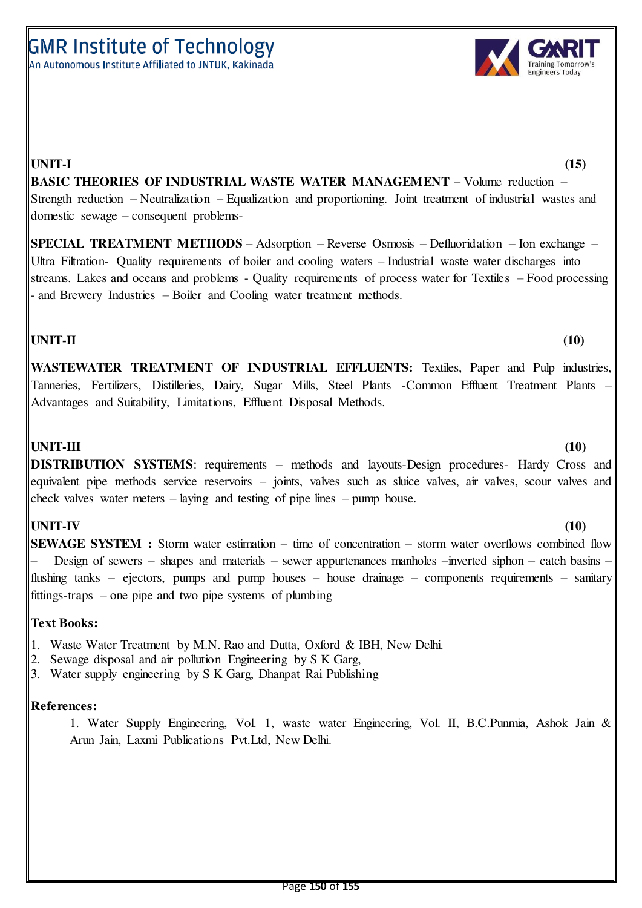**UNIT-I** **(15)**

**BASIC THEORIES OF INDUSTRIAL WASTE WATER MANAGEMENT** – Volume reduction – Strength reduction – Neutralization – Equalization and proportioning. Joint treatment of industrial wastes and domestic sewage – consequent problems-

**SPECIAL TREATMENT METHODS** – Adsorption – Reverse Osmosis – Defluoridation – Ion exchange – Ultra Filtration- Quality requirements of boiler and cooling waters – Industrial waste water discharges into streams. Lakes and oceans and problems - Quality requirements of process water for Textiles – Food processing - and Brewery Industries – Boiler and Cooling water treatment methods.

**UNIT-II** **(10)**

**WASTEWATER TREATMENT OF INDUSTRIAL EFFLUENTS:** Textiles, Paper and Pulp industries, Tanneries, Fertilizers, Distilleries, Dairy, Sugar Mills, Steel Plants -Common Effluent Treatment Plants – Advantages and Suitability, Limitations, Effluent Disposal Methods.

**UNIT-III** **(10)**

**DISTRIBUTION SYSTEMS**: requirements – methods and layouts-Design procedures- Hardy Cross and equivalent pipe methods service reservoirs – joints, valves such as sluice valves, air valves, scour valves and check valves water meters – laying and testing of pipe lines – pump house.

**UNIT-IV** **(10)**

**SEWAGE SYSTEM :** Storm water estimation – time of concentration – storm water overflows combined flow – Design of sewers – shapes and materials – sewer appurtenances manholes –inverted siphon – catch basins – flushing tanks – ejectors, pumps and pump houses – house drainage – components requirements – sanitary fittings-traps – one pipe and two pipe systems of plumbing

**Text Books:**

1. Waste Water Treatment by M.N. Rao and Dutta, Oxford & IBH, New Delhi.
2. Sewage disposal and air pollution Engineering by S K Garg,
3. Water supply engineering by S K Garg, Dhanpat Rai Publishing

**References:**

1. Water Supply Engineering, Vol. 1, waste water Engineering, Vol. II, B.C.Punmia, Ashok Jain & Arun Jain, Laxmi Publications Pvt.Ltd, New Delhi.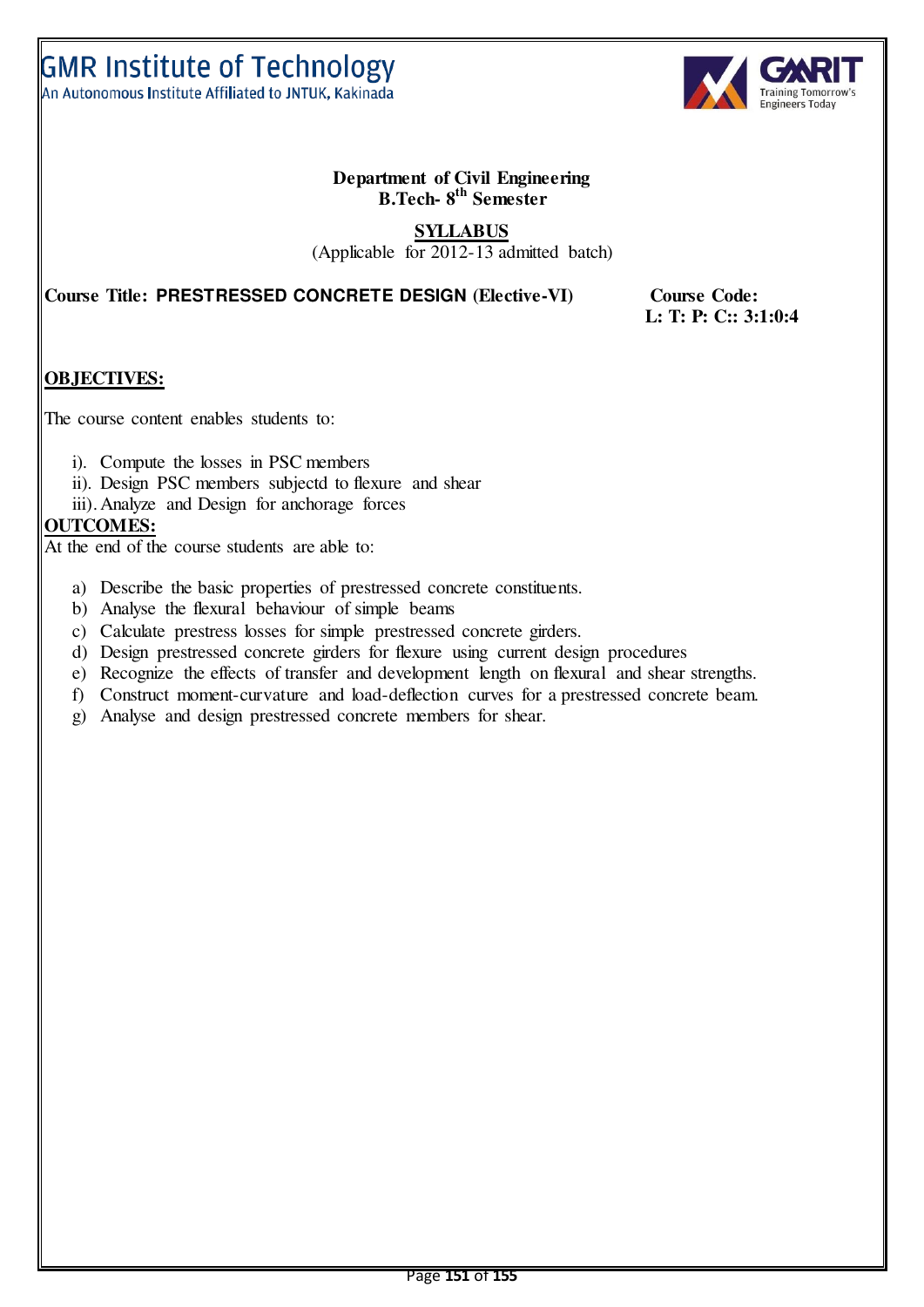GMR Institute of Technology
An Autonomous Institute Affiliated to JNTUK, Kakinada

**Department of Civil Engineering**
**B.Tech- 8th Semester**

**SYLLABUS**
(Applicable for 2012-13 admitted batch)

**Course Title: PRESTRESSED CONCRETE DESIGN (Elective-VI)** **Course Code:**
**L: T: P: C:: 3:1:0:4**

## OBJECTIVES:

The course content enables students to:

i). Compute the losses in PSC members
ii). Design PSC members subjectd to flexure and shear
iii). Analyze and Design for anchorage forces

## OUTCOMES:

At the end of the course students are able to:

a) Describe the basic properties of prestressed concrete constituents.
b) Analyse the flexural behaviour of simple beams
c) Calculate prestress losses for simple prestressed concrete girders.
d) Design prestressed concrete girders for flexure using current design procedures
e) Recognize the effects of transfer and development length on flexural and shear strengths.
f) Construct moment-curvature and load-deflection curves for a prestressed concrete beam.
g) Analyse and design prestressed concrete members for shear.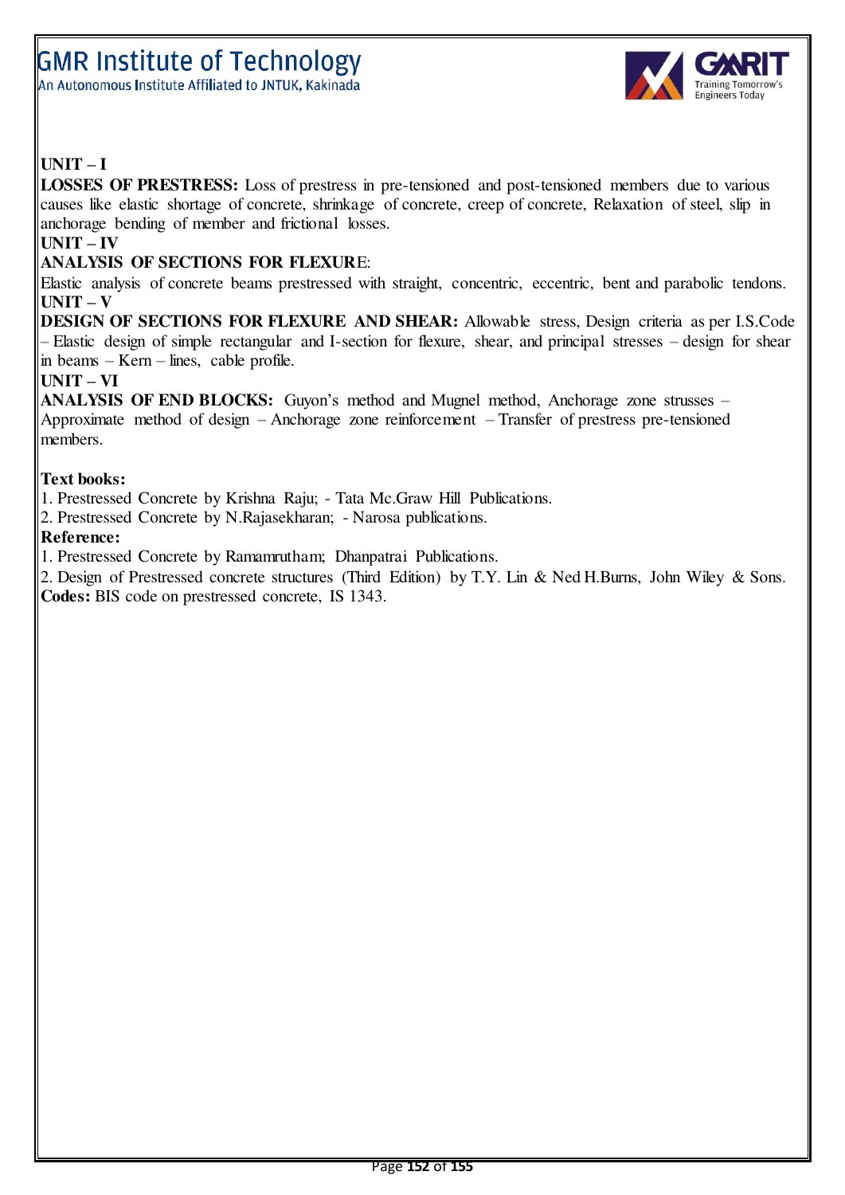**UNIT – I**

**LOSSES OF PRESTRESS:** Loss of prestress in pre-tensioned and post-tensioned members due to various causes like elastic shortage of concrete, shrinkage of concrete, creep of concrete, Relaxation of steel, slip in anchorage bending of member and frictional losses.

**UNIT – IV**

**ANALYSIS OF SECTIONS FOR FLEXURE**:

Elastic analysis of concrete beams prestressed with straight, concentric, eccentric, bent and parabolic tendons.

**UNIT – V**

**DESIGN OF SECTIONS FOR FLEXURE AND SHEAR:** Allowable stress, Design criteria as per I.S.Code – Elastic design of simple rectangular and I-section for flexure, shear, and principal stresses – design for shear in beams – Kern – lines, cable profile.

**UNIT – VI**

**ANALYSIS OF END BLOCKS:** Guyon's method and Mugnel method, Anchorage zone strusses – Approximate method of design – Anchorage zone reinforcement – Transfer of prestress pre-tensioned members.

**Text books:**

1. Prestressed Concrete by Krishna Raju; - Tata Mc.Graw Hill Publications.
2. Prestressed Concrete by N.Rajasekharan; - Narosa publications.

**Reference:**

1. Prestressed Concrete by Ramamrutham; Dhanpatrai Publications.
2. Design of Prestressed concrete structures (Third Edition) by T.Y. Lin & Ned H.Burns, John Wiley & Sons.

**Codes:** BIS code on prestressed concrete, IS 1343.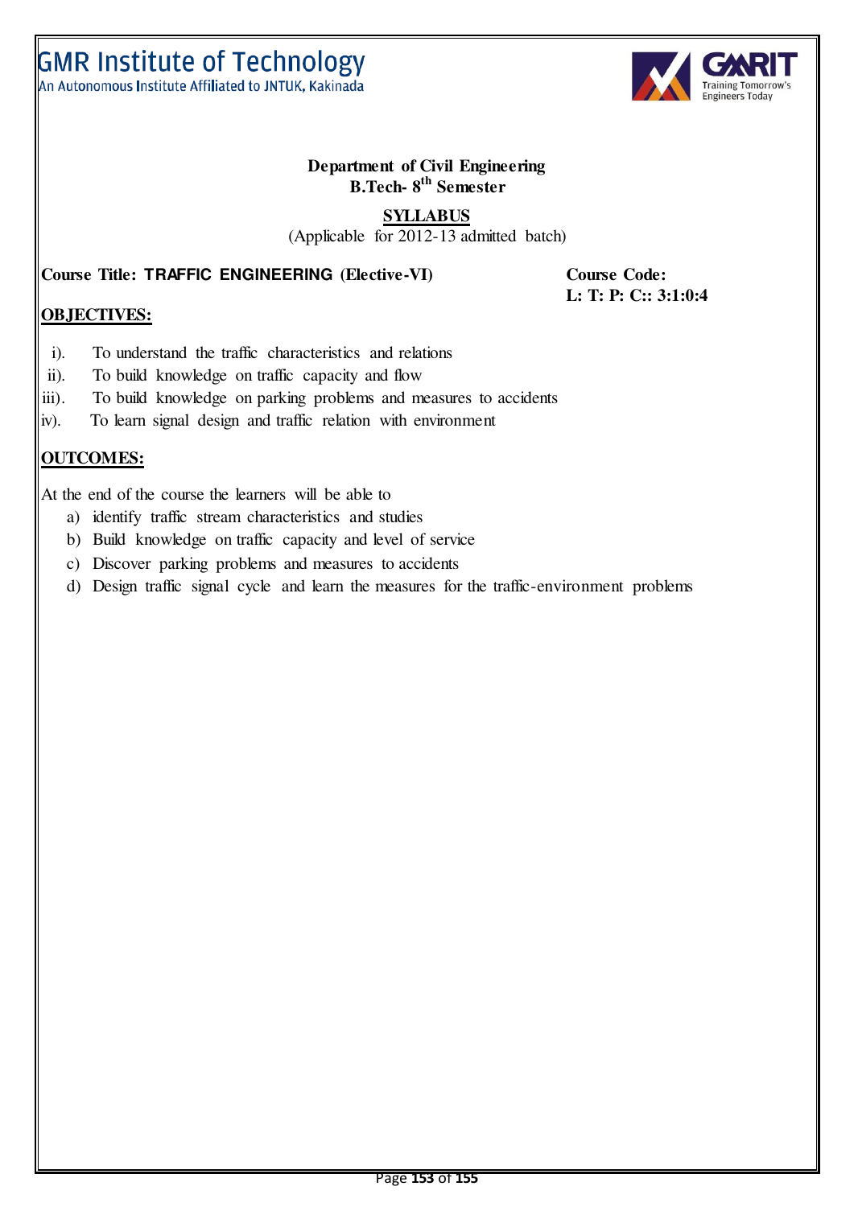**Department of Civil Engineering**
**B.Tech- 8th Semester**

**SYLLABUS**

(Applicable for 2012-13 admitted batch)

**Course Title: TRAFFIC ENGINEERING (Elective-VI)** **Course Code:**
**L: T: P: C:: 3:1:0:4**

## OBJECTIVES:

i). To understand the traffic characteristics and relations
ii). To build knowledge on traffic capacity and flow
iii). To build knowledge on parking problems and measures to accidents
iv). To learn signal design and traffic relation with environment

## OUTCOMES:

At the end of the course the learners will be able to

a) identify traffic stream characteristics and studies
b) Build knowledge on traffic capacity and level of service
c) Discover parking problems and measures to accidents
d) Design traffic signal cycle and learn the measures for the traffic-environment problems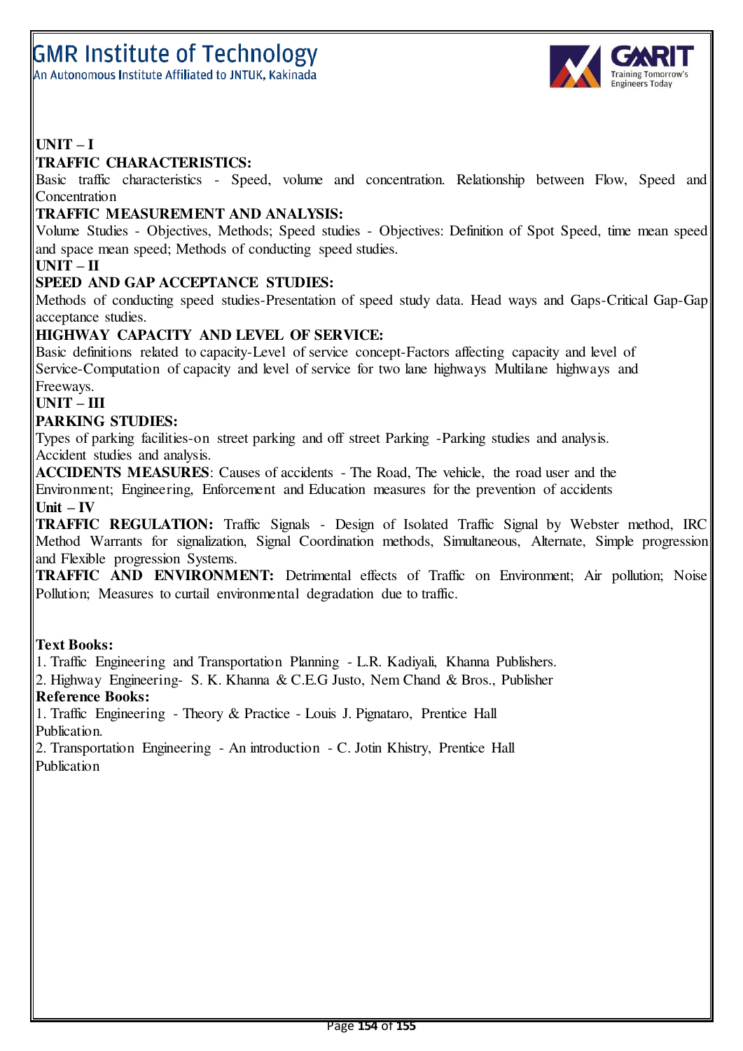**UNIT – I**

**TRAFFIC CHARACTERISTICS:**

Basic traffic characteristics - Speed, volume and concentration. Relationship between Flow, Speed and Concentration

**TRAFFIC MEASUREMENT AND ANALYSIS:**

Volume Studies - Objectives, Methods; Speed studies - Objectives: Definition of Spot Speed, time mean speed and space mean speed; Methods of conducting speed studies.

**UNIT – II**

**SPEED AND GAP ACCEPTANCE STUDIES:**

Methods of conducting speed studies-Presentation of speed study data. Head ways and Gaps-Critical Gap-Gap acceptance studies.

**HIGHWAY CAPACITY AND LEVEL OF SERVICE:**

Basic definitions related to capacity-Level of service concept-Factors affecting capacity and level of Service-Computation of capacity and level of service for two lane highways Multilane highways and Freeways.

**UNIT – III**

**PARKING STUDIES:**

Types of parking facilities-on street parking and off street Parking -Parking studies and analysis. Accident studies and analysis.

**ACCIDENTS MEASURES**: Causes of accidents - The Road, The vehicle, the road user and the Environment; Engineering, Enforcement and Education measures for the prevention of accidents

**Unit – IV**

**TRAFFIC REGULATION:** Traffic Signals - Design of Isolated Traffic Signal by Webster method, IRC Method Warrants for signalization, Signal Coordination methods, Simultaneous, Alternate, Simple progression and Flexible progression Systems.

**TRAFFIC AND ENVIRONMENT:** Detrimental effects of Traffic on Environment; Air pollution; Noise Pollution; Measures to curtail environmental degradation due to traffic.

**Text Books:**

1. Traffic Engineering and Transportation Planning - L.R. Kadiyali, Khanna Publishers.
2. Highway Engineering- S. K. Khanna & C.E.G Justo, Nem Chand & Bros., Publisher

**Reference Books:**

1. Traffic Engineering - Theory & Practice - Louis J. Pignataro, Prentice Hall Publication.
2. Transportation Engineering - An introduction - C. Jotin Khistry, Prentice Hall Publication